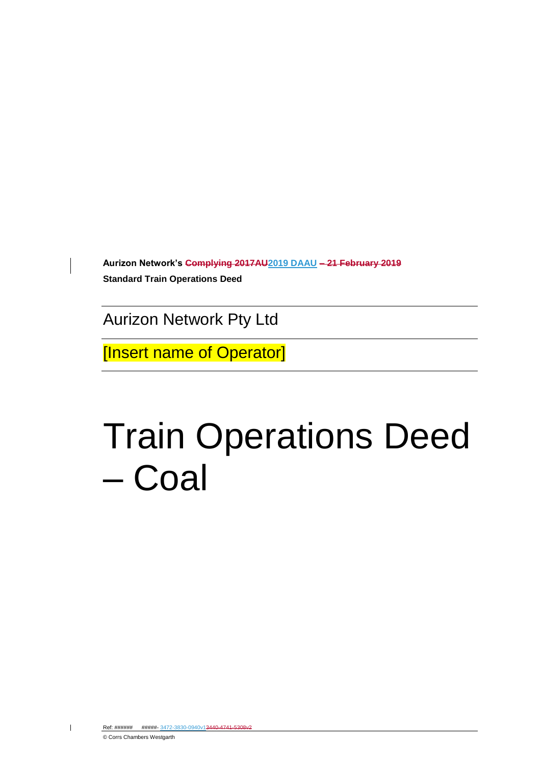**Aurizon Network's ~~Complying 2017AU~~2019 DAAU ~~– 21 February 2019~~**

**Standard Train Operations Deed**

Aurizon Network Pty Ltd

[Insert name of Operator]

# Train Operations Deed – Coal

Ref: ###### #####- 3472-3830-0940v1~~3440-4741-5308v2~~

© Corrs Chambers Westgarth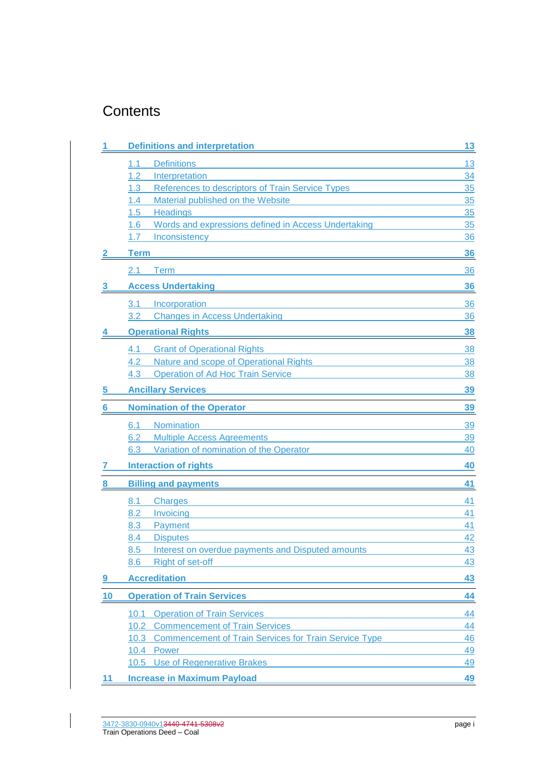# Contents

| | | |
|---|---|---|
| **1** | **Definitions and interpretation** | **13** |
| | 1.1 Definitions | 13 |
| | 1.2 Interpretation | 34 |
| | 1.3 References to descriptors of Train Service Types | 35 |
| | 1.4 Material published on the Website | 35 |
| | 1.5 Headings | 35 |
| | 1.6 Words and expressions defined in Access Undertaking | 35 |
| | 1.7 Inconsistency | 36 |
| **2** | **Term** | **36** |
| | 2.1 Term | 36 |
| **3** | **Access Undertaking** | **36** |
| | 3.1 Incorporation | 36 |
| | 3.2 Changes in Access Undertaking | 36 |
| **4** | **Operational Rights** | **38** |
| | 4.1 Grant of Operational Rights | 38 |
| | 4.2 Nature and scope of Operational Rights | 38 |
| | 4.3 Operation of Ad Hoc Train Service | 38 |
| **5** | **Ancillary Services** | **39** |
| **6** | **Nomination of the Operator** | **39** |
| | 6.1 Nomination | 39 |
| | 6.2 Multiple Access Agreements | 39 |
| | 6.3 Variation of nomination of the Operator | 40 |
| **7** | **Interaction of rights** | **40** |
| **8** | **Billing and payments** | **41** |
| | 8.1 Charges | 41 |
| | 8.2 Invoicing | 41 |
| | 8.3 Payment | 41 |
| | 8.4 Disputes | 42 |
| | 8.5 Interest on overdue payments and Disputed amounts | 43 |
| | 8.6 Right of set-off | 43 |
| **9** | **Accreditation** | **43** |
| **10** | **Operation of Train Services** | **44** |
| | 10.1 Operation of Train Services | 44 |
| | 10.2 Commencement of Train Services | 44 |
| | 10.3 Commencement of Train Services for Train Service Type | 46 |
| | 10.4 Power | 49 |
| | 10.5 Use of Regenerative Brakes | 49 |
| **11** | **Increase in Maximum Payload** | **49** |

3472-3830-0940v13440-4741-5308v2
Train Operations Deed – Coal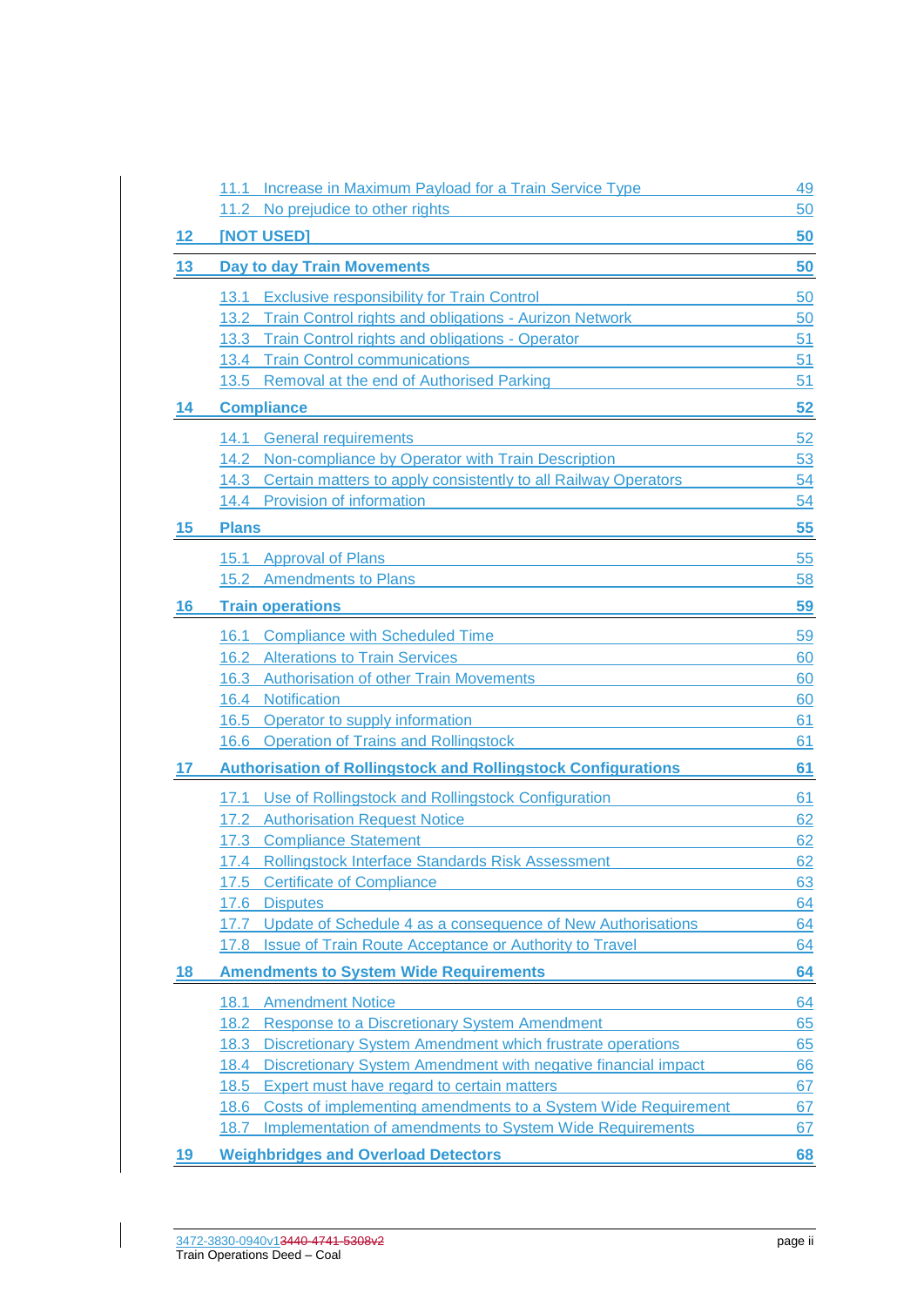| | | |
|---|---|---|
| | 11.1 Increase in Maximum Payload for a Train Service Type | 49 |
| | 11.2 No prejudice to other rights | 50 |
| **12** | **[NOT USED]** | **50** |
| **13** | **Day to day Train Movements** | **50** |
| | 13.1 Exclusive responsibility for Train Control | 50 |
| | 13.2 Train Control rights and obligations - Aurizon Network | 50 |
| | 13.3 Train Control rights and obligations - Operator | 51 |
| | 13.4 Train Control communications | 51 |
| | 13.5 Removal at the end of Authorised Parking | 51 |
| **14** | **Compliance** | **52** |
| | 14.1 General requirements | 52 |
| | 14.2 Non-compliance by Operator with Train Description | 53 |
| | 14.3 Certain matters to apply consistently to all Railway Operators | 54 |
| | 14.4 Provision of information | 54 |
| **15** | **Plans** | **55** |
| | 15.1 Approval of Plans | 55 |
| | 15.2 Amendments to Plans | 58 |
| **16** | **Train operations** | **59** |
| | 16.1 Compliance with Scheduled Time | 59 |
| | 16.2 Alterations to Train Services | 60 |
| | 16.3 Authorisation of other Train Movements | 60 |
| | 16.4 Notification | 60 |
| | 16.5 Operator to supply information | 61 |
| | 16.6 Operation of Trains and Rollingstock | 61 |
| **17** | **Authorisation of Rollingstock and Rollingstock Configurations** | **61** |
| | 17.1 Use of Rollingstock and Rollingstock Configuration | 61 |
| | 17.2 Authorisation Request Notice | 62 |
| | 17.3 Compliance Statement | 62 |
| | 17.4 Rollingstock Interface Standards Risk Assessment | 62 |
| | 17.5 Certificate of Compliance | 63 |
| | 17.6 Disputes | 64 |
| | 17.7 Update of Schedule 4 as a consequence of New Authorisations | 64 |
| | 17.8 Issue of Train Route Acceptance or Authority to Travel | 64 |
| **18** | **Amendments to System Wide Requirements** | **64** |
| | 18.1 Amendment Notice | 64 |
| | 18.2 Response to a Discretionary System Amendment | 65 |
| | 18.3 Discretionary System Amendment which frustrate operations | 65 |
| | 18.4 Discretionary System Amendment with negative financial impact | 66 |
| | 18.5 Expert must have regard to certain matters | 67 |
| | 18.6 Costs of implementing amendments to a System Wide Requirement | 67 |
| | 18.7 Implementation of amendments to System Wide Requirements | 67 |
| **19** | **Weighbridges and Overload Detectors** | **68** |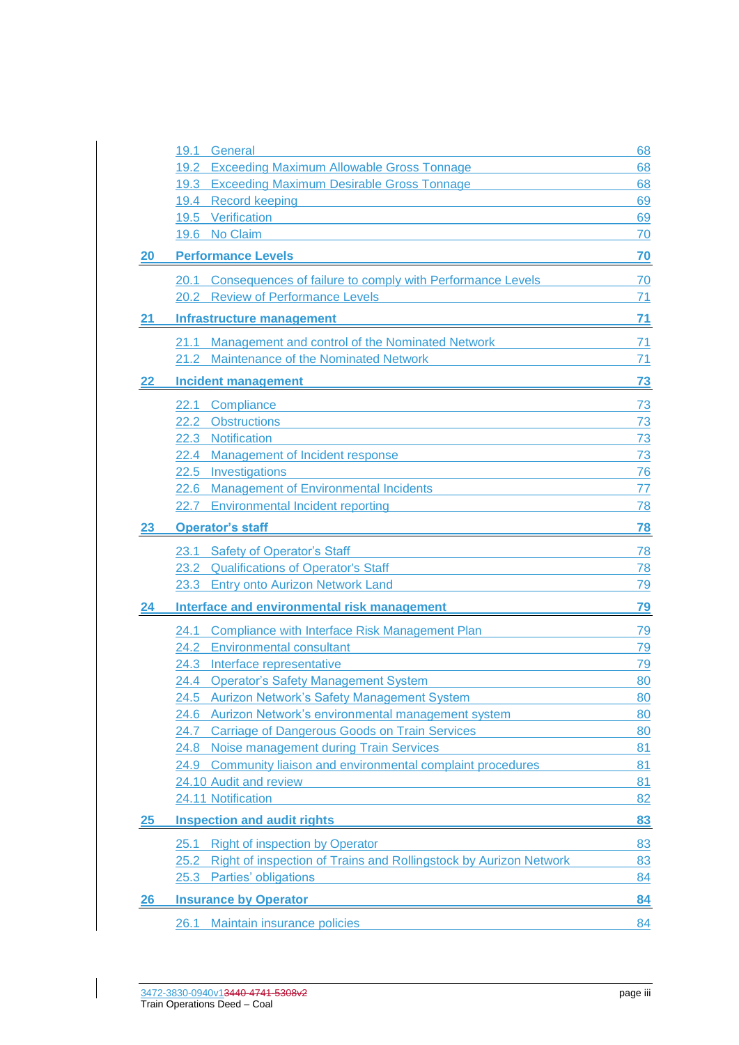| | | |
|---|---|---|
| | 19.1 General | 68 |
| | 19.2 Exceeding Maximum Allowable Gross Tonnage | 68 |
| | 19.3 Exceeding Maximum Desirable Gross Tonnage | 68 |
| | 19.4 Record keeping | 69 |
| | 19.5 Verification | 69 |
| | 19.6 No Claim | 70 |
| **20** | **Performance Levels** | **70** |
| | 20.1 Consequences of failure to comply with Performance Levels | 70 |
| | 20.2 Review of Performance Levels | 71 |
| **21** | **Infrastructure management** | **71** |
| | 21.1 Management and control of the Nominated Network | 71 |
| | 21.2 Maintenance of the Nominated Network | 71 |
| **22** | **Incident management** | **73** |
| | 22.1 Compliance | 73 |
| | 22.2 Obstructions | 73 |
| | 22.3 Notification | 73 |
| | 22.4 Management of Incident response | 73 |
| | 22.5 Investigations | 76 |
| | 22.6 Management of Environmental Incidents | 77 |
| | 22.7 Environmental Incident reporting | 78 |
| **23** | **Operator's staff** | **78** |
| | 23.1 Safety of Operator's Staff | 78 |
| | 23.2 Qualifications of Operator's Staff | 78 |
| | 23.3 Entry onto Aurizon Network Land | 79 |
| **24** | **Interface and environmental risk management** | **79** |
| | 24.1 Compliance with Interface Risk Management Plan | 79 |
| | 24.2 Environmental consultant | 79 |
| | 24.3 Interface representative | 79 |
| | 24.4 Operator's Safety Management System | 80 |
| | 24.5 Aurizon Network's Safety Management System | 80 |
| | 24.6 Aurizon Network's environmental management system | 80 |
| | 24.7 Carriage of Dangerous Goods on Train Services | 80 |
| | 24.8 Noise management during Train Services | 81 |
| | 24.9 Community liaison and environmental complaint procedures | 81 |
| | 24.10 Audit and review | 81 |
| | 24.11 Notification | 82 |
| **25** | **Inspection and audit rights** | **83** |
| | 25.1 Right of inspection by Operator | 83 |
| | 25.2 Right of inspection of Trains and Rollingstock by Aurizon Network | 83 |
| | 25.3 Parties' obligations | 84 |
| **26** | **Insurance by Operator** | **84** |
| | 26.1 Maintain insurance policies | 84 |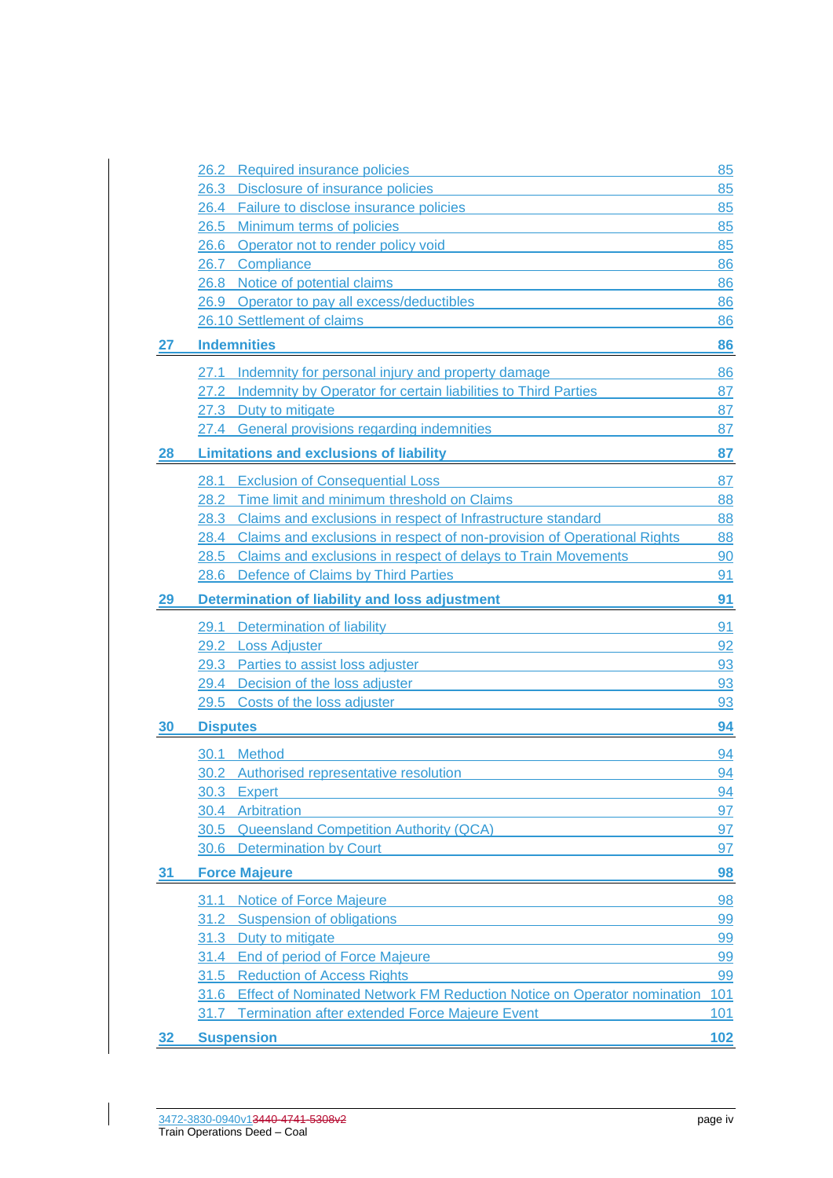| | | |
|---|---|---|
| | 26.2 Required insurance policies | 85 |
| | 26.3 Disclosure of insurance policies | 85 |
| | 26.4 Failure to disclose insurance policies | 85 |
| | 26.5 Minimum terms of policies | 85 |
| | 26.6 Operator not to render policy void | 85 |
| | 26.7 Compliance | 86 |
| | 26.8 Notice of potential claims | 86 |
| | 26.9 Operator to pay all excess/deductibles | 86 |
| | 26.10 Settlement of claims | 86 |
| **27** | **Indemnities** | **86** |
| | 27.1 Indemnity for personal injury and property damage | 86 |
| | 27.2 Indemnity by Operator for certain liabilities to Third Parties | 87 |
| | 27.3 Duty to mitigate | 87 |
| | 27.4 General provisions regarding indemnities | 87 |
| **28** | **Limitations and exclusions of liability** | **87** |
| | 28.1 Exclusion of Consequential Loss | 87 |
| | 28.2 Time limit and minimum threshold on Claims | 88 |
| | 28.3 Claims and exclusions in respect of Infrastructure standard | 88 |
| | 28.4 Claims and exclusions in respect of non-provision of Operational Rights | 88 |
| | 28.5 Claims and exclusions in respect of delays to Train Movements | 90 |
| | 28.6 Defence of Claims by Third Parties | 91 |
| **29** | **Determination of liability and loss adjustment** | **91** |
| | 29.1 Determination of liability | 91 |
| | 29.2 Loss Adjuster | 92 |
| | 29.3 Parties to assist loss adjuster | 93 |
| | 29.4 Decision of the loss adjuster | 93 |
| | 29.5 Costs of the loss adjuster | 93 |
| **30** | **Disputes** | **94** |
| | 30.1 Method | 94 |
| | 30.2 Authorised representative resolution | 94 |
| | 30.3 Expert | 94 |
| | 30.4 Arbitration | 97 |
| | 30.5 Queensland Competition Authority (QCA) | 97 |
| | 30.6 Determination by Court | 97 |
| **31** | **Force Majeure** | **98** |
| | 31.1 Notice of Force Majeure | 98 |
| | 31.2 Suspension of obligations | 99 |
| | 31.3 Duty to mitigate | 99 |
| | 31.4 End of period of Force Majeure | 99 |
| | 31.5 Reduction of Access Rights | 99 |
| | 31.6 Effect of Nominated Network FM Reduction Notice on Operator nomination | 101 |
| | 31.7 Termination after extended Force Majeure Event | 101 |
| **32** | **Suspension** | **102** |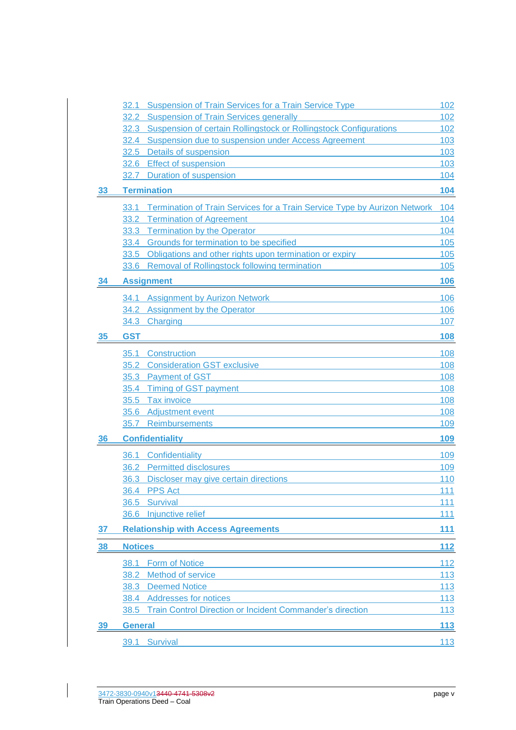| | | |
|---|---|---|
| | 32.1 Suspension of Train Services for a Train Service Type | 102 |
| | 32.2 Suspension of Train Services generally | 102 |
| | 32.3 Suspension of certain Rollingstock or Rollingstock Configurations | 102 |
| | 32.4 Suspension due to suspension under Access Agreement | 103 |
| | 32.5 Details of suspension | 103 |
| | 32.6 Effect of suspension | 103 |
| | 32.7 Duration of suspension | 104 |
| **33** | **Termination** | **104** |
| | 33.1 Termination of Train Services for a Train Service Type by Aurizon Network | 104 |
| | 33.2 Termination of Agreement | 104 |
| | 33.3 Termination by the Operator | 104 |
| | 33.4 Grounds for termination to be specified | 105 |
| | 33.5 Obligations and other rights upon termination or expiry | 105 |
| | 33.6 Removal of Rollingstock following termination | 105 |
| **34** | **Assignment** | **106** |
| | 34.1 Assignment by Aurizon Network | 106 |
| | 34.2 Assignment by the Operator | 106 |
| | 34.3 Charging | 107 |
| **35** | **GST** | **108** |
| | 35.1 Construction | 108 |
| | 35.2 Consideration GST exclusive | 108 |
| | 35.3 Payment of GST | 108 |
| | 35.4 Timing of GST payment | 108 |
| | 35.5 Tax invoice | 108 |
| | 35.6 Adjustment event | 108 |
| | 35.7 Reimbursements | 109 |
| **36** | **Confidentiality** | **109** |
| | 36.1 Confidentiality | 109 |
| | 36.2 Permitted disclosures | 109 |
| | 36.3 Discloser may give certain directions | 110 |
| | 36.4 PPS Act | 111 |
| | 36.5 Survival | 111 |
| | 36.6 Injunctive relief | 111 |
| **37** | **Relationship with Access Agreements** | **111** |
| **38** | **Notices** | **112** |
| | 38.1 Form of Notice | 112 |
| | 38.2 Method of service | 113 |
| | 38.3 Deemed Notice | 113 |
| | 38.4 Addresses for notices | 113 |
| | 38.5 Train Control Direction or Incident Commander's direction | 113 |
| **39** | **General** | **113** |
| | 39.1 Survival | 113 |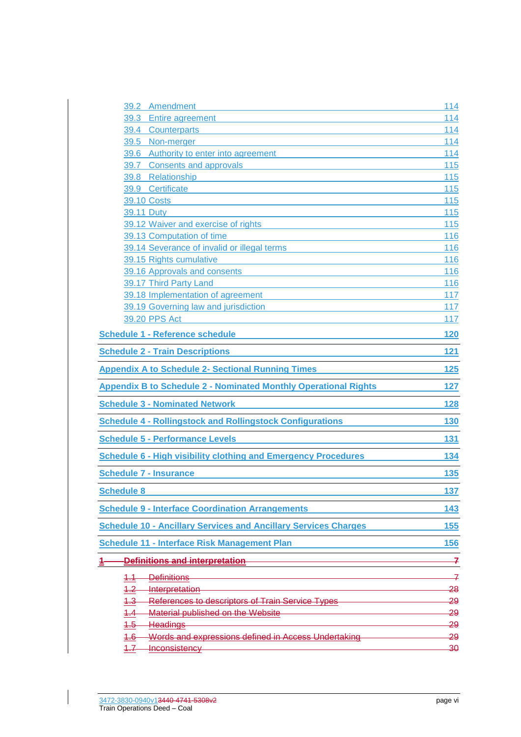39.2 Amendment 114
39.3 Entire agreement 114
39.4 Counterparts 114
39.5 Non-merger 114
39.6 Authority to enter into agreement 114
39.7 Consents and approvals 115
39.8 Relationship 115
39.9 Certificate 115
39.10 Costs 115
39.11 Duty 115
39.12 Waiver and exercise of rights 115
39.13 Computation of time 116
39.14 Severance of invalid or illegal terms 116
39.15 Rights cumulative 116
39.16 Approvals and consents 116
39.17 Third Party Land 116
39.18 Implementation of agreement 117
39.19 Governing law and jurisdiction 117
39.20 PPS Act 117

**Schedule 1 - Reference schedule 120**

**Schedule 2 - Train Descriptions 121**

**Appendix A to Schedule 2- Sectional Running Times 125**

**Appendix B to Schedule 2 - Nominated Monthly Operational Rights 127**

**Schedule 3 - Nominated Network 128**

**Schedule 4 - Rollingstock and Rollingstock Configurations 130**

**Schedule 5 - Performance Levels 131**

**Schedule 6 - High visibility clothing and Emergency Procedures 134**

**Schedule 7 - Insurance 135**

**Schedule 8 137**

**Schedule 9 - Interface Coordination Arrangements 143**

**Schedule 10 - Ancillary Services and Ancillary Services Charges 155**

**Schedule 11 - Interface Risk Management Plan 156**

~~**1 Definitions and interpretation 7**~~

~~1.1 Definitions 7~~
~~1.2 Interpretation 28~~
~~1.3 References to descriptors of Train Service Types 29~~
~~1.4 Material published on the Website 29~~
~~1.5 Headings 29~~
~~1.6 Words and expressions defined in Access Undertaking 29~~
~~1.7 Inconsistency 30~~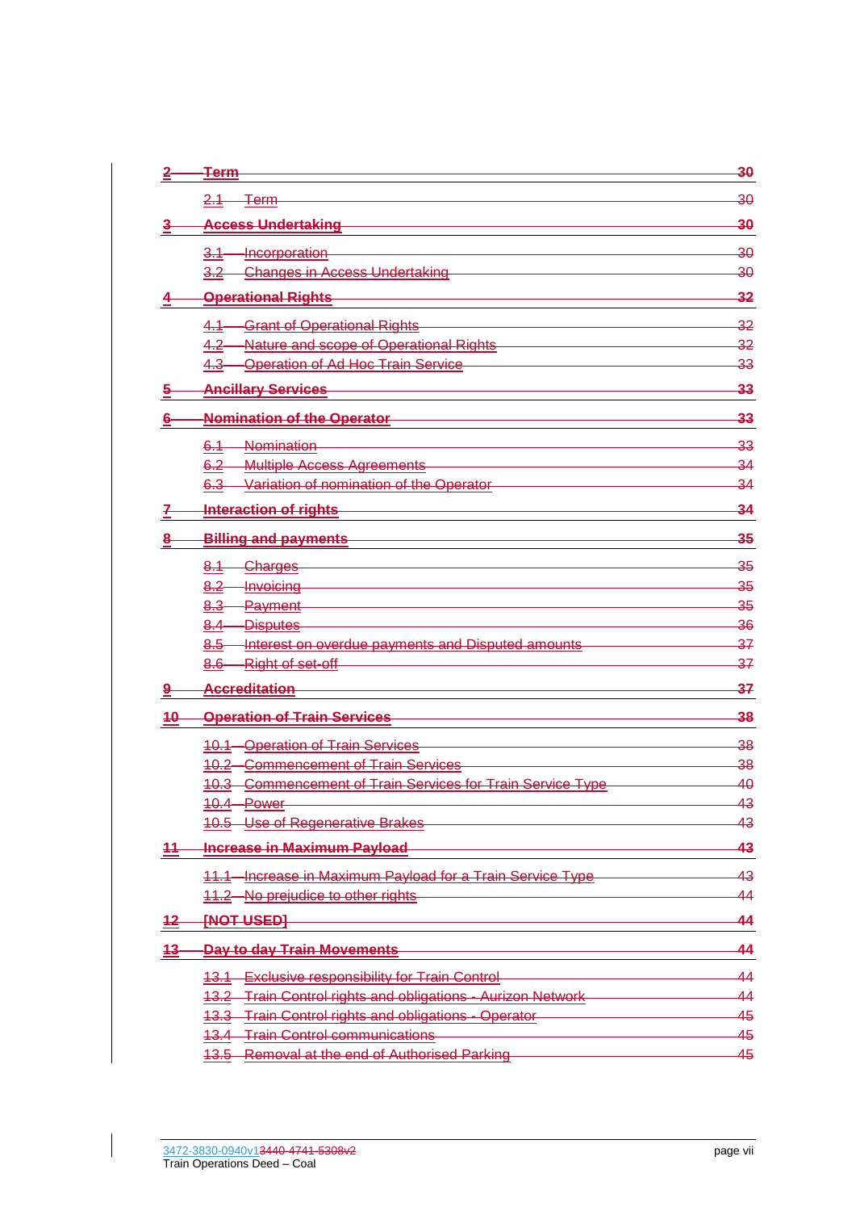| | | |
|---|---|---|
| **2** | **Term** | **30** |
| 2.1 | Term | 30 |
| **3** | **Access Undertaking** | **30** |
| 3.1 | Incorporation | 30 |
| 3.2 | Changes in Access Undertaking | 30 |
| **4** | **Operational Rights** | **32** |
| 4.1 | Grant of Operational Rights | 32 |
| 4.2 | Nature and scope of Operational Rights | 32 |
| 4.3 | Operation of Ad Hoc Train Service | 33 |
| **5** | **Ancillary Services** | **33** |
| **6** | **Nomination of the Operator** | **33** |
| 6.1 | Nomination | 33 |
| 6.2 | Multiple Access Agreements | 34 |
| 6.3 | Variation of nomination of the Operator | 34 |
| **7** | **Interaction of rights** | **34** |
| **8** | **Billing and payments** | **35** |
| 8.1 | Charges | 35 |
| 8.2 | Invoicing | 35 |
| 8.3 | Payment | 35 |
| 8.4 | Disputes | 36 |
| 8.5 | Interest on overdue payments and Disputed amounts | 37 |
| 8.6 | Right of set-off | 37 |
| **9** | **Accreditation** | **37** |
| **10** | **Operation of Train Services** | **38** |
| 10.1 | Operation of Train Services | 38 |
| 10.2 | Commencement of Train Services | 38 |
| 10.3 | Commencement of Train Services for Train Service Type | 40 |
| 10.4 | Power | 43 |
| 10.5 | Use of Regenerative Brakes | 43 |
| **11** | **Increase in Maximum Payload** | **43** |
| 11.1 | Increase in Maximum Payload for a Train Service Type | 43 |
| 11.2 | No prejudice to other rights | 44 |
| **12** | **[NOT USED]** | **44** |
| **13** | **Day to day Train Movements** | **44** |
| 13.1 | Exclusive responsibility for Train Control | 44 |
| 13.2 | Train Control rights and obligations - Aurizon Network | 44 |
| 13.3 | Train Control rights and obligations - Operator | 45 |
| 13.4 | Train Control communications | 45 |
| 13.5 | Removal at the end of Authorised Parking | 45 |

3472-3830-0940v13440-4741-5308v2
Train Operations Deed – Coal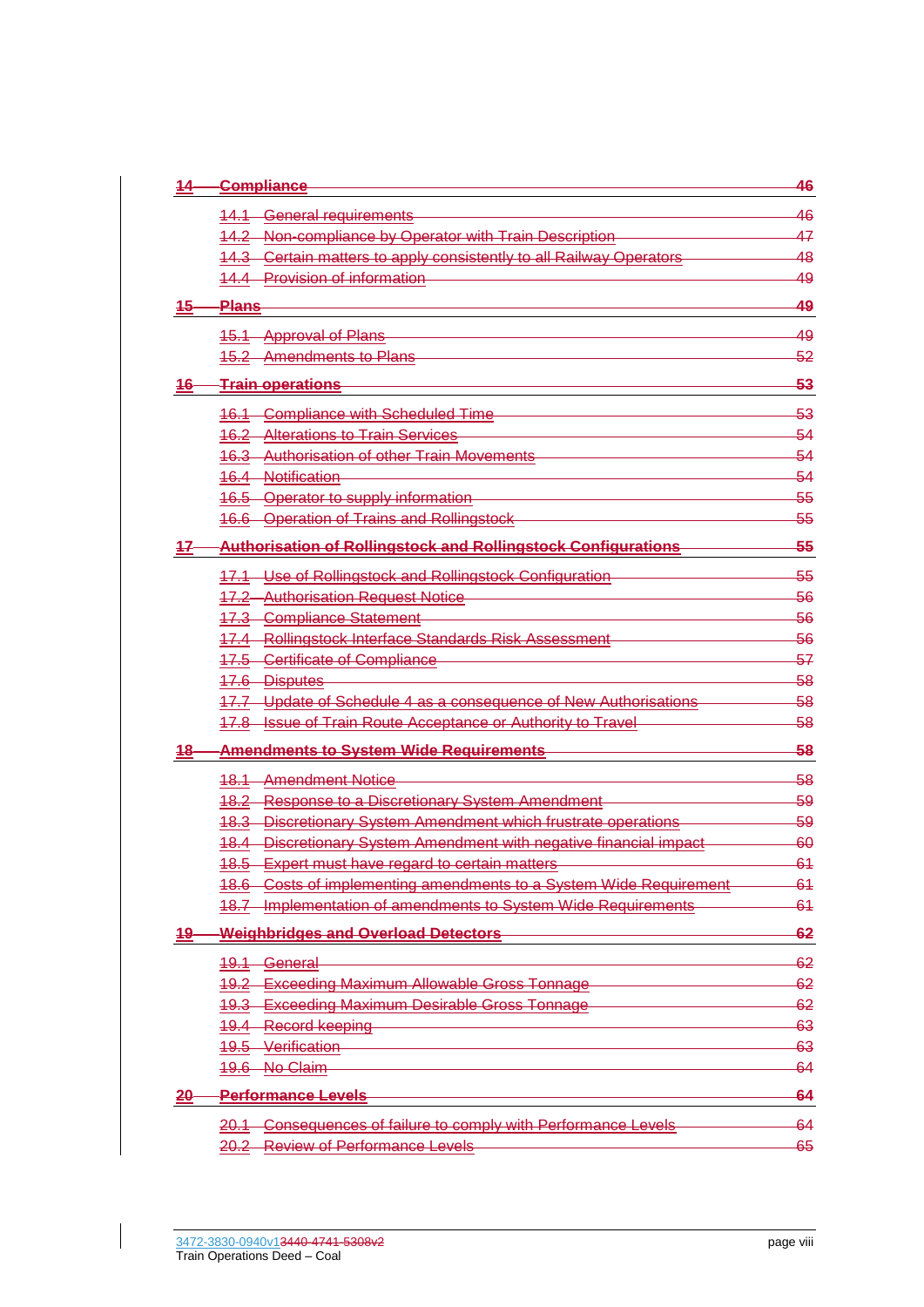| | | |
|---|---|---|
| **14** | **Compliance** | **46** |
| 14.1 | General requirements | 46 |
| 14.2 | Non-compliance by Operator with Train Description | 47 |
| 14.3 | Certain matters to apply consistently to all Railway Operators | 48 |
| 14.4 | Provision of information | 49 |
| **15** | **Plans** | **49** |
| 15.1 | Approval of Plans | 49 |
| 15.2 | Amendments to Plans | 52 |
| **16** | **Train operations** | **53** |
| 16.1 | Compliance with Scheduled Time | 53 |
| 16.2 | Alterations to Train Services | 54 |
| 16.3 | Authorisation of other Train Movements | 54 |
| 16.4 | Notification | 54 |
| 16.5 | Operator to supply information | 55 |
| 16.6 | Operation of Trains and Rollingstock | 55 |
| **17** | **Authorisation of Rollingstock and Rollingstock Configurations** | **55** |
| 17.1 | Use of Rollingstock and Rollingstock Configuration | 55 |
| 17.2 | Authorisation Request Notice | 56 |
| 17.3 | Compliance Statement | 56 |
| 17.4 | Rollingstock Interface Standards Risk Assessment | 56 |
| 17.5 | Certificate of Compliance | 57 |
| 17.6 | Disputes | 58 |
| 17.7 | Update of Schedule 4 as a consequence of New Authorisations | 58 |
| 17.8 | Issue of Train Route Acceptance or Authority to Travel | 58 |
| **18** | **Amendments to System Wide Requirements** | **58** |
| 18.1 | Amendment Notice | 58 |
| 18.2 | Response to a Discretionary System Amendment | 59 |
| 18.3 | Discretionary System Amendment which frustrate operations | 59 |
| 18.4 | Discretionary System Amendment with negative financial impact | 60 |
| 18.5 | Expert must have regard to certain matters | 61 |
| 18.6 | Costs of implementing amendments to a System Wide Requirement | 61 |
| 18.7 | Implementation of amendments to System Wide Requirements | 61 |
| **19** | **Weighbridges and Overload Detectors** | **62** |
| 19.1 | General | 62 |
| 19.2 | Exceeding Maximum Allowable Gross Tonnage | 62 |
| 19.3 | Exceeding Maximum Desirable Gross Tonnage | 62 |
| 19.4 | Record keeping | 63 |
| 19.5 | Verification | 63 |
| 19.6 | No Claim | 64 |
| **20** | **Performance Levels** | **64** |
| 20.1 | Consequences of failure to comply with Performance Levels | 64 |
| 20.2 | Review of Performance Levels | 65 |

3472-3830-0940v13440-4741-5308v2
Train Operations Deed – Coal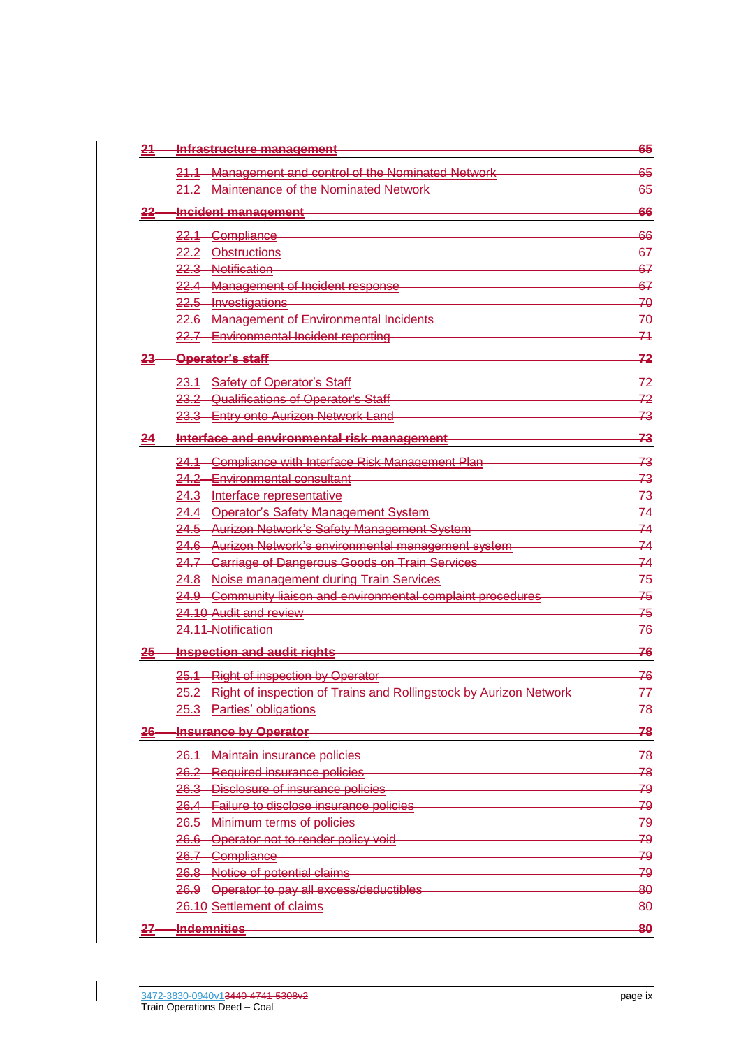21 Infrastructure management 65

21.1 Management and control of the Nominated Network 65
21.2 Maintenance of the Nominated Network 65

22 Incident management 66

22.1 Compliance 66
22.2 Obstructions 67
22.3 Notification 67
22.4 Management of Incident response 67
22.5 Investigations 70
22.6 Management of Environmental Incidents 70
22.7 Environmental Incident reporting 71

23 Operator's staff 72

23.1 Safety of Operator's Staff 72
23.2 Qualifications of Operator's Staff 72
23.3 Entry onto Aurizon Network Land 73

24 Interface and environmental risk management 73

24.1 Compliance with Interface Risk Management Plan 73
24.2 Environmental consultant 73
24.3 Interface representative 73
24.4 Operator's Safety Management System 74
24.5 Aurizon Network's Safety Management System 74
24.6 Aurizon Network's environmental management system 74
24.7 Carriage of Dangerous Goods on Train Services 74
24.8 Noise management during Train Services 75
24.9 Community liaison and environmental complaint procedures 75
24.10 Audit and review 75
24.11 Notification 76

25 Inspection and audit rights 76

25.1 Right of inspection by Operator 76
25.2 Right of inspection of Trains and Rollingstock by Aurizon Network 77
25.3 Parties' obligations 78

26 Insurance by Operator 78

26.1 Maintain insurance policies 78
26.2 Required insurance policies 78
26.3 Disclosure of insurance policies 79
26.4 Failure to disclose insurance policies 79
26.5 Minimum terms of policies 79
26.6 Operator not to render policy void 79
26.7 Compliance 79
26.8 Notice of potential claims 79
26.9 Operator to pay all excess/deductibles 80
26.10 Settlement of claims 80

27 Indemnities 80

3472-3830-0940v13440-4741-5308v2
Train Operations Deed – Coal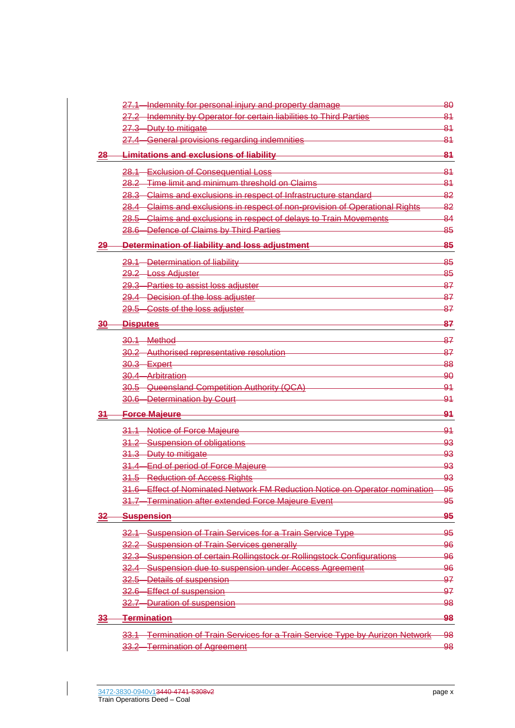| | | |
|---|---|---|
| | 27.1 Indemnity for personal injury and property damage | 80 |
| | 27.2 Indemnity by Operator for certain liabilities to Third Parties | 81 |
| | 27.3 Duty to mitigate | 81 |
| | 27.4 General provisions regarding indemnities | 81 |
| **28** | **Limitations and exclusions of liability** | **81** |
| | 28.1 Exclusion of Consequential Loss | 81 |
| | 28.2 Time limit and minimum threshold on Claims | 81 |
| | 28.3 Claims and exclusions in respect of Infrastructure standard | 82 |
| | 28.4 Claims and exclusions in respect of non-provision of Operational Rights | 82 |
| | 28.5 Claims and exclusions in respect of delays to Train Movements | 84 |
| | 28.6 Defence of Claims by Third Parties | 85 |
| **29** | **Determination of liability and loss adjustment** | **85** |
| | 29.1 Determination of liability | 85 |
| | 29.2 Loss Adjuster | 85 |
| | 29.3 Parties to assist loss adjuster | 87 |
| | 29.4 Decision of the loss adjuster | 87 |
| | 29.5 Costs of the loss adjuster | 87 |
| **30** | **Disputes** | **87** |
| | 30.1 Method | 87 |
| | 30.2 Authorised representative resolution | 87 |
| | 30.3 Expert | 88 |
| | 30.4 Arbitration | 90 |
| | 30.5 Queensland Competition Authority (QCA) | 91 |
| | 30.6 Determination by Court | 91 |
| **31** | **Force Majeure** | **91** |
| | 31.1 Notice of Force Majeure | 91 |
| | 31.2 Suspension of obligations | 93 |
| | 31.3 Duty to mitigate | 93 |
| | 31.4 End of period of Force Majeure | 93 |
| | 31.5 Reduction of Access Rights | 93 |
| | 31.6 Effect of Nominated Network FM Reduction Notice on Operator nomination | 95 |
| | 31.7 Termination after extended Force Majeure Event | 95 |
| **32** | **Suspension** | **95** |
| | 32.1 Suspension of Train Services for a Train Service Type | 95 |
| | 32.2 Suspension of Train Services generally | 96 |
| | 32.3 Suspension of certain Rollingstock or Rollingstock Configurations | 96 |
| | 32.4 Suspension due to suspension under Access Agreement | 96 |
| | 32.5 Details of suspension | 97 |
| | 32.6 Effect of suspension | 97 |
| | 32.7 Duration of suspension | 98 |
| **33** | **Termination** | **98** |
| | 33.1 Termination of Train Services for a Train Service Type by Aurizon Network | 98 |
| | 33.2 Termination of Agreement | 98 |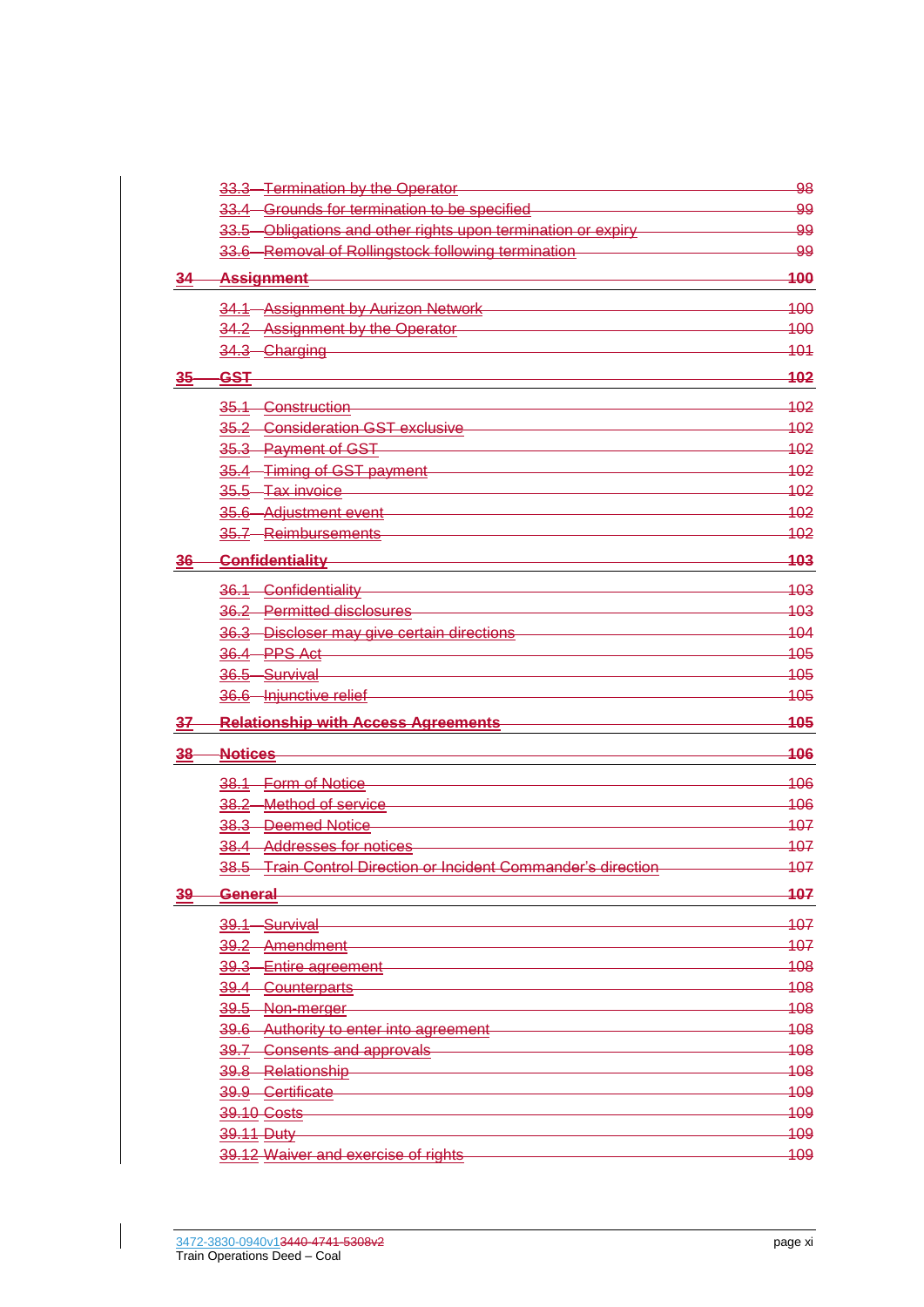33.3 Termination by the Operator 98
33.4 Grounds for termination to be specified 99
33.5 Obligations and other rights upon termination or expiry 99
33.6 Removal of Rollingstock following termination 99

**34 Assignment 100**

34.1 Assignment by Aurizon Network 100
34.2 Assignment by the Operator 100
34.3 Charging 101

**35 GST 102**

35.1 Construction 102
35.2 Consideration GST exclusive 102
35.3 Payment of GST 102
35.4 Timing of GST payment 102
35.5 Tax invoice 102
35.6 Adjustment event 102
35.7 Reimbursements 102

**36 Confidentiality 103**

36.1 Confidentiality 103
36.2 Permitted disclosures 103
36.3 Discloser may give certain directions 104
36.4 PPS Act 105
36.5 Survival 105
36.6 Injunctive relief 105

**37 Relationship with Access Agreements 105**

**38 Notices 106**

38.1 Form of Notice 106
38.2 Method of service 106
38.3 Deemed Notice 107
38.4 Addresses for notices 107
38.5 Train Control Direction or Incident Commander's direction 107

**39 General 107**

39.1 Survival 107
39.2 Amendment 107
39.3 Entire agreement 108
39.4 Counterparts 108
39.5 Non-merger 108
39.6 Authority to enter into agreement 108
39.7 Consents and approvals 108
39.8 Relationship 108
39.9 Certificate 109
39.10 Costs 109
39.11 Duty 109
39.12 Waiver and exercise of rights 109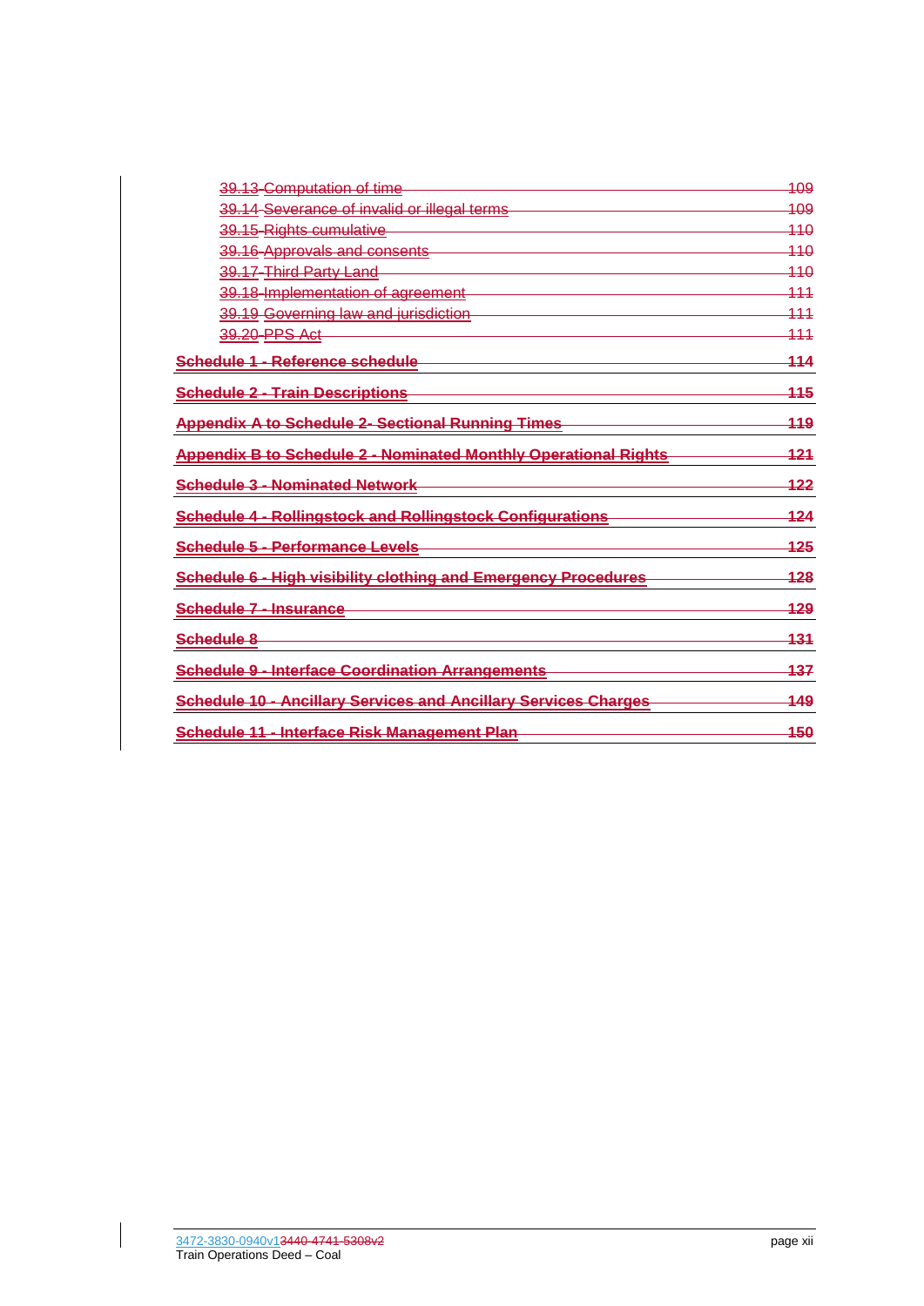39.13 Computation of time 109
39.14 Severance of invalid or illegal terms 109
39.15 Rights cumulative 110
39.16 Approvals and consents 110
39.17 Third Party Land 110
39.18 Implementation of agreement 111
39.19 Governing law and jurisdiction 111
39.20 PPS Act 111

**Schedule 1 - Reference schedule 114**

**Schedule 2 - Train Descriptions 115**

**Appendix A to Schedule 2- Sectional Running Times 119**

**Appendix B to Schedule 2 - Nominated Monthly Operational Rights 121**

**Schedule 3 - Nominated Network 122**

**Schedule 4 - Rollingstock and Rollingstock Configurations 124**

**Schedule 5 - Performance Levels 125**

**Schedule 6 - High visibility clothing and Emergency Procedures 128**

**Schedule 7 - Insurance 129**

**Schedule 8 131**

**Schedule 9 - Interface Coordination Arrangements 137**

**Schedule 10 - Ancillary Services and Ancillary Services Charges 149**

**Schedule 11 - Interface Risk Management Plan 150**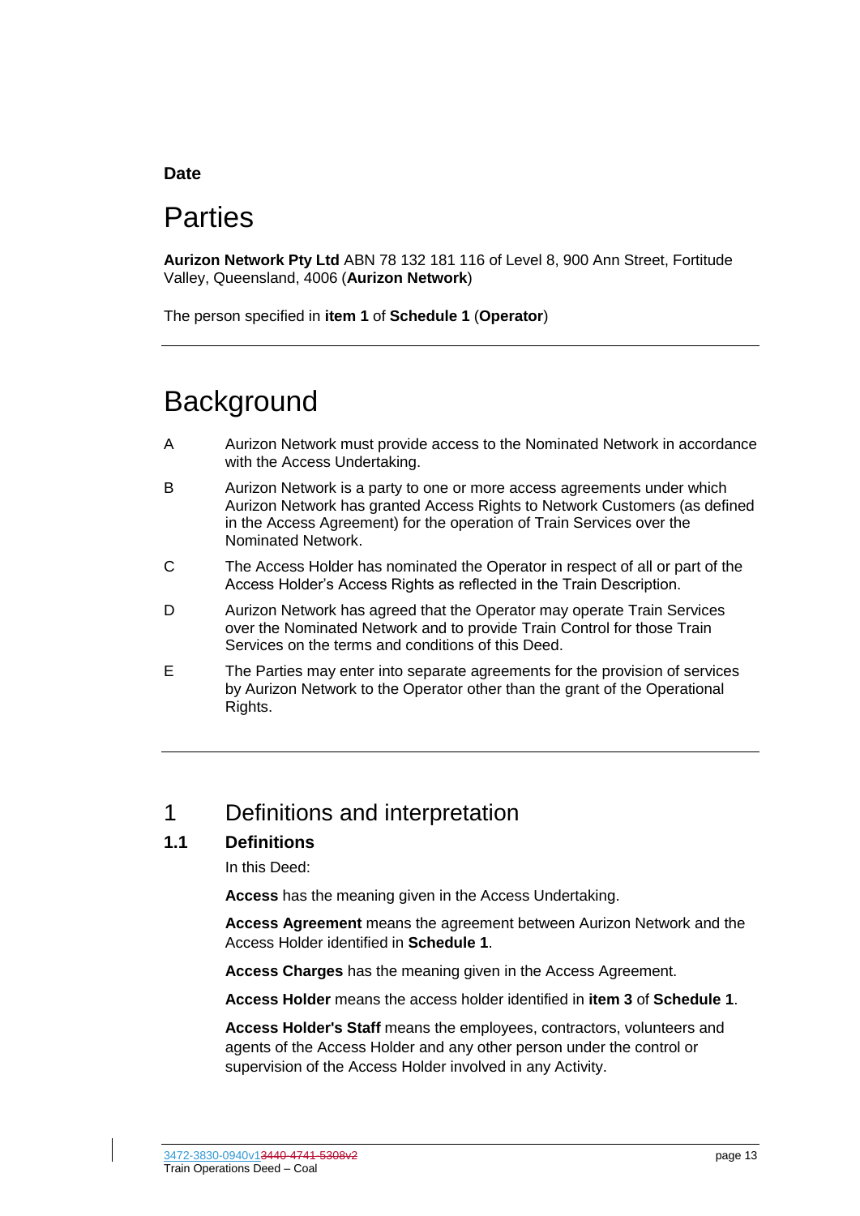**Date**

# Parties

**Aurizon Network Pty Ltd** ABN 78 132 181 116 of Level 8, 900 Ann Street, Fortitude Valley, Queensland, 4006 (**Aurizon Network**)

The person specified in **item 1** of **Schedule 1** (**Operator**)

---

# Background

A Aurizon Network must provide access to the Nominated Network in accordance with the Access Undertaking.

B Aurizon Network is a party to one or more access agreements under which Aurizon Network has granted Access Rights to Network Customers (as defined in the Access Agreement) for the operation of Train Services over the Nominated Network.

C The Access Holder has nominated the Operator in respect of all or part of the Access Holder's Access Rights as reflected in the Train Description.

D Aurizon Network has agreed that the Operator may operate Train Services over the Nominated Network and to provide Train Control for those Train Services on the terms and conditions of this Deed.

E The Parties may enter into separate agreements for the provision of services by Aurizon Network to the Operator other than the grant of the Operational Rights.

---

## 1 Definitions and interpretation

### 1.1 Definitions

In this Deed:

**Access** has the meaning given in the Access Undertaking.

**Access Agreement** means the agreement between Aurizon Network and the Access Holder identified in **Schedule 1**.

**Access Charges** has the meaning given in the Access Agreement.

**Access Holder** means the access holder identified in **item 3** of **Schedule 1**.

**Access Holder's Staff** means the employees, contractors, volunteers and agents of the Access Holder and any other person under the control or supervision of the Access Holder involved in any Activity.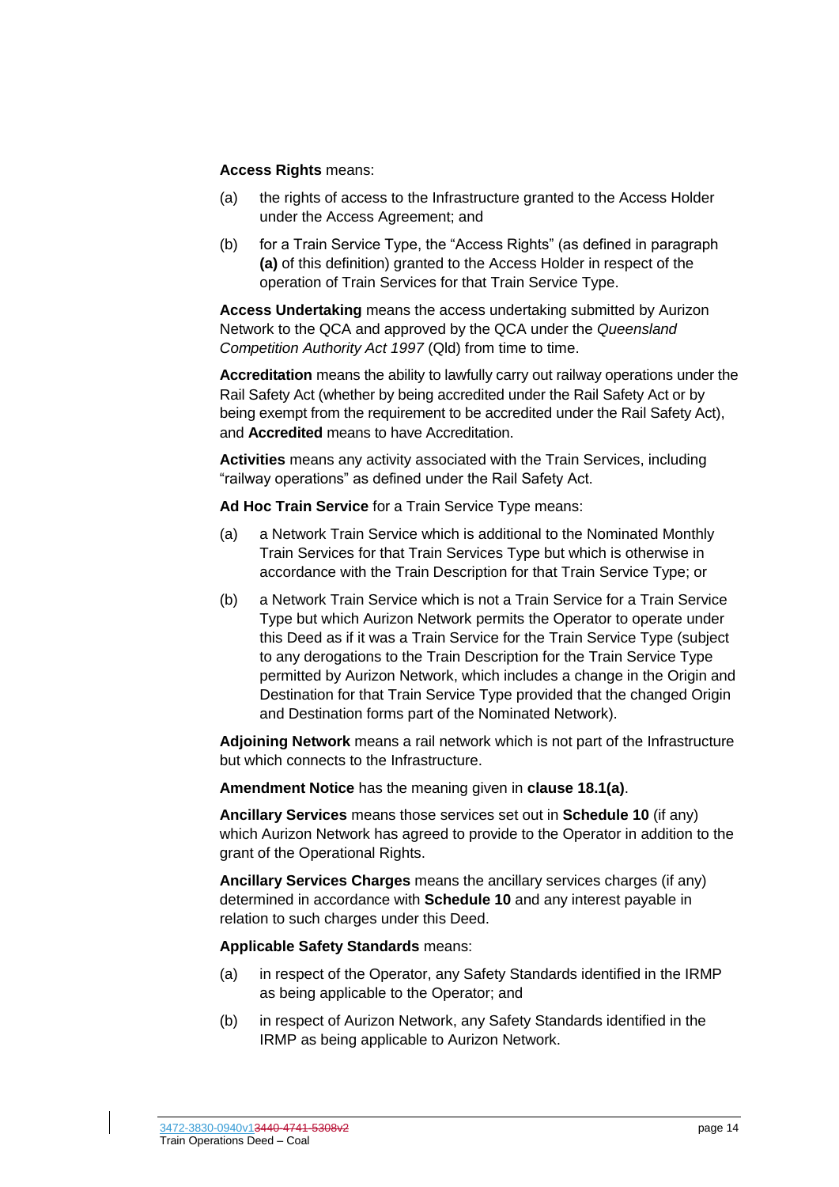**Access Rights** means:

(a) the rights of access to the Infrastructure granted to the Access Holder under the Access Agreement; and

(b) for a Train Service Type, the "Access Rights" (as defined in paragraph **(a)** of this definition) granted to the Access Holder in respect of the operation of Train Services for that Train Service Type.

**Access Undertaking** means the access undertaking submitted by Aurizon Network to the QCA and approved by the QCA under the *Queensland Competition Authority Act 1997* (Qld) from time to time.

**Accreditation** means the ability to lawfully carry out railway operations under the Rail Safety Act (whether by being accredited under the Rail Safety Act or by being exempt from the requirement to be accredited under the Rail Safety Act), and **Accredited** means to have Accreditation.

**Activities** means any activity associated with the Train Services, including "railway operations" as defined under the Rail Safety Act.

**Ad Hoc Train Service** for a Train Service Type means:

(a) a Network Train Service which is additional to the Nominated Monthly Train Services for that Train Services Type but which is otherwise in accordance with the Train Description for that Train Service Type; or

(b) a Network Train Service which is not a Train Service for a Train Service Type but which Aurizon Network permits the Operator to operate under this Deed as if it was a Train Service for the Train Service Type (subject to any derogations to the Train Description for the Train Service Type permitted by Aurizon Network, which includes a change in the Origin and Destination for that Train Service Type provided that the changed Origin and Destination forms part of the Nominated Network).

**Adjoining Network** means a rail network which is not part of the Infrastructure but which connects to the Infrastructure.

**Amendment Notice** has the meaning given in **clause 18.1(a)**.

**Ancillary Services** means those services set out in **Schedule 10** (if any) which Aurizon Network has agreed to provide to the Operator in addition to the grant of the Operational Rights.

**Ancillary Services Charges** means the ancillary services charges (if any) determined in accordance with **Schedule 10** and any interest payable in relation to such charges under this Deed.

**Applicable Safety Standards** means:

(a) in respect of the Operator, any Safety Standards identified in the IRMP as being applicable to the Operator; and

(b) in respect of Aurizon Network, any Safety Standards identified in the IRMP as being applicable to Aurizon Network.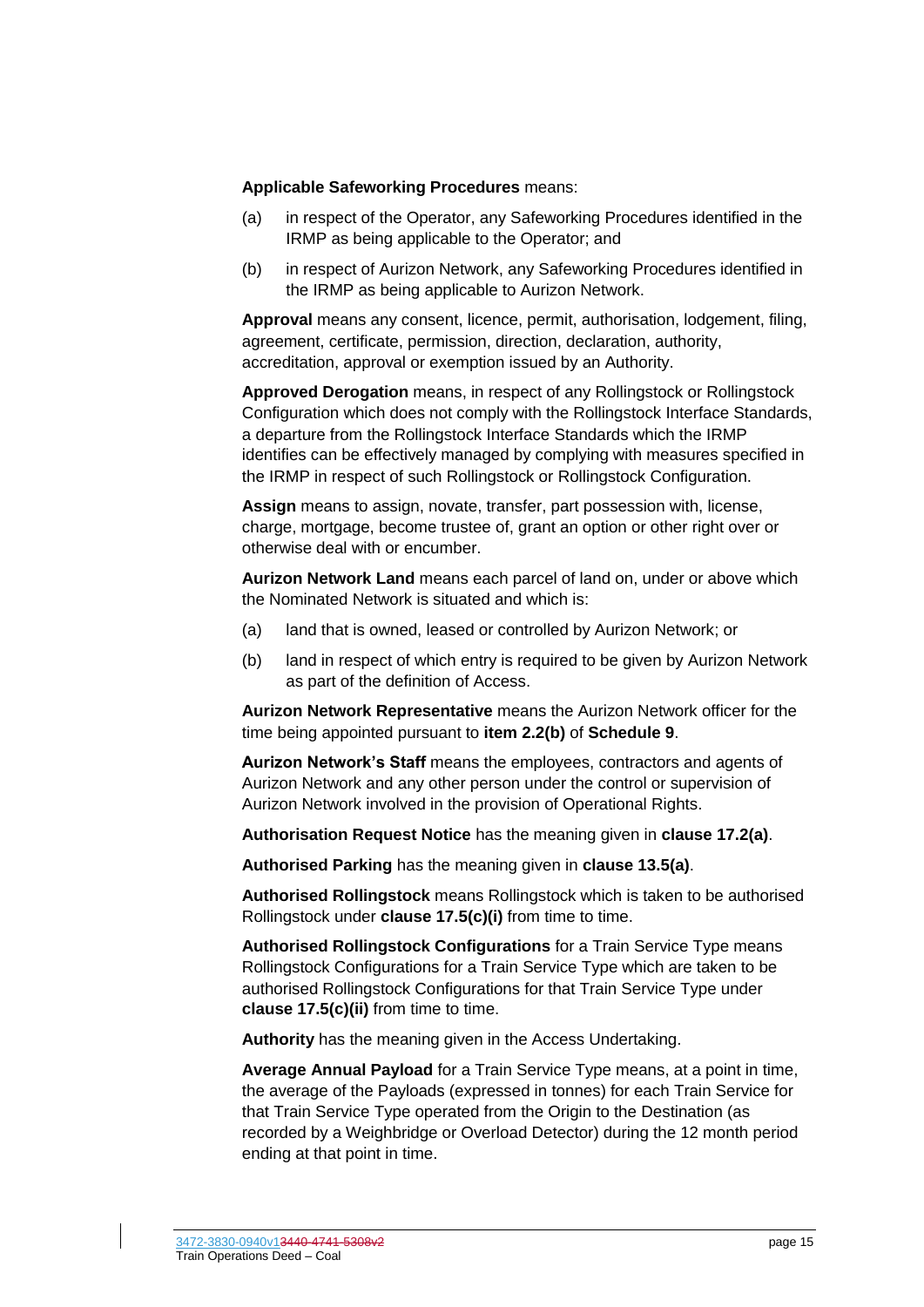**Applicable Safeworking Procedures** means:

(a) in respect of the Operator, any Safeworking Procedures identified in the IRMP as being applicable to the Operator; and

(b) in respect of Aurizon Network, any Safeworking Procedures identified in the IRMP as being applicable to Aurizon Network.

**Approval** means any consent, licence, permit, authorisation, lodgement, filing, agreement, certificate, permission, direction, declaration, authority, accreditation, approval or exemption issued by an Authority.

**Approved Derogation** means, in respect of any Rollingstock or Rollingstock Configuration which does not comply with the Rollingstock Interface Standards, a departure from the Rollingstock Interface Standards which the IRMP identifies can be effectively managed by complying with measures specified in the IRMP in respect of such Rollingstock or Rollingstock Configuration.

**Assign** means to assign, novate, transfer, part possession with, license, charge, mortgage, become trustee of, grant an option or other right over or otherwise deal with or encumber.

**Aurizon Network Land** means each parcel of land on, under or above which the Nominated Network is situated and which is:

(a) land that is owned, leased or controlled by Aurizon Network; or

(b) land in respect of which entry is required to be given by Aurizon Network as part of the definition of Access.

**Aurizon Network Representative** means the Aurizon Network officer for the time being appointed pursuant to **item 2.2(b)** of **Schedule 9**.

**Aurizon Network's Staff** means the employees, contractors and agents of Aurizon Network and any other person under the control or supervision of Aurizon Network involved in the provision of Operational Rights.

**Authorisation Request Notice** has the meaning given in **clause 17.2(a)**.

**Authorised Parking** has the meaning given in **clause 13.5(a)**.

**Authorised Rollingstock** means Rollingstock which is taken to be authorised Rollingstock under **clause 17.5(c)(i)** from time to time.

**Authorised Rollingstock Configurations** for a Train Service Type means Rollingstock Configurations for a Train Service Type which are taken to be authorised Rollingstock Configurations for that Train Service Type under **clause 17.5(c)(ii)** from time to time.

**Authority** has the meaning given in the Access Undertaking.

**Average Annual Payload** for a Train Service Type means, at a point in time, the average of the Payloads (expressed in tonnes) for each Train Service for that Train Service Type operated from the Origin to the Destination (as recorded by a Weighbridge or Overload Detector) during the 12 month period ending at that point in time.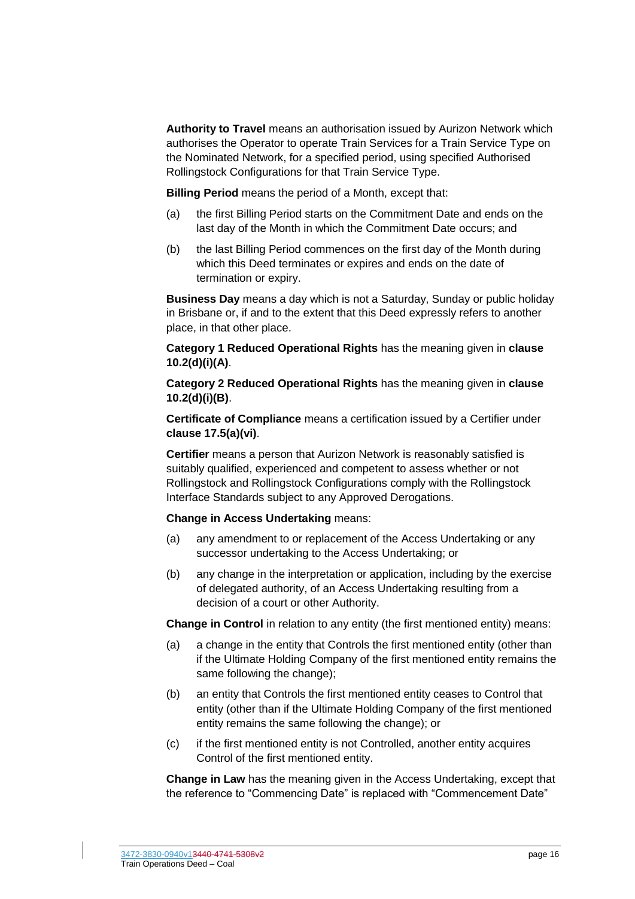**Authority to Travel** means an authorisation issued by Aurizon Network which authorises the Operator to operate Train Services for a Train Service Type on the Nominated Network, for a specified period, using specified Authorised Rollingstock Configurations for that Train Service Type.

**Billing Period** means the period of a Month, except that:

(a) the first Billing Period starts on the Commitment Date and ends on the last day of the Month in which the Commitment Date occurs; and

(b) the last Billing Period commences on the first day of the Month during which this Deed terminates or expires and ends on the date of termination or expiry.

**Business Day** means a day which is not a Saturday, Sunday or public holiday in Brisbane or, if and to the extent that this Deed expressly refers to another place, in that other place.

**Category 1 Reduced Operational Rights** has the meaning given in **clause 10.2(d)(i)(A)**.

**Category 2 Reduced Operational Rights** has the meaning given in **clause 10.2(d)(i)(B)**.

**Certificate of Compliance** means a certification issued by a Certifier under **clause 17.5(a)(vi)**.

**Certifier** means a person that Aurizon Network is reasonably satisfied is suitably qualified, experienced and competent to assess whether or not Rollingstock and Rollingstock Configurations comply with the Rollingstock Interface Standards subject to any Approved Derogations.

**Change in Access Undertaking** means:

(a) any amendment to or replacement of the Access Undertaking or any successor undertaking to the Access Undertaking; or

(b) any change in the interpretation or application, including by the exercise of delegated authority, of an Access Undertaking resulting from a decision of a court or other Authority.

**Change in Control** in relation to any entity (the first mentioned entity) means:

(a) a change in the entity that Controls the first mentioned entity (other than if the Ultimate Holding Company of the first mentioned entity remains the same following the change);

(b) an entity that Controls the first mentioned entity ceases to Control that entity (other than if the Ultimate Holding Company of the first mentioned entity remains the same following the change); or

(c) if the first mentioned entity is not Controlled, another entity acquires Control of the first mentioned entity.

**Change in Law** has the meaning given in the Access Undertaking, except that the reference to "Commencing Date" is replaced with "Commencement Date"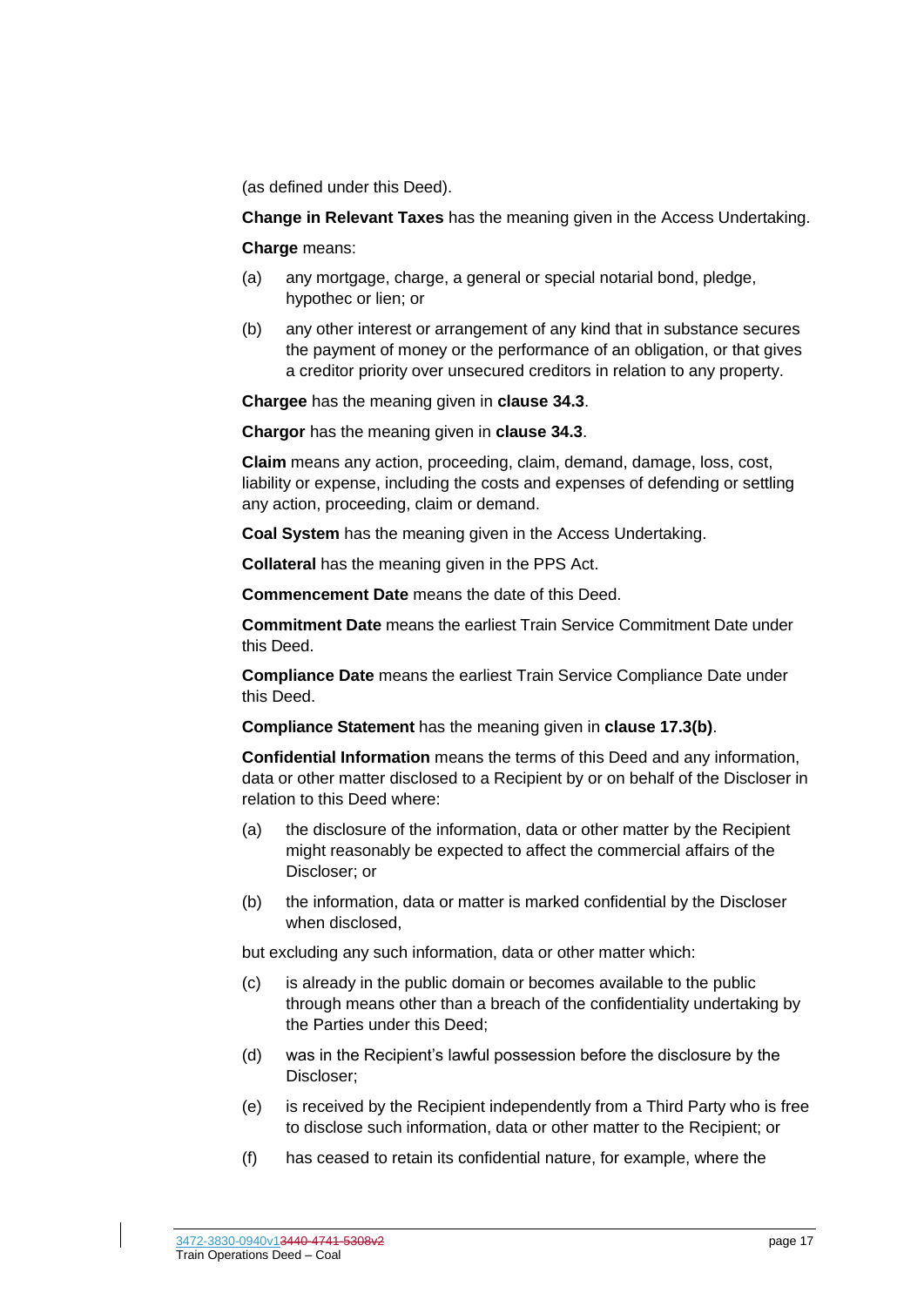(as defined under this Deed).

**Change in Relevant Taxes** has the meaning given in the Access Undertaking.

**Charge** means:

(a) any mortgage, charge, a general or special notarial bond, pledge, hypothec or lien; or

(b) any other interest or arrangement of any kind that in substance secures the payment of money or the performance of an obligation, or that gives a creditor priority over unsecured creditors in relation to any property.

**Chargee** has the meaning given in **clause 34.3**.

**Chargor** has the meaning given in **clause 34.3**.

**Claim** means any action, proceeding, claim, demand, damage, loss, cost, liability or expense, including the costs and expenses of defending or settling any action, proceeding, claim or demand.

**Coal System** has the meaning given in the Access Undertaking.

**Collateral** has the meaning given in the PPS Act.

**Commencement Date** means the date of this Deed.

**Commitment Date** means the earliest Train Service Commitment Date under this Deed.

**Compliance Date** means the earliest Train Service Compliance Date under this Deed.

**Compliance Statement** has the meaning given in **clause 17.3(b)**.

**Confidential Information** means the terms of this Deed and any information, data or other matter disclosed to a Recipient by or on behalf of the Discloser in relation to this Deed where:

(a) the disclosure of the information, data or other matter by the Recipient might reasonably be expected to affect the commercial affairs of the Discloser; or

(b) the information, data or matter is marked confidential by the Discloser when disclosed,

but excluding any such information, data or other matter which:

(c) is already in the public domain or becomes available to the public through means other than a breach of the confidentiality undertaking by the Parties under this Deed;

(d) was in the Recipient's lawful possession before the disclosure by the Discloser;

(e) is received by the Recipient independently from a Third Party who is free to disclose such information, data or other matter to the Recipient; or

(f) has ceased to retain its confidential nature, for example, where the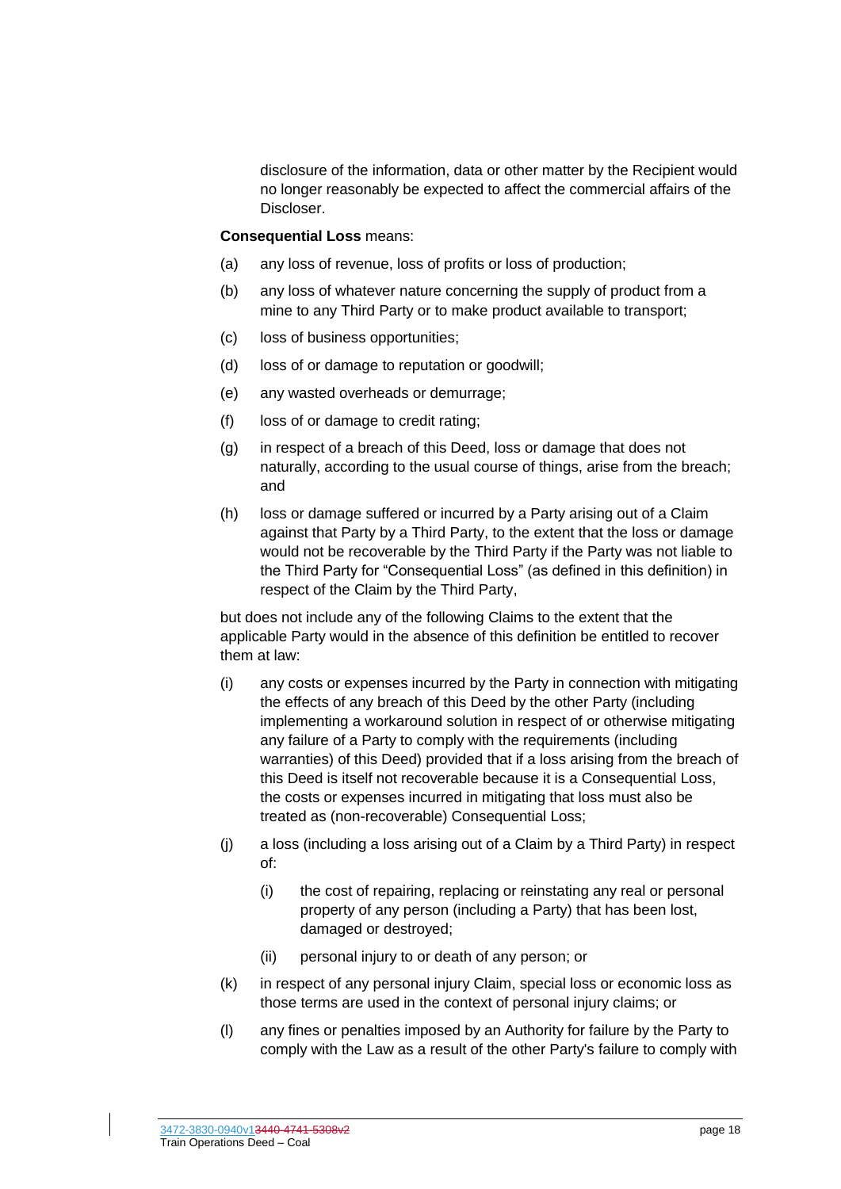disclosure of the information, data or other matter by the Recipient would no longer reasonably be expected to affect the commercial affairs of the Discloser.

**Consequential Loss** means:

(a) any loss of revenue, loss of profits or loss of production;

(b) any loss of whatever nature concerning the supply of product from a mine to any Third Party or to make product available to transport;

(c) loss of business opportunities;

(d) loss of or damage to reputation or goodwill;

(e) any wasted overheads or demurrage;

(f) loss of or damage to credit rating;

(g) in respect of a breach of this Deed, loss or damage that does not naturally, according to the usual course of things, arise from the breach; and

(h) loss or damage suffered or incurred by a Party arising out of a Claim against that Party by a Third Party, to the extent that the loss or damage would not be recoverable by the Third Party if the Party was not liable to the Third Party for "Consequential Loss" (as defined in this definition) in respect of the Claim by the Third Party,

but does not include any of the following Claims to the extent that the applicable Party would in the absence of this definition be entitled to recover them at law:

(i) any costs or expenses incurred by the Party in connection with mitigating the effects of any breach of this Deed by the other Party (including implementing a workaround solution in respect of or otherwise mitigating any failure of a Party to comply with the requirements (including warranties) of this Deed) provided that if a loss arising from the breach of this Deed is itself not recoverable because it is a Consequential Loss, the costs or expenses incurred in mitigating that loss must also be treated as (non-recoverable) Consequential Loss;

(j) a loss (including a loss arising out of a Claim by a Third Party) in respect of:

   (i) the cost of repairing, replacing or reinstating any real or personal property of any person (including a Party) that has been lost, damaged or destroyed;

   (ii) personal injury to or death of any person; or

(k) in respect of any personal injury Claim, special loss or economic loss as those terms are used in the context of personal injury claims; or

(l) any fines or penalties imposed by an Authority for failure by the Party to comply with the Law as a result of the other Party's failure to comply with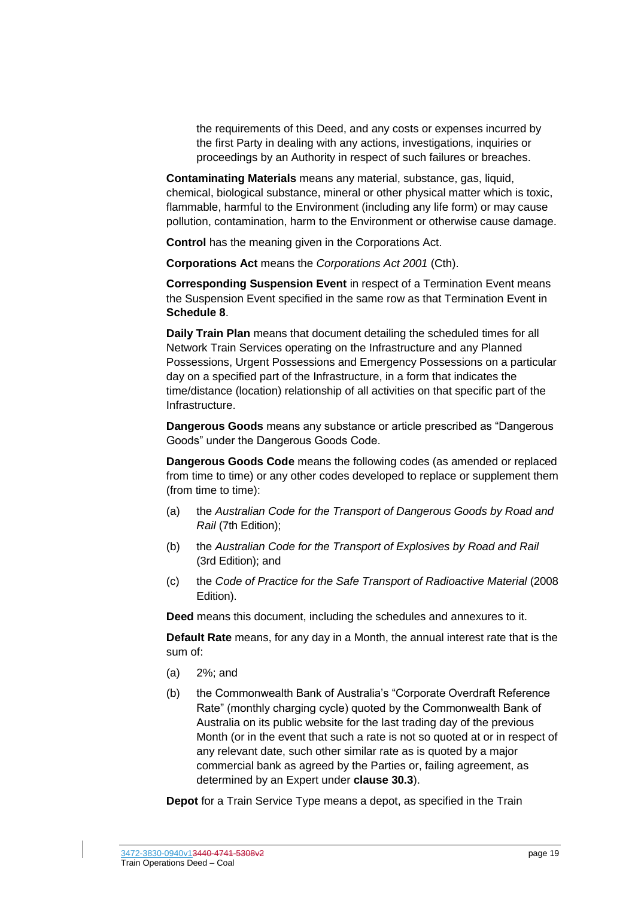the requirements of this Deed, and any costs or expenses incurred by the first Party in dealing with any actions, investigations, inquiries or proceedings by an Authority in respect of such failures or breaches.

**Contaminating Materials** means any material, substance, gas, liquid, chemical, biological substance, mineral or other physical matter which is toxic, flammable, harmful to the Environment (including any life form) or may cause pollution, contamination, harm to the Environment or otherwise cause damage.

**Control** has the meaning given in the Corporations Act.

**Corporations Act** means the *Corporations Act 2001* (Cth).

**Corresponding Suspension Event** in respect of a Termination Event means the Suspension Event specified in the same row as that Termination Event in **Schedule 8**.

**Daily Train Plan** means that document detailing the scheduled times for all Network Train Services operating on the Infrastructure and any Planned Possessions, Urgent Possessions and Emergency Possessions on a particular day on a specified part of the Infrastructure, in a form that indicates the time/distance (location) relationship of all activities on that specific part of the Infrastructure.

**Dangerous Goods** means any substance or article prescribed as "Dangerous Goods" under the Dangerous Goods Code.

**Dangerous Goods Code** means the following codes (as amended or replaced from time to time) or any other codes developed to replace or supplement them (from time to time):

(a) the *Australian Code for the Transport of Dangerous Goods by Road and Rail* (7th Edition);

(b) the *Australian Code for the Transport of Explosives by Road and Rail* (3rd Edition); and

(c) the *Code of Practice for the Safe Transport of Radioactive Material* (2008 Edition).

**Deed** means this document, including the schedules and annexures to it.

**Default Rate** means, for any day in a Month, the annual interest rate that is the sum of:

(a) 2%; and

(b) the Commonwealth Bank of Australia's "Corporate Overdraft Reference Rate" (monthly charging cycle) quoted by the Commonwealth Bank of Australia on its public website for the last trading day of the previous Month (or in the event that such a rate is not so quoted at or in respect of any relevant date, such other similar rate as is quoted by a major commercial bank as agreed by the Parties or, failing agreement, as determined by an Expert under **clause 30.3**).

**Depot** for a Train Service Type means a depot, as specified in the Train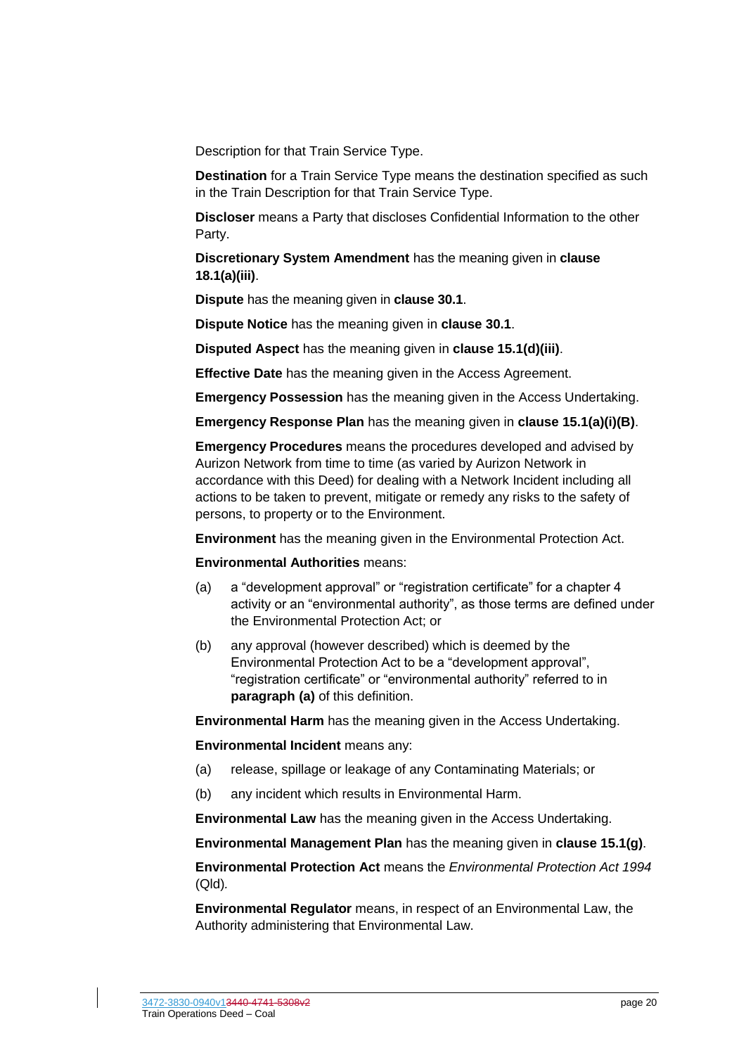Description for that Train Service Type.

**Destination** for a Train Service Type means the destination specified as such in the Train Description for that Train Service Type.

**Discloser** means a Party that discloses Confidential Information to the other Party.

**Discretionary System Amendment** has the meaning given in **clause 18.1(a)(iii)**.

**Dispute** has the meaning given in **clause 30.1**.

**Dispute Notice** has the meaning given in **clause 30.1**.

**Disputed Aspect** has the meaning given in **clause 15.1(d)(iii)**.

**Effective Date** has the meaning given in the Access Agreement.

**Emergency Possession** has the meaning given in the Access Undertaking.

**Emergency Response Plan** has the meaning given in **clause 15.1(a)(i)(B)**.

**Emergency Procedures** means the procedures developed and advised by Aurizon Network from time to time (as varied by Aurizon Network in accordance with this Deed) for dealing with a Network Incident including all actions to be taken to prevent, mitigate or remedy any risks to the safety of persons, to property or to the Environment.

**Environment** has the meaning given in the Environmental Protection Act.

**Environmental Authorities** means:

(a) a "development approval" or "registration certificate" for a chapter 4 activity or an "environmental authority", as those terms are defined under the Environmental Protection Act; or

(b) any approval (however described) which is deemed by the Environmental Protection Act to be a "development approval", "registration certificate" or "environmental authority" referred to in **paragraph (a)** of this definition.

**Environmental Harm** has the meaning given in the Access Undertaking.

**Environmental Incident** means any:

(a) release, spillage or leakage of any Contaminating Materials; or

(b) any incident which results in Environmental Harm.

**Environmental Law** has the meaning given in the Access Undertaking.

**Environmental Management Plan** has the meaning given in **clause 15.1(g)**.

**Environmental Protection Act** means the *Environmental Protection Act 1994* (Qld).

**Environmental Regulator** means, in respect of an Environmental Law, the Authority administering that Environmental Law.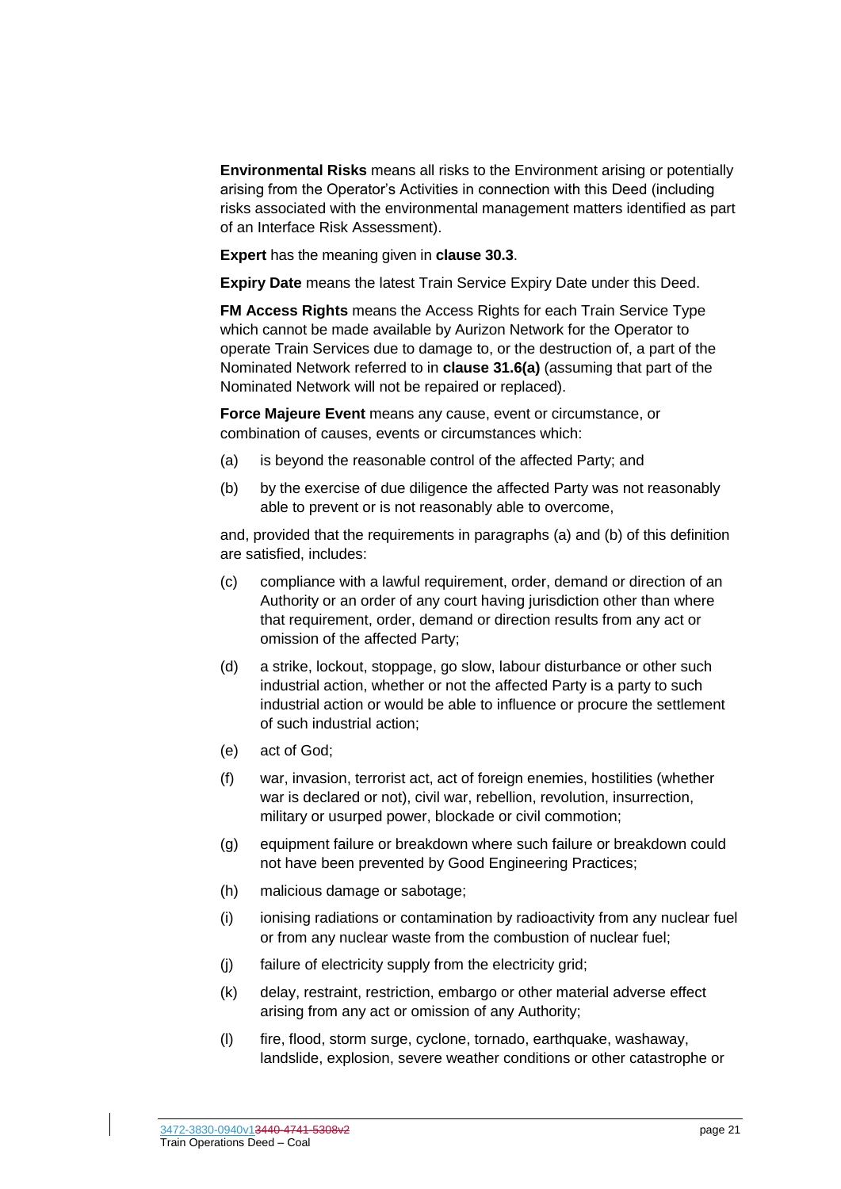**Environmental Risks** means all risks to the Environment arising or potentially arising from the Operator's Activities in connection with this Deed (including risks associated with the environmental management matters identified as part of an Interface Risk Assessment).

**Expert** has the meaning given in **clause 30.3**.

**Expiry Date** means the latest Train Service Expiry Date under this Deed.

**FM Access Rights** means the Access Rights for each Train Service Type which cannot be made available by Aurizon Network for the Operator to operate Train Services due to damage to, or the destruction of, a part of the Nominated Network referred to in **clause 31.6(a)** (assuming that part of the Nominated Network will not be repaired or replaced).

**Force Majeure Event** means any cause, event or circumstance, or combination of causes, events or circumstances which:

(a) is beyond the reasonable control of the affected Party; and

(b) by the exercise of due diligence the affected Party was not reasonably able to prevent or is not reasonably able to overcome,

and, provided that the requirements in paragraphs (a) and (b) of this definition are satisfied, includes:

(c) compliance with a lawful requirement, order, demand or direction of an Authority or an order of any court having jurisdiction other than where that requirement, order, demand or direction results from any act or omission of the affected Party;

(d) a strike, lockout, stoppage, go slow, labour disturbance or other such industrial action, whether or not the affected Party is a party to such industrial action or would be able to influence or procure the settlement of such industrial action;

(e) act of God;

(f) war, invasion, terrorist act, act of foreign enemies, hostilities (whether war is declared or not), civil war, rebellion, revolution, insurrection, military or usurped power, blockade or civil commotion;

(g) equipment failure or breakdown where such failure or breakdown could not have been prevented by Good Engineering Practices;

(h) malicious damage or sabotage;

(i) ionising radiations or contamination by radioactivity from any nuclear fuel or from any nuclear waste from the combustion of nuclear fuel;

(j) failure of electricity supply from the electricity grid;

(k) delay, restraint, restriction, embargo or other material adverse effect arising from any act or omission of any Authority;

(l) fire, flood, storm surge, cyclone, tornado, earthquake, washaway, landslide, explosion, severe weather conditions or other catastrophe or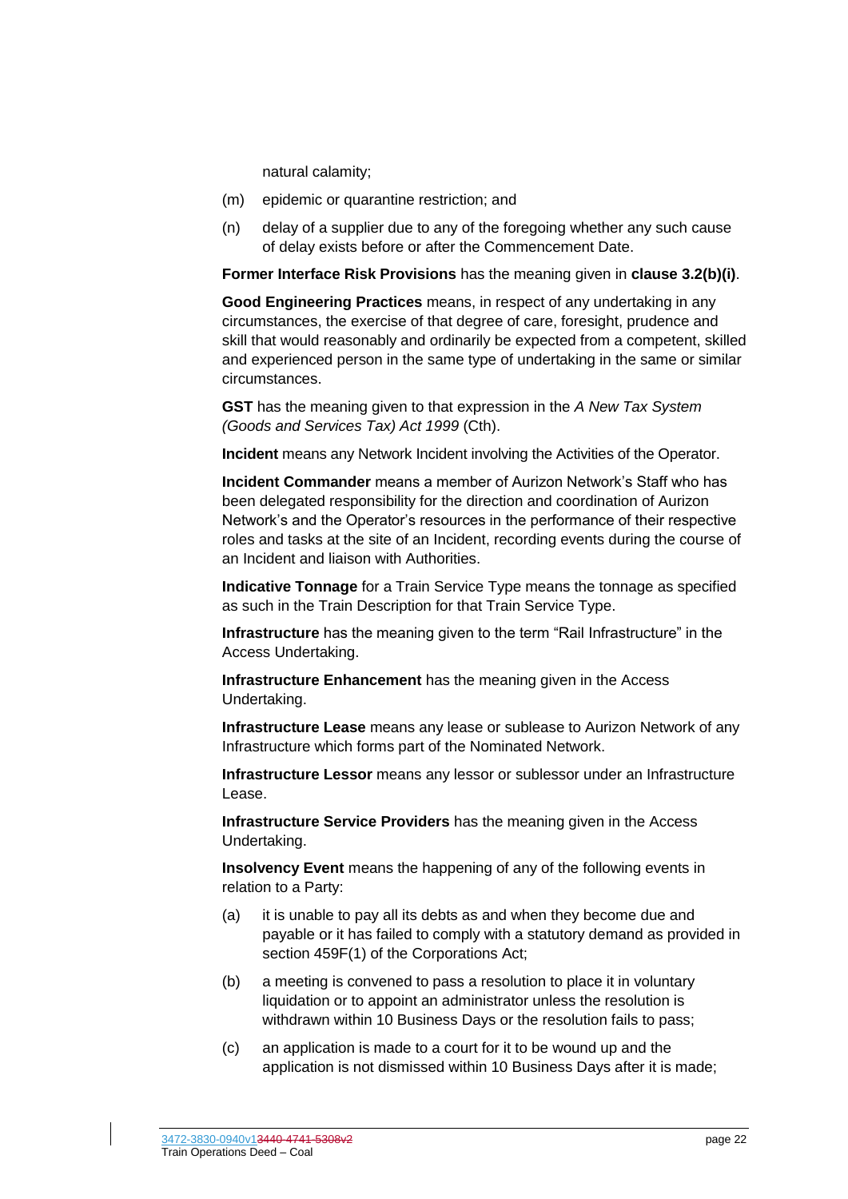natural calamity;

(m) epidemic or quarantine restriction; and

(n) delay of a supplier due to any of the foregoing whether any such cause of delay exists before or after the Commencement Date.

**Former Interface Risk Provisions** has the meaning given in **clause 3.2(b)(i)**.

**Good Engineering Practices** means, in respect of any undertaking in any circumstances, the exercise of that degree of care, foresight, prudence and skill that would reasonably and ordinarily be expected from a competent, skilled and experienced person in the same type of undertaking in the same or similar circumstances.

**GST** has the meaning given to that expression in the *A New Tax System (Goods and Services Tax) Act 1999* (Cth).

**Incident** means any Network Incident involving the Activities of the Operator.

**Incident Commander** means a member of Aurizon Network's Staff who has been delegated responsibility for the direction and coordination of Aurizon Network's and the Operator's resources in the performance of their respective roles and tasks at the site of an Incident, recording events during the course of an Incident and liaison with Authorities.

**Indicative Tonnage** for a Train Service Type means the tonnage as specified as such in the Train Description for that Train Service Type.

**Infrastructure** has the meaning given to the term "Rail Infrastructure" in the Access Undertaking.

**Infrastructure Enhancement** has the meaning given in the Access Undertaking.

**Infrastructure Lease** means any lease or sublease to Aurizon Network of any Infrastructure which forms part of the Nominated Network.

**Infrastructure Lessor** means any lessor or sublessor under an Infrastructure Lease.

**Infrastructure Service Providers** has the meaning given in the Access Undertaking.

**Insolvency Event** means the happening of any of the following events in relation to a Party:

(a) it is unable to pay all its debts as and when they become due and payable or it has failed to comply with a statutory demand as provided in section 459F(1) of the Corporations Act;

(b) a meeting is convened to pass a resolution to place it in voluntary liquidation or to appoint an administrator unless the resolution is withdrawn within 10 Business Days or the resolution fails to pass;

(c) an application is made to a court for it to be wound up and the application is not dismissed within 10 Business Days after it is made;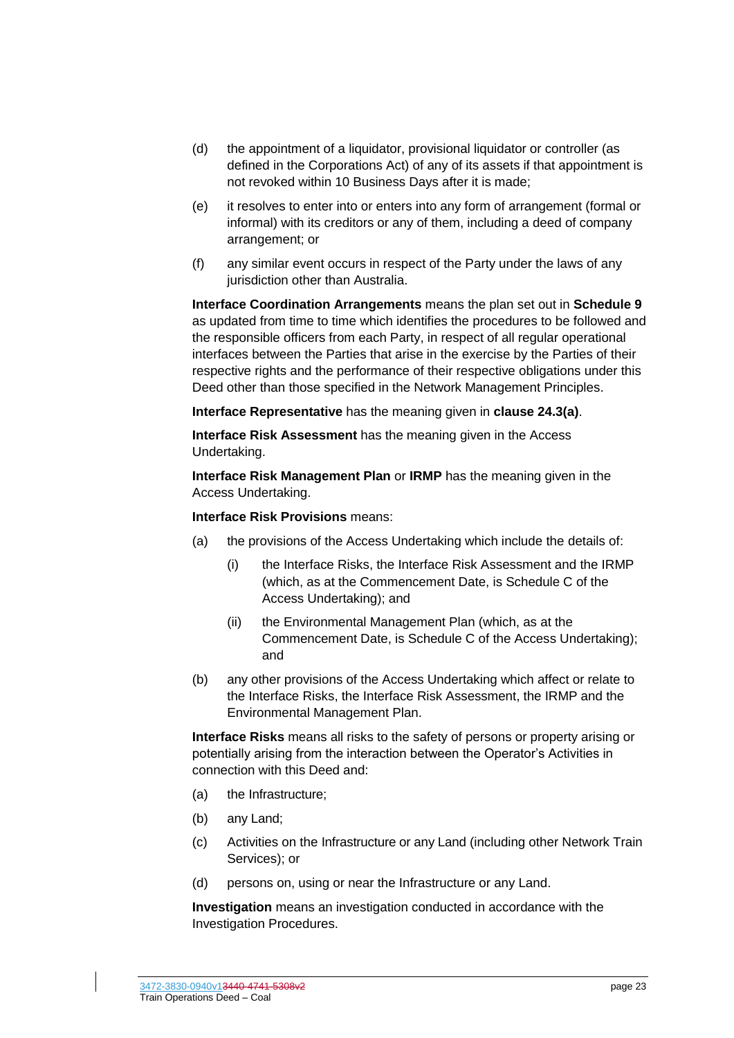(d) the appointment of a liquidator, provisional liquidator or controller (as defined in the Corporations Act) of any of its assets if that appointment is not revoked within 10 Business Days after it is made;

(e) it resolves to enter into or enters into any form of arrangement (formal or informal) with its creditors or any of them, including a deed of company arrangement; or

(f) any similar event occurs in respect of the Party under the laws of any jurisdiction other than Australia.

**Interface Coordination Arrangements** means the plan set out in **Schedule 9** as updated from time to time which identifies the procedures to be followed and the responsible officers from each Party, in respect of all regular operational interfaces between the Parties that arise in the exercise by the Parties of their respective rights and the performance of their respective obligations under this Deed other than those specified in the Network Management Principles.

**Interface Representative** has the meaning given in **clause 24.3(a)**.

**Interface Risk Assessment** has the meaning given in the Access Undertaking.

**Interface Risk Management Plan** or **IRMP** has the meaning given in the Access Undertaking.

**Interface Risk Provisions** means:

(a) the provisions of the Access Undertaking which include the details of:

   (i) the Interface Risks, the Interface Risk Assessment and the IRMP (which, as at the Commencement Date, is Schedule C of the Access Undertaking); and

   (ii) the Environmental Management Plan (which, as at the Commencement Date, is Schedule C of the Access Undertaking); and

(b) any other provisions of the Access Undertaking which affect or relate to the Interface Risks, the Interface Risk Assessment, the IRMP and the Environmental Management Plan.

**Interface Risks** means all risks to the safety of persons or property arising or potentially arising from the interaction between the Operator's Activities in connection with this Deed and:

(a) the Infrastructure;

(b) any Land;

(c) Activities on the Infrastructure or any Land (including other Network Train Services); or

(d) persons on, using or near the Infrastructure or any Land.

**Investigation** means an investigation conducted in accordance with the Investigation Procedures.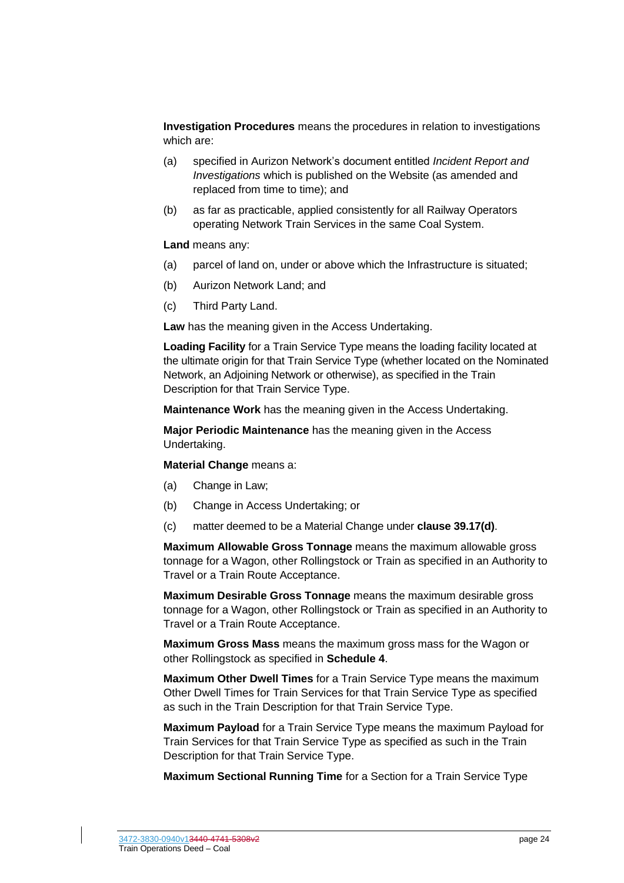**Investigation Procedures** means the procedures in relation to investigations which are:

(a) specified in Aurizon Network's document entitled *Incident Report and Investigations* which is published on the Website (as amended and replaced from time to time); and

(b) as far as practicable, applied consistently for all Railway Operators operating Network Train Services in the same Coal System.

**Land** means any:

(a) parcel of land on, under or above which the Infrastructure is situated;

(b) Aurizon Network Land; and

(c) Third Party Land.

**Law** has the meaning given in the Access Undertaking.

**Loading Facility** for a Train Service Type means the loading facility located at the ultimate origin for that Train Service Type (whether located on the Nominated Network, an Adjoining Network or otherwise), as specified in the Train Description for that Train Service Type.

**Maintenance Work** has the meaning given in the Access Undertaking.

**Major Periodic Maintenance** has the meaning given in the Access Undertaking.

**Material Change** means a:

(a) Change in Law;

(b) Change in Access Undertaking; or

(c) matter deemed to be a Material Change under **clause 39.17(d)**.

**Maximum Allowable Gross Tonnage** means the maximum allowable gross tonnage for a Wagon, other Rollingstock or Train as specified in an Authority to Travel or a Train Route Acceptance.

**Maximum Desirable Gross Tonnage** means the maximum desirable gross tonnage for a Wagon, other Rollingstock or Train as specified in an Authority to Travel or a Train Route Acceptance.

**Maximum Gross Mass** means the maximum gross mass for the Wagon or other Rollingstock as specified in **Schedule 4**.

**Maximum Other Dwell Times** for a Train Service Type means the maximum Other Dwell Times for Train Services for that Train Service Type as specified as such in the Train Description for that Train Service Type.

**Maximum Payload** for a Train Service Type means the maximum Payload for Train Services for that Train Service Type as specified as such in the Train Description for that Train Service Type.

**Maximum Sectional Running Time** for a Section for a Train Service Type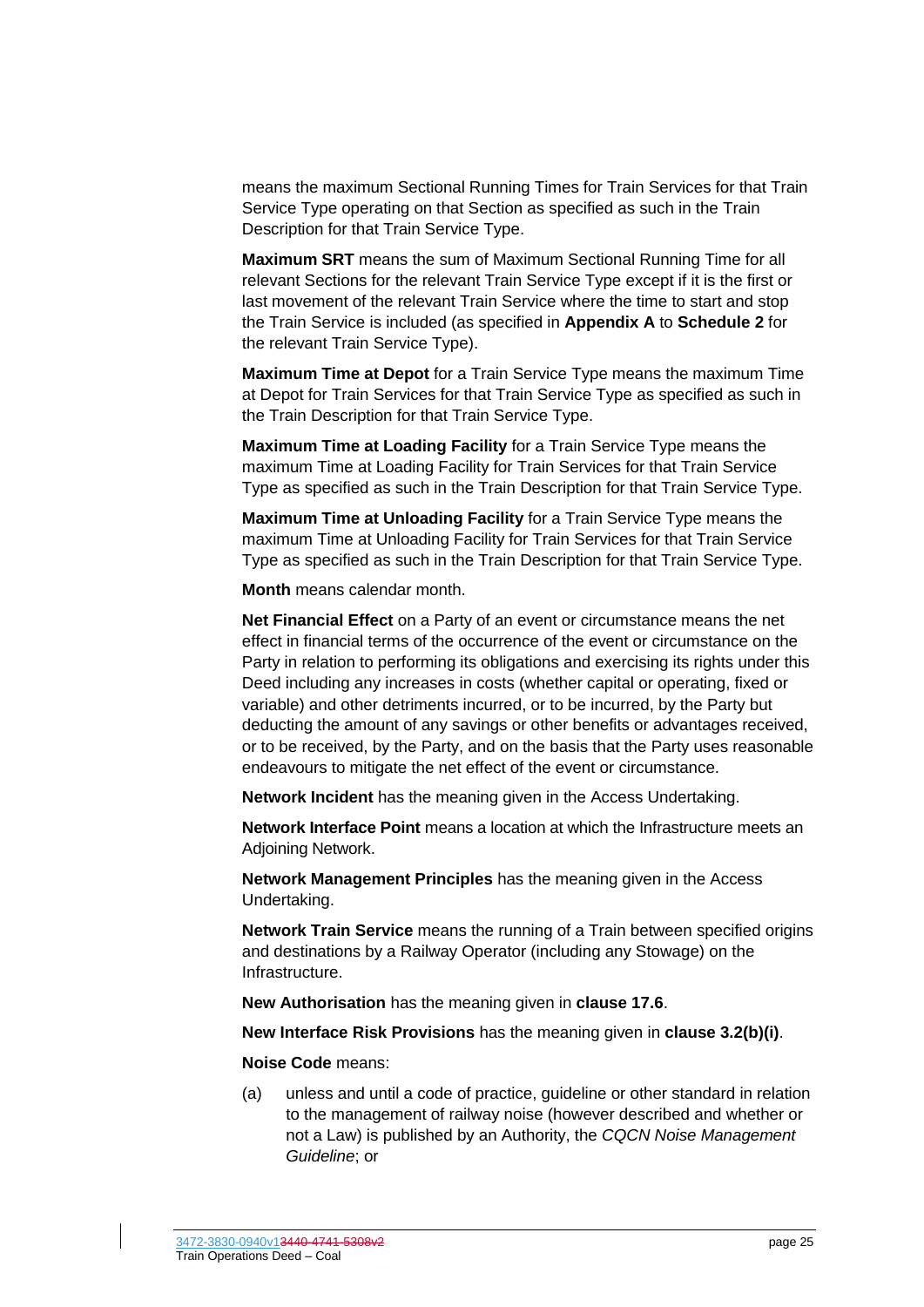means the maximum Sectional Running Times for Train Services for that Train Service Type operating on that Section as specified as such in the Train Description for that Train Service Type.

**Maximum SRT** means the sum of Maximum Sectional Running Time for all relevant Sections for the relevant Train Service Type except if it is the first or last movement of the relevant Train Service where the time to start and stop the Train Service is included (as specified in **Appendix A** to **Schedule 2** for the relevant Train Service Type).

**Maximum Time at Depot** for a Train Service Type means the maximum Time at Depot for Train Services for that Train Service Type as specified as such in the Train Description for that Train Service Type.

**Maximum Time at Loading Facility** for a Train Service Type means the maximum Time at Loading Facility for Train Services for that Train Service Type as specified as such in the Train Description for that Train Service Type.

**Maximum Time at Unloading Facility** for a Train Service Type means the maximum Time at Unloading Facility for Train Services for that Train Service Type as specified as such in the Train Description for that Train Service Type.

**Month** means calendar month.

**Net Financial Effect** on a Party of an event or circumstance means the net effect in financial terms of the occurrence of the event or circumstance on the Party in relation to performing its obligations and exercising its rights under this Deed including any increases in costs (whether capital or operating, fixed or variable) and other detriments incurred, or to be incurred, by the Party but deducting the amount of any savings or other benefits or advantages received, or to be received, by the Party, and on the basis that the Party uses reasonable endeavours to mitigate the net effect of the event or circumstance.

**Network Incident** has the meaning given in the Access Undertaking.

**Network Interface Point** means a location at which the Infrastructure meets an Adjoining Network.

**Network Management Principles** has the meaning given in the Access Undertaking.

**Network Train Service** means the running of a Train between specified origins and destinations by a Railway Operator (including any Stowage) on the Infrastructure.

**New Authorisation** has the meaning given in **clause 17.6**.

**New Interface Risk Provisions** has the meaning given in **clause 3.2(b)(i)**.

**Noise Code** means:

(a) unless and until a code of practice, guideline or other standard in relation to the management of railway noise (however described and whether or not a Law) is published by an Authority, the *CQCN Noise Management Guideline*; or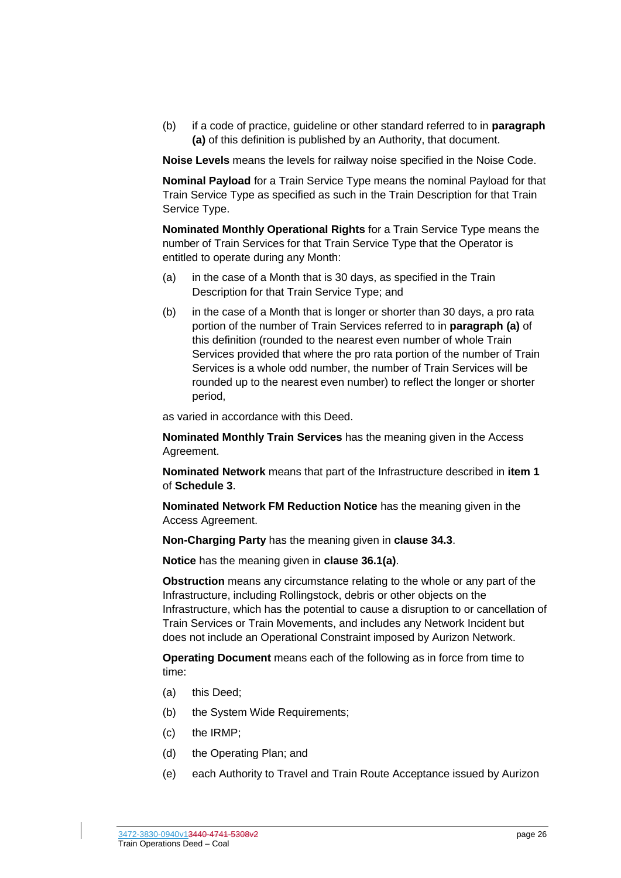(b) if a code of practice, guideline or other standard referred to in **paragraph (a)** of this definition is published by an Authority, that document.

**Noise Levels** means the levels for railway noise specified in the Noise Code.

**Nominal Payload** for a Train Service Type means the nominal Payload for that Train Service Type as specified as such in the Train Description for that Train Service Type.

**Nominated Monthly Operational Rights** for a Train Service Type means the number of Train Services for that Train Service Type that the Operator is entitled to operate during any Month:

(a) in the case of a Month that is 30 days, as specified in the Train Description for that Train Service Type; and

(b) in the case of a Month that is longer or shorter than 30 days, a pro rata portion of the number of Train Services referred to in **paragraph (a)** of this definition (rounded to the nearest even number of whole Train Services provided that where the pro rata portion of the number of Train Services is a whole odd number, the number of Train Services will be rounded up to the nearest even number) to reflect the longer or shorter period,

as varied in accordance with this Deed.

**Nominated Monthly Train Services** has the meaning given in the Access Agreement.

**Nominated Network** means that part of the Infrastructure described in **item 1** of **Schedule 3**.

**Nominated Network FM Reduction Notice** has the meaning given in the Access Agreement.

**Non-Charging Party** has the meaning given in **clause 34.3**.

**Notice** has the meaning given in **clause 36.1(a)**.

**Obstruction** means any circumstance relating to the whole or any part of the Infrastructure, including Rollingstock, debris or other objects on the Infrastructure, which has the potential to cause a disruption to or cancellation of Train Services or Train Movements, and includes any Network Incident but does not include an Operational Constraint imposed by Aurizon Network.

**Operating Document** means each of the following as in force from time to time:

(a) this Deed;

(b) the System Wide Requirements;

(c) the IRMP;

(d) the Operating Plan; and

(e) each Authority to Travel and Train Route Acceptance issued by Aurizon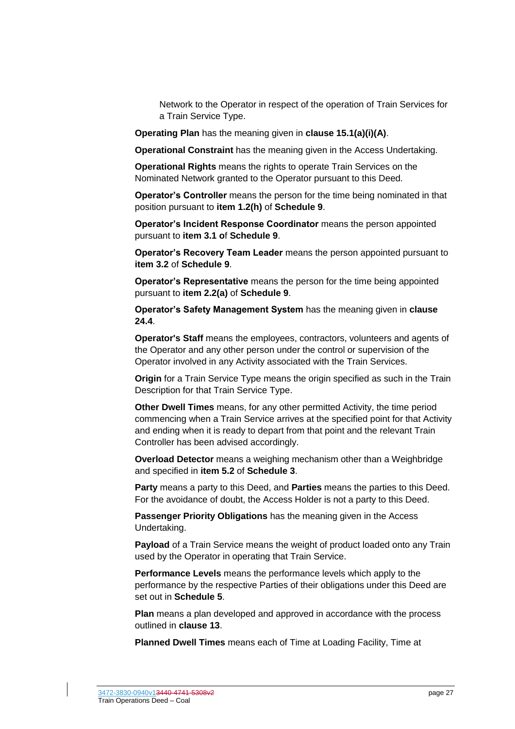Network to the Operator in respect of the operation of Train Services for a Train Service Type.

**Operating Plan** has the meaning given in **clause 15.1(a)(i)(A)**.

**Operational Constraint** has the meaning given in the Access Undertaking.

**Operational Rights** means the rights to operate Train Services on the Nominated Network granted to the Operator pursuant to this Deed.

**Operator's Controller** means the person for the time being nominated in that position pursuant to **item 1.2(h)** of **Schedule 9**.

**Operator's Incident Response Coordinator** means the person appointed pursuant to **item 3.1 of Schedule 9**.

**Operator's Recovery Team Leader** means the person appointed pursuant to **item 3.2** of **Schedule 9**.

**Operator's Representative** means the person for the time being appointed pursuant to **item 2.2(a)** of **Schedule 9**.

**Operator's Safety Management System** has the meaning given in **clause 24.4**.

**Operator's Staff** means the employees, contractors, volunteers and agents of the Operator and any other person under the control or supervision of the Operator involved in any Activity associated with the Train Services.

**Origin** for a Train Service Type means the origin specified as such in the Train Description for that Train Service Type.

**Other Dwell Times** means, for any other permitted Activity, the time period commencing when a Train Service arrives at the specified point for that Activity and ending when it is ready to depart from that point and the relevant Train Controller has been advised accordingly.

**Overload Detector** means a weighing mechanism other than a Weighbridge and specified in **item 5.2** of **Schedule 3**.

**Party** means a party to this Deed, and **Parties** means the parties to this Deed. For the avoidance of doubt, the Access Holder is not a party to this Deed.

**Passenger Priority Obligations** has the meaning given in the Access Undertaking.

**Payload** of a Train Service means the weight of product loaded onto any Train used by the Operator in operating that Train Service.

**Performance Levels** means the performance levels which apply to the performance by the respective Parties of their obligations under this Deed are set out in **Schedule 5**.

**Plan** means a plan developed and approved in accordance with the process outlined in **clause 13**.

**Planned Dwell Times** means each of Time at Loading Facility, Time at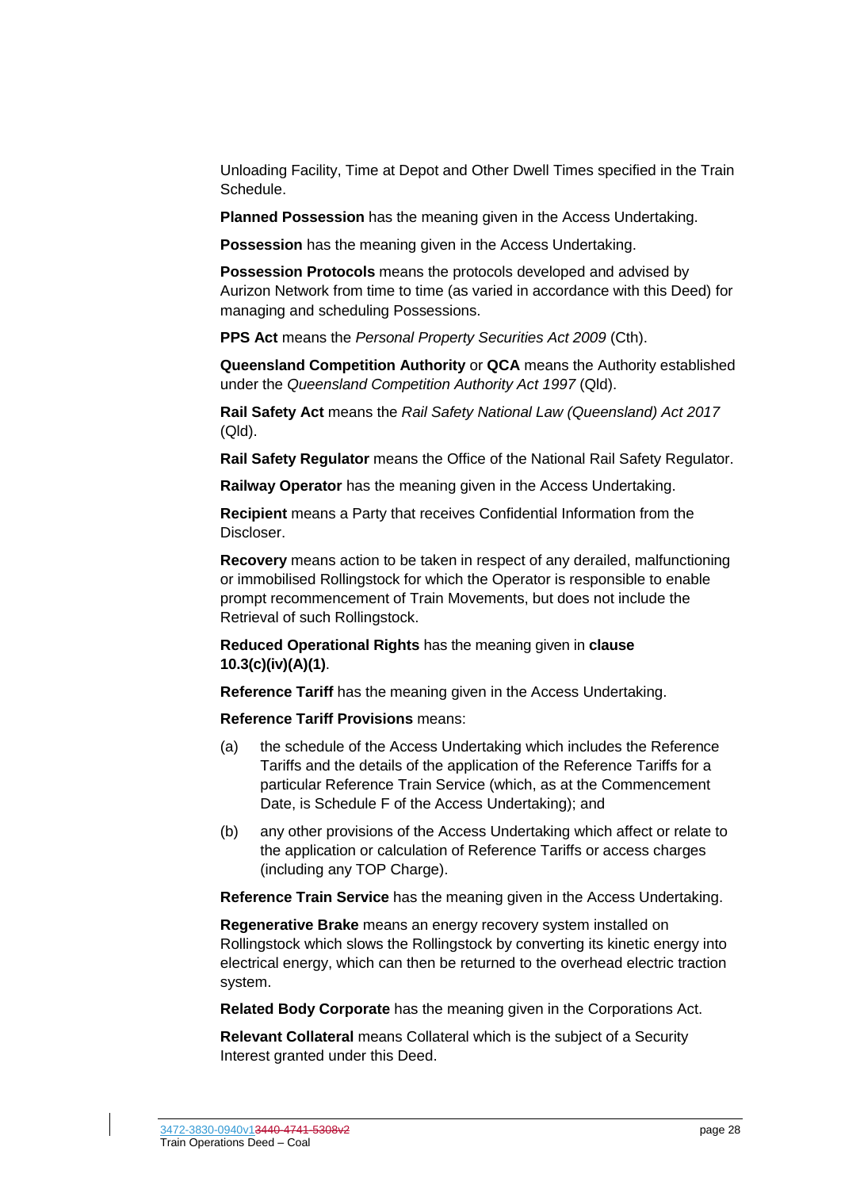Unloading Facility, Time at Depot and Other Dwell Times specified in the Train Schedule.

**Planned Possession** has the meaning given in the Access Undertaking.

**Possession** has the meaning given in the Access Undertaking.

**Possession Protocols** means the protocols developed and advised by Aurizon Network from time to time (as varied in accordance with this Deed) for managing and scheduling Possessions.

**PPS Act** means the *Personal Property Securities Act 2009* (Cth).

**Queensland Competition Authority** or **QCA** means the Authority established under the *Queensland Competition Authority Act 1997* (Qld).

**Rail Safety Act** means the *Rail Safety National Law (Queensland) Act 2017* (Qld).

**Rail Safety Regulator** means the Office of the National Rail Safety Regulator.

**Railway Operator** has the meaning given in the Access Undertaking.

**Recipient** means a Party that receives Confidential Information from the Discloser.

**Recovery** means action to be taken in respect of any derailed, malfunctioning or immobilised Rollingstock for which the Operator is responsible to enable prompt recommencement of Train Movements, but does not include the Retrieval of such Rollingstock.

**Reduced Operational Rights** has the meaning given in **clause 10.3(c)(iv)(A)(1)**.

**Reference Tariff** has the meaning given in the Access Undertaking.

**Reference Tariff Provisions** means:

(a) the schedule of the Access Undertaking which includes the Reference Tariffs and the details of the application of the Reference Tariffs for a particular Reference Train Service (which, as at the Commencement Date, is Schedule F of the Access Undertaking); and

(b) any other provisions of the Access Undertaking which affect or relate to the application or calculation of Reference Tariffs or access charges (including any TOP Charge).

**Reference Train Service** has the meaning given in the Access Undertaking.

**Regenerative Brake** means an energy recovery system installed on Rollingstock which slows the Rollingstock by converting its kinetic energy into electrical energy, which can then be returned to the overhead electric traction system.

**Related Body Corporate** has the meaning given in the Corporations Act.

**Relevant Collateral** means Collateral which is the subject of a Security Interest granted under this Deed.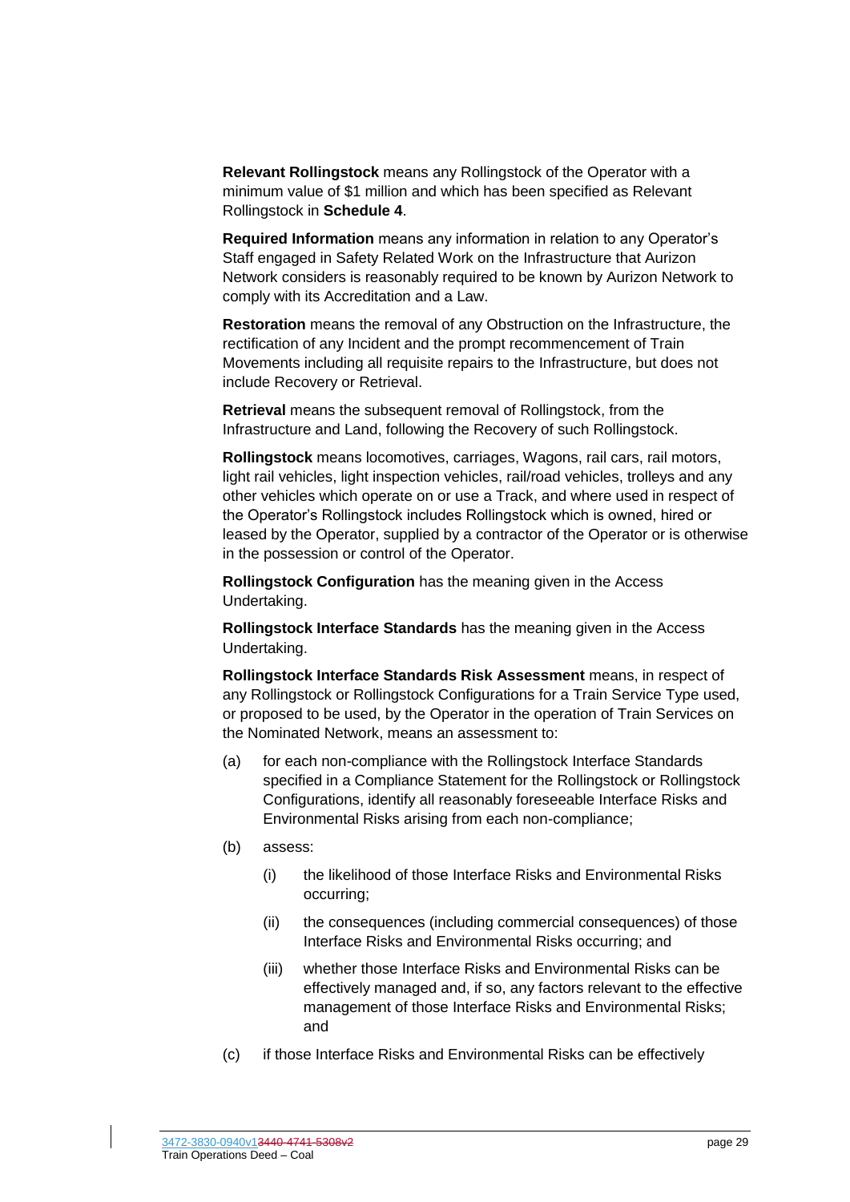**Relevant Rollingstock** means any Rollingstock of the Operator with a minimum value of $1 million and which has been specified as Relevant Rollingstock in **Schedule 4**.

**Required Information** means any information in relation to any Operator's Staff engaged in Safety Related Work on the Infrastructure that Aurizon Network considers is reasonably required to be known by Aurizon Network to comply with its Accreditation and a Law.

**Restoration** means the removal of any Obstruction on the Infrastructure, the rectification of any Incident and the prompt recommencement of Train Movements including all requisite repairs to the Infrastructure, but does not include Recovery or Retrieval.

**Retrieval** means the subsequent removal of Rollingstock, from the Infrastructure and Land, following the Recovery of such Rollingstock.

**Rollingstock** means locomotives, carriages, Wagons, rail cars, rail motors, light rail vehicles, light inspection vehicles, rail/road vehicles, trolleys and any other vehicles which operate on or use a Track, and where used in respect of the Operator's Rollingstock includes Rollingstock which is owned, hired or leased by the Operator, supplied by a contractor of the Operator or is otherwise in the possession or control of the Operator.

**Rollingstock Configuration** has the meaning given in the Access Undertaking.

**Rollingstock Interface Standards** has the meaning given in the Access Undertaking.

**Rollingstock Interface Standards Risk Assessment** means, in respect of any Rollingstock or Rollingstock Configurations for a Train Service Type used, or proposed to be used, by the Operator in the operation of Train Services on the Nominated Network, means an assessment to:

(a) for each non-compliance with the Rollingstock Interface Standards specified in a Compliance Statement for the Rollingstock or Rollingstock Configurations, identify all reasonably foreseeable Interface Risks and Environmental Risks arising from each non-compliance;

(b) assess:

(i) the likelihood of those Interface Risks and Environmental Risks occurring;

(ii) the consequences (including commercial consequences) of those Interface Risks and Environmental Risks occurring; and

(iii) whether those Interface Risks and Environmental Risks can be effectively managed and, if so, any factors relevant to the effective management of those Interface Risks and Environmental Risks; and

(c) if those Interface Risks and Environmental Risks can be effectively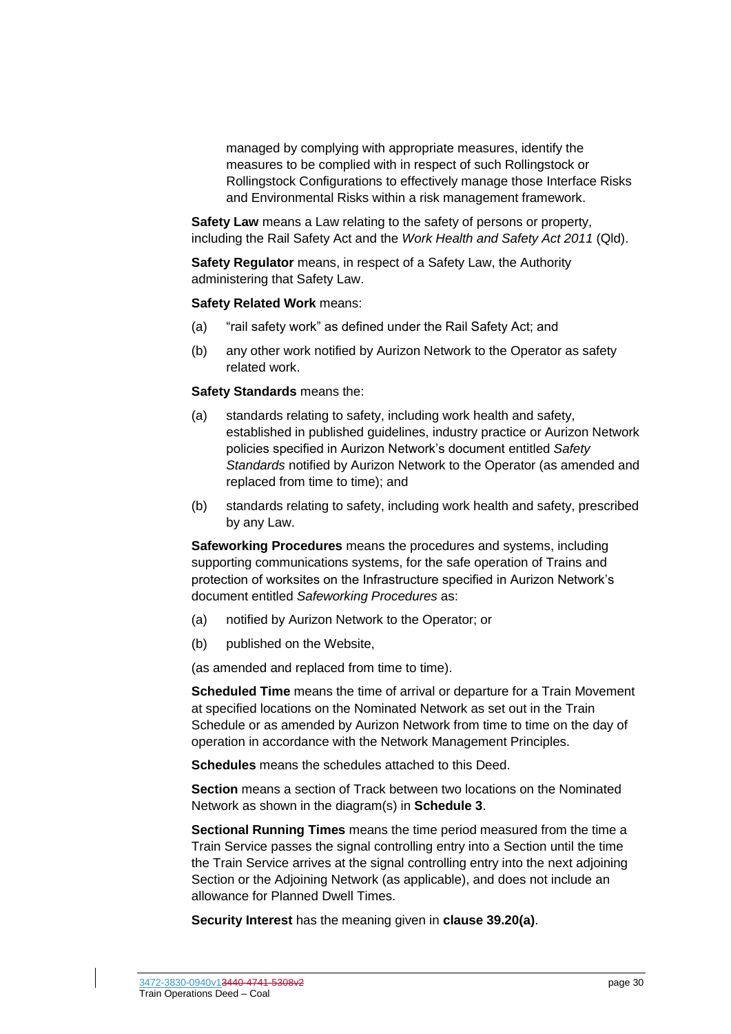managed by complying with appropriate measures, identify the measures to be complied with in respect of such Rollingstock or Rollingstock Configurations to effectively manage those Interface Risks and Environmental Risks within a risk management framework.

**Safety Law** means a Law relating to the safety of persons or property, including the Rail Safety Act and the *Work Health and Safety Act 2011* (Qld).

**Safety Regulator** means, in respect of a Safety Law, the Authority administering that Safety Law.

**Safety Related Work** means:

(a) "rail safety work" as defined under the Rail Safety Act; and

(b) any other work notified by Aurizon Network to the Operator as safety related work.

**Safety Standards** means the:

(a) standards relating to safety, including work health and safety, established in published guidelines, industry practice or Aurizon Network policies specified in Aurizon Network's document entitled *Safety Standards* notified by Aurizon Network to the Operator (as amended and replaced from time to time); and

(b) standards relating to safety, including work health and safety, prescribed by any Law.

**Safeworking Procedures** means the procedures and systems, including supporting communications systems, for the safe operation of Trains and protection of worksites on the Infrastructure specified in Aurizon Network's document entitled *Safeworking Procedures* as:

(a) notified by Aurizon Network to the Operator; or

(b) published on the Website,

(as amended and replaced from time to time).

**Scheduled Time** means the time of arrival or departure for a Train Movement at specified locations on the Nominated Network as set out in the Train Schedule or as amended by Aurizon Network from time to time on the day of operation in accordance with the Network Management Principles.

**Schedules** means the schedules attached to this Deed.

**Section** means a section of Track between two locations on the Nominated Network as shown in the diagram(s) in **Schedule 3**.

**Sectional Running Times** means the time period measured from the time a Train Service passes the signal controlling entry into a Section until the time the Train Service arrives at the signal controlling entry into the next adjoining Section or the Adjoining Network (as applicable), and does not include an allowance for Planned Dwell Times.

**Security Interest** has the meaning given in **clause 39.20(a)**.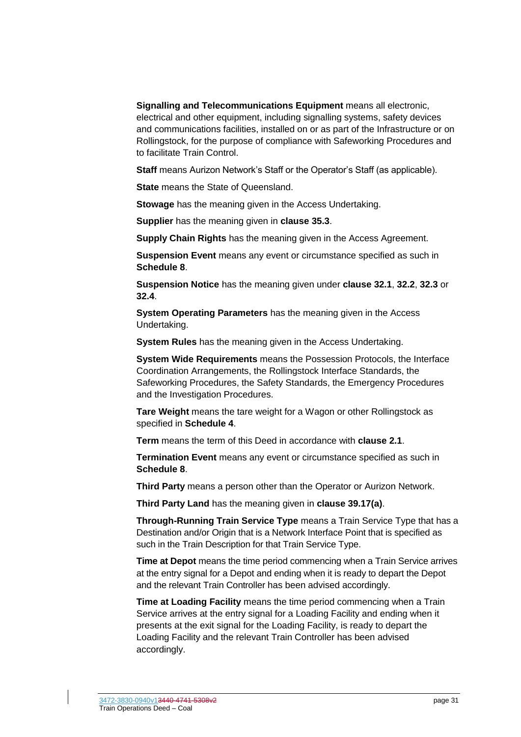**Signalling and Telecommunications Equipment** means all electronic, electrical and other equipment, including signalling systems, safety devices and communications facilities, installed on or as part of the Infrastructure or on Rollingstock, for the purpose of compliance with Safeworking Procedures and to facilitate Train Control.

**Staff** means Aurizon Network's Staff or the Operator's Staff (as applicable).

**State** means the State of Queensland.

**Stowage** has the meaning given in the Access Undertaking.

**Supplier** has the meaning given in **clause 35.3**.

**Supply Chain Rights** has the meaning given in the Access Agreement.

**Suspension Event** means any event or circumstance specified as such in **Schedule 8**.

**Suspension Notice** has the meaning given under **clause 32.1**, **32.2**, **32.3** or **32.4**.

**System Operating Parameters** has the meaning given in the Access Undertaking.

**System Rules** has the meaning given in the Access Undertaking.

**System Wide Requirements** means the Possession Protocols, the Interface Coordination Arrangements, the Rollingstock Interface Standards, the Safeworking Procedures, the Safety Standards, the Emergency Procedures and the Investigation Procedures.

**Tare Weight** means the tare weight for a Wagon or other Rollingstock as specified in **Schedule 4**.

**Term** means the term of this Deed in accordance with **clause 2.1**.

**Termination Event** means any event or circumstance specified as such in **Schedule 8**.

**Third Party** means a person other than the Operator or Aurizon Network.

**Third Party Land** has the meaning given in **clause 39.17(a)**.

**Through-Running Train Service Type** means a Train Service Type that has a Destination and/or Origin that is a Network Interface Point that is specified as such in the Train Description for that Train Service Type.

**Time at Depot** means the time period commencing when a Train Service arrives at the entry signal for a Depot and ending when it is ready to depart the Depot and the relevant Train Controller has been advised accordingly.

**Time at Loading Facility** means the time period commencing when a Train Service arrives at the entry signal for a Loading Facility and ending when it presents at the exit signal for the Loading Facility, is ready to depart the Loading Facility and the relevant Train Controller has been advised accordingly.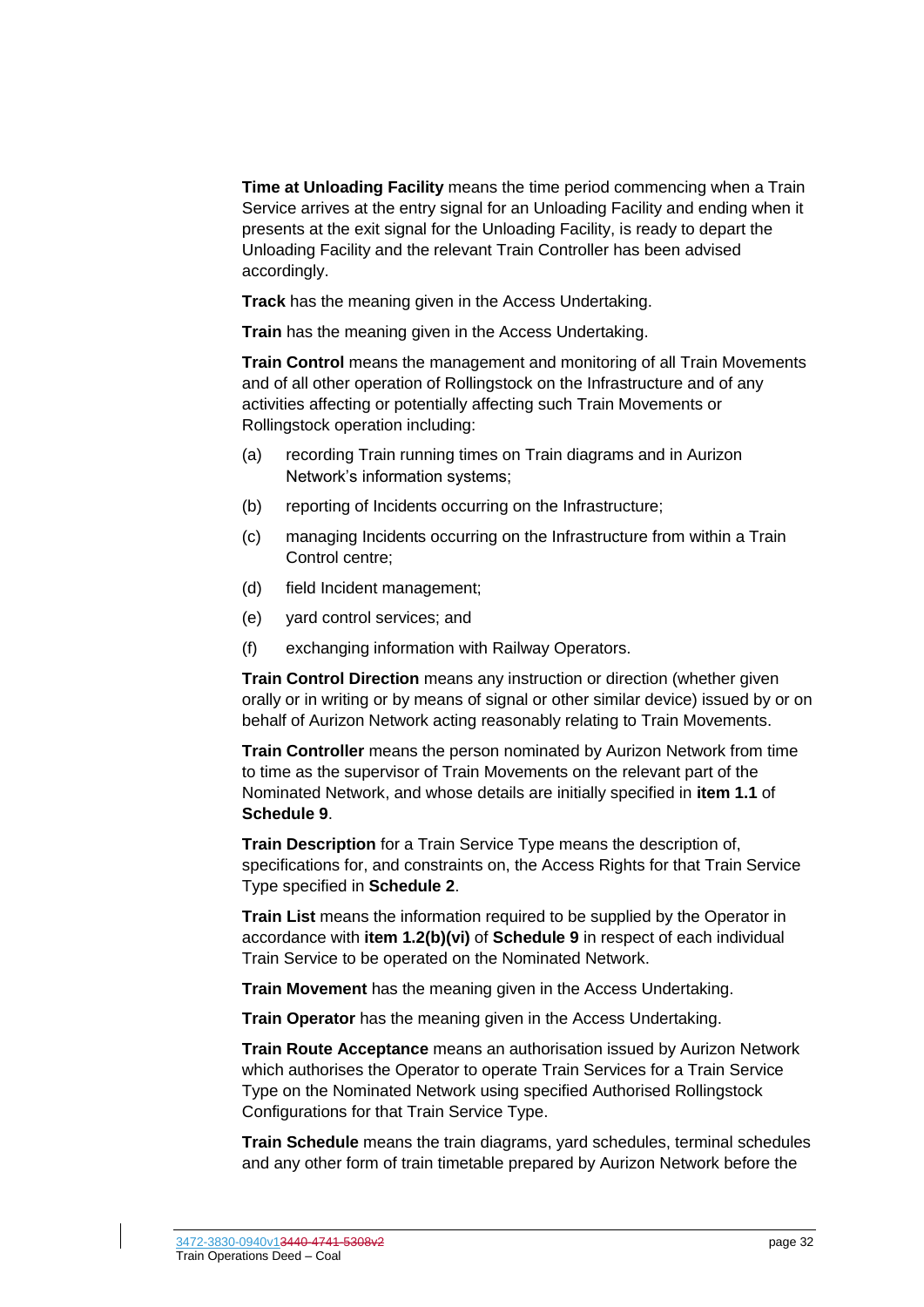**Time at Unloading Facility** means the time period commencing when a Train Service arrives at the entry signal for an Unloading Facility and ending when it presents at the exit signal for the Unloading Facility, is ready to depart the Unloading Facility and the relevant Train Controller has been advised accordingly.

**Track** has the meaning given in the Access Undertaking.

**Train** has the meaning given in the Access Undertaking.

**Train Control** means the management and monitoring of all Train Movements and of all other operation of Rollingstock on the Infrastructure and of any activities affecting or potentially affecting such Train Movements or Rollingstock operation including:

(a) recording Train running times on Train diagrams and in Aurizon Network's information systems;

(b) reporting of Incidents occurring on the Infrastructure;

(c) managing Incidents occurring on the Infrastructure from within a Train Control centre;

(d) field Incident management;

(e) yard control services; and

(f) exchanging information with Railway Operators.

**Train Control Direction** means any instruction or direction (whether given orally or in writing or by means of signal or other similar device) issued by or on behalf of Aurizon Network acting reasonably relating to Train Movements.

**Train Controller** means the person nominated by Aurizon Network from time to time as the supervisor of Train Movements on the relevant part of the Nominated Network, and whose details are initially specified in **item 1.1** of **Schedule 9**.

**Train Description** for a Train Service Type means the description of, specifications for, and constraints on, the Access Rights for that Train Service Type specified in **Schedule 2**.

**Train List** means the information required to be supplied by the Operator in accordance with **item 1.2(b)(vi)** of **Schedule 9** in respect of each individual Train Service to be operated on the Nominated Network.

**Train Movement** has the meaning given in the Access Undertaking.

**Train Operator** has the meaning given in the Access Undertaking.

**Train Route Acceptance** means an authorisation issued by Aurizon Network which authorises the Operator to operate Train Services for a Train Service Type on the Nominated Network using specified Authorised Rollingstock Configurations for that Train Service Type.

**Train Schedule** means the train diagrams, yard schedules, terminal schedules and any other form of train timetable prepared by Aurizon Network before the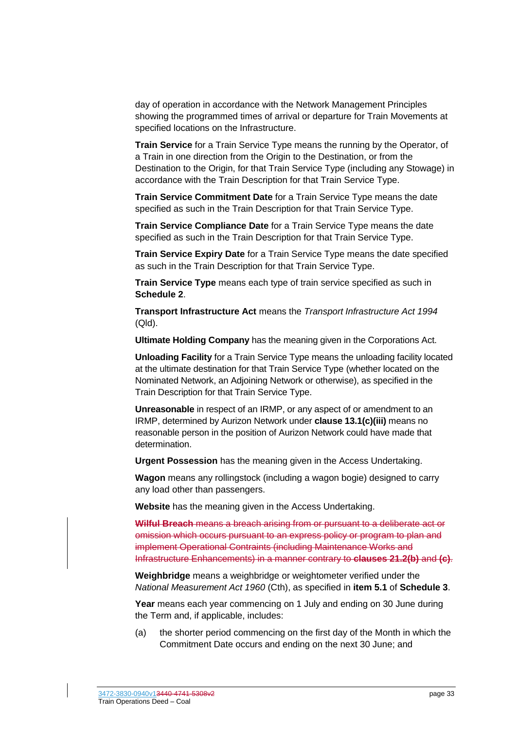day of operation in accordance with the Network Management Principles showing the programmed times of arrival or departure for Train Movements at specified locations on the Infrastructure.

**Train Service** for a Train Service Type means the running by the Operator, of a Train in one direction from the Origin to the Destination, or from the Destination to the Origin, for that Train Service Type (including any Stowage) in accordance with the Train Description for that Train Service Type.

**Train Service Commitment Date** for a Train Service Type means the date specified as such in the Train Description for that Train Service Type.

**Train Service Compliance Date** for a Train Service Type means the date specified as such in the Train Description for that Train Service Type.

**Train Service Expiry Date** for a Train Service Type means the date specified as such in the Train Description for that Train Service Type.

**Train Service Type** means each type of train service specified as such in **Schedule 2**.

**Transport Infrastructure Act** means the *Transport Infrastructure Act 1994* (Qld).

**Ultimate Holding Company** has the meaning given in the Corporations Act.

**Unloading Facility** for a Train Service Type means the unloading facility located at the ultimate destination for that Train Service Type (whether located on the Nominated Network, an Adjoining Network or otherwise), as specified in the Train Description for that Train Service Type.

**Unreasonable** in respect of an IRMP, or any aspect of or amendment to an IRMP, determined by Aurizon Network under **clause 13.1(c)(iii)** means no reasonable person in the position of Aurizon Network could have made that determination.

**Urgent Possession** has the meaning given in the Access Undertaking.

**Wagon** means any rollingstock (including a wagon bogie) designed to carry any load other than passengers.

**Website** has the meaning given in the Access Undertaking.

~~**Wilful Breach** means a breach arising from or pursuant to a deliberate act or omission which occurs pursuant to an express policy or program to plan and implement Operational Contraints (including Maintenance Works and Infrastructure Enhancements) in a manner contrary to **clauses 21.2(b)** and **(c)**.~~

**Weighbridge** means a weighbridge or weightometer verified under the *National Measurement Act 1960* (Cth), as specified in **item 5.1** of **Schedule 3**.

**Year** means each year commencing on 1 July and ending on 30 June during the Term and, if applicable, includes:

(a) the shorter period commencing on the first day of the Month in which the Commitment Date occurs and ending on the next 30 June; and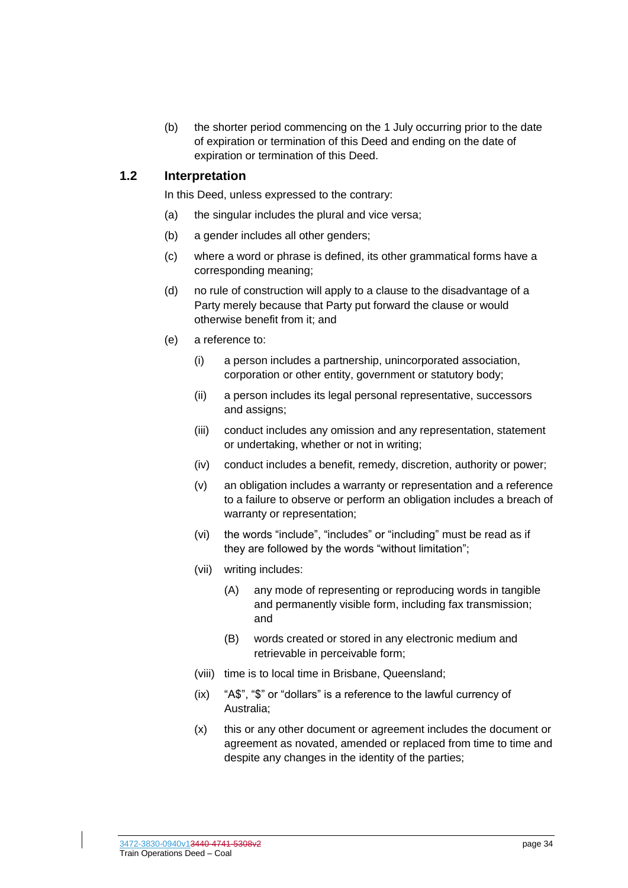(b) the shorter period commencing on the 1 July occurring prior to the date of expiration or termination of this Deed and ending on the date of expiration or termination of this Deed.

## 1.2 Interpretation

In this Deed, unless expressed to the contrary:

(a) the singular includes the plural and vice versa;

(b) a gender includes all other genders;

(c) where a word or phrase is defined, its other grammatical forms have a corresponding meaning;

(d) no rule of construction will apply to a clause to the disadvantage of a Party merely because that Party put forward the clause or would otherwise benefit from it; and

(e) a reference to:

   (i) a person includes a partnership, unincorporated association, corporation or other entity, government or statutory body;

   (ii) a person includes its legal personal representative, successors and assigns;

   (iii) conduct includes any omission and any representation, statement or undertaking, whether or not in writing;

   (iv) conduct includes a benefit, remedy, discretion, authority or power;

   (v) an obligation includes a warranty or representation and a reference to a failure to observe or perform an obligation includes a breach of warranty or representation;

   (vi) the words "include", "includes" or "including" must be read as if they are followed by the words "without limitation";

   (vii) writing includes:

      (A) any mode of representing or reproducing words in tangible and permanently visible form, including fax transmission; and

      (B) words created or stored in any electronic medium and retrievable in perceivable form;

   (viii) time is to local time in Brisbane, Queensland;

   (ix) "A$", "$" or "dollars" is a reference to the lawful currency of Australia;

   (x) this or any other document or agreement includes the document or agreement as novated, amended or replaced from time to time and despite any changes in the identity of the parties;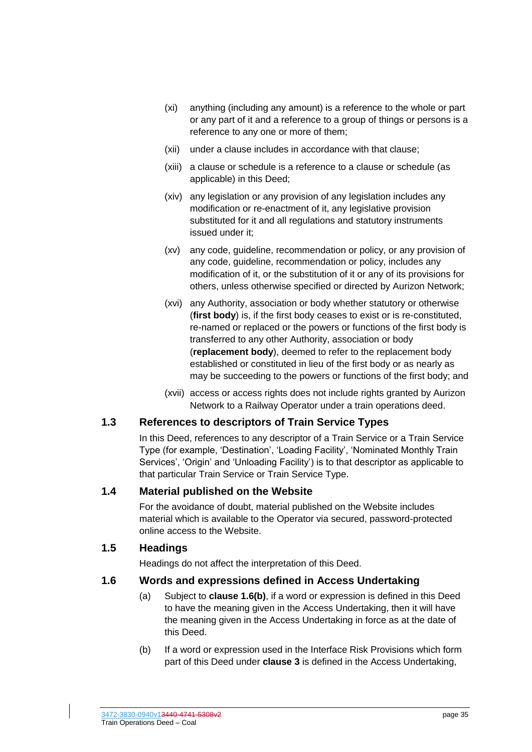(xi) anything (including any amount) is a reference to the whole or part or any part of it and a reference to a group of things or persons is a reference to any one or more of them;

(xii) under a clause includes in accordance with that clause;

(xiii) a clause or schedule is a reference to a clause or schedule (as applicable) in this Deed;

(xiv) any legislation or any provision of any legislation includes any modification or re-enactment of it, any legislative provision substituted for it and all regulations and statutory instruments issued under it;

(xv) any code, guideline, recommendation or policy, or any provision of any code, guideline, recommendation or policy, includes any modification of it, or the substitution of it or any of its provisions for others, unless otherwise specified or directed by Aurizon Network;

(xvi) any Authority, association or body whether statutory or otherwise (**first body**) is, if the first body ceases to exist or is re-constituted, re-named or replaced or the powers or functions of the first body is transferred to any other Authority, association or body (**replacement body**), deemed to refer to the replacement body established or constituted in lieu of the first body or as nearly as may be succeeding to the powers or functions of the first body; and

(xvii) access or access rights does not include rights granted by Aurizon Network to a Railway Operator under a train operations deed.

## 1.3 References to descriptors of Train Service Types

In this Deed, references to any descriptor of a Train Service or a Train Service Type (for example, 'Destination', 'Loading Facility', 'Nominated Monthly Train Services', 'Origin' and 'Unloading Facility') is to that descriptor as applicable to that particular Train Service or Train Service Type.

## 1.4 Material published on the Website

For the avoidance of doubt, material published on the Website includes material which is available to the Operator via secured, password-protected online access to the Website.

## 1.5 Headings

Headings do not affect the interpretation of this Deed.

## 1.6 Words and expressions defined in Access Undertaking

(a) Subject to **clause 1.6(b)**, if a word or expression is defined in this Deed to have the meaning given in the Access Undertaking, then it will have the meaning given in the Access Undertaking in force as at the date of this Deed.

(b) If a word or expression used in the Interface Risk Provisions which form part of this Deed under **clause 3** is defined in the Access Undertaking,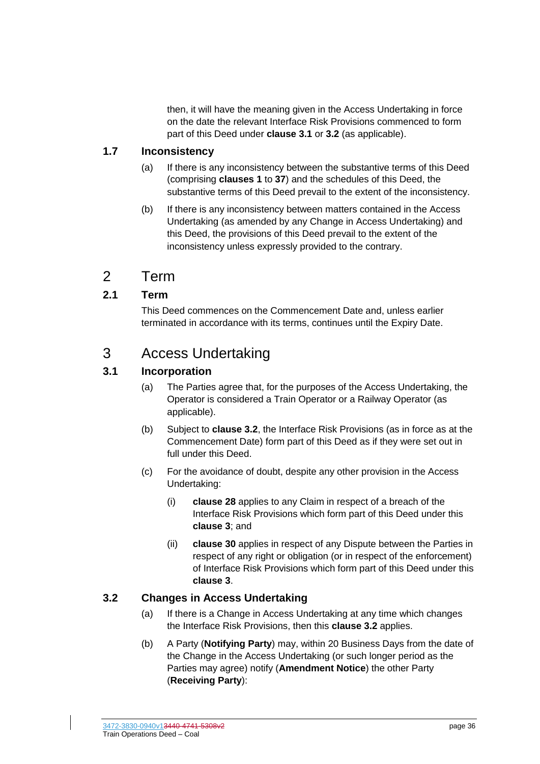then, it will have the meaning given in the Access Undertaking in force on the date the relevant Interface Risk Provisions commenced to form part of this Deed under **clause 3.1** or **3.2** (as applicable).

### 1.7 Inconsistency

(a) If there is any inconsistency between the substantive terms of this Deed (comprising **clauses 1** to **37**) and the schedules of this Deed, the substantive terms of this Deed prevail to the extent of the inconsistency.

(b) If there is any inconsistency between matters contained in the Access Undertaking (as amended by any Change in Access Undertaking) and this Deed, the provisions of this Deed prevail to the extent of the inconsistency unless expressly provided to the contrary.

## 2 Term

### 2.1 Term

This Deed commences on the Commencement Date and, unless earlier terminated in accordance with its terms, continues until the Expiry Date.

## 3 Access Undertaking

### 3.1 Incorporation

(a) The Parties agree that, for the purposes of the Access Undertaking, the Operator is considered a Train Operator or a Railway Operator (as applicable).

(b) Subject to **clause 3.2**, the Interface Risk Provisions (as in force as at the Commencement Date) form part of this Deed as if they were set out in full under this Deed.

(c) For the avoidance of doubt, despite any other provision in the Access Undertaking:

(i) **clause 28** applies to any Claim in respect of a breach of the Interface Risk Provisions which form part of this Deed under this **clause 3**; and

(ii) **clause 30** applies in respect of any Dispute between the Parties in respect of any right or obligation (or in respect of the enforcement) of Interface Risk Provisions which form part of this Deed under this **clause 3**.

### 3.2 Changes in Access Undertaking

(a) If there is a Change in Access Undertaking at any time which changes the Interface Risk Provisions, then this **clause 3.2** applies.

(b) A Party (**Notifying Party**) may, within 20 Business Days from the date of the Change in the Access Undertaking (or such longer period as the Parties may agree) notify (**Amendment Notice**) the other Party (**Receiving Party**):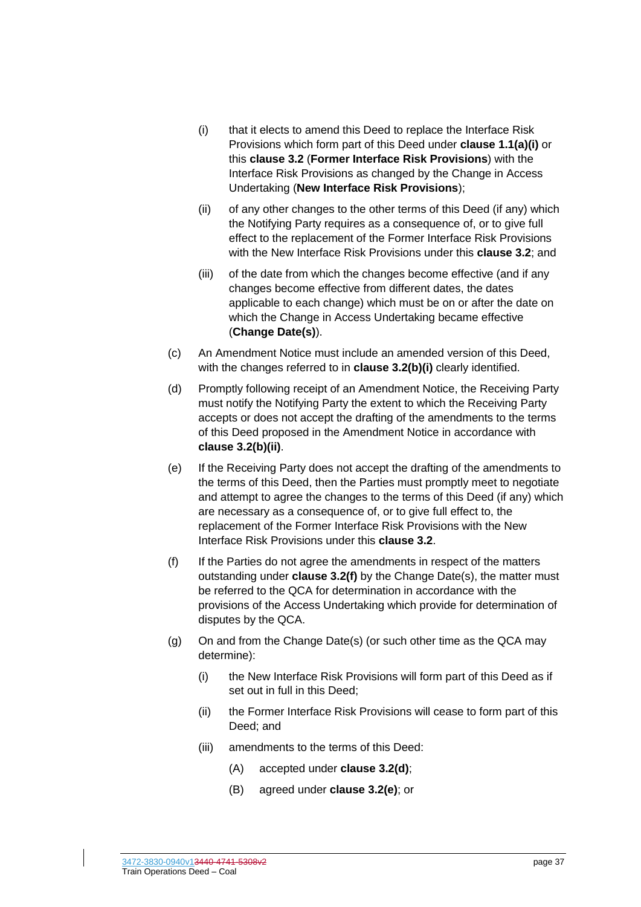(i) that it elects to amend this Deed to replace the Interface Risk Provisions which form part of this Deed under **clause 1.1(a)(i)** or this **clause 3.2** (**Former Interface Risk Provisions**) with the Interface Risk Provisions as changed by the Change in Access Undertaking (**New Interface Risk Provisions**);

(ii) of any other changes to the other terms of this Deed (if any) which the Notifying Party requires as a consequence of, or to give full effect to the replacement of the Former Interface Risk Provisions with the New Interface Risk Provisions under this **clause 3.2**; and

(iii) of the date from which the changes become effective (and if any changes become effective from different dates, the dates applicable to each change) which must be on or after the date on which the Change in Access Undertaking became effective (**Change Date(s)**).

(c) An Amendment Notice must include an amended version of this Deed, with the changes referred to in **clause 3.2(b)(i)** clearly identified.

(d) Promptly following receipt of an Amendment Notice, the Receiving Party must notify the Notifying Party the extent to which the Receiving Party accepts or does not accept the drafting of the amendments to the terms of this Deed proposed in the Amendment Notice in accordance with **clause 3.2(b)(ii)**.

(e) If the Receiving Party does not accept the drafting of the amendments to the terms of this Deed, then the Parties must promptly meet to negotiate and attempt to agree the changes to the terms of this Deed (if any) which are necessary as a consequence of, or to give full effect to, the replacement of the Former Interface Risk Provisions with the New Interface Risk Provisions under this **clause 3.2**.

(f) If the Parties do not agree the amendments in respect of the matters outstanding under **clause 3.2(f)** by the Change Date(s), the matter must be referred to the QCA for determination in accordance with the provisions of the Access Undertaking which provide for determination of disputes by the QCA.

(g) On and from the Change Date(s) (or such other time as the QCA may determine):

(i) the New Interface Risk Provisions will form part of this Deed as if set out in full in this Deed;

(ii) the Former Interface Risk Provisions will cease to form part of this Deed; and

(iii) amendments to the terms of this Deed:

(A) accepted under **clause 3.2(d)**;

(B) agreed under **clause 3.2(e)**; or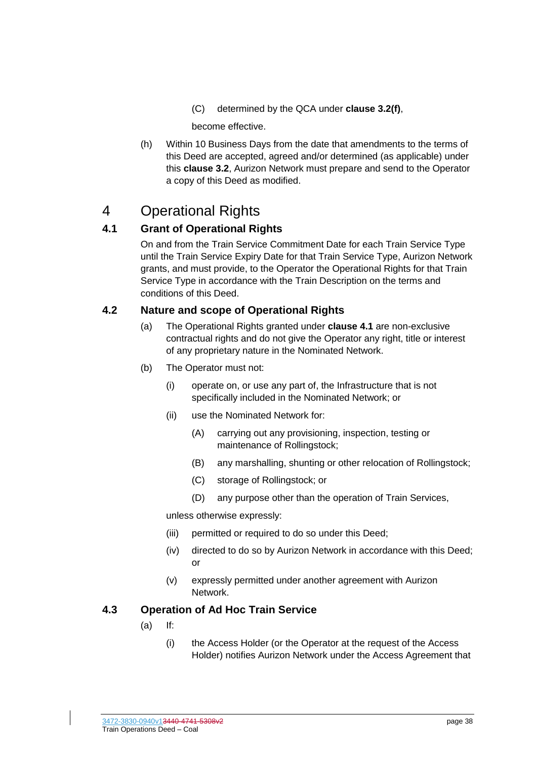(C) determined by the QCA under **clause 3.2(f)**,

become effective.

(h) Within 10 Business Days from the date that amendments to the terms of this Deed are accepted, agreed and/or determined (as applicable) under this **clause 3.2**, Aurizon Network must prepare and send to the Operator a copy of this Deed as modified.

# 4 Operational Rights

## 4.1 Grant of Operational Rights

On and from the Train Service Commitment Date for each Train Service Type until the Train Service Expiry Date for that Train Service Type, Aurizon Network grants, and must provide, to the Operator the Operational Rights for that Train Service Type in accordance with the Train Description on the terms and conditions of this Deed.

## 4.2 Nature and scope of Operational Rights

(a) The Operational Rights granted under **clause 4.1** are non-exclusive contractual rights and do not give the Operator any right, title or interest of any proprietary nature in the Nominated Network.

(b) The Operator must not:

(i) operate on, or use any part of, the Infrastructure that is not specifically included in the Nominated Network; or

(ii) use the Nominated Network for:

(A) carrying out any provisioning, inspection, testing or maintenance of Rollingstock;

(B) any marshalling, shunting or other relocation of Rollingstock;

(C) storage of Rollingstock; or

(D) any purpose other than the operation of Train Services,

unless otherwise expressly:

(iii) permitted or required to do so under this Deed;

(iv) directed to do so by Aurizon Network in accordance with this Deed; or

(v) expressly permitted under another agreement with Aurizon Network.

## 4.3 Operation of Ad Hoc Train Service

(a) If:

(i) the Access Holder (or the Operator at the request of the Access Holder) notifies Aurizon Network under the Access Agreement that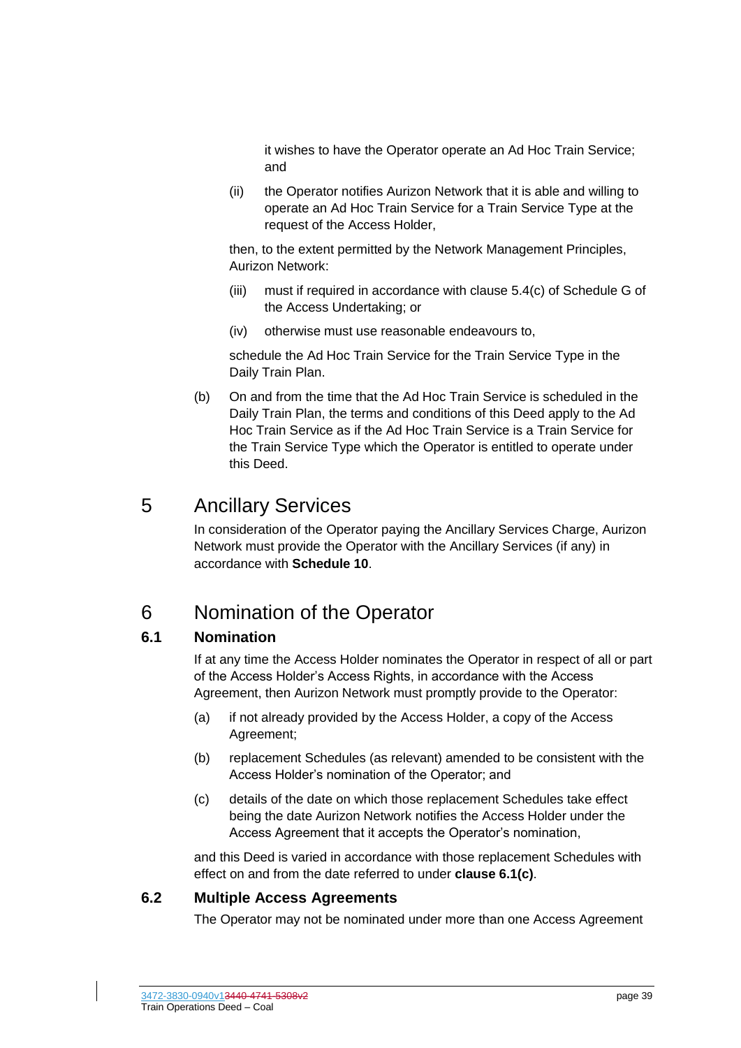it wishes to have the Operator operate an Ad Hoc Train Service; and

(ii) the Operator notifies Aurizon Network that it is able and willing to operate an Ad Hoc Train Service for a Train Service Type at the request of the Access Holder,

then, to the extent permitted by the Network Management Principles, Aurizon Network:

(iii) must if required in accordance with clause 5.4(c) of Schedule G of the Access Undertaking; or

(iv) otherwise must use reasonable endeavours to,

schedule the Ad Hoc Train Service for the Train Service Type in the Daily Train Plan.

(b) On and from the time that the Ad Hoc Train Service is scheduled in the Daily Train Plan, the terms and conditions of this Deed apply to the Ad Hoc Train Service as if the Ad Hoc Train Service is a Train Service for the Train Service Type which the Operator is entitled to operate under this Deed.

# 5 Ancillary Services

In consideration of the Operator paying the Ancillary Services Charge, Aurizon Network must provide the Operator with the Ancillary Services (if any) in accordance with **Schedule 10**.

# 6 Nomination of the Operator

## 6.1 Nomination

If at any time the Access Holder nominates the Operator in respect of all or part of the Access Holder's Access Rights, in accordance with the Access Agreement, then Aurizon Network must promptly provide to the Operator:

(a) if not already provided by the Access Holder, a copy of the Access Agreement;

(b) replacement Schedules (as relevant) amended to be consistent with the Access Holder's nomination of the Operator; and

(c) details of the date on which those replacement Schedules take effect being the date Aurizon Network notifies the Access Holder under the Access Agreement that it accepts the Operator's nomination,

and this Deed is varied in accordance with those replacement Schedules with effect on and from the date referred to under **clause 6.1(c)**.

## 6.2 Multiple Access Agreements

The Operator may not be nominated under more than one Access Agreement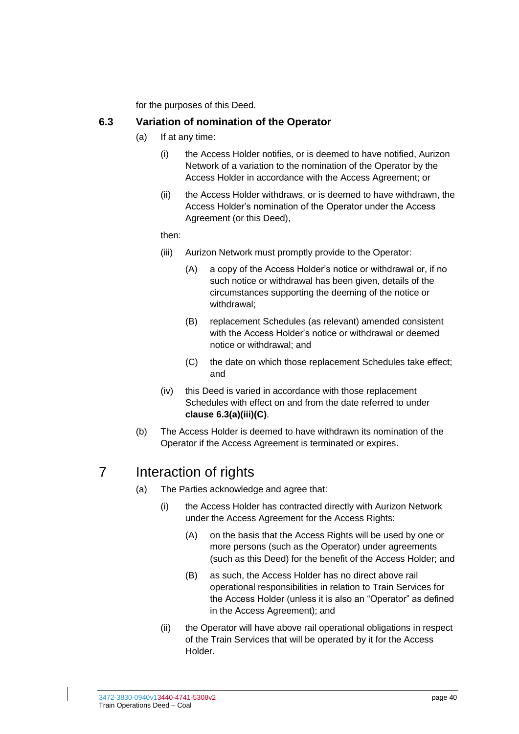for the purposes of this Deed.

### 6.3 Variation of nomination of the Operator

(a) If at any time:

(i) the Access Holder notifies, or is deemed to have notified, Aurizon Network of a variation to the nomination of the Operator by the Access Holder in accordance with the Access Agreement; or

(ii) the Access Holder withdraws, or is deemed to have withdrawn, the Access Holder's nomination of the Operator under the Access Agreement (or this Deed),

then:

(iii) Aurizon Network must promptly provide to the Operator:

(A) a copy of the Access Holder's notice or withdrawal or, if no such notice or withdrawal has been given, details of the circumstances supporting the deeming of the notice or withdrawal;

(B) replacement Schedules (as relevant) amended consistent with the Access Holder's notice or withdrawal or deemed notice or withdrawal; and

(C) the date on which those replacement Schedules take effect; and

(iv) this Deed is varied in accordance with those replacement Schedules with effect on and from the date referred to under **clause 6.3(a)(iii)(C)**.

(b) The Access Holder is deemed to have withdrawn its nomination of the Operator if the Access Agreement is terminated or expires.

## 7 Interaction of rights

(a) The Parties acknowledge and agree that:

(i) the Access Holder has contracted directly with Aurizon Network under the Access Agreement for the Access Rights:

(A) on the basis that the Access Rights will be used by one or more persons (such as the Operator) under agreements (such as this Deed) for the benefit of the Access Holder; and

(B) as such, the Access Holder has no direct above rail operational responsibilities in relation to Train Services for the Access Holder (unless it is also an "Operator" as defined in the Access Agreement); and

(ii) the Operator will have above rail operational obligations in respect of the Train Services that will be operated by it for the Access Holder.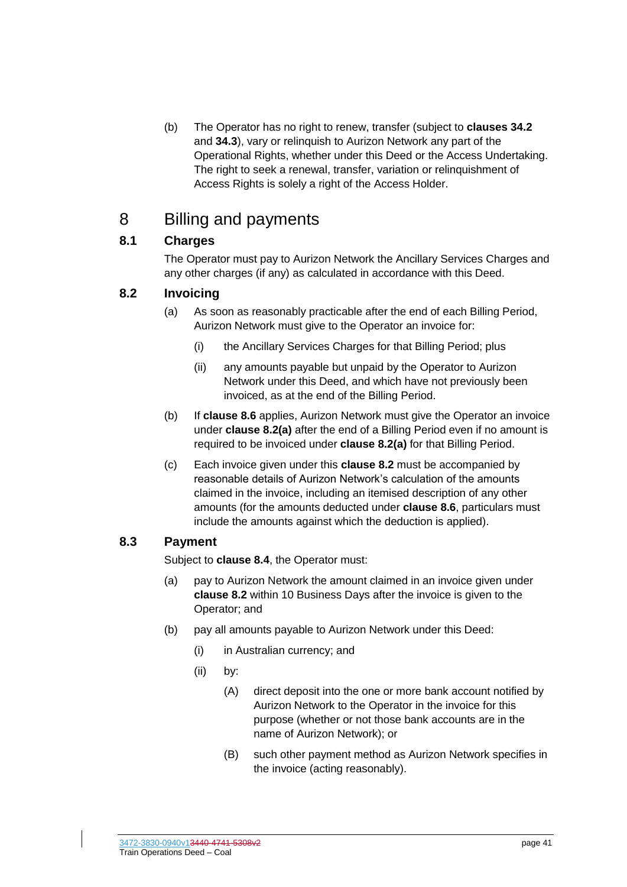(b) The Operator has no right to renew, transfer (subject to **clauses 34.2** and **34.3**), vary or relinquish to Aurizon Network any part of the Operational Rights, whether under this Deed or the Access Undertaking. The right to seek a renewal, transfer, variation or relinquishment of Access Rights is solely a right of the Access Holder.

# 8 Billing and payments

## 8.1 Charges

The Operator must pay to Aurizon Network the Ancillary Services Charges and any other charges (if any) as calculated in accordance with this Deed.

## 8.2 Invoicing

(a) As soon as reasonably practicable after the end of each Billing Period, Aurizon Network must give to the Operator an invoice for:

  (i) the Ancillary Services Charges for that Billing Period; plus

  (ii) any amounts payable but unpaid by the Operator to Aurizon Network under this Deed, and which have not previously been invoiced, as at the end of the Billing Period.

(b) If **clause 8.6** applies, Aurizon Network must give the Operator an invoice under **clause 8.2(a)** after the end of a Billing Period even if no amount is required to be invoiced under **clause 8.2(a)** for that Billing Period.

(c) Each invoice given under this **clause 8.2** must be accompanied by reasonable details of Aurizon Network's calculation of the amounts claimed in the invoice, including an itemised description of any other amounts (for the amounts deducted under **clause 8.6**, particulars must include the amounts against which the deduction is applied).

## 8.3 Payment

Subject to **clause 8.4**, the Operator must:

(a) pay to Aurizon Network the amount claimed in an invoice given under **clause 8.2** within 10 Business Days after the invoice is given to the Operator; and

(b) pay all amounts payable to Aurizon Network under this Deed:

  (i) in Australian currency; and

  (ii) by:

    (A) direct deposit into the one or more bank account notified by Aurizon Network to the Operator in the invoice for this purpose (whether or not those bank accounts are in the name of Aurizon Network); or

    (B) such other payment method as Aurizon Network specifies in the invoice (acting reasonably).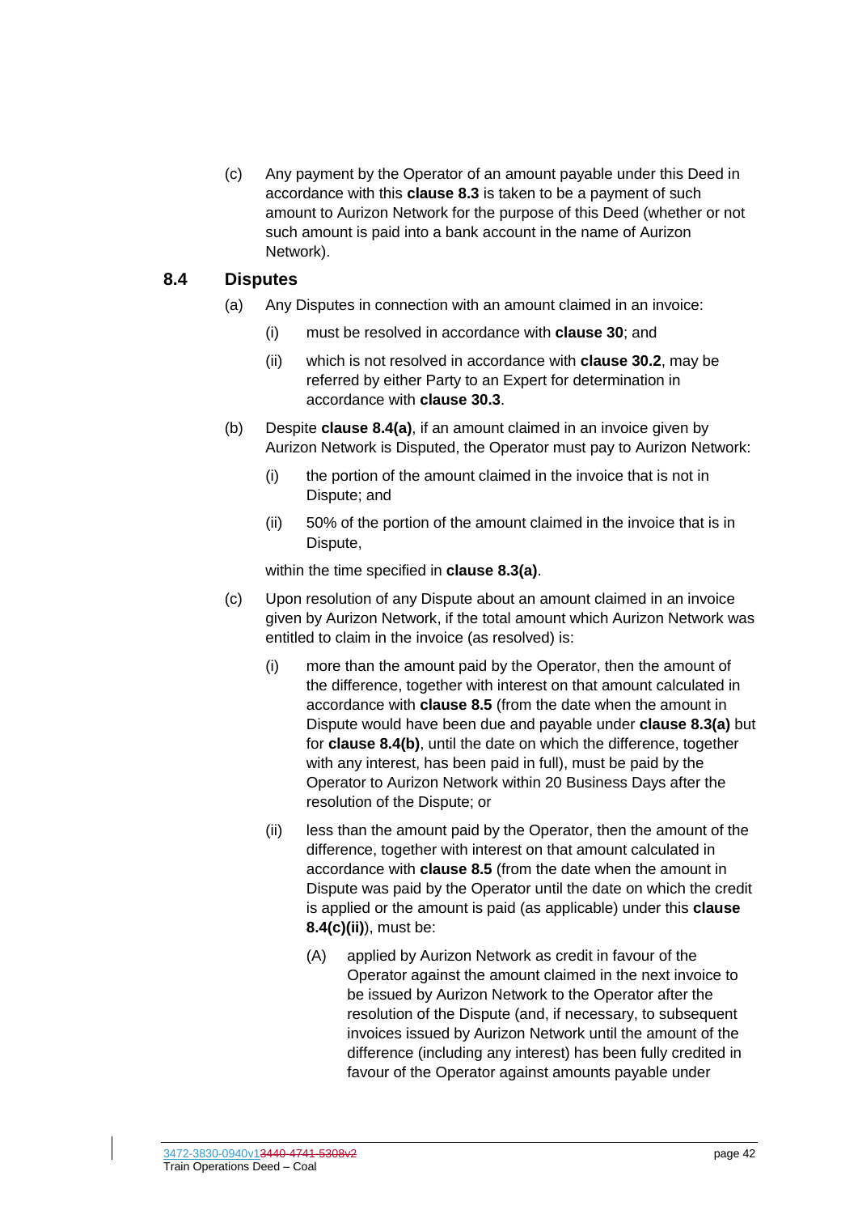(c) Any payment by the Operator of an amount payable under this Deed in accordance with this **clause 8.3** is taken to be a payment of such amount to Aurizon Network for the purpose of this Deed (whether or not such amount is paid into a bank account in the name of Aurizon Network).

## 8.4 Disputes

(a) Any Disputes in connection with an amount claimed in an invoice:

(i) must be resolved in accordance with **clause 30**; and

(ii) which is not resolved in accordance with **clause 30.2**, may be referred by either Party to an Expert for determination in accordance with **clause 30.3**.

(b) Despite **clause 8.4(a)**, if an amount claimed in an invoice given by Aurizon Network is Disputed, the Operator must pay to Aurizon Network:

(i) the portion of the amount claimed in the invoice that is not in Dispute; and

(ii) 50% of the portion of the amount claimed in the invoice that is in Dispute,

within the time specified in **clause 8.3(a)**.

(c) Upon resolution of any Dispute about an amount claimed in an invoice given by Aurizon Network, if the total amount which Aurizon Network was entitled to claim in the invoice (as resolved) is:

(i) more than the amount paid by the Operator, then the amount of the difference, together with interest on that amount calculated in accordance with **clause 8.5** (from the date when the amount in Dispute would have been due and payable under **clause 8.3(a)** but for **clause 8.4(b)**, until the date on which the difference, together with any interest, has been paid in full), must be paid by the Operator to Aurizon Network within 20 Business Days after the resolution of the Dispute; or

(ii) less than the amount paid by the Operator, then the amount of the difference, together with interest on that amount calculated in accordance with **clause 8.5** (from the date when the amount in Dispute was paid by the Operator until the date on which the credit is applied or the amount is paid (as applicable) under this **clause 8.4(c)(ii)**), must be:

(A) applied by Aurizon Network as credit in favour of the Operator against the amount claimed in the next invoice to be issued by Aurizon Network to the Operator after the resolution of the Dispute (and, if necessary, to subsequent invoices issued by Aurizon Network until the amount of the difference (including any interest) has been fully credited in favour of the Operator against amounts payable under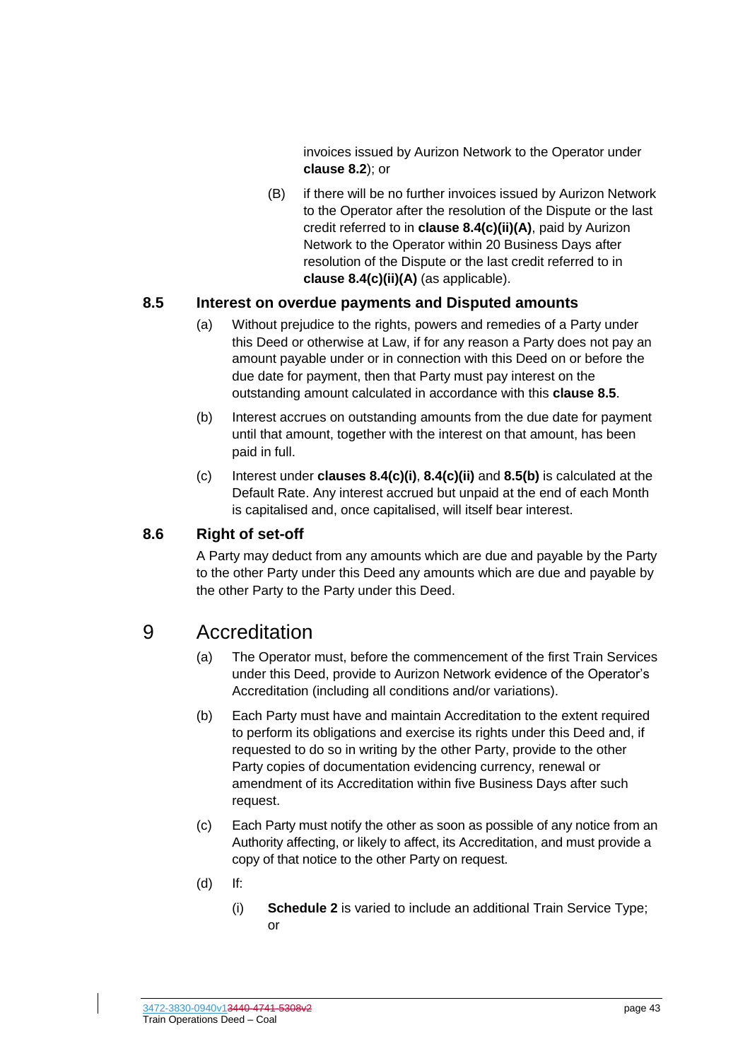invoices issued by Aurizon Network to the Operator under **clause 8.2**); or

(B) if there will be no further invoices issued by Aurizon Network to the Operator after the resolution of the Dispute or the last credit referred to in **clause 8.4(c)(ii)(A)**, paid by Aurizon Network to the Operator within 20 Business Days after resolution of the Dispute or the last credit referred to in **clause 8.4(c)(ii)(A)** (as applicable).

### 8.5 Interest on overdue payments and Disputed amounts

(a) Without prejudice to the rights, powers and remedies of a Party under this Deed or otherwise at Law, if for any reason a Party does not pay an amount payable under or in connection with this Deed on or before the due date for payment, then that Party must pay interest on the outstanding amount calculated in accordance with this **clause 8.5**.

(b) Interest accrues on outstanding amounts from the due date for payment until that amount, together with the interest on that amount, has been paid in full.

(c) Interest under **clauses 8.4(c)(i)**, **8.4(c)(ii)** and **8.5(b)** is calculated at the Default Rate. Any interest accrued but unpaid at the end of each Month is capitalised and, once capitalised, will itself bear interest.

### 8.6 Right of set-off

A Party may deduct from any amounts which are due and payable by the Party to the other Party under this Deed any amounts which are due and payable by the other Party to the Party under this Deed.

## 9 Accreditation

(a) The Operator must, before the commencement of the first Train Services under this Deed, provide to Aurizon Network evidence of the Operator's Accreditation (including all conditions and/or variations).

(b) Each Party must have and maintain Accreditation to the extent required to perform its obligations and exercise its rights under this Deed and, if requested to do so in writing by the other Party, provide to the other Party copies of documentation evidencing currency, renewal or amendment of its Accreditation within five Business Days after such request.

(c) Each Party must notify the other as soon as possible of any notice from an Authority affecting, or likely to affect, its Accreditation, and must provide a copy of that notice to the other Party on request.

(d) If:

(i) **Schedule 2** is varied to include an additional Train Service Type; or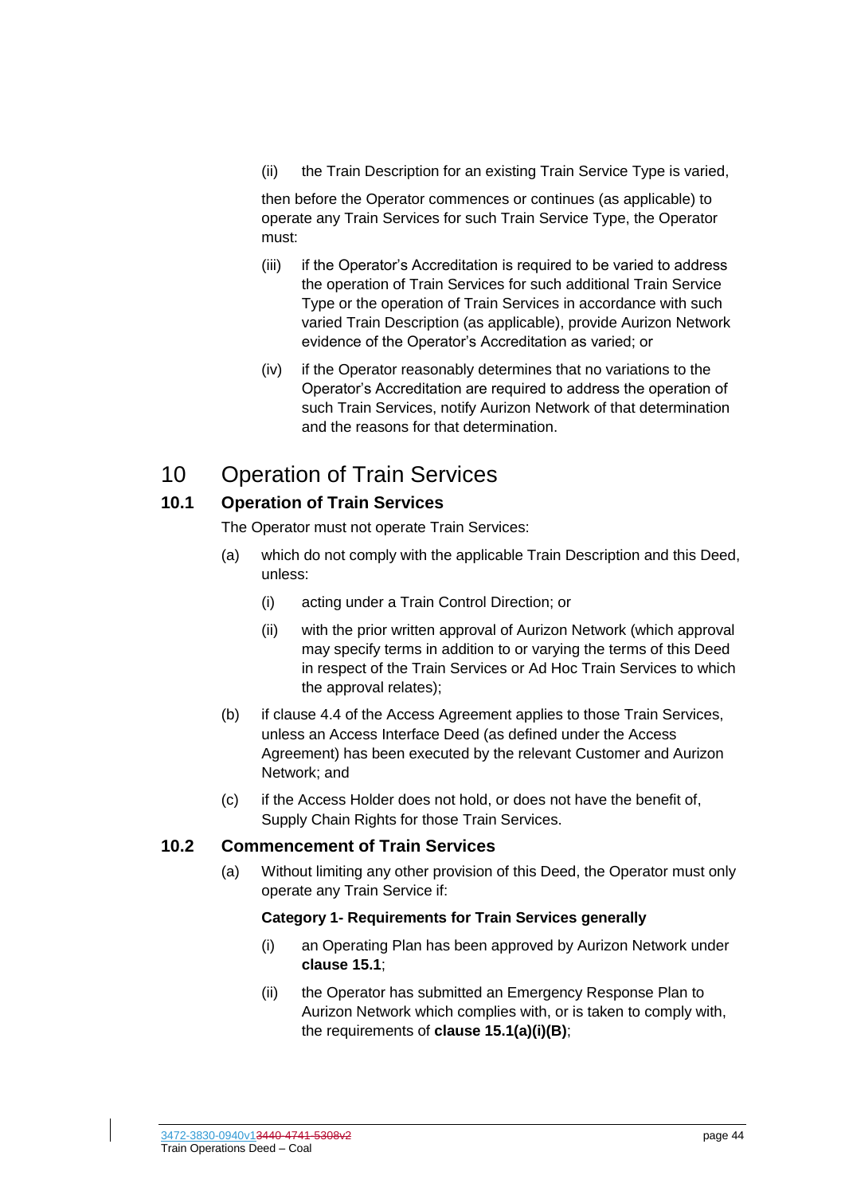(ii) the Train Description for an existing Train Service Type is varied,

then before the Operator commences or continues (as applicable) to operate any Train Services for such Train Service Type, the Operator must:

(iii) if the Operator's Accreditation is required to be varied to address the operation of Train Services for such additional Train Service Type or the operation of Train Services in accordance with such varied Train Description (as applicable), provide Aurizon Network evidence of the Operator's Accreditation as varied; or

(iv) if the Operator reasonably determines that no variations to the Operator's Accreditation are required to address the operation of such Train Services, notify Aurizon Network of that determination and the reasons for that determination.

# 10 Operation of Train Services

## 10.1 Operation of Train Services

The Operator must not operate Train Services:

(a) which do not comply with the applicable Train Description and this Deed, unless:

(i) acting under a Train Control Direction; or

(ii) with the prior written approval of Aurizon Network (which approval may specify terms in addition to or varying the terms of this Deed in respect of the Train Services or Ad Hoc Train Services to which the approval relates);

(b) if clause 4.4 of the Access Agreement applies to those Train Services, unless an Access Interface Deed (as defined under the Access Agreement) has been executed by the relevant Customer and Aurizon Network; and

(c) if the Access Holder does not hold, or does not have the benefit of, Supply Chain Rights for those Train Services.

## 10.2 Commencement of Train Services

(a) Without limiting any other provision of this Deed, the Operator must only operate any Train Service if:

**Category 1- Requirements for Train Services generally**

(i) an Operating Plan has been approved by Aurizon Network under **clause 15.1**;

(ii) the Operator has submitted an Emergency Response Plan to Aurizon Network which complies with, or is taken to comply with, the requirements of **clause 15.1(a)(i)(B)**;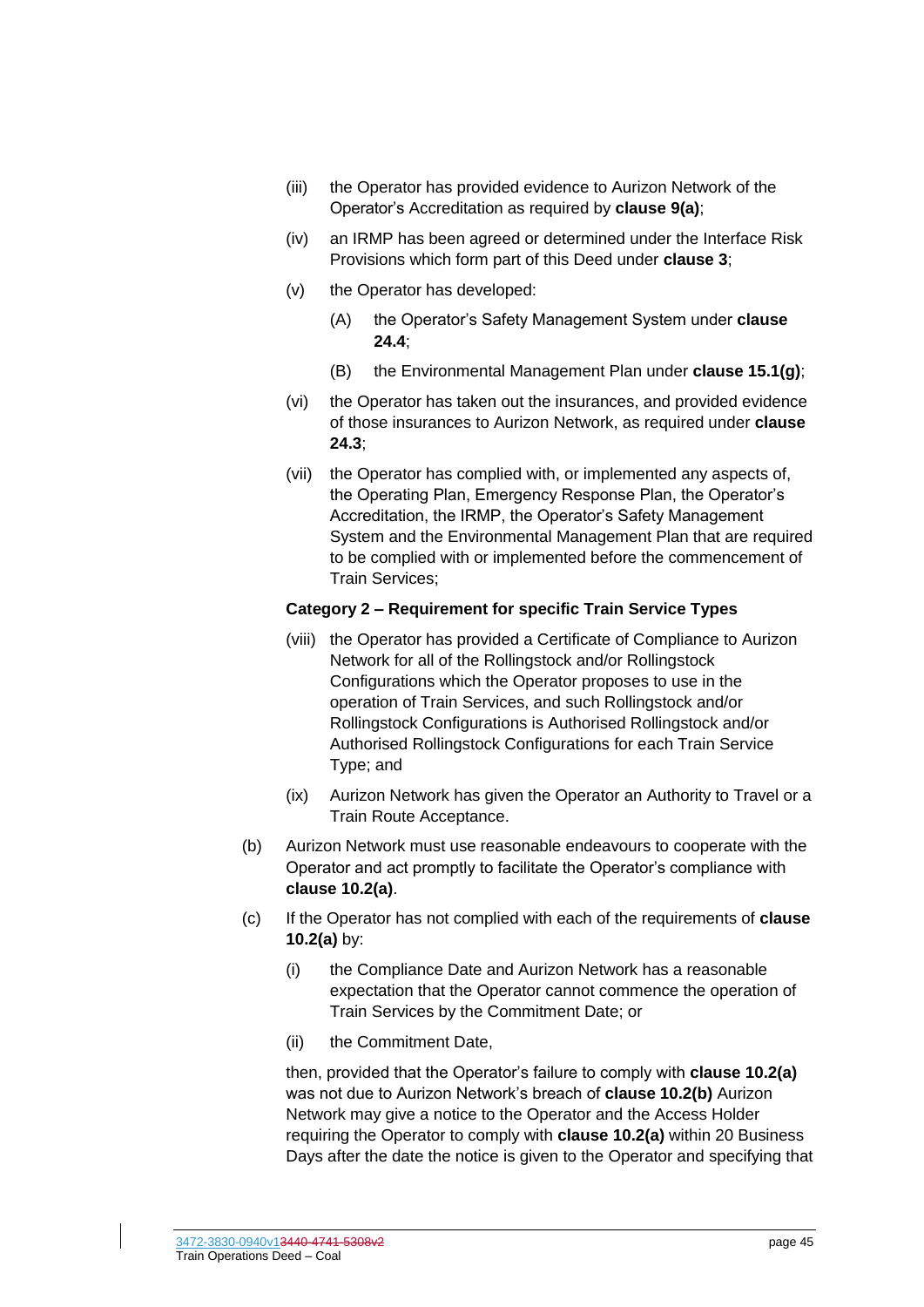(iii) the Operator has provided evidence to Aurizon Network of the Operator's Accreditation as required by **clause 9(a)**;

(iv) an IRMP has been agreed or determined under the Interface Risk Provisions which form part of this Deed under **clause 3**;

(v) the Operator has developed:

   (A) the Operator's Safety Management System under **clause 24.4**;

   (B) the Environmental Management Plan under **clause 15.1(g)**;

(vi) the Operator has taken out the insurances, and provided evidence of those insurances to Aurizon Network, as required under **clause 24.3**;

(vii) the Operator has complied with, or implemented any aspects of, the Operating Plan, Emergency Response Plan, the Operator's Accreditation, the IRMP, the Operator's Safety Management System and the Environmental Management Plan that are required to be complied with or implemented before the commencement of Train Services;

**Category 2 – Requirement for specific Train Service Types**

(viii) the Operator has provided a Certificate of Compliance to Aurizon Network for all of the Rollingstock and/or Rollingstock Configurations which the Operator proposes to use in the operation of Train Services, and such Rollingstock and/or Rollingstock Configurations is Authorised Rollingstock and/or Authorised Rollingstock Configurations for each Train Service Type; and

(ix) Aurizon Network has given the Operator an Authority to Travel or a Train Route Acceptance.

(b) Aurizon Network must use reasonable endeavours to cooperate with the Operator and act promptly to facilitate the Operator's compliance with **clause 10.2(a)**.

(c) If the Operator has not complied with each of the requirements of **clause 10.2(a)** by:

   (i) the Compliance Date and Aurizon Network has a reasonable expectation that the Operator cannot commence the operation of Train Services by the Commitment Date; or

   (ii) the Commitment Date,

then, provided that the Operator's failure to comply with **clause 10.2(a)** was not due to Aurizon Network's breach of **clause 10.2(b)** Aurizon Network may give a notice to the Operator and the Access Holder requiring the Operator to comply with **clause 10.2(a)** within 20 Business Days after the date the notice is given to the Operator and specifying that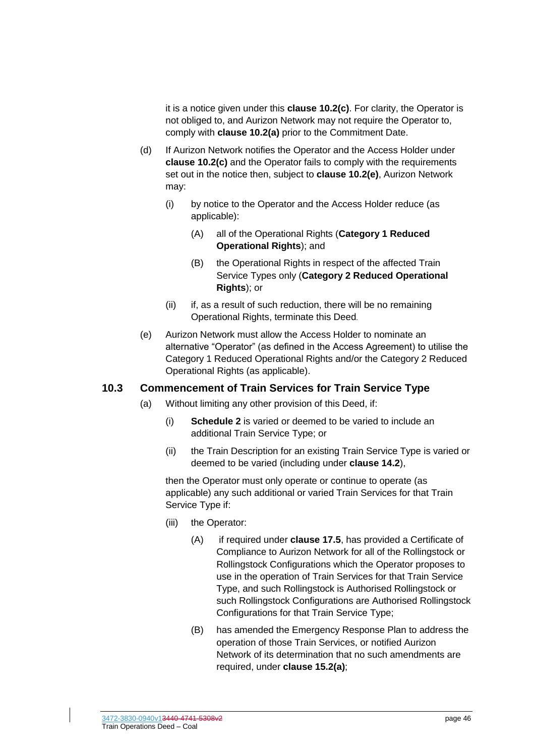it is a notice given under this **clause 10.2(c)**. For clarity, the Operator is not obliged to, and Aurizon Network may not require the Operator to, comply with **clause 10.2(a)** prior to the Commitment Date.

(d) If Aurizon Network notifies the Operator and the Access Holder under **clause 10.2(c)** and the Operator fails to comply with the requirements set out in the notice then, subject to **clause 10.2(e)**, Aurizon Network may:

  (i) by notice to the Operator and the Access Holder reduce (as applicable):

    (A) all of the Operational Rights (**Category 1 Reduced Operational Rights**); and

    (B) the Operational Rights in respect of the affected Train Service Types only (**Category 2 Reduced Operational Rights**); or

  (ii) if, as a result of such reduction, there will be no remaining Operational Rights, terminate this Deed.

(e) Aurizon Network must allow the Access Holder to nominate an alternative "Operator" (as defined in the Access Agreement) to utilise the Category 1 Reduced Operational Rights and/or the Category 2 Reduced Operational Rights (as applicable).

## 10.3 Commencement of Train Services for Train Service Type

(a) Without limiting any other provision of this Deed, if:

  (i) **Schedule 2** is varied or deemed to be varied to include an additional Train Service Type; or

  (ii) the Train Description for an existing Train Service Type is varied or deemed to be varied (including under **clause 14.2**),

  then the Operator must only operate or continue to operate (as applicable) any such additional or varied Train Services for that Train Service Type if:

  (iii) the Operator:

    (A) if required under **clause 17.5**, has provided a Certificate of Compliance to Aurizon Network for all of the Rollingstock or Rollingstock Configurations which the Operator proposes to use in the operation of Train Services for that Train Service Type, and such Rollingstock is Authorised Rollingstock or such Rollingstock Configurations are Authorised Rollingstock Configurations for that Train Service Type;

    (B) has amended the Emergency Response Plan to address the operation of those Train Services, or notified Aurizon Network of its determination that no such amendments are required, under **clause 15.2(a)**;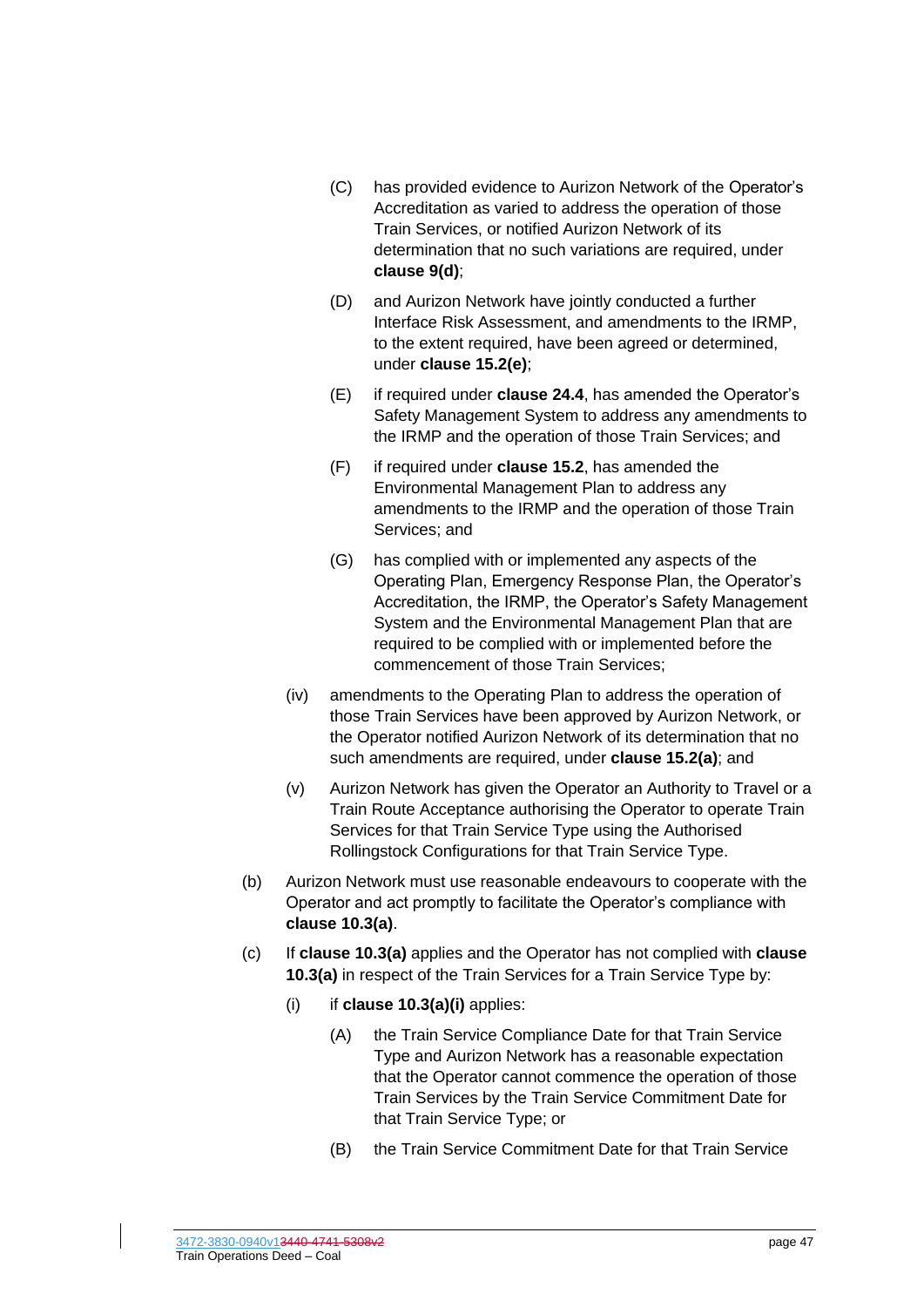(C) has provided evidence to Aurizon Network of the Operator's Accreditation as varied to address the operation of those Train Services, or notified Aurizon Network of its determination that no such variations are required, under **clause 9(d)**;

(D) and Aurizon Network have jointly conducted a further Interface Risk Assessment, and amendments to the IRMP, to the extent required, have been agreed or determined, under **clause 15.2(e)**;

(E) if required under **clause 24.4**, has amended the Operator's Safety Management System to address any amendments to the IRMP and the operation of those Train Services; and

(F) if required under **clause 15.2**, has amended the Environmental Management Plan to address any amendments to the IRMP and the operation of those Train Services; and

(G) has complied with or implemented any aspects of the Operating Plan, Emergency Response Plan, the Operator's Accreditation, the IRMP, the Operator's Safety Management System and the Environmental Management Plan that are required to be complied with or implemented before the commencement of those Train Services;

(iv) amendments to the Operating Plan to address the operation of those Train Services have been approved by Aurizon Network, or the Operator notified Aurizon Network of its determination that no such amendments are required, under **clause 15.2(a)**; and

(v) Aurizon Network has given the Operator an Authority to Travel or a Train Route Acceptance authorising the Operator to operate Train Services for that Train Service Type using the Authorised Rollingstock Configurations for that Train Service Type.

(b) Aurizon Network must use reasonable endeavours to cooperate with the Operator and act promptly to facilitate the Operator's compliance with **clause 10.3(a)**.

(c) If **clause 10.3(a)** applies and the Operator has not complied with **clause 10.3(a)** in respect of the Train Services for a Train Service Type by:

(i) if **clause 10.3(a)(i)** applies:

(A) the Train Service Compliance Date for that Train Service Type and Aurizon Network has a reasonable expectation that the Operator cannot commence the operation of those Train Services by the Train Service Commitment Date for that Train Service Type; or

(B) the Train Service Commitment Date for that Train Service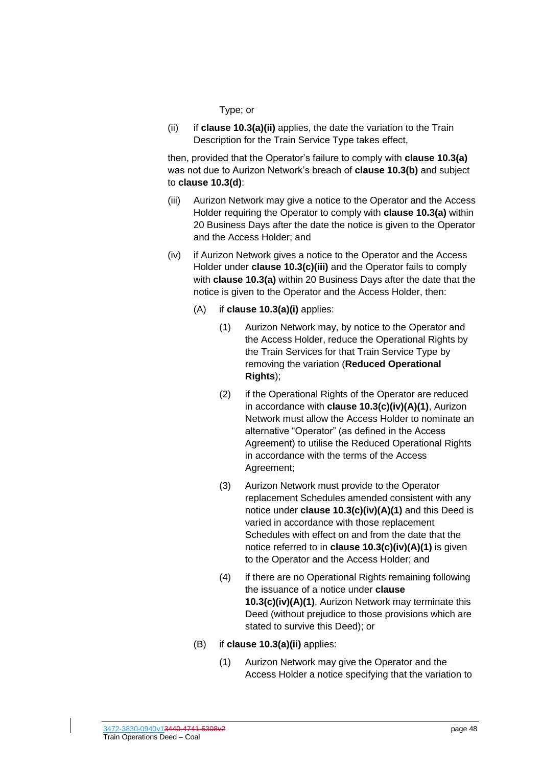Type; or

(ii) if **clause 10.3(a)(ii)** applies, the date the variation to the Train Description for the Train Service Type takes effect,

then, provided that the Operator's failure to comply with **clause 10.3(a)** was not due to Aurizon Network's breach of **clause 10.3(b)** and subject to **clause 10.3(d)**:

(iii) Aurizon Network may give a notice to the Operator and the Access Holder requiring the Operator to comply with **clause 10.3(a)** within 20 Business Days after the date the notice is given to the Operator and the Access Holder; and

(iv) if Aurizon Network gives a notice to the Operator and the Access Holder under **clause 10.3(c)(iii)** and the Operator fails to comply with **clause 10.3(a)** within 20 Business Days after the date that the notice is given to the Operator and the Access Holder, then:

(A) if **clause 10.3(a)(i)** applies:

(1) Aurizon Network may, by notice to the Operator and the Access Holder, reduce the Operational Rights by the Train Services for that Train Service Type by removing the variation (**Reduced Operational Rights**);

(2) if the Operational Rights of the Operator are reduced in accordance with **clause 10.3(c)(iv)(A)(1)**, Aurizon Network must allow the Access Holder to nominate an alternative "Operator" (as defined in the Access Agreement) to utilise the Reduced Operational Rights in accordance with the terms of the Access Agreement;

(3) Aurizon Network must provide to the Operator replacement Schedules amended consistent with any notice under **clause 10.3(c)(iv)(A)(1)** and this Deed is varied in accordance with those replacement Schedules with effect on and from the date that the notice referred to in **clause 10.3(c)(iv)(A)(1)** is given to the Operator and the Access Holder; and

(4) if there are no Operational Rights remaining following the issuance of a notice under **clause 10.3(c)(iv)(A)(1)**, Aurizon Network may terminate this Deed (without prejudice to those provisions which are stated to survive this Deed); or

(B) if **clause 10.3(a)(ii)** applies:

(1) Aurizon Network may give the Operator and the Access Holder a notice specifying that the variation to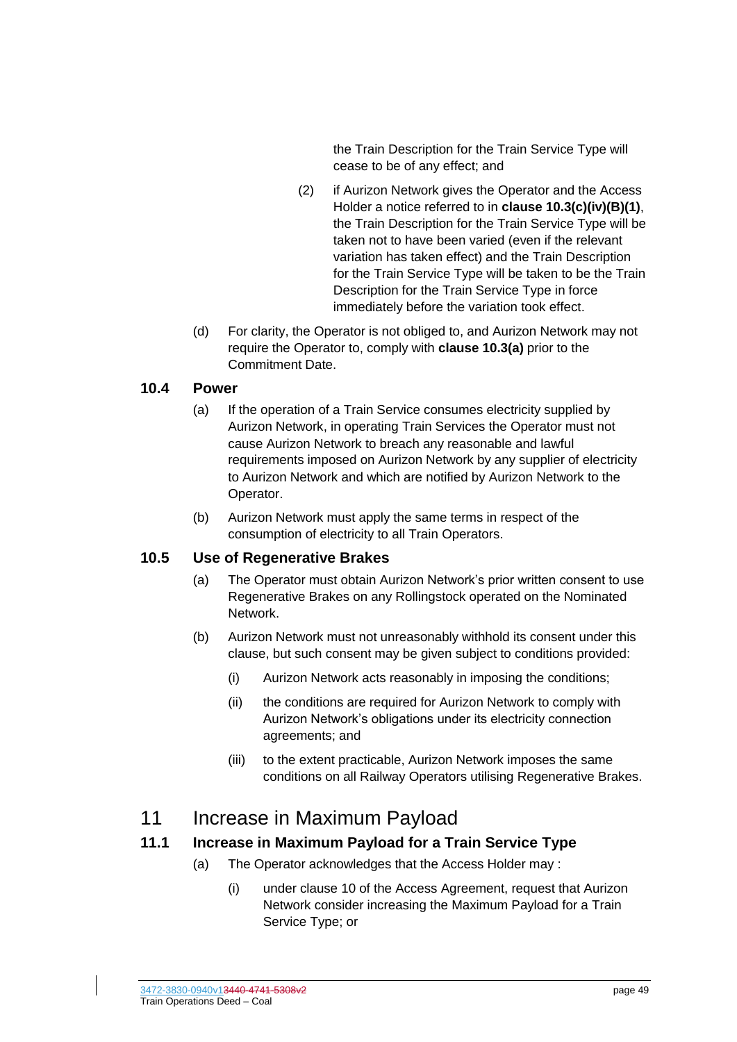the Train Description for the Train Service Type will cease to be of any effect; and

(2) if Aurizon Network gives the Operator and the Access Holder a notice referred to in **clause 10.3(c)(iv)(B)(1)**, the Train Description for the Train Service Type will be taken not to have been varied (even if the relevant variation has taken effect) and the Train Description for the Train Service Type will be taken to be the Train Description for the Train Service Type in force immediately before the variation took effect.

(d) For clarity, the Operator is not obliged to, and Aurizon Network may not require the Operator to, comply with **clause 10.3(a)** prior to the Commitment Date.

### 10.4 Power

(a) If the operation of a Train Service consumes electricity supplied by Aurizon Network, in operating Train Services the Operator must not cause Aurizon Network to breach any reasonable and lawful requirements imposed on Aurizon Network by any supplier of electricity to Aurizon Network and which are notified by Aurizon Network to the Operator.

(b) Aurizon Network must apply the same terms in respect of the consumption of electricity to all Train Operators.

### 10.5 Use of Regenerative Brakes

(a) The Operator must obtain Aurizon Network's prior written consent to use Regenerative Brakes on any Rollingstock operated on the Nominated Network.

(b) Aurizon Network must not unreasonably withhold its consent under this clause, but such consent may be given subject to conditions provided:

(i) Aurizon Network acts reasonably in imposing the conditions;

(ii) the conditions are required for Aurizon Network to comply with Aurizon Network's obligations under its electricity connection agreements; and

(iii) to the extent practicable, Aurizon Network imposes the same conditions on all Railway Operators utilising Regenerative Brakes.

## 11 Increase in Maximum Payload

### 11.1 Increase in Maximum Payload for a Train Service Type

(a) The Operator acknowledges that the Access Holder may :

(i) under clause 10 of the Access Agreement, request that Aurizon Network consider increasing the Maximum Payload for a Train Service Type; or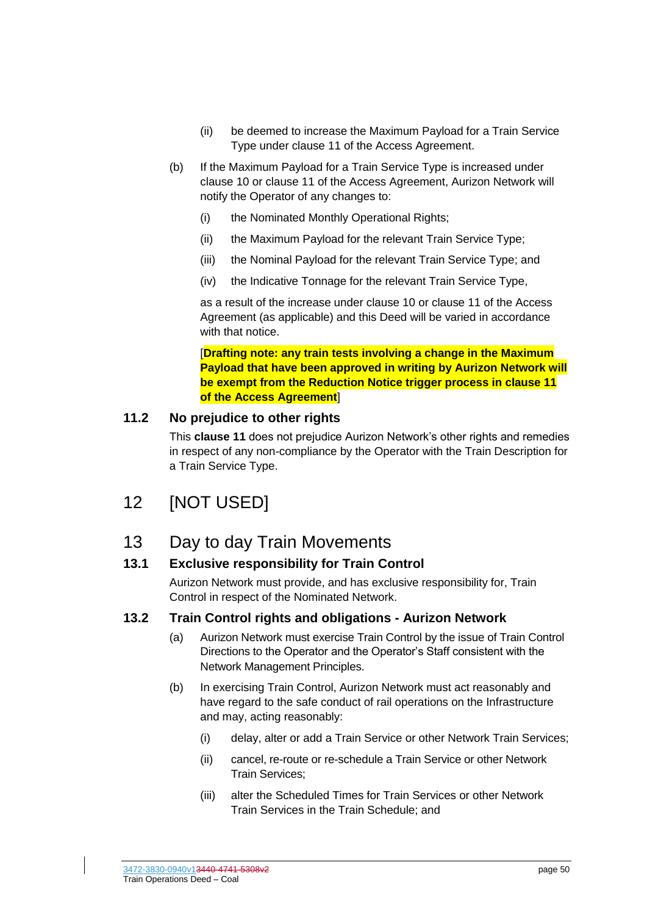(ii) be deemed to increase the Maximum Payload for a Train Service Type under clause 11 of the Access Agreement.

(b) If the Maximum Payload for a Train Service Type is increased under clause 10 or clause 11 of the Access Agreement, Aurizon Network will notify the Operator of any changes to:

(i) the Nominated Monthly Operational Rights;

(ii) the Maximum Payload for the relevant Train Service Type;

(iii) the Nominal Payload for the relevant Train Service Type; and

(iv) the Indicative Tonnage for the relevant Train Service Type,

as a result of the increase under clause 10 or clause 11 of the Access Agreement (as applicable) and this Deed will be varied in accordance with that notice.

[**Drafting note: any train tests involving a change in the Maximum Payload that have been approved in writing by Aurizon Network will be exempt from the Reduction Notice trigger process in clause 11 of the Access Agreement**]

### 11.2 No prejudice to other rights

This **clause 11** does not prejudice Aurizon Network's other rights and remedies in respect of any non-compliance by the Operator with the Train Description for a Train Service Type.

## 12 [NOT USED]

## 13 Day to day Train Movements

### 13.1 Exclusive responsibility for Train Control

Aurizon Network must provide, and has exclusive responsibility for, Train Control in respect of the Nominated Network.

### 13.2 Train Control rights and obligations - Aurizon Network

(a) Aurizon Network must exercise Train Control by the issue of Train Control Directions to the Operator and the Operator's Staff consistent with the Network Management Principles.

(b) In exercising Train Control, Aurizon Network must act reasonably and have regard to the safe conduct of rail operations on the Infrastructure and may, acting reasonably:

(i) delay, alter or add a Train Service or other Network Train Services;

(ii) cancel, re-route or re-schedule a Train Service or other Network Train Services;

(iii) alter the Scheduled Times for Train Services or other Network Train Services in the Train Schedule; and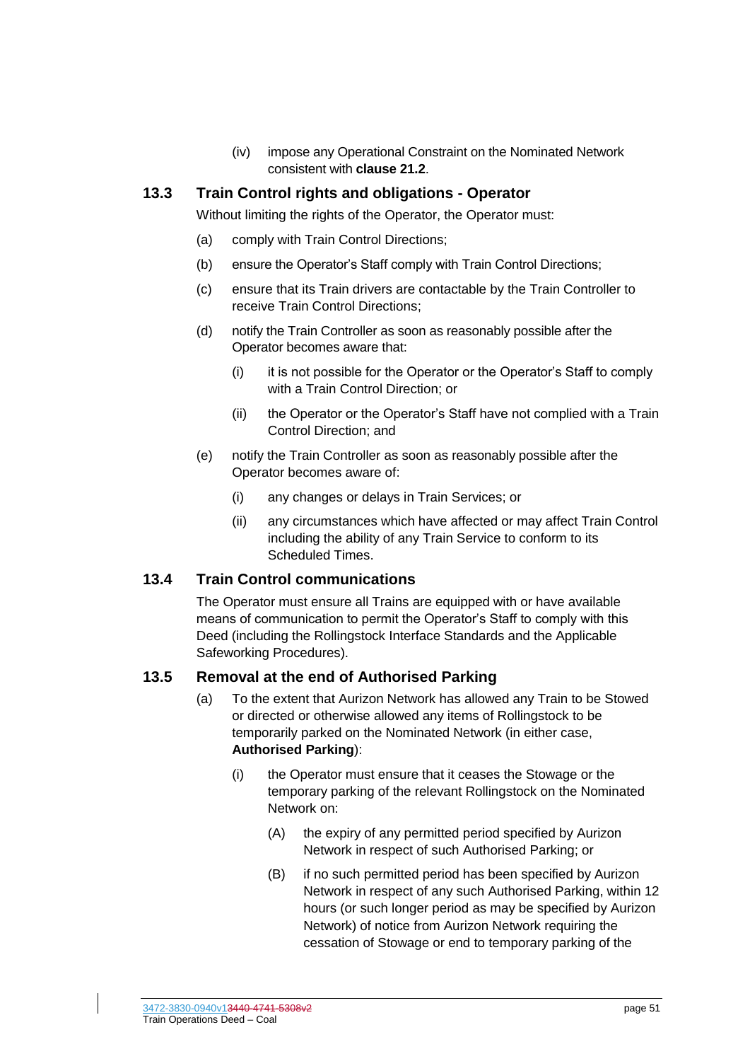(iv) impose any Operational Constraint on the Nominated Network consistent with **clause 21.2**.

### 13.3 Train Control rights and obligations - Operator

Without limiting the rights of the Operator, the Operator must:

(a) comply with Train Control Directions;

(b) ensure the Operator's Staff comply with Train Control Directions;

(c) ensure that its Train drivers are contactable by the Train Controller to receive Train Control Directions;

(d) notify the Train Controller as soon as reasonably possible after the Operator becomes aware that:

(i) it is not possible for the Operator or the Operator's Staff to comply with a Train Control Direction; or

(ii) the Operator or the Operator's Staff have not complied with a Train Control Direction; and

(e) notify the Train Controller as soon as reasonably possible after the Operator becomes aware of:

(i) any changes or delays in Train Services; or

(ii) any circumstances which have affected or may affect Train Control including the ability of any Train Service to conform to its Scheduled Times.

### 13.4 Train Control communications

The Operator must ensure all Trains are equipped with or have available means of communication to permit the Operator's Staff to comply with this Deed (including the Rollingstock Interface Standards and the Applicable Safeworking Procedures).

### 13.5 Removal at the end of Authorised Parking

(a) To the extent that Aurizon Network has allowed any Train to be Stowed or directed or otherwise allowed any items of Rollingstock to be temporarily parked on the Nominated Network (in either case, **Authorised Parking**):

(i) the Operator must ensure that it ceases the Stowage or the temporary parking of the relevant Rollingstock on the Nominated Network on:

(A) the expiry of any permitted period specified by Aurizon Network in respect of such Authorised Parking; or

(B) if no such permitted period has been specified by Aurizon Network in respect of any such Authorised Parking, within 12 hours (or such longer period as may be specified by Aurizon Network) of notice from Aurizon Network requiring the cessation of Stowage or end to temporary parking of the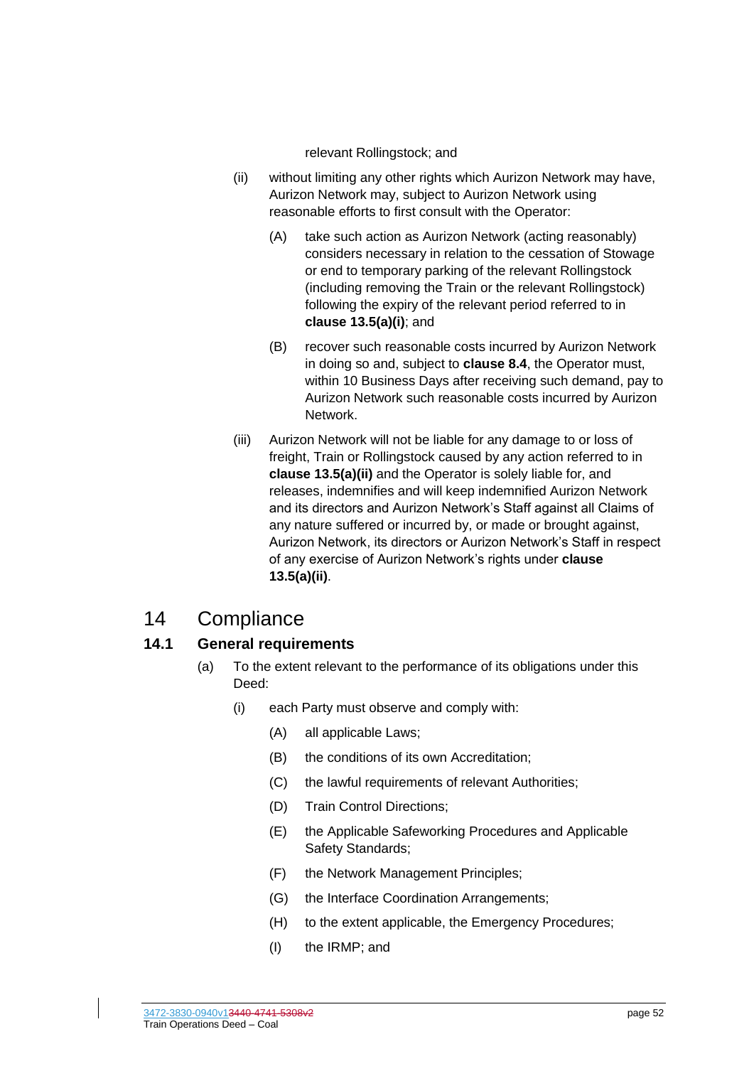relevant Rollingstock; and

(ii) without limiting any other rights which Aurizon Network may have, Aurizon Network may, subject to Aurizon Network using reasonable efforts to first consult with the Operator:

(A) take such action as Aurizon Network (acting reasonably) considers necessary in relation to the cessation of Stowage or end to temporary parking of the relevant Rollingstock (including removing the Train or the relevant Rollingstock) following the expiry of the relevant period referred to in **clause 13.5(a)(i)**; and

(B) recover such reasonable costs incurred by Aurizon Network in doing so and, subject to **clause 8.4**, the Operator must, within 10 Business Days after receiving such demand, pay to Aurizon Network such reasonable costs incurred by Aurizon Network.

(iii) Aurizon Network will not be liable for any damage to or loss of freight, Train or Rollingstock caused by any action referred to in **clause 13.5(a)(ii)** and the Operator is solely liable for, and releases, indemnifies and will keep indemnified Aurizon Network and its directors and Aurizon Network's Staff against all Claims of any nature suffered or incurred by, or made or brought against, Aurizon Network, its directors or Aurizon Network's Staff in respect of any exercise of Aurizon Network's rights under **clause 13.5(a)(ii)**.

# 14 Compliance

## 14.1 General requirements

(a) To the extent relevant to the performance of its obligations under this Deed:

(i) each Party must observe and comply with:

(A) all applicable Laws;

(B) the conditions of its own Accreditation;

(C) the lawful requirements of relevant Authorities;

(D) Train Control Directions;

(E) the Applicable Safeworking Procedures and Applicable Safety Standards;

(F) the Network Management Principles;

(G) the Interface Coordination Arrangements;

(H) to the extent applicable, the Emergency Procedures;

(I) the IRMP; and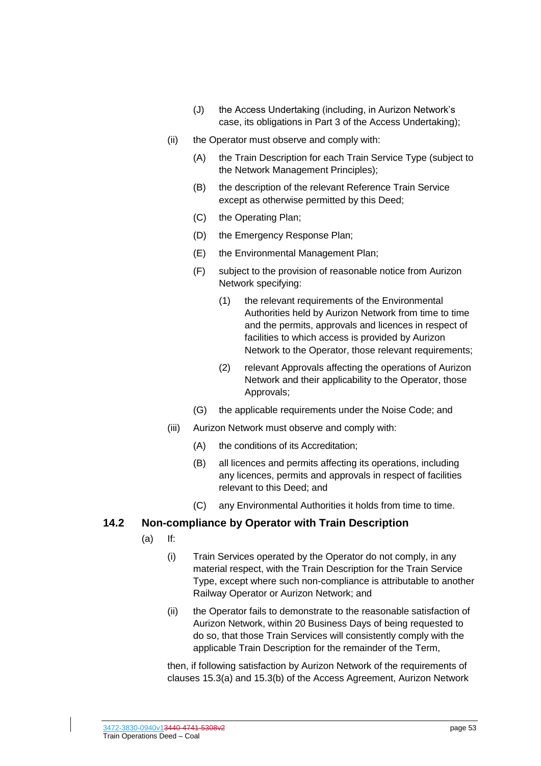(J) the Access Undertaking (including, in Aurizon Network's case, its obligations in Part 3 of the Access Undertaking);

(ii) the Operator must observe and comply with:

(A) the Train Description for each Train Service Type (subject to the Network Management Principles);

(B) the description of the relevant Reference Train Service except as otherwise permitted by this Deed;

(C) the Operating Plan;

(D) the Emergency Response Plan;

(E) the Environmental Management Plan;

(F) subject to the provision of reasonable notice from Aurizon Network specifying:

(1) the relevant requirements of the Environmental Authorities held by Aurizon Network from time to time and the permits, approvals and licences in respect of facilities to which access is provided by Aurizon Network to the Operator, those relevant requirements;

(2) relevant Approvals affecting the operations of Aurizon Network and their applicability to the Operator, those Approvals;

(G) the applicable requirements under the Noise Code; and

(iii) Aurizon Network must observe and comply with:

(A) the conditions of its Accreditation;

(B) all licences and permits affecting its operations, including any licences, permits and approvals in respect of facilities relevant to this Deed; and

(C) any Environmental Authorities it holds from time to time.

## 14.2 Non-compliance by Operator with Train Description

(a) If:

(i) Train Services operated by the Operator do not comply, in any material respect, with the Train Description for the Train Service Type, except where such non-compliance is attributable to another Railway Operator or Aurizon Network; and

(ii) the Operator fails to demonstrate to the reasonable satisfaction of Aurizon Network, within 20 Business Days of being requested to do so, that those Train Services will consistently comply with the applicable Train Description for the remainder of the Term,

then, if following satisfaction by Aurizon Network of the requirements of clauses 15.3(a) and 15.3(b) of the Access Agreement, Aurizon Network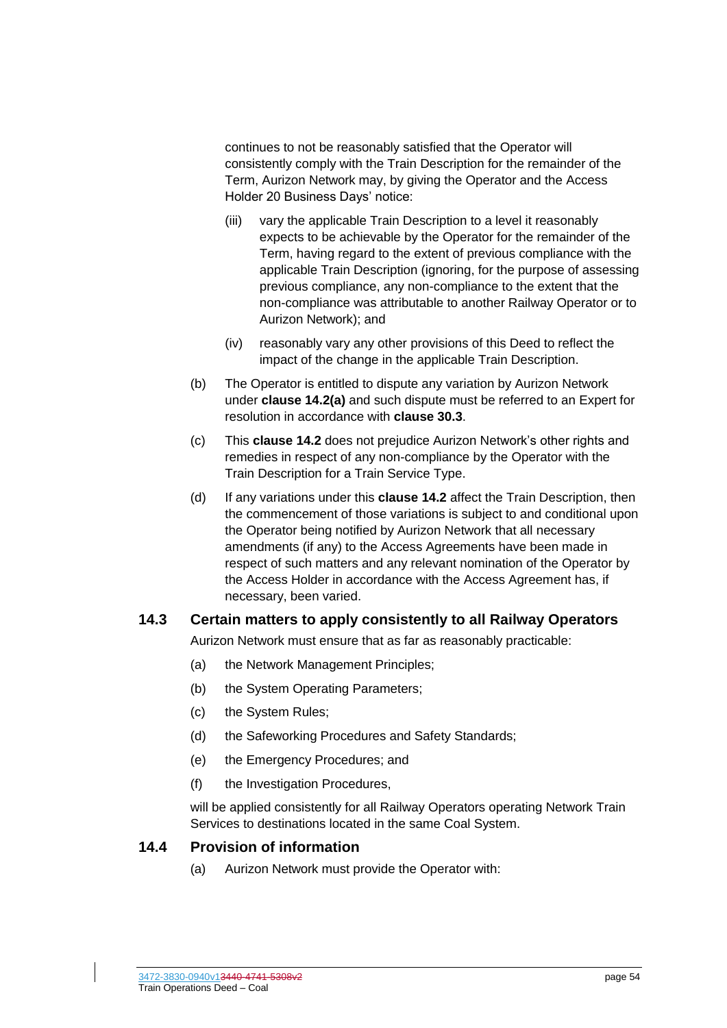continues to not be reasonably satisfied that the Operator will consistently comply with the Train Description for the remainder of the Term, Aurizon Network may, by giving the Operator and the Access Holder 20 Business Days' notice:

(iii) vary the applicable Train Description to a level it reasonably expects to be achievable by the Operator for the remainder of the Term, having regard to the extent of previous compliance with the applicable Train Description (ignoring, for the purpose of assessing previous compliance, any non-compliance to the extent that the non-compliance was attributable to another Railway Operator or to Aurizon Network); and

(iv) reasonably vary any other provisions of this Deed to reflect the impact of the change in the applicable Train Description.

(b) The Operator is entitled to dispute any variation by Aurizon Network under **clause 14.2(a)** and such dispute must be referred to an Expert for resolution in accordance with **clause 30.3**.

(c) This **clause 14.2** does not prejudice Aurizon Network's other rights and remedies in respect of any non-compliance by the Operator with the Train Description for a Train Service Type.

(d) If any variations under this **clause 14.2** affect the Train Description, then the commencement of those variations is subject to and conditional upon the Operator being notified by Aurizon Network that all necessary amendments (if any) to the Access Agreements have been made in respect of such matters and any relevant nomination of the Operator by the Access Holder in accordance with the Access Agreement has, if necessary, been varied.

## 14.3 Certain matters to apply consistently to all Railway Operators

Aurizon Network must ensure that as far as reasonably practicable:

(a) the Network Management Principles;

(b) the System Operating Parameters;

(c) the System Rules;

(d) the Safeworking Procedures and Safety Standards;

(e) the Emergency Procedures; and

(f) the Investigation Procedures,

will be applied consistently for all Railway Operators operating Network Train Services to destinations located in the same Coal System.

## 14.4 Provision of information

(a) Aurizon Network must provide the Operator with: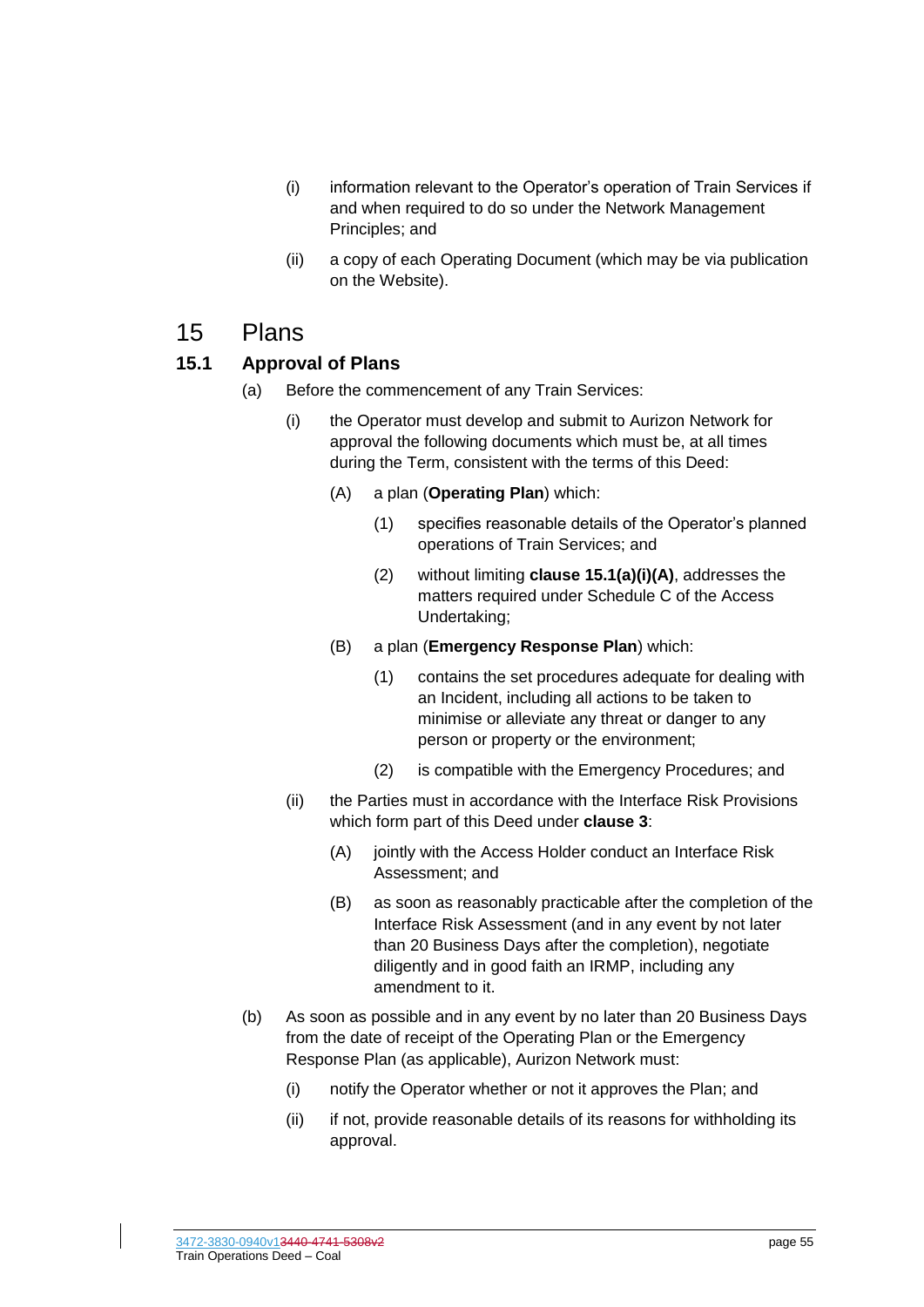(i) information relevant to the Operator's operation of Train Services if and when required to do so under the Network Management Principles; and

(ii) a copy of each Operating Document (which may be via publication on the Website).

# 15 Plans

## 15.1 Approval of Plans

(a) Before the commencement of any Train Services:

(i) the Operator must develop and submit to Aurizon Network for approval the following documents which must be, at all times during the Term, consistent with the terms of this Deed:

(A) a plan (**Operating Plan**) which:

(1) specifies reasonable details of the Operator's planned operations of Train Services; and

(2) without limiting **clause 15.1(a)(i)(A)**, addresses the matters required under Schedule C of the Access Undertaking;

(B) a plan (**Emergency Response Plan**) which:

(1) contains the set procedures adequate for dealing with an Incident, including all actions to be taken to minimise or alleviate any threat or danger to any person or property or the environment;

(2) is compatible with the Emergency Procedures; and

(ii) the Parties must in accordance with the Interface Risk Provisions which form part of this Deed under **clause 3**:

(A) jointly with the Access Holder conduct an Interface Risk Assessment; and

(B) as soon as reasonably practicable after the completion of the Interface Risk Assessment (and in any event by not later than 20 Business Days after the completion), negotiate diligently and in good faith an IRMP, including any amendment to it.

(b) As soon as possible and in any event by no later than 20 Business Days from the date of receipt of the Operating Plan or the Emergency Response Plan (as applicable), Aurizon Network must:

(i) notify the Operator whether or not it approves the Plan; and

(ii) if not, provide reasonable details of its reasons for withholding its approval.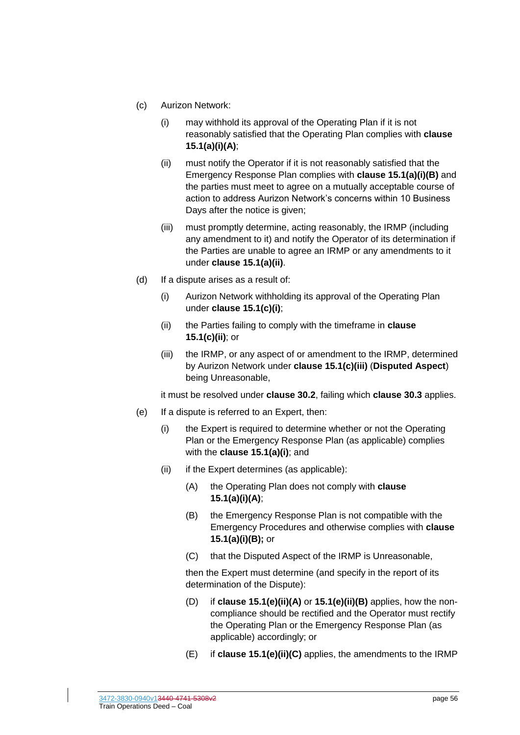(c) Aurizon Network:

  (i) may withhold its approval of the Operating Plan if it is not reasonably satisfied that the Operating Plan complies with **clause 15.1(a)(i)(A)**;

  (ii) must notify the Operator if it is not reasonably satisfied that the Emergency Response Plan complies with **clause 15.1(a)(i)(B)** and the parties must meet to agree on a mutually acceptable course of action to address Aurizon Network's concerns within 10 Business Days after the notice is given;

  (iii) must promptly determine, acting reasonably, the IRMP (including any amendment to it) and notify the Operator of its determination if the Parties are unable to agree an IRMP or any amendments to it under **clause 15.1(a)(ii)**.

(d) If a dispute arises as a result of:

  (i) Aurizon Network withholding its approval of the Operating Plan under **clause 15.1(c)(i)**;

  (ii) the Parties failing to comply with the timeframe in **clause 15.1(c)(ii)**; or

  (iii) the IRMP, or any aspect of or amendment to the IRMP, determined by Aurizon Network under **clause 15.1(c)(iii)** (**Disputed Aspect**) being Unreasonable,

  it must be resolved under **clause 30.2**, failing which **clause 30.3** applies.

(e) If a dispute is referred to an Expert, then:

  (i) the Expert is required to determine whether or not the Operating Plan or the Emergency Response Plan (as applicable) complies with the **clause 15.1(a)(i)**; and

  (ii) if the Expert determines (as applicable):

    (A) the Operating Plan does not comply with **clause 15.1(a)(i)(A)**;

    (B) the Emergency Response Plan is not compatible with the Emergency Procedures and otherwise complies with **clause 15.1(a)(i)(B);** or

    (C) that the Disputed Aspect of the IRMP is Unreasonable,

  then the Expert must determine (and specify in the report of its determination of the Dispute):

    (D) if **clause 15.1(e)(ii)(A)** or **15.1(e)(ii)(B)** applies, how the non-compliance should be rectified and the Operator must rectify the Operating Plan or the Emergency Response Plan (as applicable) accordingly; or

    (E) if **clause 15.1(e)(ii)(C)** applies, the amendments to the IRMP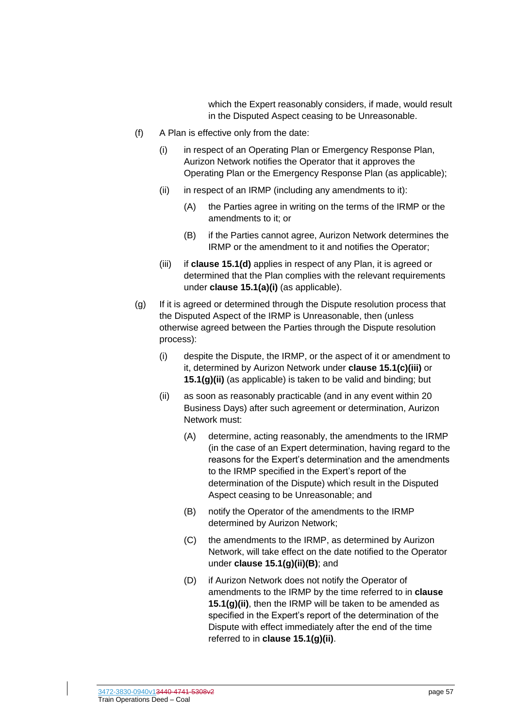which the Expert reasonably considers, if made, would result in the Disputed Aspect ceasing to be Unreasonable.

(f) A Plan is effective only from the date:

(i) in respect of an Operating Plan or Emergency Response Plan, Aurizon Network notifies the Operator that it approves the Operating Plan or the Emergency Response Plan (as applicable);

(ii) in respect of an IRMP (including any amendments to it):

(A) the Parties agree in writing on the terms of the IRMP or the amendments to it; or

(B) if the Parties cannot agree, Aurizon Network determines the IRMP or the amendment to it and notifies the Operator;

(iii) if **clause 15.1(d)** applies in respect of any Plan, it is agreed or determined that the Plan complies with the relevant requirements under **clause 15.1(a)(i)** (as applicable).

(g) If it is agreed or determined through the Dispute resolution process that the Disputed Aspect of the IRMP is Unreasonable, then (unless otherwise agreed between the Parties through the Dispute resolution process):

(i) despite the Dispute, the IRMP, or the aspect of it or amendment to it, determined by Aurizon Network under **clause 15.1(c)(iii)** or **15.1(g)(ii)** (as applicable) is taken to be valid and binding; but

(ii) as soon as reasonably practicable (and in any event within 20 Business Days) after such agreement or determination, Aurizon Network must:

(A) determine, acting reasonably, the amendments to the IRMP (in the case of an Expert determination, having regard to the reasons for the Expert's determination and the amendments to the IRMP specified in the Expert's report of the determination of the Dispute) which result in the Disputed Aspect ceasing to be Unreasonable; and

(B) notify the Operator of the amendments to the IRMP determined by Aurizon Network;

(C) the amendments to the IRMP, as determined by Aurizon Network, will take effect on the date notified to the Operator under **clause 15.1(g)(ii)(B)**; and

(D) if Aurizon Network does not notify the Operator of amendments to the IRMP by the time referred to in **clause 15.1(g)(ii)**, then the IRMP will be taken to be amended as specified in the Expert's report of the determination of the Dispute with effect immediately after the end of the time referred to in **clause 15.1(g)(ii)**.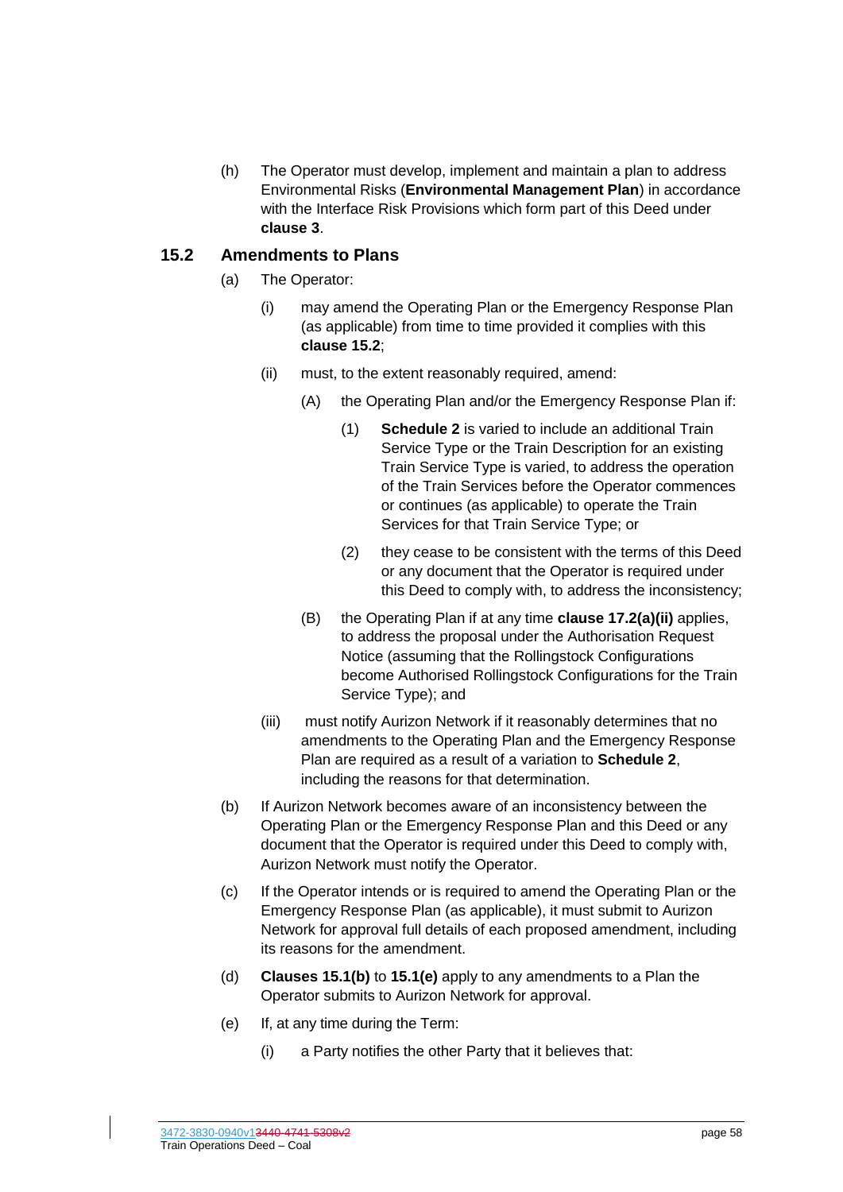(h) The Operator must develop, implement and maintain a plan to address Environmental Risks (**Environmental Management Plan**) in accordance with the Interface Risk Provisions which form part of this Deed under **clause 3**.

## 15.2 Amendments to Plans

(a) The Operator:

(i) may amend the Operating Plan or the Emergency Response Plan (as applicable) from time to time provided it complies with this **clause 15.2**;

(ii) must, to the extent reasonably required, amend:

(A) the Operating Plan and/or the Emergency Response Plan if:

(1) **Schedule 2** is varied to include an additional Train Service Type or the Train Description for an existing Train Service Type is varied, to address the operation of the Train Services before the Operator commences or continues (as applicable) to operate the Train Services for that Train Service Type; or

(2) they cease to be consistent with the terms of this Deed or any document that the Operator is required under this Deed to comply with, to address the inconsistency;

(B) the Operating Plan if at any time **clause 17.2(a)(ii)** applies, to address the proposal under the Authorisation Request Notice (assuming that the Rollingstock Configurations become Authorised Rollingstock Configurations for the Train Service Type); and

(iii) must notify Aurizon Network if it reasonably determines that no amendments to the Operating Plan and the Emergency Response Plan are required as a result of a variation to **Schedule 2**, including the reasons for that determination.

(b) If Aurizon Network becomes aware of an inconsistency between the Operating Plan or the Emergency Response Plan and this Deed or any document that the Operator is required under this Deed to comply with, Aurizon Network must notify the Operator.

(c) If the Operator intends or is required to amend the Operating Plan or the Emergency Response Plan (as applicable), it must submit to Aurizon Network for approval full details of each proposed amendment, including its reasons for the amendment.

(d) **Clauses 15.1(b)** to **15.1(e)** apply to any amendments to a Plan the Operator submits to Aurizon Network for approval.

(e) If, at any time during the Term:

(i) a Party notifies the other Party that it believes that: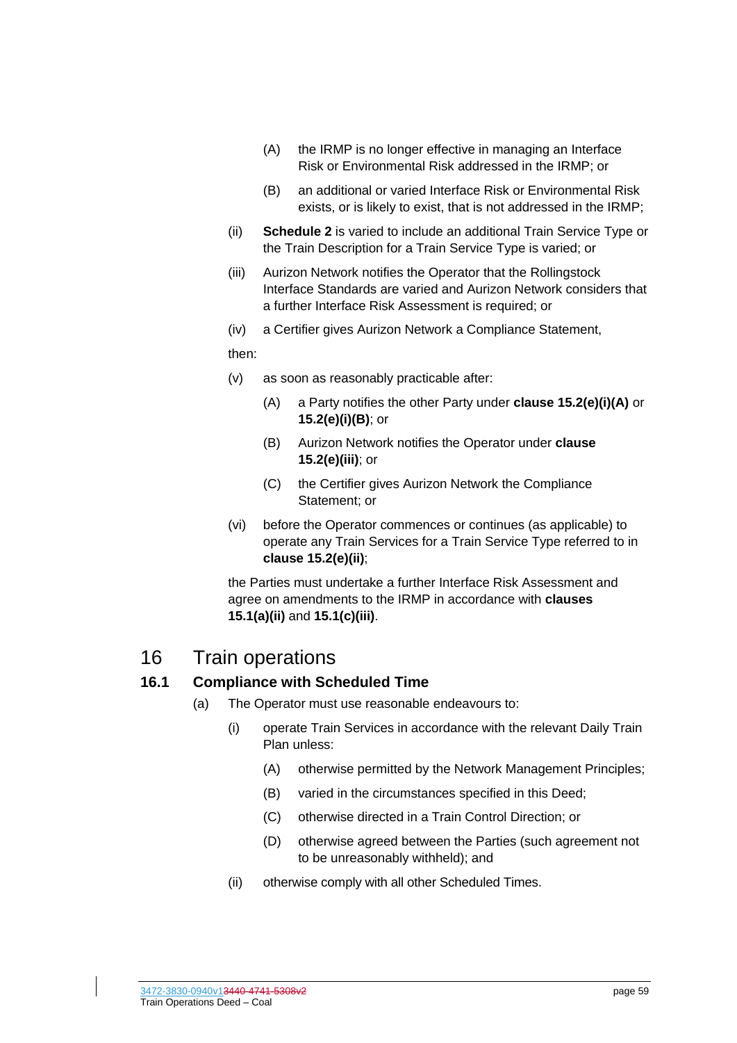(A) the IRMP is no longer effective in managing an Interface Risk or Environmental Risk addressed in the IRMP; or

(B) an additional or varied Interface Risk or Environmental Risk exists, or is likely to exist, that is not addressed in the IRMP;

(ii) **Schedule 2** is varied to include an additional Train Service Type or the Train Description for a Train Service Type is varied; or

(iii) Aurizon Network notifies the Operator that the Rollingstock Interface Standards are varied and Aurizon Network considers that a further Interface Risk Assessment is required; or

(iv) a Certifier gives Aurizon Network a Compliance Statement,

then:

(v) as soon as reasonably practicable after:

(A) a Party notifies the other Party under **clause 15.2(e)(i)(A)** or **15.2(e)(i)(B)**; or

(B) Aurizon Network notifies the Operator under **clause 15.2(e)(iii)**; or

(C) the Certifier gives Aurizon Network the Compliance Statement; or

(vi) before the Operator commences or continues (as applicable) to operate any Train Services for a Train Service Type referred to in **clause 15.2(e)(ii)**;

the Parties must undertake a further Interface Risk Assessment and agree on amendments to the IRMP in accordance with **clauses 15.1(a)(ii)** and **15.1(c)(iii)**.

# 16 Train operations

## 16.1 Compliance with Scheduled Time

(a) The Operator must use reasonable endeavours to:

(i) operate Train Services in accordance with the relevant Daily Train Plan unless:

(A) otherwise permitted by the Network Management Principles;

(B) varied in the circumstances specified in this Deed;

(C) otherwise directed in a Train Control Direction; or

(D) otherwise agreed between the Parties (such agreement not to be unreasonably withheld); and

(ii) otherwise comply with all other Scheduled Times.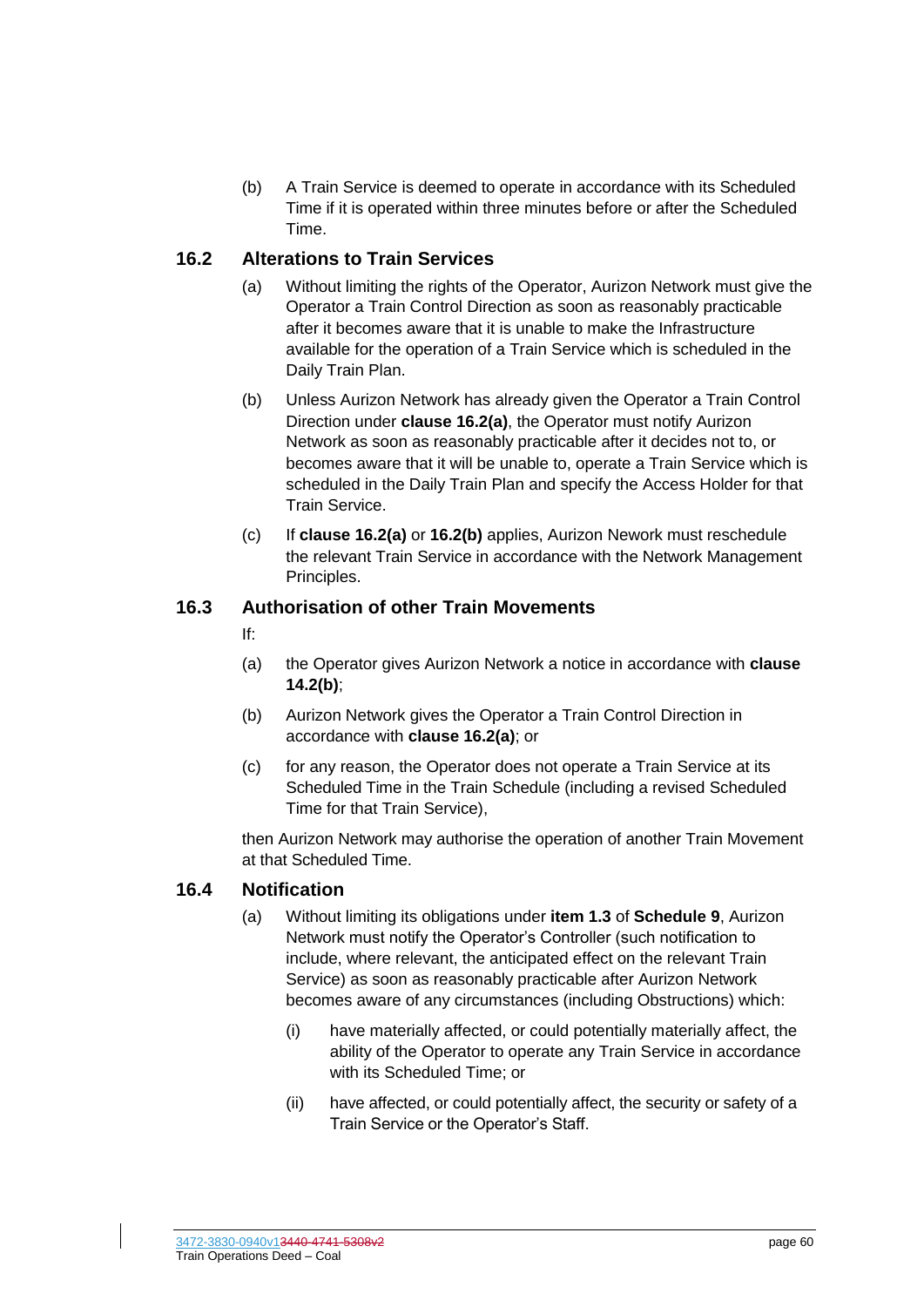(b) A Train Service is deemed to operate in accordance with its Scheduled Time if it is operated within three minutes before or after the Scheduled Time.

## 16.2 Alterations to Train Services

(a) Without limiting the rights of the Operator, Aurizon Network must give the Operator a Train Control Direction as soon as reasonably practicable after it becomes aware that it is unable to make the Infrastructure available for the operation of a Train Service which is scheduled in the Daily Train Plan.

(b) Unless Aurizon Network has already given the Operator a Train Control Direction under **clause 16.2(a)**, the Operator must notify Aurizon Network as soon as reasonably practicable after it decides not to, or becomes aware that it will be unable to, operate a Train Service which is scheduled in the Daily Train Plan and specify the Access Holder for that Train Service.

(c) If **clause 16.2(a)** or **16.2(b)** applies, Aurizon Nework must reschedule the relevant Train Service in accordance with the Network Management Principles.

## 16.3 Authorisation of other Train Movements

If:

(a) the Operator gives Aurizon Network a notice in accordance with **clause 14.2(b)**;

(b) Aurizon Network gives the Operator a Train Control Direction in accordance with **clause 16.2(a)**; or

(c) for any reason, the Operator does not operate a Train Service at its Scheduled Time in the Train Schedule (including a revised Scheduled Time for that Train Service),

then Aurizon Network may authorise the operation of another Train Movement at that Scheduled Time.

## 16.4 Notification

(a) Without limiting its obligations under **item 1.3** of **Schedule 9**, Aurizon Network must notify the Operator's Controller (such notification to include, where relevant, the anticipated effect on the relevant Train Service) as soon as reasonably practicable after Aurizon Network becomes aware of any circumstances (including Obstructions) which:

(i) have materially affected, or could potentially materially affect, the ability of the Operator to operate any Train Service in accordance with its Scheduled Time; or

(ii) have affected, or could potentially affect, the security or safety of a Train Service or the Operator's Staff.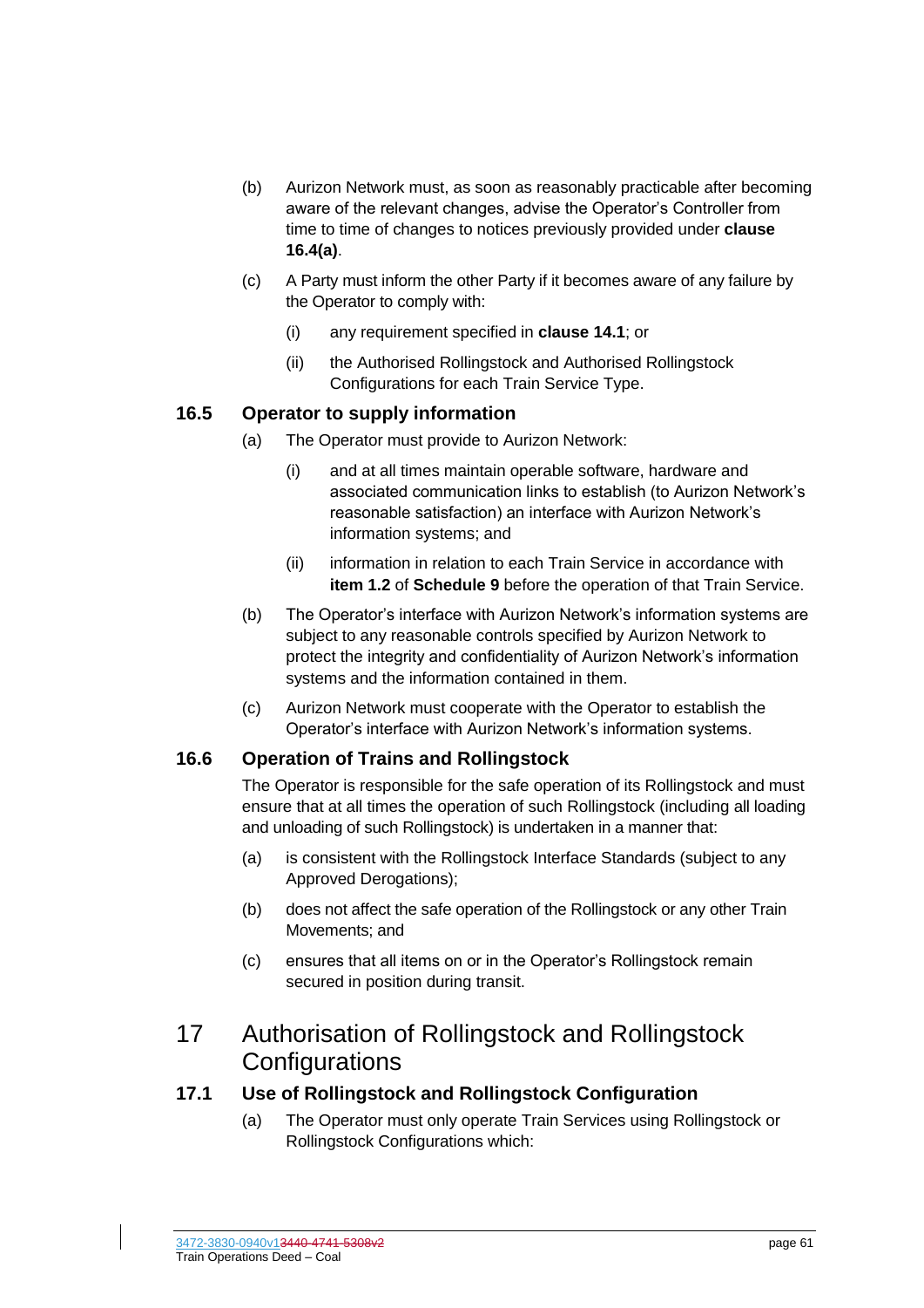(b) Aurizon Network must, as soon as reasonably practicable after becoming aware of the relevant changes, advise the Operator's Controller from time to time of changes to notices previously provided under **clause 16.4(a)**.

(c) A Party must inform the other Party if it becomes aware of any failure by the Operator to comply with:

(i) any requirement specified in **clause 14.1**; or

(ii) the Authorised Rollingstock and Authorised Rollingstock Configurations for each Train Service Type.

### 16.5 Operator to supply information

(a) The Operator must provide to Aurizon Network:

(i) and at all times maintain operable software, hardware and associated communication links to establish (to Aurizon Network's reasonable satisfaction) an interface with Aurizon Network's information systems; and

(ii) information in relation to each Train Service in accordance with **item 1.2** of **Schedule 9** before the operation of that Train Service.

(b) The Operator's interface with Aurizon Network's information systems are subject to any reasonable controls specified by Aurizon Network to protect the integrity and confidentiality of Aurizon Network's information systems and the information contained in them.

(c) Aurizon Network must cooperate with the Operator to establish the Operator's interface with Aurizon Network's information systems.

### 16.6 Operation of Trains and Rollingstock

The Operator is responsible for the safe operation of its Rollingstock and must ensure that at all times the operation of such Rollingstock (including all loading and unloading of such Rollingstock) is undertaken in a manner that:

(a) is consistent with the Rollingstock Interface Standards (subject to any Approved Derogations);

(b) does not affect the safe operation of the Rollingstock or any other Train Movements; and

(c) ensures that all items on or in the Operator's Rollingstock remain secured in position during transit.

## 17 Authorisation of Rollingstock and Rollingstock Configurations

### 17.1 Use of Rollingstock and Rollingstock Configuration

(a) The Operator must only operate Train Services using Rollingstock or Rollingstock Configurations which: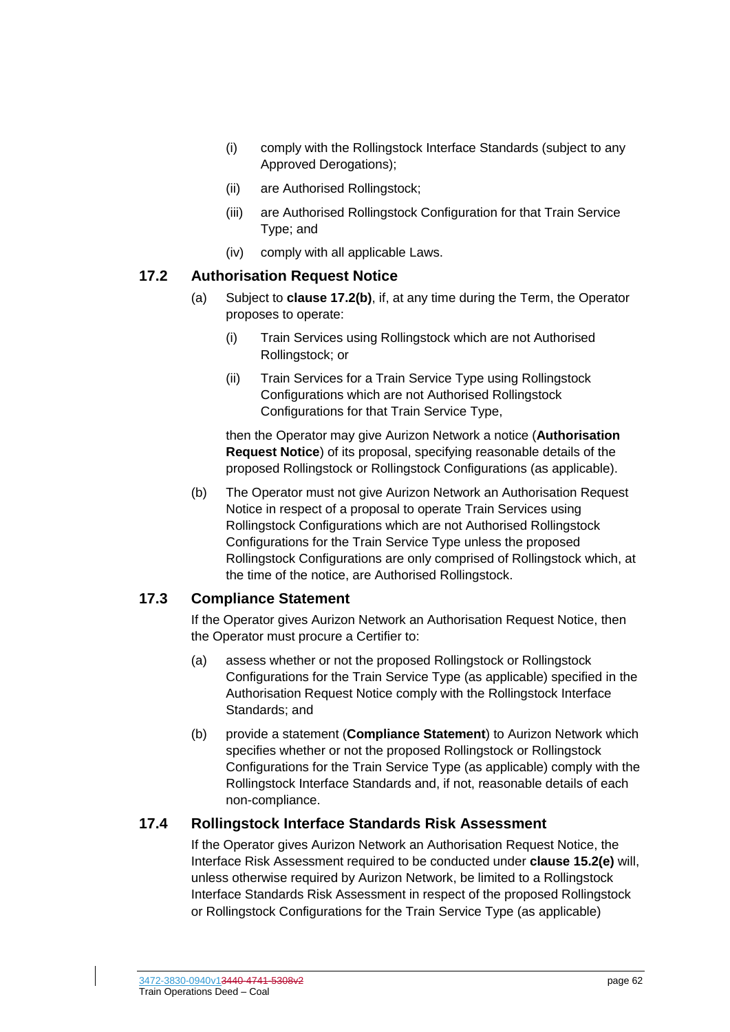(i) comply with the Rollingstock Interface Standards (subject to any Approved Derogations);

(ii) are Authorised Rollingstock;

(iii) are Authorised Rollingstock Configuration for that Train Service Type; and

(iv) comply with all applicable Laws.

## 17.2 Authorisation Request Notice

(a) Subject to **clause 17.2(b)**, if, at any time during the Term, the Operator proposes to operate:

(i) Train Services using Rollingstock which are not Authorised Rollingstock; or

(ii) Train Services for a Train Service Type using Rollingstock Configurations which are not Authorised Rollingstock Configurations for that Train Service Type,

then the Operator may give Aurizon Network a notice (**Authorisation Request Notice**) of its proposal, specifying reasonable details of the proposed Rollingstock or Rollingstock Configurations (as applicable).

(b) The Operator must not give Aurizon Network an Authorisation Request Notice in respect of a proposal to operate Train Services using Rollingstock Configurations which are not Authorised Rollingstock Configurations for the Train Service Type unless the proposed Rollingstock Configurations are only comprised of Rollingstock which, at the time of the notice, are Authorised Rollingstock.

## 17.3 Compliance Statement

If the Operator gives Aurizon Network an Authorisation Request Notice, then the Operator must procure a Certifier to:

(a) assess whether or not the proposed Rollingstock or Rollingstock Configurations for the Train Service Type (as applicable) specified in the Authorisation Request Notice comply with the Rollingstock Interface Standards; and

(b) provide a statement (**Compliance Statement**) to Aurizon Network which specifies whether or not the proposed Rollingstock or Rollingstock Configurations for the Train Service Type (as applicable) comply with the Rollingstock Interface Standards and, if not, reasonable details of each non-compliance.

## 17.4 Rollingstock Interface Standards Risk Assessment

If the Operator gives Aurizon Network an Authorisation Request Notice, the Interface Risk Assessment required to be conducted under **clause 15.2(e)** will, unless otherwise required by Aurizon Network, be limited to a Rollingstock Interface Standards Risk Assessment in respect of the proposed Rollingstock or Rollingstock Configurations for the Train Service Type (as applicable)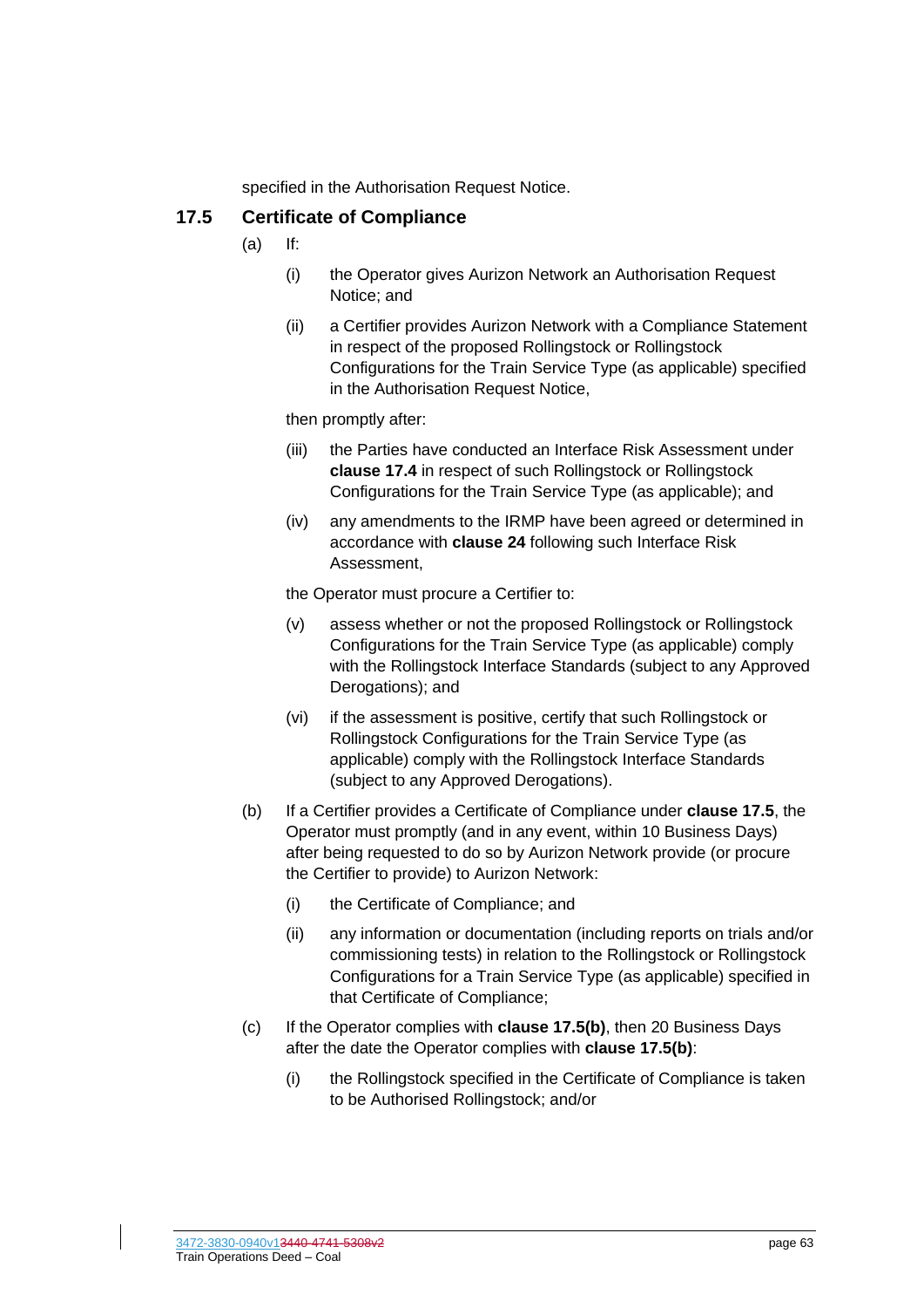specified in the Authorisation Request Notice.

## 17.5 Certificate of Compliance

(a) If:

(i) the Operator gives Aurizon Network an Authorisation Request Notice; and

(ii) a Certifier provides Aurizon Network with a Compliance Statement in respect of the proposed Rollingstock or Rollingstock Configurations for the Train Service Type (as applicable) specified in the Authorisation Request Notice,

then promptly after:

(iii) the Parties have conducted an Interface Risk Assessment under **clause 17.4** in respect of such Rollingstock or Rollingstock Configurations for the Train Service Type (as applicable); and

(iv) any amendments to the IRMP have been agreed or determined in accordance with **clause 24** following such Interface Risk Assessment,

the Operator must procure a Certifier to:

(v) assess whether or not the proposed Rollingstock or Rollingstock Configurations for the Train Service Type (as applicable) comply with the Rollingstock Interface Standards (subject to any Approved Derogations); and

(vi) if the assessment is positive, certify that such Rollingstock or Rollingstock Configurations for the Train Service Type (as applicable) comply with the Rollingstock Interface Standards (subject to any Approved Derogations).

(b) If a Certifier provides a Certificate of Compliance under **clause 17.5**, the Operator must promptly (and in any event, within 10 Business Days) after being requested to do so by Aurizon Network provide (or procure the Certifier to provide) to Aurizon Network:

(i) the Certificate of Compliance; and

(ii) any information or documentation (including reports on trials and/or commissioning tests) in relation to the Rollingstock or Rollingstock Configurations for a Train Service Type (as applicable) specified in that Certificate of Compliance;

(c) If the Operator complies with **clause 17.5(b)**, then 20 Business Days after the date the Operator complies with **clause 17.5(b)**:

(i) the Rollingstock specified in the Certificate of Compliance is taken to be Authorised Rollingstock; and/or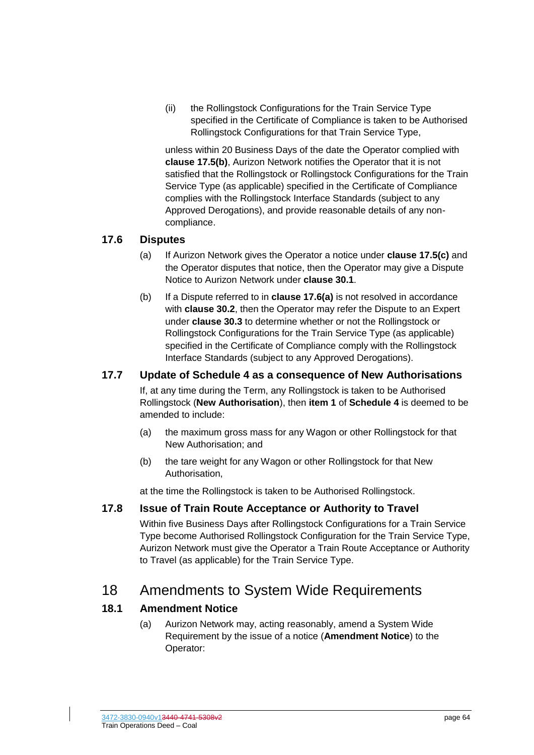(ii) the Rollingstock Configurations for the Train Service Type specified in the Certificate of Compliance is taken to be Authorised Rollingstock Configurations for that Train Service Type,

unless within 20 Business Days of the date the Operator complied with **clause 17.5(b)**, Aurizon Network notifies the Operator that it is not satisfied that the Rollingstock or Rollingstock Configurations for the Train Service Type (as applicable) specified in the Certificate of Compliance complies with the Rollingstock Interface Standards (subject to any Approved Derogations), and provide reasonable details of any non-compliance.

### 17.6 Disputes

(a) If Aurizon Network gives the Operator a notice under **clause 17.5(c)** and the Operator disputes that notice, then the Operator may give a Dispute Notice to Aurizon Network under **clause 30.1**.

(b) If a Dispute referred to in **clause 17.6(a)** is not resolved in accordance with **clause 30.2**, then the Operator may refer the Dispute to an Expert under **clause 30.3** to determine whether or not the Rollingstock or Rollingstock Configurations for the Train Service Type (as applicable) specified in the Certificate of Compliance comply with the Rollingstock Interface Standards (subject to any Approved Derogations).

### 17.7 Update of Schedule 4 as a consequence of New Authorisations

If, at any time during the Term, any Rollingstock is taken to be Authorised Rollingstock (**New Authorisation**), then **item 1** of **Schedule 4** is deemed to be amended to include:

(a) the maximum gross mass for any Wagon or other Rollingstock for that New Authorisation; and

(b) the tare weight for any Wagon or other Rollingstock for that New Authorisation,

at the time the Rollingstock is taken to be Authorised Rollingstock.

### 17.8 Issue of Train Route Acceptance or Authority to Travel

Within five Business Days after Rollingstock Configurations for a Train Service Type become Authorised Rollingstock Configuration for the Train Service Type, Aurizon Network must give the Operator a Train Route Acceptance or Authority to Travel (as applicable) for the Train Service Type.

## 18 Amendments to System Wide Requirements

### 18.1 Amendment Notice

(a) Aurizon Network may, acting reasonably, amend a System Wide Requirement by the issue of a notice (**Amendment Notice**) to the Operator: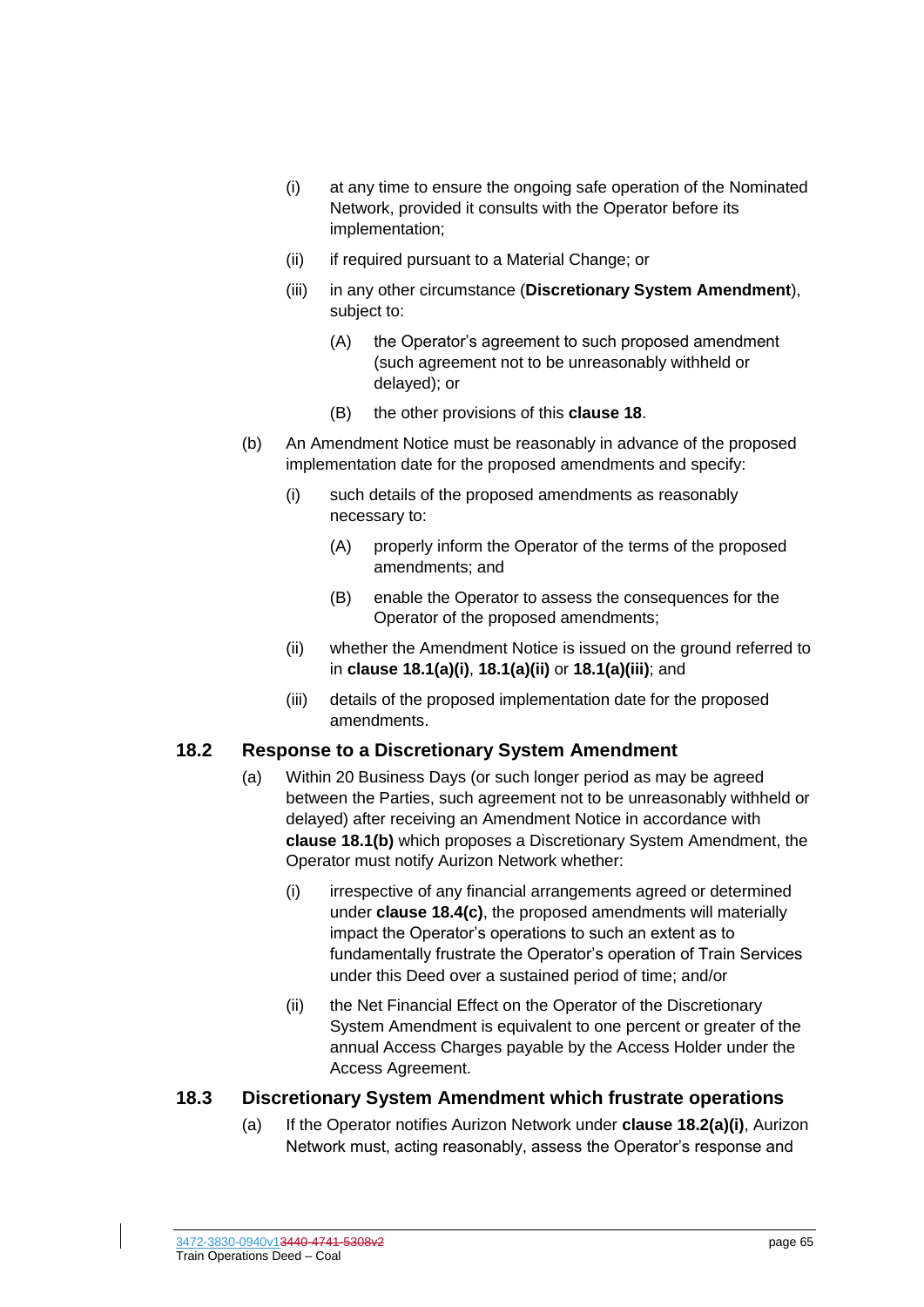(i) at any time to ensure the ongoing safe operation of the Nominated Network, provided it consults with the Operator before its implementation;

(ii) if required pursuant to a Material Change; or

(iii) in any other circumstance (**Discretionary System Amendment**), subject to:

(A) the Operator's agreement to such proposed amendment (such agreement not to be unreasonably withheld or delayed); or

(B) the other provisions of this **clause 18**.

(b) An Amendment Notice must be reasonably in advance of the proposed implementation date for the proposed amendments and specify:

(i) such details of the proposed amendments as reasonably necessary to:

(A) properly inform the Operator of the terms of the proposed amendments; and

(B) enable the Operator to assess the consequences for the Operator of the proposed amendments;

(ii) whether the Amendment Notice is issued on the ground referred to in **clause 18.1(a)(i)**, **18.1(a)(ii)** or **18.1(a)(iii)**; and

(iii) details of the proposed implementation date for the proposed amendments.

## 18.2 Response to a Discretionary System Amendment

(a) Within 20 Business Days (or such longer period as may be agreed between the Parties, such agreement not to be unreasonably withheld or delayed) after receiving an Amendment Notice in accordance with **clause 18.1(b)** which proposes a Discretionary System Amendment, the Operator must notify Aurizon Network whether:

(i) irrespective of any financial arrangements agreed or determined under **clause 18.4(c)**, the proposed amendments will materially impact the Operator's operations to such an extent as to fundamentally frustrate the Operator's operation of Train Services under this Deed over a sustained period of time; and/or

(ii) the Net Financial Effect on the Operator of the Discretionary System Amendment is equivalent to one percent or greater of the annual Access Charges payable by the Access Holder under the Access Agreement.

## 18.3 Discretionary System Amendment which frustrate operations

(a) If the Operator notifies Aurizon Network under **clause 18.2(a)(i)**, Aurizon Network must, acting reasonably, assess the Operator's response and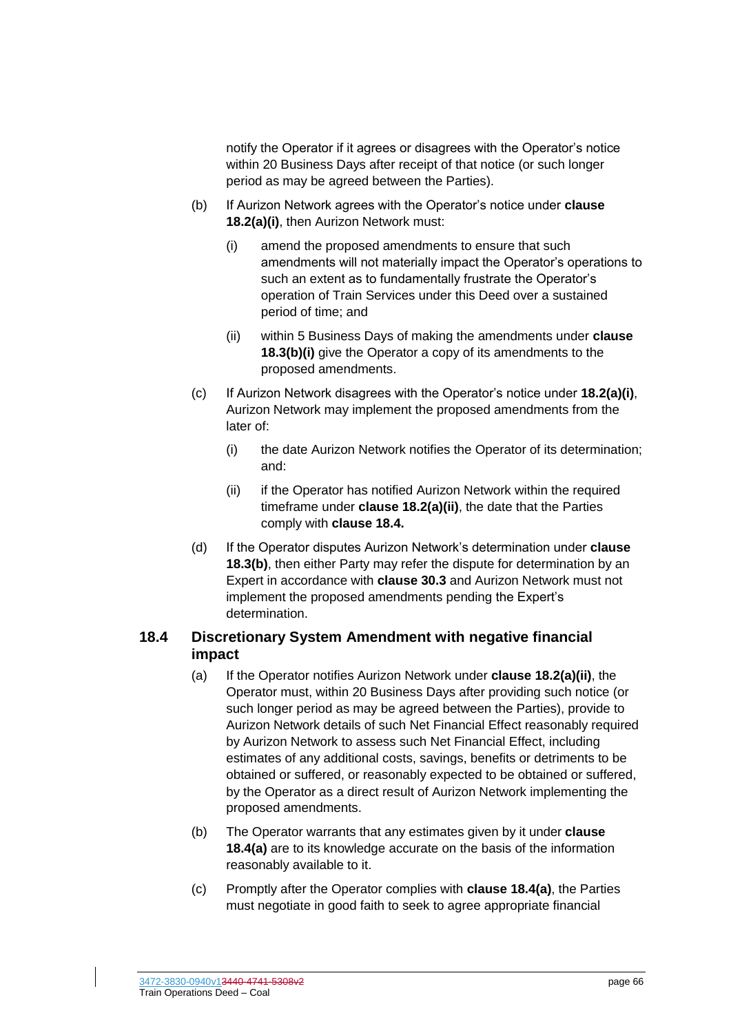notify the Operator if it agrees or disagrees with the Operator's notice within 20 Business Days after receipt of that notice (or such longer period as may be agreed between the Parties).

(b) If Aurizon Network agrees with the Operator's notice under **clause 18.2(a)(i)**, then Aurizon Network must:

   (i) amend the proposed amendments to ensure that such amendments will not materially impact the Operator's operations to such an extent as to fundamentally frustrate the Operator's operation of Train Services under this Deed over a sustained period of time; and

   (ii) within 5 Business Days of making the amendments under **clause 18.3(b)(i)** give the Operator a copy of its amendments to the proposed amendments.

(c) If Aurizon Network disagrees with the Operator's notice under **18.2(a)(i)**, Aurizon Network may implement the proposed amendments from the later of:

   (i) the date Aurizon Network notifies the Operator of its determination; and:

   (ii) if the Operator has notified Aurizon Network within the required timeframe under **clause 18.2(a)(ii)**, the date that the Parties comply with **clause 18.4.**

(d) If the Operator disputes Aurizon Network's determination under **clause 18.3(b)**, then either Party may refer the dispute for determination by an Expert in accordance with **clause 30.3** and Aurizon Network must not implement the proposed amendments pending the Expert's determination.

## 18.4 Discretionary System Amendment with negative financial impact

(a) If the Operator notifies Aurizon Network under **clause 18.2(a)(ii)**, the Operator must, within 20 Business Days after providing such notice (or such longer period as may be agreed between the Parties), provide to Aurizon Network details of such Net Financial Effect reasonably required by Aurizon Network to assess such Net Financial Effect, including estimates of any additional costs, savings, benefits or detriments to be obtained or suffered, or reasonably expected to be obtained or suffered, by the Operator as a direct result of Aurizon Network implementing the proposed amendments.

(b) The Operator warrants that any estimates given by it under **clause 18.4(a)** are to its knowledge accurate on the basis of the information reasonably available to it.

(c) Promptly after the Operator complies with **clause 18.4(a)**, the Parties must negotiate in good faith to seek to agree appropriate financial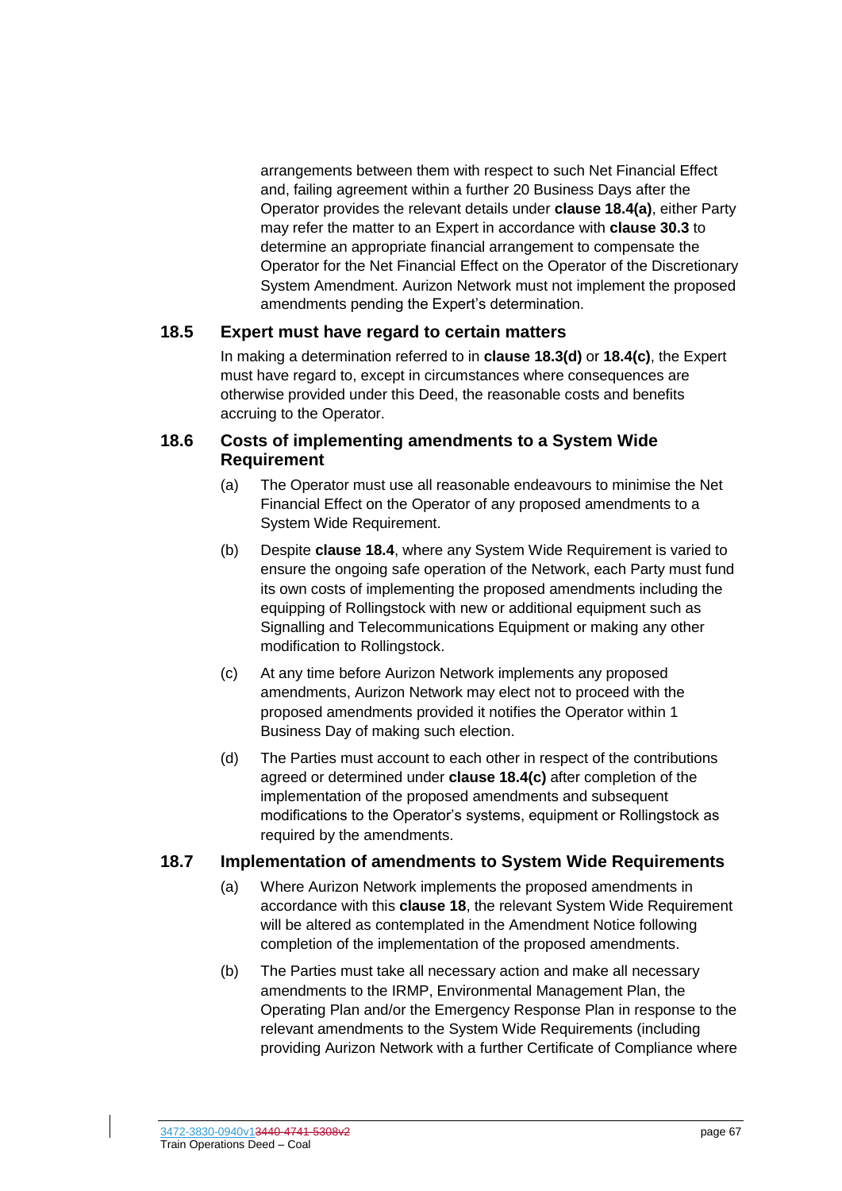arrangements between them with respect to such Net Financial Effect and, failing agreement within a further 20 Business Days after the Operator provides the relevant details under **clause 18.4(a)**, either Party may refer the matter to an Expert in accordance with **clause 30.3** to determine an appropriate financial arrangement to compensate the Operator for the Net Financial Effect on the Operator of the Discretionary System Amendment. Aurizon Network must not implement the proposed amendments pending the Expert's determination.

## 18.5 Expert must have regard to certain matters

In making a determination referred to in **clause 18.3(d)** or **18.4(c)**, the Expert must have regard to, except in circumstances where consequences are otherwise provided under this Deed, the reasonable costs and benefits accruing to the Operator.

## 18.6 Costs of implementing amendments to a System Wide Requirement

(a) The Operator must use all reasonable endeavours to minimise the Net Financial Effect on the Operator of any proposed amendments to a System Wide Requirement.

(b) Despite **clause 18.4**, where any System Wide Requirement is varied to ensure the ongoing safe operation of the Network, each Party must fund its own costs of implementing the proposed amendments including the equipping of Rollingstock with new or additional equipment such as Signalling and Telecommunications Equipment or making any other modification to Rollingstock.

(c) At any time before Aurizon Network implements any proposed amendments, Aurizon Network may elect not to proceed with the proposed amendments provided it notifies the Operator within 1 Business Day of making such election.

(d) The Parties must account to each other in respect of the contributions agreed or determined under **clause 18.4(c)** after completion of the implementation of the proposed amendments and subsequent modifications to the Operator's systems, equipment or Rollingstock as required by the amendments.

## 18.7 Implementation of amendments to System Wide Requirements

(a) Where Aurizon Network implements the proposed amendments in accordance with this **clause 18**, the relevant System Wide Requirement will be altered as contemplated in the Amendment Notice following completion of the implementation of the proposed amendments.

(b) The Parties must take all necessary action and make all necessary amendments to the IRMP, Environmental Management Plan, the Operating Plan and/or the Emergency Response Plan in response to the relevant amendments to the System Wide Requirements (including providing Aurizon Network with a further Certificate of Compliance where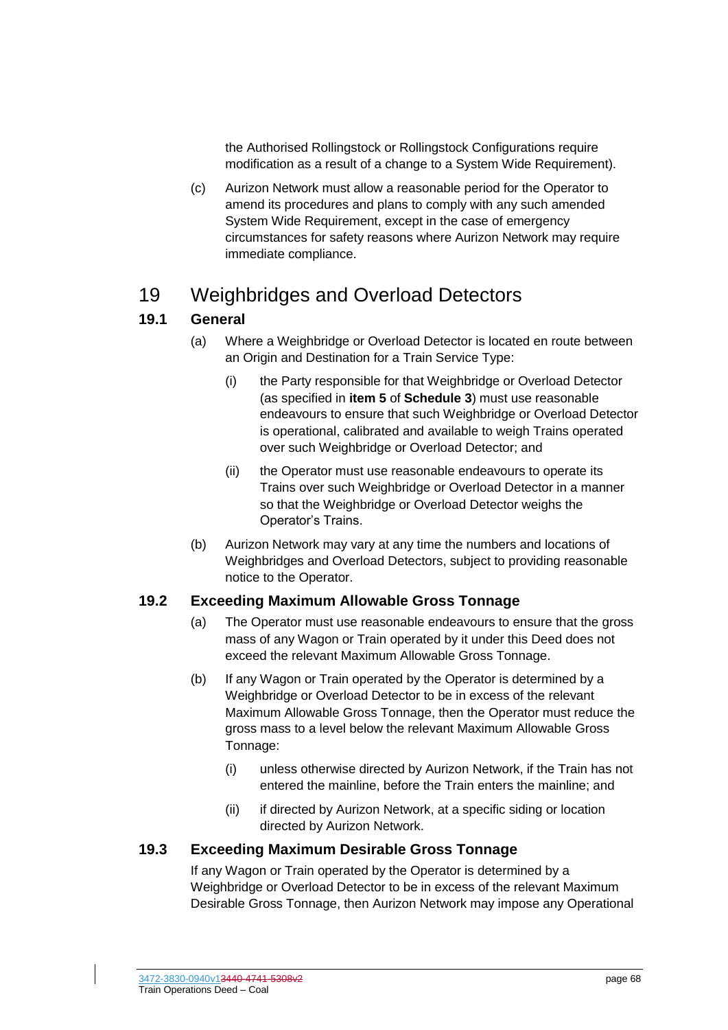the Authorised Rollingstock or Rollingstock Configurations require modification as a result of a change to a System Wide Requirement).

(c) Aurizon Network must allow a reasonable period for the Operator to amend its procedures and plans to comply with any such amended System Wide Requirement, except in the case of emergency circumstances for safety reasons where Aurizon Network may require immediate compliance.

# 19 Weighbridges and Overload Detectors

## 19.1 General

(a) Where a Weighbridge or Overload Detector is located en route between an Origin and Destination for a Train Service Type:

(i) the Party responsible for that Weighbridge or Overload Detector (as specified in **item 5** of **Schedule 3**) must use reasonable endeavours to ensure that such Weighbridge or Overload Detector is operational, calibrated and available to weigh Trains operated over such Weighbridge or Overload Detector; and

(ii) the Operator must use reasonable endeavours to operate its Trains over such Weighbridge or Overload Detector in a manner so that the Weighbridge or Overload Detector weighs the Operator's Trains.

(b) Aurizon Network may vary at any time the numbers and locations of Weighbridges and Overload Detectors, subject to providing reasonable notice to the Operator.

## 19.2 Exceeding Maximum Allowable Gross Tonnage

(a) The Operator must use reasonable endeavours to ensure that the gross mass of any Wagon or Train operated by it under this Deed does not exceed the relevant Maximum Allowable Gross Tonnage.

(b) If any Wagon or Train operated by the Operator is determined by a Weighbridge or Overload Detector to be in excess of the relevant Maximum Allowable Gross Tonnage, then the Operator must reduce the gross mass to a level below the relevant Maximum Allowable Gross Tonnage:

(i) unless otherwise directed by Aurizon Network, if the Train has not entered the mainline, before the Train enters the mainline; and

(ii) if directed by Aurizon Network, at a specific siding or location directed by Aurizon Network.

## 19.3 Exceeding Maximum Desirable Gross Tonnage

If any Wagon or Train operated by the Operator is determined by a Weighbridge or Overload Detector to be in excess of the relevant Maximum Desirable Gross Tonnage, then Aurizon Network may impose any Operational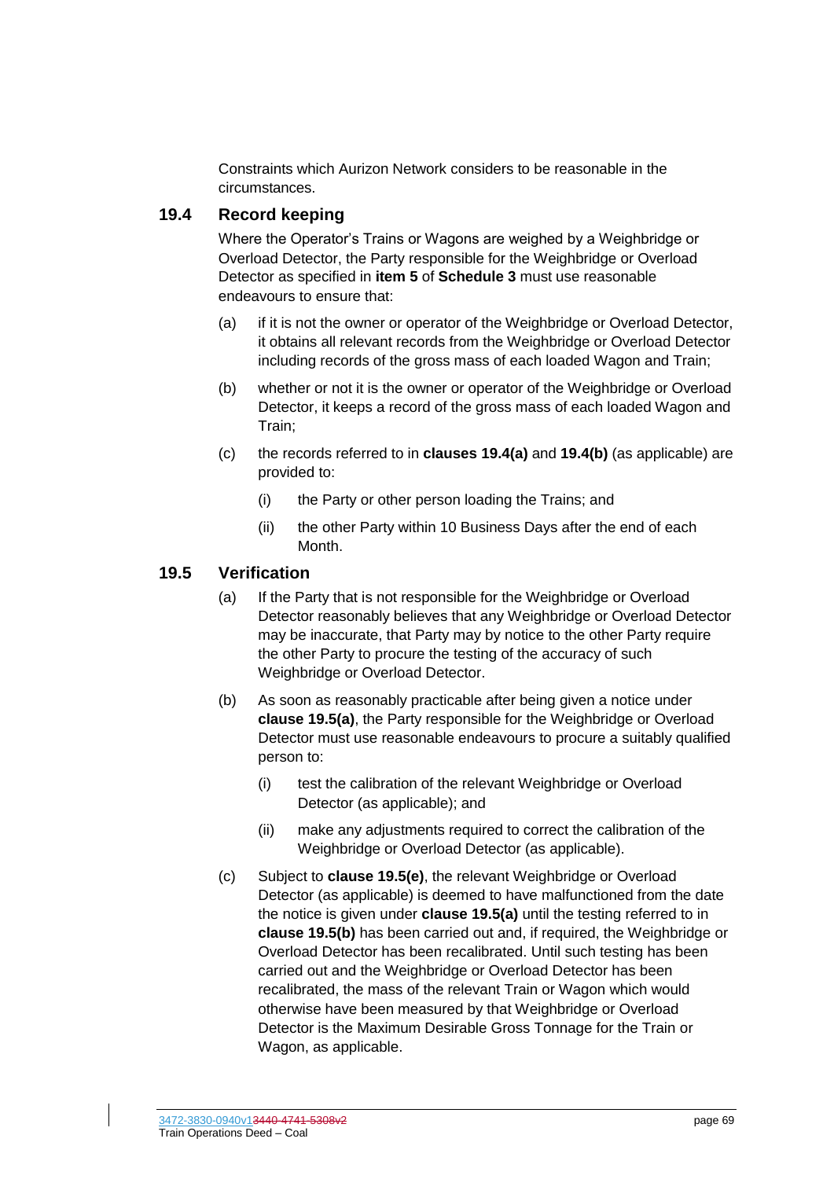Constraints which Aurizon Network considers to be reasonable in the circumstances.

## 19.4 Record keeping

Where the Operator's Trains or Wagons are weighed by a Weighbridge or Overload Detector, the Party responsible for the Weighbridge or Overload Detector as specified in **item 5** of **Schedule 3** must use reasonable endeavours to ensure that:

(a) if it is not the owner or operator of the Weighbridge or Overload Detector, it obtains all relevant records from the Weighbridge or Overload Detector including records of the gross mass of each loaded Wagon and Train;

(b) whether or not it is the owner or operator of the Weighbridge or Overload Detector, it keeps a record of the gross mass of each loaded Wagon and Train;

(c) the records referred to in **clauses 19.4(a)** and **19.4(b)** (as applicable) are provided to:

   (i) the Party or other person loading the Trains; and

   (ii) the other Party within 10 Business Days after the end of each Month.

## 19.5 Verification

(a) If the Party that is not responsible for the Weighbridge or Overload Detector reasonably believes that any Weighbridge or Overload Detector may be inaccurate, that Party may by notice to the other Party require the other Party to procure the testing of the accuracy of such Weighbridge or Overload Detector.

(b) As soon as reasonably practicable after being given a notice under **clause 19.5(a)**, the Party responsible for the Weighbridge or Overload Detector must use reasonable endeavours to procure a suitably qualified person to:

   (i) test the calibration of the relevant Weighbridge or Overload Detector (as applicable); and

   (ii) make any adjustments required to correct the calibration of the Weighbridge or Overload Detector (as applicable).

(c) Subject to **clause 19.5(e)**, the relevant Weighbridge or Overload Detector (as applicable) is deemed to have malfunctioned from the date the notice is given under **clause 19.5(a)** until the testing referred to in **clause 19.5(b)** has been carried out and, if required, the Weighbridge or Overload Detector has been recalibrated. Until such testing has been carried out and the Weighbridge or Overload Detector has been recalibrated, the mass of the relevant Train or Wagon which would otherwise have been measured by that Weighbridge or Overload Detector is the Maximum Desirable Gross Tonnage for the Train or Wagon, as applicable.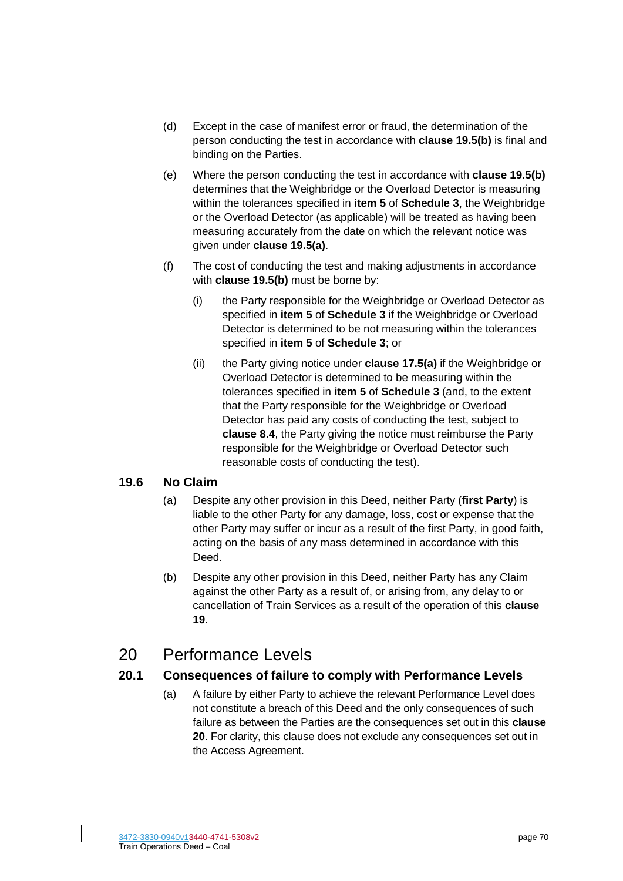(d) Except in the case of manifest error or fraud, the determination of the person conducting the test in accordance with **clause 19.5(b)** is final and binding on the Parties.

(e) Where the person conducting the test in accordance with **clause 19.5(b)** determines that the Weighbridge or the Overload Detector is measuring within the tolerances specified in **item 5** of **Schedule 3**, the Weighbridge or the Overload Detector (as applicable) will be treated as having been measuring accurately from the date on which the relevant notice was given under **clause 19.5(a)**.

(f) The cost of conducting the test and making adjustments in accordance with **clause 19.5(b)** must be borne by:

  (i) the Party responsible for the Weighbridge or Overload Detector as specified in **item 5** of **Schedule 3** if the Weighbridge or Overload Detector is determined to be not measuring within the tolerances specified in **item 5** of **Schedule 3**; or

  (ii) the Party giving notice under **clause 17.5(a)** if the Weighbridge or Overload Detector is determined to be measuring within the tolerances specified in **item 5** of **Schedule 3** (and, to the extent that the Party responsible for the Weighbridge or Overload Detector has paid any costs of conducting the test, subject to **clause 8.4**, the Party giving the notice must reimburse the Party responsible for the Weighbridge or Overload Detector such reasonable costs of conducting the test).

### 19.6 No Claim

(a) Despite any other provision in this Deed, neither Party (**first Party**) is liable to the other Party for any damage, loss, cost or expense that the other Party may suffer or incur as a result of the first Party, in good faith, acting on the basis of any mass determined in accordance with this Deed.

(b) Despite any other provision in this Deed, neither Party has any Claim against the other Party as a result of, or arising from, any delay to or cancellation of Train Services as a result of the operation of this **clause 19**.

## 20 Performance Levels

### 20.1 Consequences of failure to comply with Performance Levels

(a) A failure by either Party to achieve the relevant Performance Level does not constitute a breach of this Deed and the only consequences of such failure as between the Parties are the consequences set out in this **clause 20**. For clarity, this clause does not exclude any consequences set out in the Access Agreement.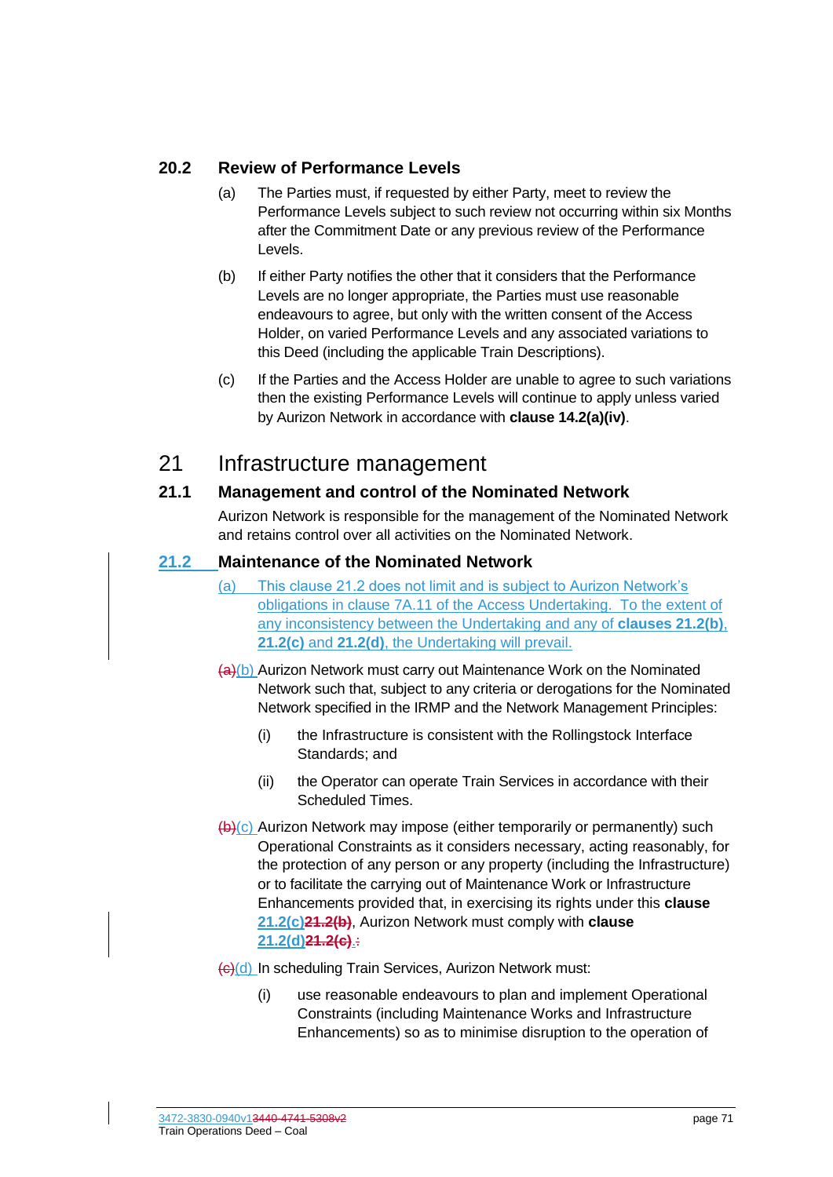### 20.2 Review of Performance Levels

(a) The Parties must, if requested by either Party, meet to review the Performance Levels subject to such review not occurring within six Months after the Commitment Date or any previous review of the Performance Levels.

(b) If either Party notifies the other that it considers that the Performance Levels are no longer appropriate, the Parties must use reasonable endeavours to agree, but only with the written consent of the Access Holder, on varied Performance Levels and any associated variations to this Deed (including the applicable Train Descriptions).

(c) If the Parties and the Access Holder are unable to agree to such variations then the existing Performance Levels will continue to apply unless varied by Aurizon Network in accordance with **clause 14.2(a)(iv)**.

## 21 Infrastructure management

### 21.1 Management and control of the Nominated Network

Aurizon Network is responsible for the management of the Nominated Network and retains control over all activities on the Nominated Network.

### 21.2 Maintenance of the Nominated Network

(a) This clause 21.2 does not limit and is subject to Aurizon Network's obligations in clause 7A.11 of the Access Undertaking. To the extent of any inconsistency between the Undertaking and any of **clauses 21.2(b)**, **21.2(c)** and **21.2(d)**, the Undertaking will prevail.

~~(a)~~(b) Aurizon Network must carry out Maintenance Work on the Nominated Network such that, subject to any criteria or derogations for the Nominated Network specified in the IRMP and the Network Management Principles:

(i) the Infrastructure is consistent with the Rollingstock Interface Standards; and

(ii) the Operator can operate Train Services in accordance with their Scheduled Times.

~~(b)~~(c) Aurizon Network may impose (either temporarily or permanently) such Operational Constraints as it considers necessary, acting reasonably, for the protection of any person or any property (including the Infrastructure) or to facilitate the carrying out of Maintenance Work or Infrastructure Enhancements provided that, in exercising its rights under this **clause 21.2(c)~~21.2(b)~~**, Aurizon Network must comply with **clause 21.2(d)~~21.2(c)~~**.~~:~~

~~(c)~~(d) In scheduling Train Services, Aurizon Network must:

(i) use reasonable endeavours to plan and implement Operational Constraints (including Maintenance Works and Infrastructure Enhancements) so as to minimise disruption to the operation of

3472-3830-0940v1~~3440-4741-5308v2~~
Train Operations Deed – Coal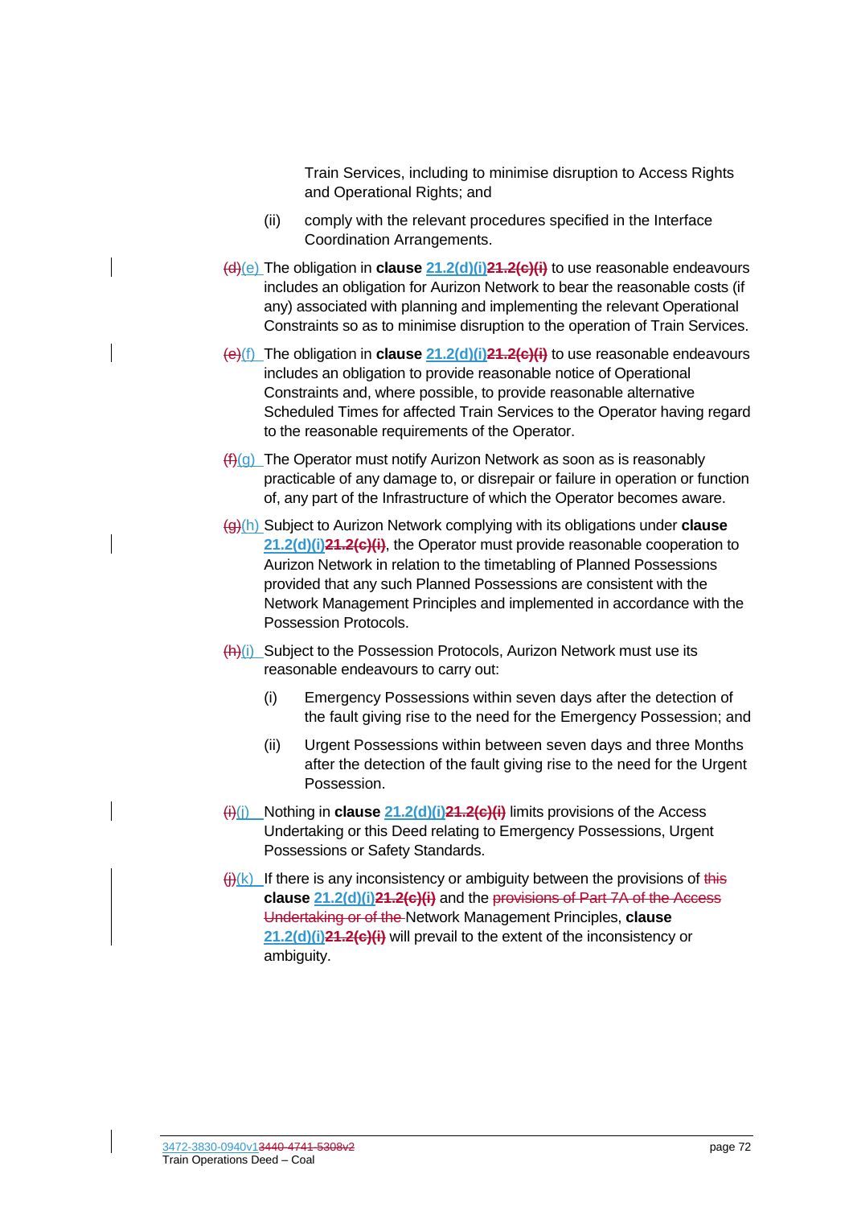Train Services, including to minimise disruption to Access Rights and Operational Rights; and

(ii) comply with the relevant procedures specified in the Interface Coordination Arrangements.

~~(d)~~(e) The obligation in **clause** 21.2(d)(i)~~21.2(c)(i)~~ to use reasonable endeavours includes an obligation for Aurizon Network to bear the reasonable costs (if any) associated with planning and implementing the relevant Operational Constraints so as to minimise disruption to the operation of Train Services.

~~(e)~~(f) The obligation in **clause** 21.2(d)(i)~~21.2(c)(i)~~ to use reasonable endeavours includes an obligation to provide reasonable notice of Operational Constraints and, where possible, to provide reasonable alternative Scheduled Times for affected Train Services to the Operator having regard to the reasonable requirements of the Operator.

~~(f)~~(g) The Operator must notify Aurizon Network as soon as is reasonably practicable of any damage to, or disrepair or failure in operation or function of, any part of the Infrastructure of which the Operator becomes aware.

~~(g)~~(h) Subject to Aurizon Network complying with its obligations under **clause** 21.2(d)(i)~~21.2(c)(i)~~, the Operator must provide reasonable cooperation to Aurizon Network in relation to the timetabling of Planned Possessions provided that any such Planned Possessions are consistent with the Network Management Principles and implemented in accordance with the Possession Protocols.

~~(h)~~(i) Subject to the Possession Protocols, Aurizon Network must use its reasonable endeavours to carry out:

(i) Emergency Possessions within seven days after the detection of the fault giving rise to the need for the Emergency Possession; and

(ii) Urgent Possessions within between seven days and three Months after the detection of the fault giving rise to the need for the Urgent Possession.

~~(i)~~(j) Nothing in **clause** 21.2(d)(i)~~21.2(c)(i)~~ limits provisions of the Access Undertaking or this Deed relating to Emergency Possessions, Urgent Possessions or Safety Standards.

~~(j)~~(k) If there is any inconsistency or ambiguity between the provisions of ~~this~~ **clause** 21.2(d)(i)~~21.2(c)(i)~~ and the ~~provisions of Part 7A of the Access Undertaking or of the~~ Network Management Principles, **clause** 21.2(d)(i)~~21.2(c)(i)~~ will prevail to the extent of the inconsistency or ambiguity.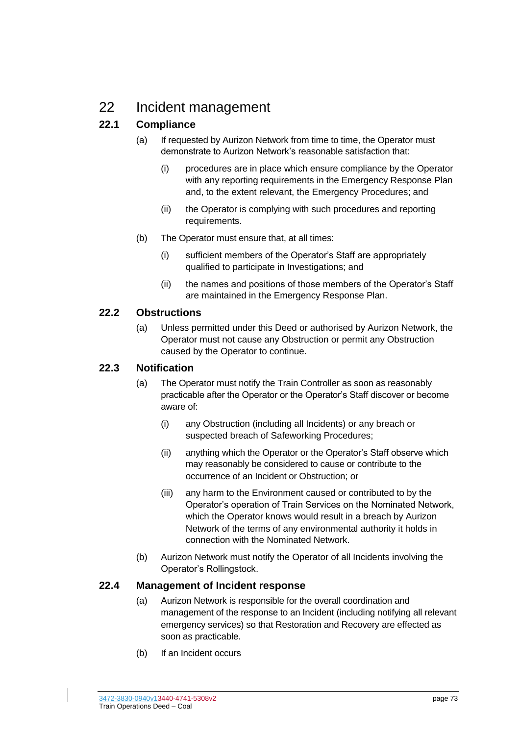# 22 Incident management

## 22.1 Compliance

(a) If requested by Aurizon Network from time to time, the Operator must demonstrate to Aurizon Network's reasonable satisfaction that:

(i) procedures are in place which ensure compliance by the Operator with any reporting requirements in the Emergency Response Plan and, to the extent relevant, the Emergency Procedures; and

(ii) the Operator is complying with such procedures and reporting requirements.

(b) The Operator must ensure that, at all times:

(i) sufficient members of the Operator's Staff are appropriately qualified to participate in Investigations; and

(ii) the names and positions of those members of the Operator's Staff are maintained in the Emergency Response Plan.

## 22.2 Obstructions

(a) Unless permitted under this Deed or authorised by Aurizon Network, the Operator must not cause any Obstruction or permit any Obstruction caused by the Operator to continue.

## 22.3 Notification

(a) The Operator must notify the Train Controller as soon as reasonably practicable after the Operator or the Operator's Staff discover or become aware of:

(i) any Obstruction (including all Incidents) or any breach or suspected breach of Safeworking Procedures;

(ii) anything which the Operator or the Operator's Staff observe which may reasonably be considered to cause or contribute to the occurrence of an Incident or Obstruction; or

(iii) any harm to the Environment caused or contributed to by the Operator's operation of Train Services on the Nominated Network, which the Operator knows would result in a breach by Aurizon Network of the terms of any environmental authority it holds in connection with the Nominated Network.

(b) Aurizon Network must notify the Operator of all Incidents involving the Operator's Rollingstock.

## 22.4 Management of Incident response

(a) Aurizon Network is responsible for the overall coordination and management of the response to an Incident (including notifying all relevant emergency services) so that Restoration and Recovery are effected as soon as practicable.

(b) If an Incident occurs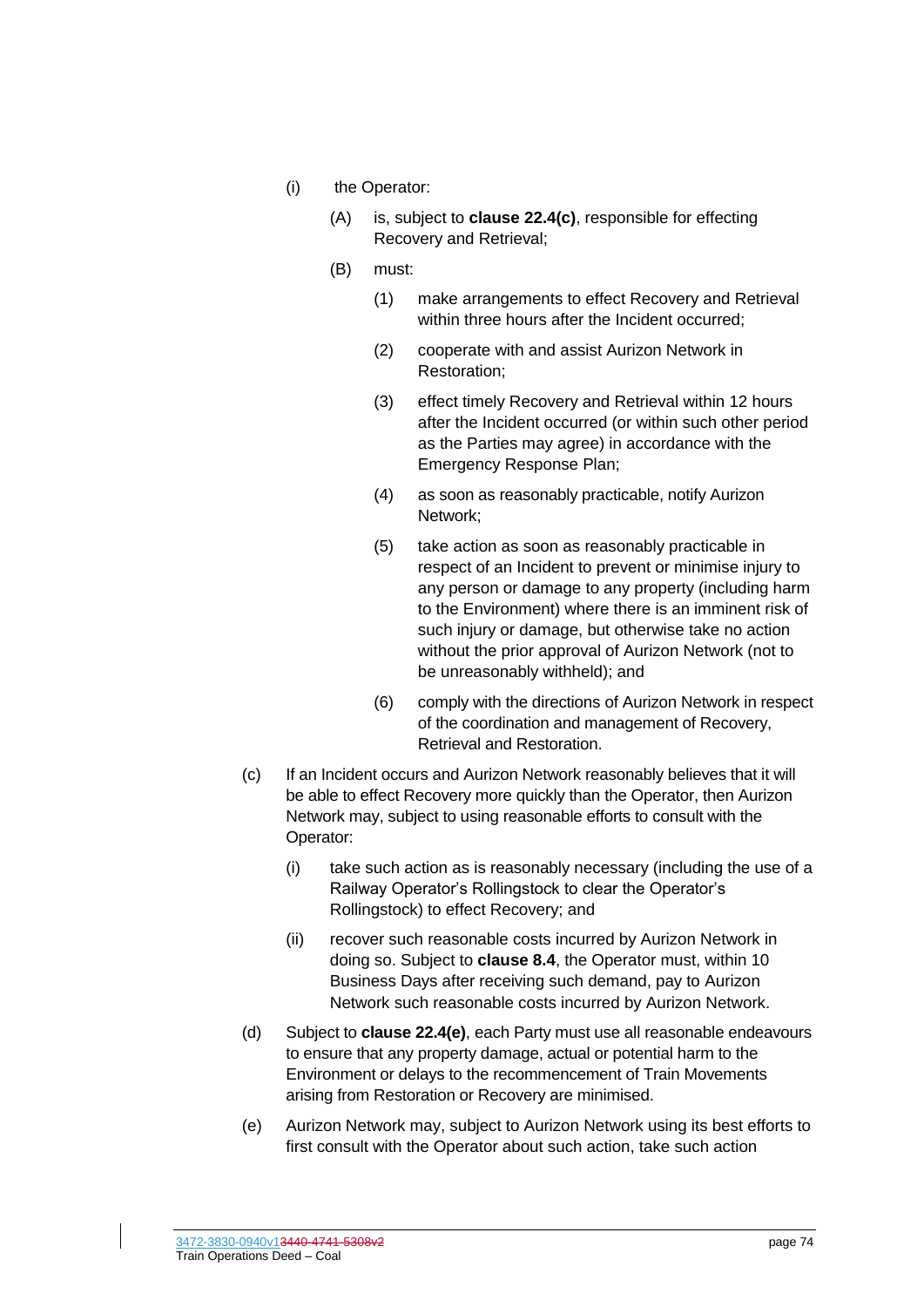(i) the Operator:

(A) is, subject to **clause 22.4(c)**, responsible for effecting Recovery and Retrieval;

(B) must:

(1) make arrangements to effect Recovery and Retrieval within three hours after the Incident occurred;

(2) cooperate with and assist Aurizon Network in Restoration;

(3) effect timely Recovery and Retrieval within 12 hours after the Incident occurred (or within such other period as the Parties may agree) in accordance with the Emergency Response Plan;

(4) as soon as reasonably practicable, notify Aurizon Network;

(5) take action as soon as reasonably practicable in respect of an Incident to prevent or minimise injury to any person or damage to any property (including harm to the Environment) where there is an imminent risk of such injury or damage, but otherwise take no action without the prior approval of Aurizon Network (not to be unreasonably withheld); and

(6) comply with the directions of Aurizon Network in respect of the coordination and management of Recovery, Retrieval and Restoration.

(c) If an Incident occurs and Aurizon Network reasonably believes that it will be able to effect Recovery more quickly than the Operator, then Aurizon Network may, subject to using reasonable efforts to consult with the Operator:

(i) take such action as is reasonably necessary (including the use of a Railway Operator's Rollingstock to clear the Operator's Rollingstock) to effect Recovery; and

(ii) recover such reasonable costs incurred by Aurizon Network in doing so. Subject to **clause 8.4**, the Operator must, within 10 Business Days after receiving such demand, pay to Aurizon Network such reasonable costs incurred by Aurizon Network.

(d) Subject to **clause 22.4(e)**, each Party must use all reasonable endeavours to ensure that any property damage, actual or potential harm to the Environment or delays to the recommencement of Train Movements arising from Restoration or Recovery are minimised.

(e) Aurizon Network may, subject to Aurizon Network using its best efforts to first consult with the Operator about such action, take such action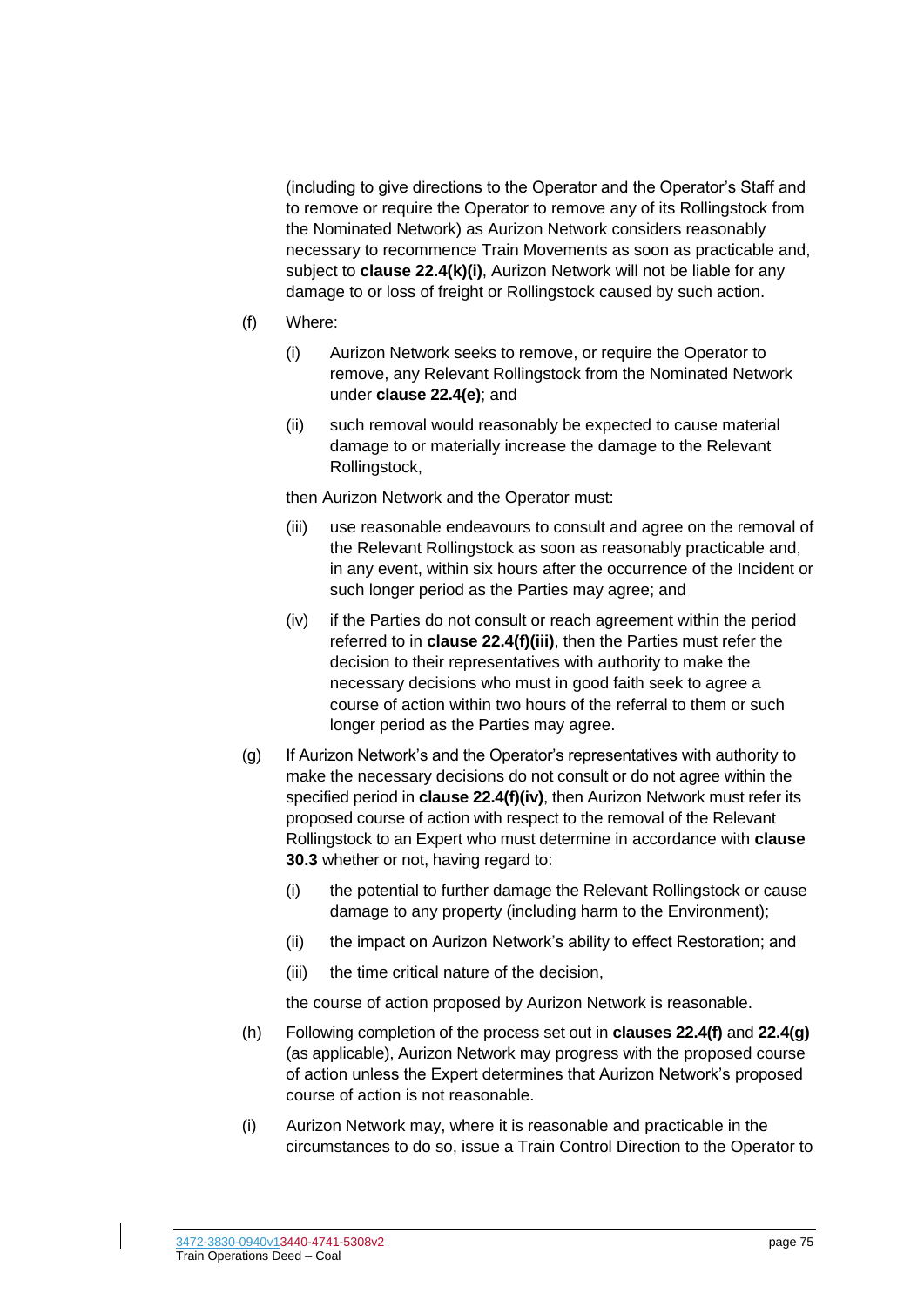(including to give directions to the Operator and the Operator's Staff and to remove or require the Operator to remove any of its Rollingstock from the Nominated Network) as Aurizon Network considers reasonably necessary to recommence Train Movements as soon as practicable and, subject to **clause 22.4(k)(i)**, Aurizon Network will not be liable for any damage to or loss of freight or Rollingstock caused by such action.

(f) Where:

(i) Aurizon Network seeks to remove, or require the Operator to remove, any Relevant Rollingstock from the Nominated Network under **clause 22.4(e)**; and

(ii) such removal would reasonably be expected to cause material damage to or materially increase the damage to the Relevant Rollingstock,

then Aurizon Network and the Operator must:

(iii) use reasonable endeavours to consult and agree on the removal of the Relevant Rollingstock as soon as reasonably practicable and, in any event, within six hours after the occurrence of the Incident or such longer period as the Parties may agree; and

(iv) if the Parties do not consult or reach agreement within the period referred to in **clause 22.4(f)(iii)**, then the Parties must refer the decision to their representatives with authority to make the necessary decisions who must in good faith seek to agree a course of action within two hours of the referral to them or such longer period as the Parties may agree.

(g) If Aurizon Network's and the Operator's representatives with authority to make the necessary decisions do not consult or do not agree within the specified period in **clause 22.4(f)(iv)**, then Aurizon Network must refer its proposed course of action with respect to the removal of the Relevant Rollingstock to an Expert who must determine in accordance with **clause 30.3** whether or not, having regard to:

(i) the potential to further damage the Relevant Rollingstock or cause damage to any property (including harm to the Environment);

(ii) the impact on Aurizon Network's ability to effect Restoration; and

(iii) the time critical nature of the decision,

the course of action proposed by Aurizon Network is reasonable.

(h) Following completion of the process set out in **clauses 22.4(f)** and **22.4(g)** (as applicable), Aurizon Network may progress with the proposed course of action unless the Expert determines that Aurizon Network's proposed course of action is not reasonable.

(i) Aurizon Network may, where it is reasonable and practicable in the circumstances to do so, issue a Train Control Direction to the Operator to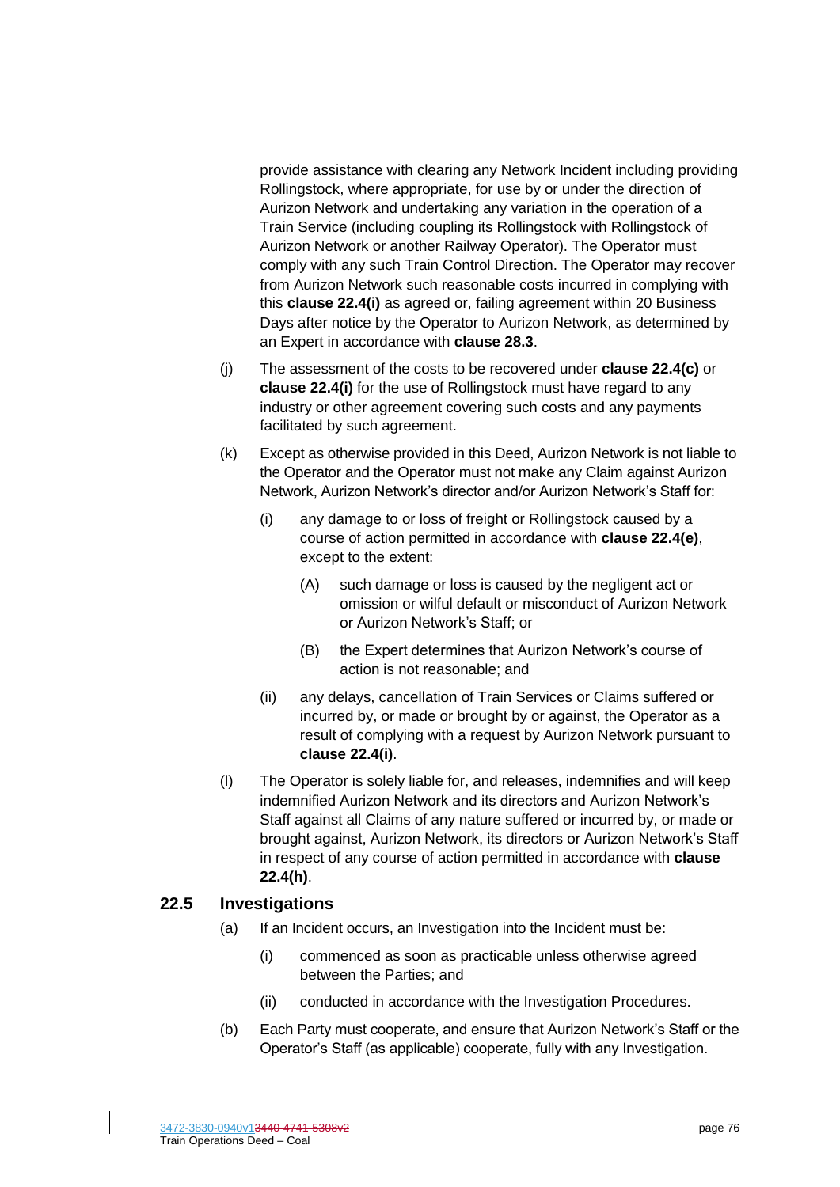provide assistance with clearing any Network Incident including providing Rollingstock, where appropriate, for use by or under the direction of Aurizon Network and undertaking any variation in the operation of a Train Service (including coupling its Rollingstock with Rollingstock of Aurizon Network or another Railway Operator). The Operator must comply with any such Train Control Direction. The Operator may recover from Aurizon Network such reasonable costs incurred in complying with this **clause 22.4(i)** as agreed or, failing agreement within 20 Business Days after notice by the Operator to Aurizon Network, as determined by an Expert in accordance with **clause 28.3**.

(j) The assessment of the costs to be recovered under **clause 22.4(c)** or **clause 22.4(i)** for the use of Rollingstock must have regard to any industry or other agreement covering such costs and any payments facilitated by such agreement.

(k) Except as otherwise provided in this Deed, Aurizon Network is not liable to the Operator and the Operator must not make any Claim against Aurizon Network, Aurizon Network's director and/or Aurizon Network's Staff for:

  (i) any damage to or loss of freight or Rollingstock caused by a course of action permitted in accordance with **clause 22.4(e)**, except to the extent:

    (A) such damage or loss is caused by the negligent act or omission or wilful default or misconduct of Aurizon Network or Aurizon Network's Staff; or

    (B) the Expert determines that Aurizon Network's course of action is not reasonable; and

  (ii) any delays, cancellation of Train Services or Claims suffered or incurred by, or made or brought by or against, the Operator as a result of complying with a request by Aurizon Network pursuant to **clause 22.4(i)**.

(l) The Operator is solely liable for, and releases, indemnifies and will keep indemnified Aurizon Network and its directors and Aurizon Network's Staff against all Claims of any nature suffered or incurred by, or made or brought against, Aurizon Network, its directors or Aurizon Network's Staff in respect of any course of action permitted in accordance with **clause 22.4(h)**.

## 22.5 Investigations

(a) If an Incident occurs, an Investigation into the Incident must be:

  (i) commenced as soon as practicable unless otherwise agreed between the Parties; and

  (ii) conducted in accordance with the Investigation Procedures.

(b) Each Party must cooperate, and ensure that Aurizon Network's Staff or the Operator's Staff (as applicable) cooperate, fully with any Investigation.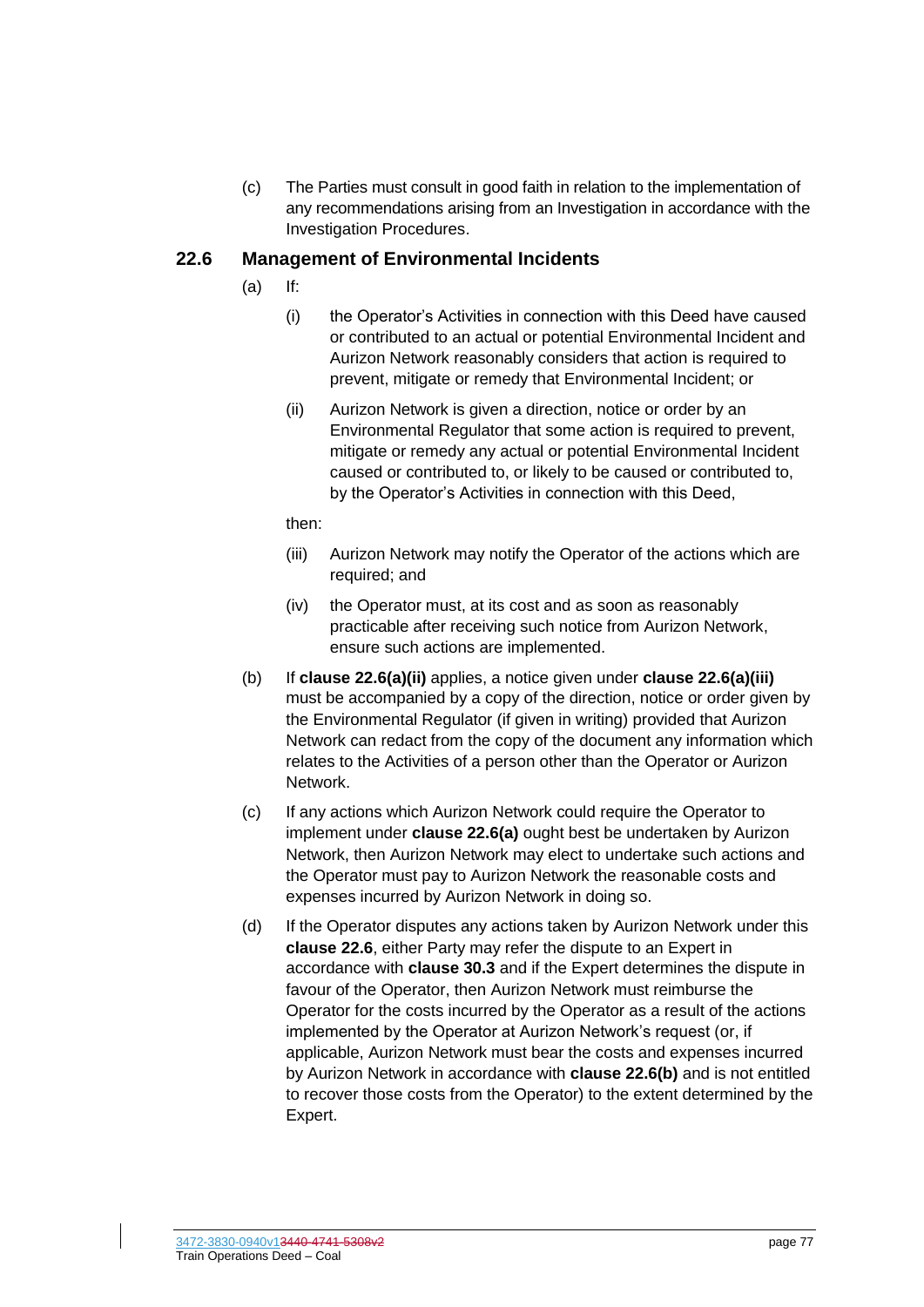(c) The Parties must consult in good faith in relation to the implementation of any recommendations arising from an Investigation in accordance with the Investigation Procedures.

## 22.6 Management of Environmental Incidents

(a) If:

(i) the Operator's Activities in connection with this Deed have caused or contributed to an actual or potential Environmental Incident and Aurizon Network reasonably considers that action is required to prevent, mitigate or remedy that Environmental Incident; or

(ii) Aurizon Network is given a direction, notice or order by an Environmental Regulator that some action is required to prevent, mitigate or remedy any actual or potential Environmental Incident caused or contributed to, or likely to be caused or contributed to, by the Operator's Activities in connection with this Deed,

then:

(iii) Aurizon Network may notify the Operator of the actions which are required; and

(iv) the Operator must, at its cost and as soon as reasonably practicable after receiving such notice from Aurizon Network, ensure such actions are implemented.

(b) If **clause 22.6(a)(ii)** applies, a notice given under **clause 22.6(a)(iii)** must be accompanied by a copy of the direction, notice or order given by the Environmental Regulator (if given in writing) provided that Aurizon Network can redact from the copy of the document any information which relates to the Activities of a person other than the Operator or Aurizon Network.

(c) If any actions which Aurizon Network could require the Operator to implement under **clause 22.6(a)** ought best be undertaken by Aurizon Network, then Aurizon Network may elect to undertake such actions and the Operator must pay to Aurizon Network the reasonable costs and expenses incurred by Aurizon Network in doing so.

(d) If the Operator disputes any actions taken by Aurizon Network under this **clause 22.6**, either Party may refer the dispute to an Expert in accordance with **clause 30.3** and if the Expert determines the dispute in favour of the Operator, then Aurizon Network must reimburse the Operator for the costs incurred by the Operator as a result of the actions implemented by the Operator at Aurizon Network's request (or, if applicable, Aurizon Network must bear the costs and expenses incurred by Aurizon Network in accordance with **clause 22.6(b)** and is not entitled to recover those costs from the Operator) to the extent determined by the Expert.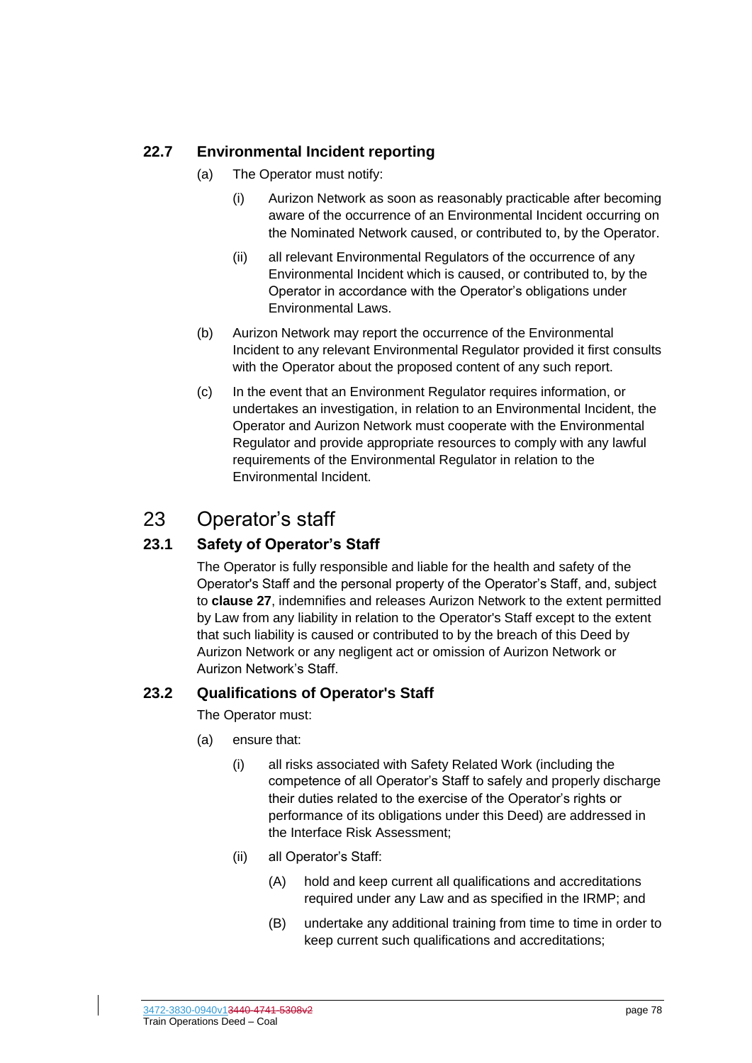### 22.7 Environmental Incident reporting

(a) The Operator must notify:

(i) Aurizon Network as soon as reasonably practicable after becoming aware of the occurrence of an Environmental Incident occurring on the Nominated Network caused, or contributed to, by the Operator.

(ii) all relevant Environmental Regulators of the occurrence of any Environmental Incident which is caused, or contributed to, by the Operator in accordance with the Operator's obligations under Environmental Laws.

(b) Aurizon Network may report the occurrence of the Environmental Incident to any relevant Environmental Regulator provided it first consults with the Operator about the proposed content of any such report.

(c) In the event that an Environment Regulator requires information, or undertakes an investigation, in relation to an Environmental Incident, the Operator and Aurizon Network must cooperate with the Environmental Regulator and provide appropriate resources to comply with any lawful requirements of the Environmental Regulator in relation to the Environmental Incident.

## 23 Operator's staff

### 23.1 Safety of Operator's Staff

The Operator is fully responsible and liable for the health and safety of the Operator's Staff and the personal property of the Operator's Staff, and, subject to **clause 27**, indemnifies and releases Aurizon Network to the extent permitted by Law from any liability in relation to the Operator's Staff except to the extent that such liability is caused or contributed to by the breach of this Deed by Aurizon Network or any negligent act or omission of Aurizon Network or Aurizon Network's Staff.

### 23.2 Qualifications of Operator's Staff

The Operator must:

(a) ensure that:

(i) all risks associated with Safety Related Work (including the competence of all Operator's Staff to safely and properly discharge their duties related to the exercise of the Operator's rights or performance of its obligations under this Deed) are addressed in the Interface Risk Assessment;

(ii) all Operator's Staff:

(A) hold and keep current all qualifications and accreditations required under any Law and as specified in the IRMP; and

(B) undertake any additional training from time to time in order to keep current such qualifications and accreditations;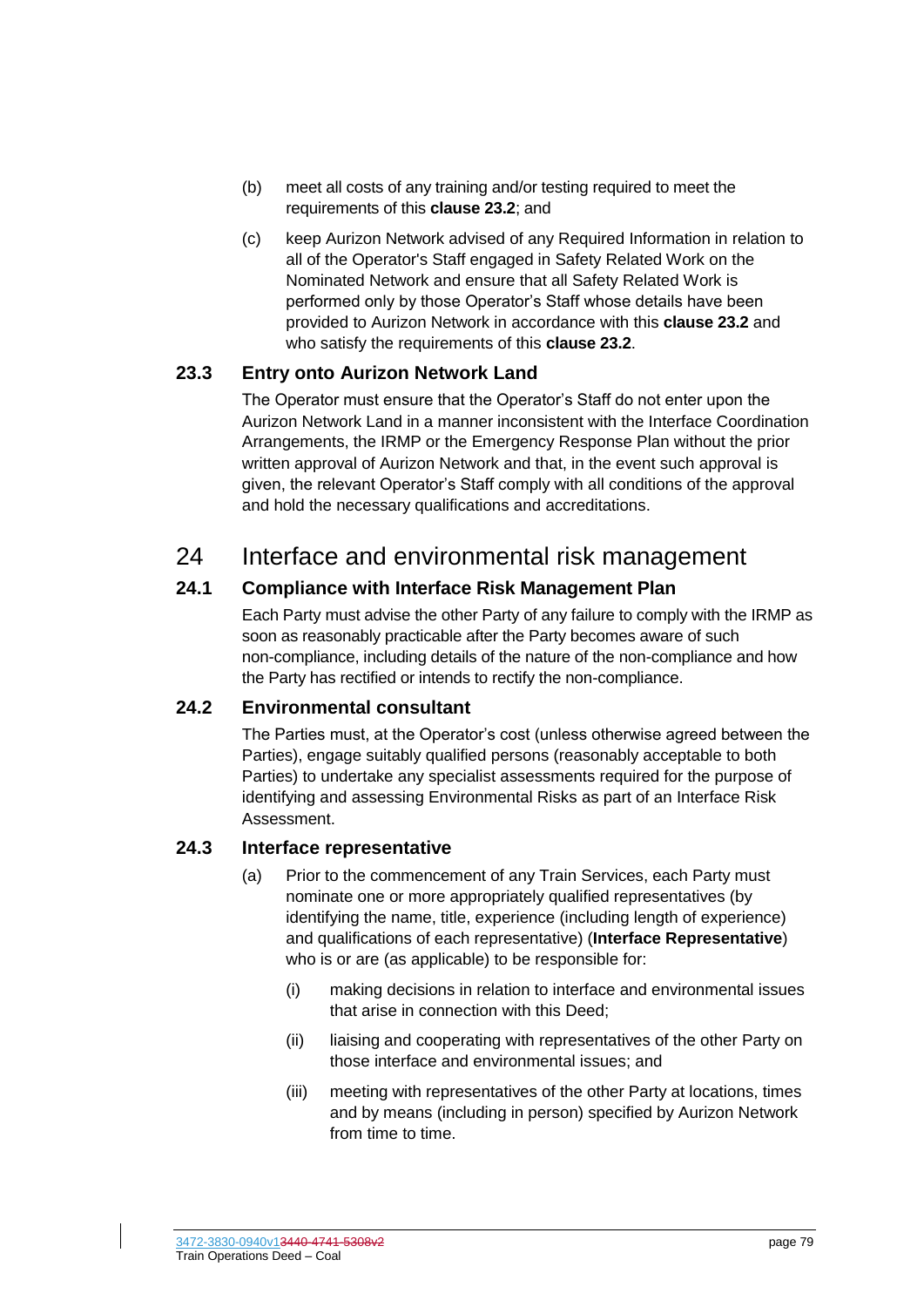(b) meet all costs of any training and/or testing required to meet the requirements of this **clause 23.2**; and

(c) keep Aurizon Network advised of any Required Information in relation to all of the Operator's Staff engaged in Safety Related Work on the Nominated Network and ensure that all Safety Related Work is performed only by those Operator's Staff whose details have been provided to Aurizon Network in accordance with this **clause 23.2** and who satisfy the requirements of this **clause 23.2**.

### 23.3 Entry onto Aurizon Network Land

The Operator must ensure that the Operator's Staff do not enter upon the Aurizon Network Land in a manner inconsistent with the Interface Coordination Arrangements, the IRMP or the Emergency Response Plan without the prior written approval of Aurizon Network and that, in the event such approval is given, the relevant Operator's Staff comply with all conditions of the approval and hold the necessary qualifications and accreditations.

## 24 Interface and environmental risk management

### 24.1 Compliance with Interface Risk Management Plan

Each Party must advise the other Party of any failure to comply with the IRMP as soon as reasonably practicable after the Party becomes aware of such non-compliance, including details of the nature of the non-compliance and how the Party has rectified or intends to rectify the non-compliance.

### 24.2 Environmental consultant

The Parties must, at the Operator's cost (unless otherwise agreed between the Parties), engage suitably qualified persons (reasonably acceptable to both Parties) to undertake any specialist assessments required for the purpose of identifying and assessing Environmental Risks as part of an Interface Risk Assessment.

### 24.3 Interface representative

(a) Prior to the commencement of any Train Services, each Party must nominate one or more appropriately qualified representatives (by identifying the name, title, experience (including length of experience) and qualifications of each representative) (**Interface Representative**) who is or are (as applicable) to be responsible for:

(i) making decisions in relation to interface and environmental issues that arise in connection with this Deed;

(ii) liaising and cooperating with representatives of the other Party on those interface and environmental issues; and

(iii) meeting with representatives of the other Party at locations, times and by means (including in person) specified by Aurizon Network from time to time.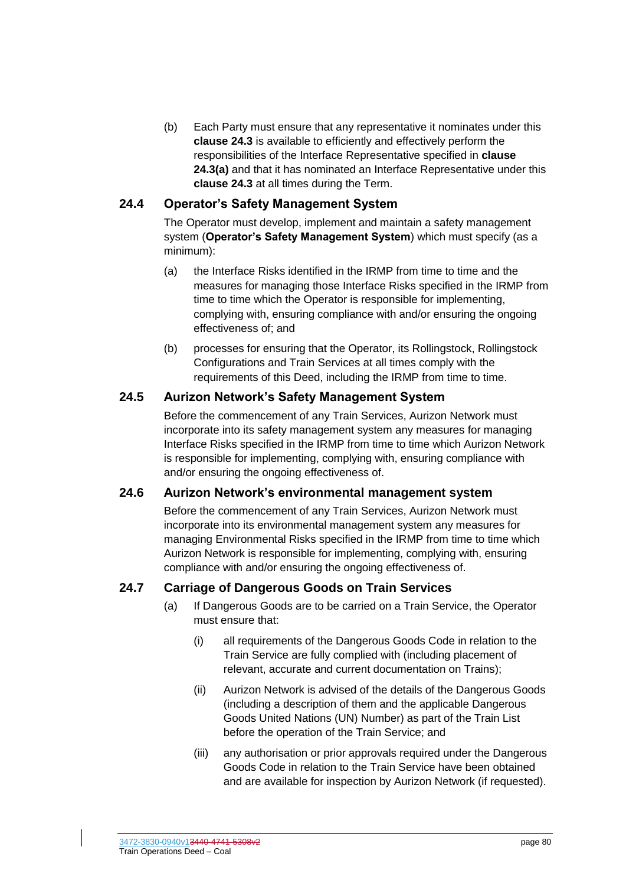(b) Each Party must ensure that any representative it nominates under this **clause 24.3** is available to efficiently and effectively perform the responsibilities of the Interface Representative specified in **clause 24.3(a)** and that it has nominated an Interface Representative under this **clause 24.3** at all times during the Term.

## 24.4 Operator's Safety Management System

The Operator must develop, implement and maintain a safety management system (**Operator's Safety Management System**) which must specify (as a minimum):

(a) the Interface Risks identified in the IRMP from time to time and the measures for managing those Interface Risks specified in the IRMP from time to time which the Operator is responsible for implementing, complying with, ensuring compliance with and/or ensuring the ongoing effectiveness of; and

(b) processes for ensuring that the Operator, its Rollingstock, Rollingstock Configurations and Train Services at all times comply with the requirements of this Deed, including the IRMP from time to time.

## 24.5 Aurizon Network's Safety Management System

Before the commencement of any Train Services, Aurizon Network must incorporate into its safety management system any measures for managing Interface Risks specified in the IRMP from time to time which Aurizon Network is responsible for implementing, complying with, ensuring compliance with and/or ensuring the ongoing effectiveness of.

## 24.6 Aurizon Network's environmental management system

Before the commencement of any Train Services, Aurizon Network must incorporate into its environmental management system any measures for managing Environmental Risks specified in the IRMP from time to time which Aurizon Network is responsible for implementing, complying with, ensuring compliance with and/or ensuring the ongoing effectiveness of.

## 24.7 Carriage of Dangerous Goods on Train Services

(a) If Dangerous Goods are to be carried on a Train Service, the Operator must ensure that:

(i) all requirements of the Dangerous Goods Code in relation to the Train Service are fully complied with (including placement of relevant, accurate and current documentation on Trains);

(ii) Aurizon Network is advised of the details of the Dangerous Goods (including a description of them and the applicable Dangerous Goods United Nations (UN) Number) as part of the Train List before the operation of the Train Service; and

(iii) any authorisation or prior approvals required under the Dangerous Goods Code in relation to the Train Service have been obtained and are available for inspection by Aurizon Network (if requested).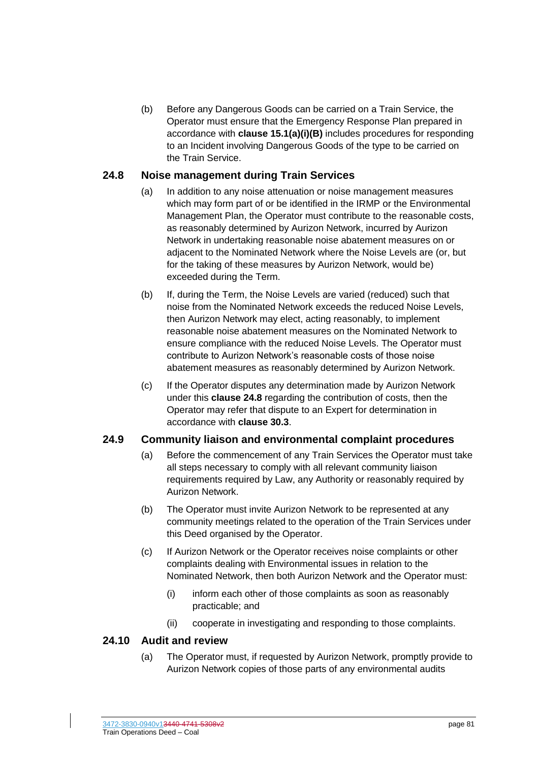(b) Before any Dangerous Goods can be carried on a Train Service, the Operator must ensure that the Emergency Response Plan prepared in accordance with **clause 15.1(a)(i)(B)** includes procedures for responding to an Incident involving Dangerous Goods of the type to be carried on the Train Service.

## 24.8 Noise management during Train Services

(a) In addition to any noise attenuation or noise management measures which may form part of or be identified in the IRMP or the Environmental Management Plan, the Operator must contribute to the reasonable costs, as reasonably determined by Aurizon Network, incurred by Aurizon Network in undertaking reasonable noise abatement measures on or adjacent to the Nominated Network where the Noise Levels are (or, but for the taking of these measures by Aurizon Network, would be) exceeded during the Term.

(b) If, during the Term, the Noise Levels are varied (reduced) such that noise from the Nominated Network exceeds the reduced Noise Levels, then Aurizon Network may elect, acting reasonably, to implement reasonable noise abatement measures on the Nominated Network to ensure compliance with the reduced Noise Levels. The Operator must contribute to Aurizon Network's reasonable costs of those noise abatement measures as reasonably determined by Aurizon Network.

(c) If the Operator disputes any determination made by Aurizon Network under this **clause 24.8** regarding the contribution of costs, then the Operator may refer that dispute to an Expert for determination in accordance with **clause 30.3**.

## 24.9 Community liaison and environmental complaint procedures

(a) Before the commencement of any Train Services the Operator must take all steps necessary to comply with all relevant community liaison requirements required by Law, any Authority or reasonably required by Aurizon Network.

(b) The Operator must invite Aurizon Network to be represented at any community meetings related to the operation of the Train Services under this Deed organised by the Operator.

(c) If Aurizon Network or the Operator receives noise complaints or other complaints dealing with Environmental issues in relation to the Nominated Network, then both Aurizon Network and the Operator must:

   (i) inform each other of those complaints as soon as reasonably practicable; and

   (ii) cooperate in investigating and responding to those complaints.

## 24.10 Audit and review

(a) The Operator must, if requested by Aurizon Network, promptly provide to Aurizon Network copies of those parts of any environmental audits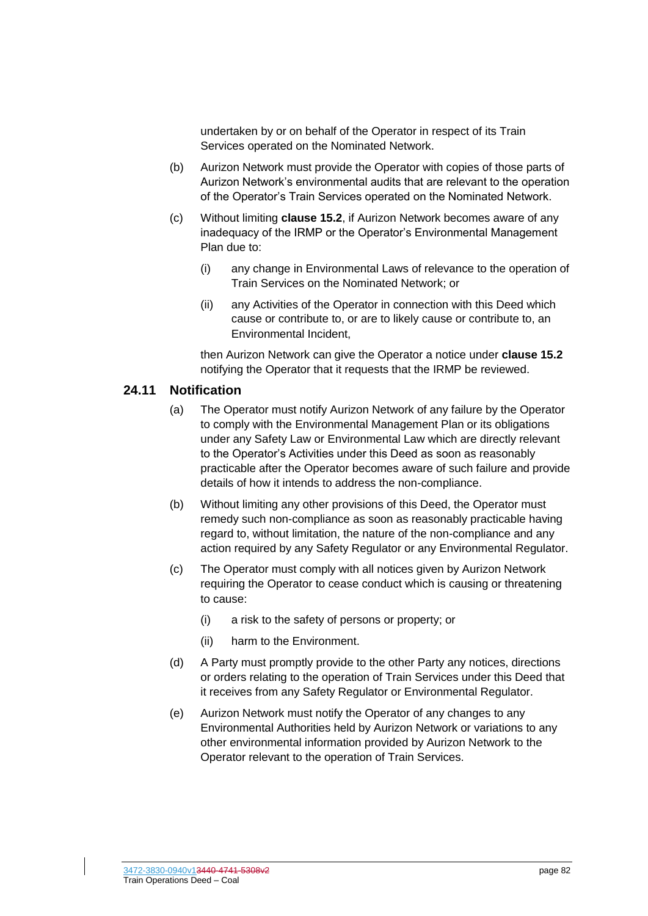undertaken by or on behalf of the Operator in respect of its Train Services operated on the Nominated Network.

(b) Aurizon Network must provide the Operator with copies of those parts of Aurizon Network's environmental audits that are relevant to the operation of the Operator's Train Services operated on the Nominated Network.

(c) Without limiting **clause 15.2**, if Aurizon Network becomes aware of any inadequacy of the IRMP or the Operator's Environmental Management Plan due to:

   (i) any change in Environmental Laws of relevance to the operation of Train Services on the Nominated Network; or

   (ii) any Activities of the Operator in connection with this Deed which cause or contribute to, or are to likely cause or contribute to, an Environmental Incident,

then Aurizon Network can give the Operator a notice under **clause 15.2** notifying the Operator that it requests that the IRMP be reviewed.

## 24.11 Notification

(a) The Operator must notify Aurizon Network of any failure by the Operator to comply with the Environmental Management Plan or its obligations under any Safety Law or Environmental Law which are directly relevant to the Operator's Activities under this Deed as soon as reasonably practicable after the Operator becomes aware of such failure and provide details of how it intends to address the non-compliance.

(b) Without limiting any other provisions of this Deed, the Operator must remedy such non-compliance as soon as reasonably practicable having regard to, without limitation, the nature of the non-compliance and any action required by any Safety Regulator or any Environmental Regulator.

(c) The Operator must comply with all notices given by Aurizon Network requiring the Operator to cease conduct which is causing or threatening to cause:

   (i) a risk to the safety of persons or property; or

   (ii) harm to the Environment.

(d) A Party must promptly provide to the other Party any notices, directions or orders relating to the operation of Train Services under this Deed that it receives from any Safety Regulator or Environmental Regulator.

(e) Aurizon Network must notify the Operator of any changes to any Environmental Authorities held by Aurizon Network or variations to any other environmental information provided by Aurizon Network to the Operator relevant to the operation of Train Services.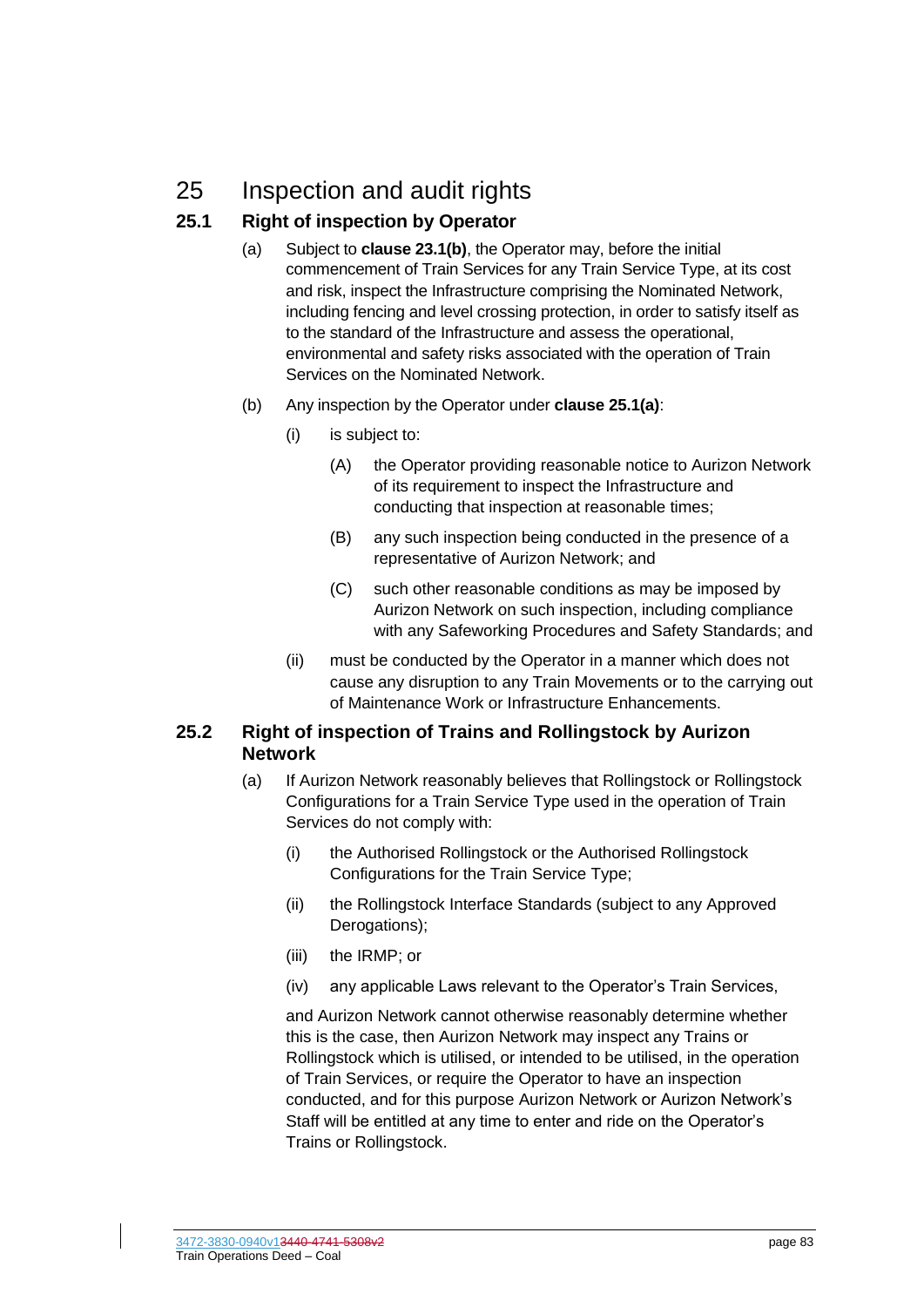# 25 Inspection and audit rights

## 25.1 Right of inspection by Operator

(a) Subject to **clause 23.1(b)**, the Operator may, before the initial commencement of Train Services for any Train Service Type, at its cost and risk, inspect the Infrastructure comprising the Nominated Network, including fencing and level crossing protection, in order to satisfy itself as to the standard of the Infrastructure and assess the operational, environmental and safety risks associated with the operation of Train Services on the Nominated Network.

(b) Any inspection by the Operator under **clause 25.1(a)**:

(i) is subject to:

(A) the Operator providing reasonable notice to Aurizon Network of its requirement to inspect the Infrastructure and conducting that inspection at reasonable times;

(B) any such inspection being conducted in the presence of a representative of Aurizon Network; and

(C) such other reasonable conditions as may be imposed by Aurizon Network on such inspection, including compliance with any Safeworking Procedures and Safety Standards; and

(ii) must be conducted by the Operator in a manner which does not cause any disruption to any Train Movements or to the carrying out of Maintenance Work or Infrastructure Enhancements.

## 25.2 Right of inspection of Trains and Rollingstock by Aurizon Network

(a) If Aurizon Network reasonably believes that Rollingstock or Rollingstock Configurations for a Train Service Type used in the operation of Train Services do not comply with:

(i) the Authorised Rollingstock or the Authorised Rollingstock Configurations for the Train Service Type;

(ii) the Rollingstock Interface Standards (subject to any Approved Derogations);

(iii) the IRMP; or

(iv) any applicable Laws relevant to the Operator's Train Services,

and Aurizon Network cannot otherwise reasonably determine whether this is the case, then Aurizon Network may inspect any Trains or Rollingstock which is utilised, or intended to be utilised, in the operation of Train Services, or require the Operator to have an inspection conducted, and for this purpose Aurizon Network or Aurizon Network's Staff will be entitled at any time to enter and ride on the Operator's Trains or Rollingstock.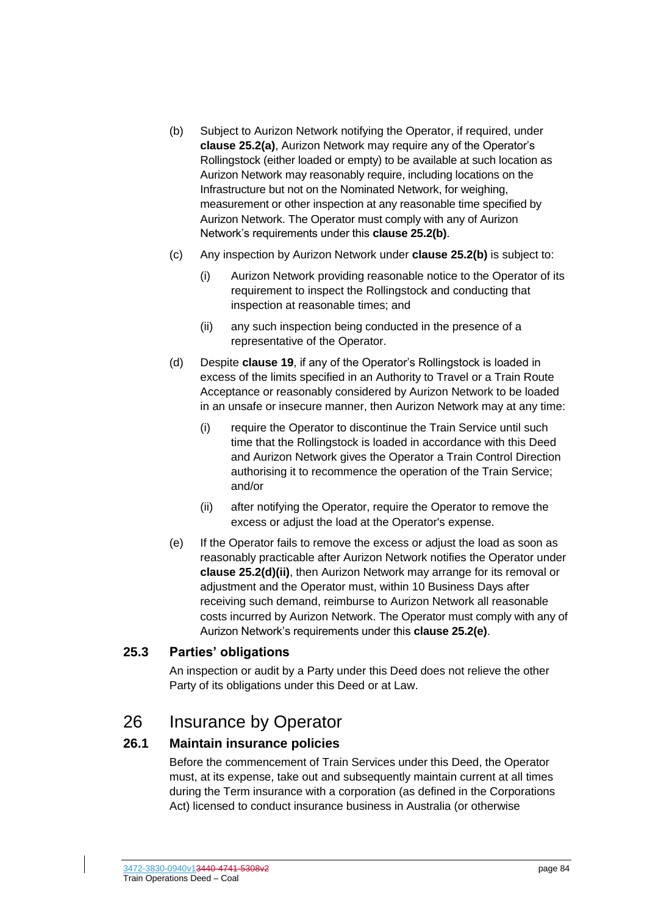(b) Subject to Aurizon Network notifying the Operator, if required, under **clause 25.2(a)**, Aurizon Network may require any of the Operator's Rollingstock (either loaded or empty) to be available at such location as Aurizon Network may reasonably require, including locations on the Infrastructure but not on the Nominated Network, for weighing, measurement or other inspection at any reasonable time specified by Aurizon Network. The Operator must comply with any of Aurizon Network's requirements under this **clause 25.2(b)**.

(c) Any inspection by Aurizon Network under **clause 25.2(b)** is subject to:

(i) Aurizon Network providing reasonable notice to the Operator of its requirement to inspect the Rollingstock and conducting that inspection at reasonable times; and

(ii) any such inspection being conducted in the presence of a representative of the Operator.

(d) Despite **clause 19**, if any of the Operator's Rollingstock is loaded in excess of the limits specified in an Authority to Travel or a Train Route Acceptance or reasonably considered by Aurizon Network to be loaded in an unsafe or insecure manner, then Aurizon Network may at any time:

(i) require the Operator to discontinue the Train Service until such time that the Rollingstock is loaded in accordance with this Deed and Aurizon Network gives the Operator a Train Control Direction authorising it to recommence the operation of the Train Service; and/or

(ii) after notifying the Operator, require the Operator to remove the excess or adjust the load at the Operator's expense.

(e) If the Operator fails to remove the excess or adjust the load as soon as reasonably practicable after Aurizon Network notifies the Operator under **clause 25.2(d)(ii)**, then Aurizon Network may arrange for its removal or adjustment and the Operator must, within 10 Business Days after receiving such demand, reimburse to Aurizon Network all reasonable costs incurred by Aurizon Network. The Operator must comply with any of Aurizon Network's requirements under this **clause 25.2(e)**.

### 25.3 Parties' obligations

An inspection or audit by a Party under this Deed does not relieve the other Party of its obligations under this Deed or at Law.

## 26 Insurance by Operator

### 26.1 Maintain insurance policies

Before the commencement of Train Services under this Deed, the Operator must, at its expense, take out and subsequently maintain current at all times during the Term insurance with a corporation (as defined in the Corporations Act) licensed to conduct insurance business in Australia (or otherwise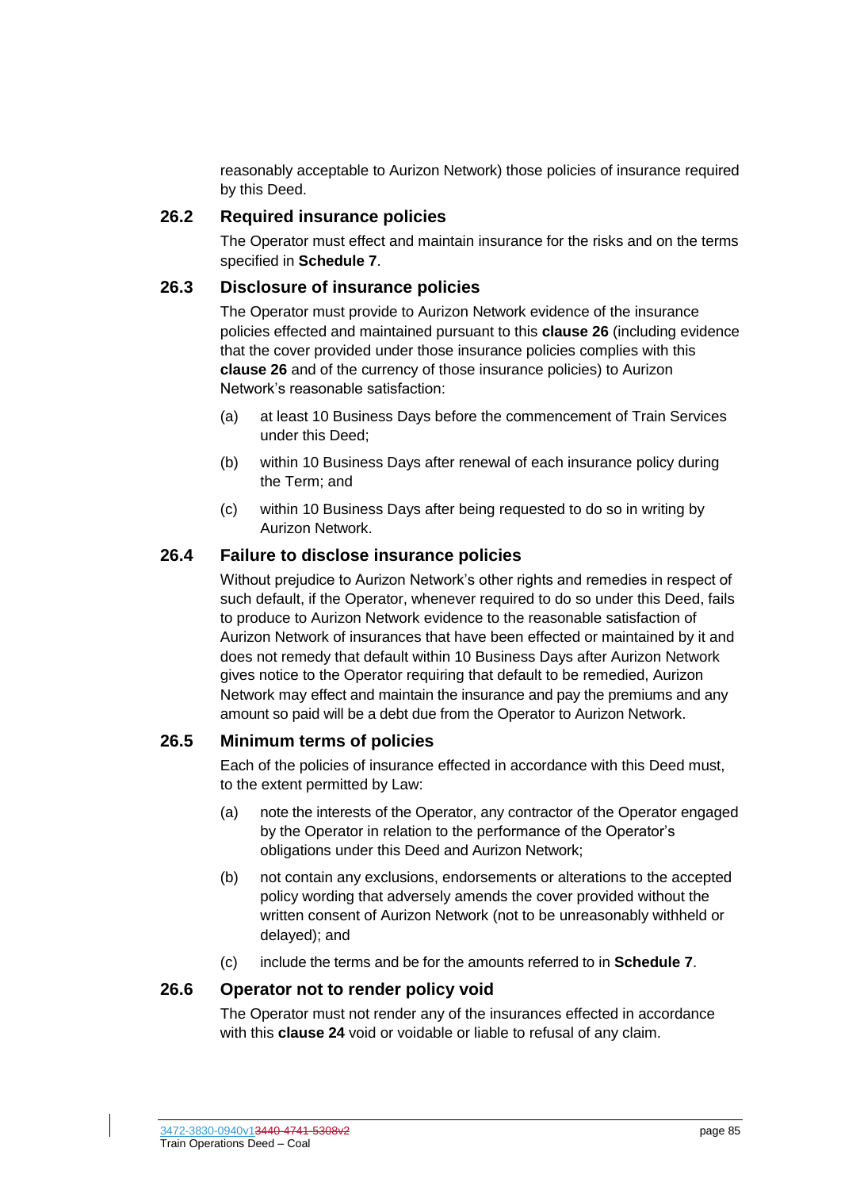reasonably acceptable to Aurizon Network) those policies of insurance required by this Deed.

## 26.2 Required insurance policies

The Operator must effect and maintain insurance for the risks and on the terms specified in **Schedule 7**.

## 26.3 Disclosure of insurance policies

The Operator must provide to Aurizon Network evidence of the insurance policies effected and maintained pursuant to this **clause 26** (including evidence that the cover provided under those insurance policies complies with this **clause 26** and of the currency of those insurance policies) to Aurizon Network's reasonable satisfaction:

(a) at least 10 Business Days before the commencement of Train Services under this Deed;

(b) within 10 Business Days after renewal of each insurance policy during the Term; and

(c) within 10 Business Days after being requested to do so in writing by Aurizon Network.

## 26.4 Failure to disclose insurance policies

Without prejudice to Aurizon Network's other rights and remedies in respect of such default, if the Operator, whenever required to do so under this Deed, fails to produce to Aurizon Network evidence to the reasonable satisfaction of Aurizon Network of insurances that have been effected or maintained by it and does not remedy that default within 10 Business Days after Aurizon Network gives notice to the Operator requiring that default to be remedied, Aurizon Network may effect and maintain the insurance and pay the premiums and any amount so paid will be a debt due from the Operator to Aurizon Network.

## 26.5 Minimum terms of policies

Each of the policies of insurance effected in accordance with this Deed must, to the extent permitted by Law:

(a) note the interests of the Operator, any contractor of the Operator engaged by the Operator in relation to the performance of the Operator's obligations under this Deed and Aurizon Network;

(b) not contain any exclusions, endorsements or alterations to the accepted policy wording that adversely amends the cover provided without the written consent of Aurizon Network (not to be unreasonably withheld or delayed); and

(c) include the terms and be for the amounts referred to in **Schedule 7**.

## 26.6 Operator not to render policy void

The Operator must not render any of the insurances effected in accordance with this **clause 24** void or voidable or liable to refusal of any claim.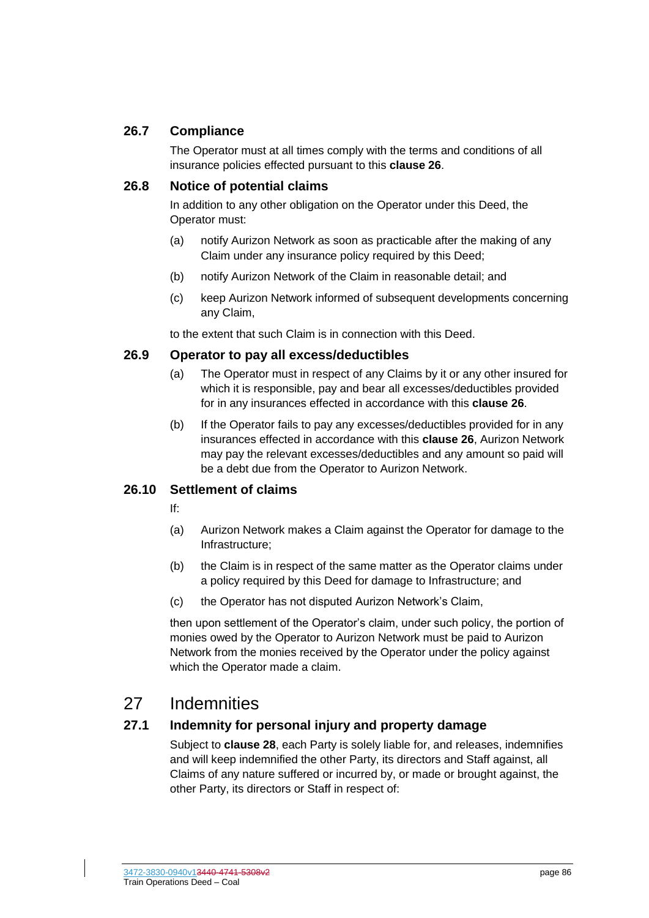### 26.7 Compliance

The Operator must at all times comply with the terms and conditions of all insurance policies effected pursuant to this **clause 26**.

### 26.8 Notice of potential claims

In addition to any other obligation on the Operator under this Deed, the Operator must:

(a) notify Aurizon Network as soon as practicable after the making of any Claim under any insurance policy required by this Deed;

(b) notify Aurizon Network of the Claim in reasonable detail; and

(c) keep Aurizon Network informed of subsequent developments concerning any Claim,

to the extent that such Claim is in connection with this Deed.

### 26.9 Operator to pay all excess/deductibles

(a) The Operator must in respect of any Claims by it or any other insured for which it is responsible, pay and bear all excesses/deductibles provided for in any insurances effected in accordance with this **clause 26**.

(b) If the Operator fails to pay any excesses/deductibles provided for in any insurances effected in accordance with this **clause 26**, Aurizon Network may pay the relevant excesses/deductibles and any amount so paid will be a debt due from the Operator to Aurizon Network.

### 26.10 Settlement of claims

If:

(a) Aurizon Network makes a Claim against the Operator for damage to the Infrastructure;

(b) the Claim is in respect of the same matter as the Operator claims under a policy required by this Deed for damage to Infrastructure; and

(c) the Operator has not disputed Aurizon Network's Claim,

then upon settlement of the Operator's claim, under such policy, the portion of monies owed by the Operator to Aurizon Network must be paid to Aurizon Network from the monies received by the Operator under the policy against which the Operator made a claim.

## 27 Indemnities

### 27.1 Indemnity for personal injury and property damage

Subject to **clause 28**, each Party is solely liable for, and releases, indemnifies and will keep indemnified the other Party, its directors and Staff against, all Claims of any nature suffered or incurred by, or made or brought against, the other Party, its directors or Staff in respect of: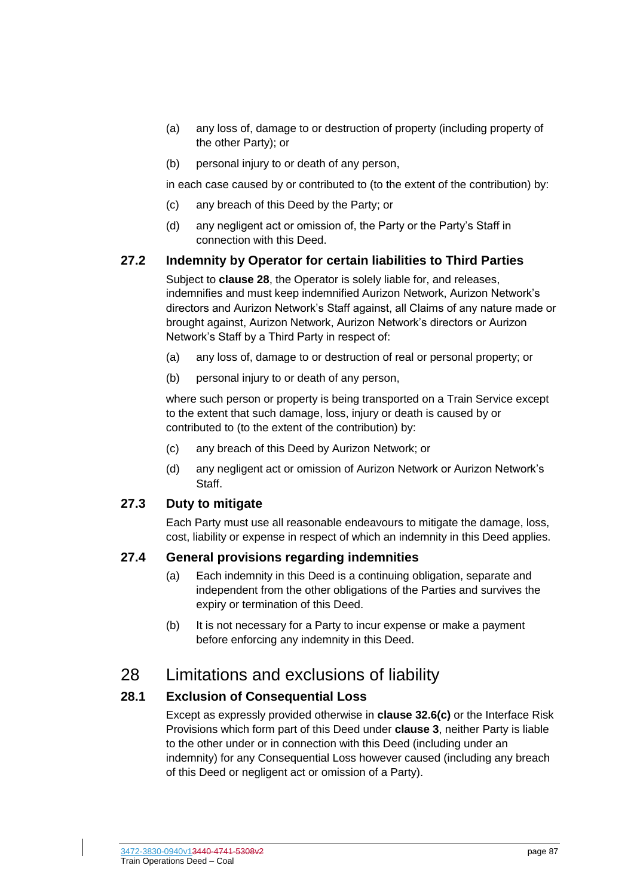(a) any loss of, damage to or destruction of property (including property of the other Party); or

(b) personal injury to or death of any person,

in each case caused by or contributed to (to the extent of the contribution) by:

(c) any breach of this Deed by the Party; or

(d) any negligent act or omission of, the Party or the Party's Staff in connection with this Deed.

### 27.2 Indemnity by Operator for certain liabilities to Third Parties

Subject to **clause 28**, the Operator is solely liable for, and releases, indemnifies and must keep indemnified Aurizon Network, Aurizon Network's directors and Aurizon Network's Staff against, all Claims of any nature made or brought against, Aurizon Network, Aurizon Network's directors or Aurizon Network's Staff by a Third Party in respect of:

(a) any loss of, damage to or destruction of real or personal property; or

(b) personal injury to or death of any person,

where such person or property is being transported on a Train Service except to the extent that such damage, loss, injury or death is caused by or contributed to (to the extent of the contribution) by:

(c) any breach of this Deed by Aurizon Network; or

(d) any negligent act or omission of Aurizon Network or Aurizon Network's Staff.

### 27.3 Duty to mitigate

Each Party must use all reasonable endeavours to mitigate the damage, loss, cost, liability or expense in respect of which an indemnity in this Deed applies.

### 27.4 General provisions regarding indemnities

(a) Each indemnity in this Deed is a continuing obligation, separate and independent from the other obligations of the Parties and survives the expiry or termination of this Deed.

(b) It is not necessary for a Party to incur expense or make a payment before enforcing any indemnity in this Deed.

## 28 Limitations and exclusions of liability

### 28.1 Exclusion of Consequential Loss

Except as expressly provided otherwise in **clause 32.6(c)** or the Interface Risk Provisions which form part of this Deed under **clause 3**, neither Party is liable to the other under or in connection with this Deed (including under an indemnity) for any Consequential Loss however caused (including any breach of this Deed or negligent act or omission of a Party).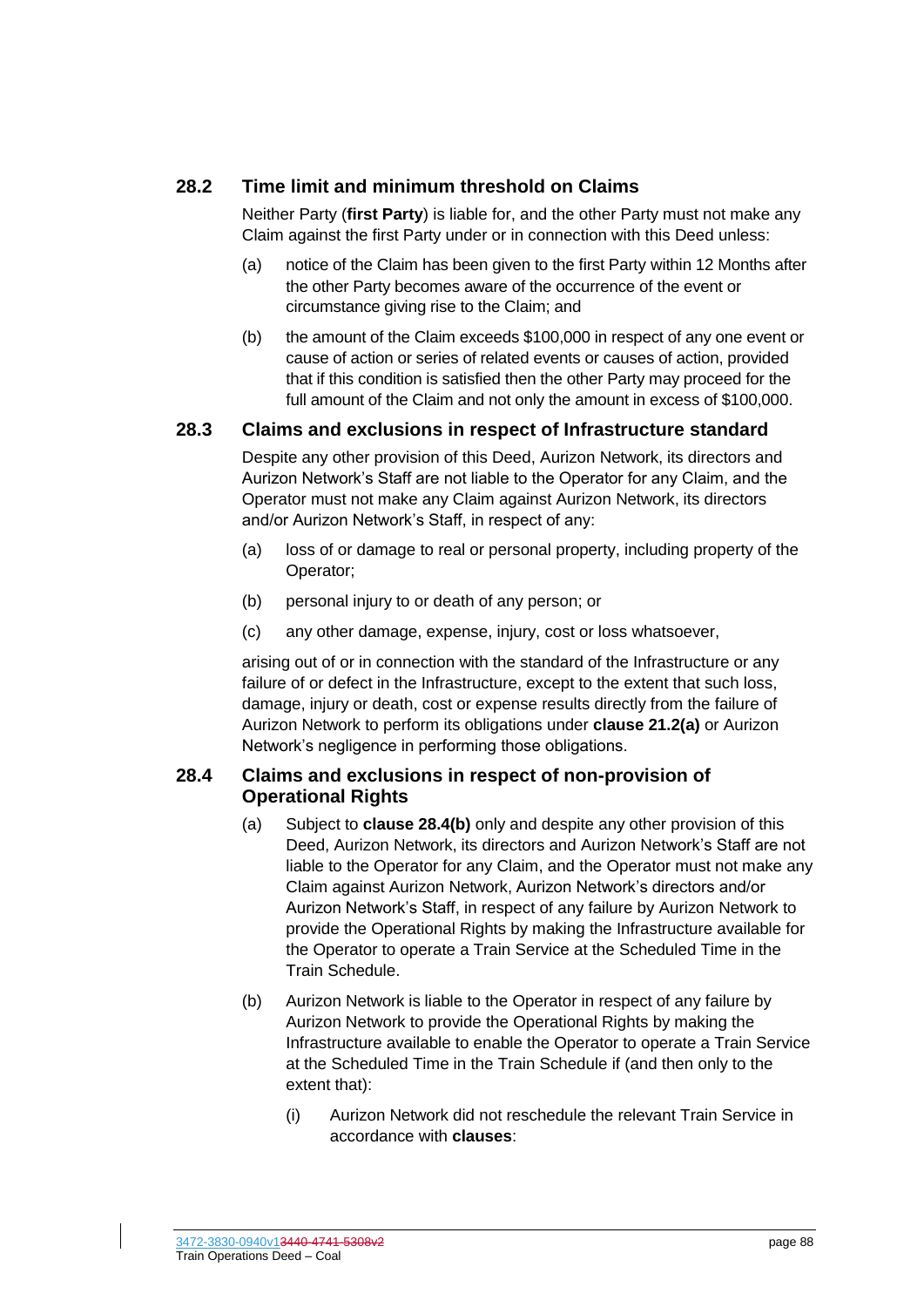## 28.2 Time limit and minimum threshold on Claims

Neither Party (**first Party**) is liable for, and the other Party must not make any Claim against the first Party under or in connection with this Deed unless:

(a) notice of the Claim has been given to the first Party within 12 Months after the other Party becomes aware of the occurrence of the event or circumstance giving rise to the Claim; and

(b) the amount of the Claim exceeds $100,000 in respect of any one event or cause of action or series of related events or causes of action, provided that if this condition is satisfied then the other Party may proceed for the full amount of the Claim and not only the amount in excess of $100,000.

## 28.3 Claims and exclusions in respect of Infrastructure standard

Despite any other provision of this Deed, Aurizon Network, its directors and Aurizon Network's Staff are not liable to the Operator for any Claim, and the Operator must not make any Claim against Aurizon Network, its directors and/or Aurizon Network's Staff, in respect of any:

(a) loss of or damage to real or personal property, including property of the Operator;

(b) personal injury to or death of any person; or

(c) any other damage, expense, injury, cost or loss whatsoever,

arising out of or in connection with the standard of the Infrastructure or any failure of or defect in the Infrastructure, except to the extent that such loss, damage, injury or death, cost or expense results directly from the failure of Aurizon Network to perform its obligations under **clause 21.2(a)** or Aurizon Network's negligence in performing those obligations.

## 28.4 Claims and exclusions in respect of non-provision of Operational Rights

(a) Subject to **clause 28.4(b)** only and despite any other provision of this Deed, Aurizon Network, its directors and Aurizon Network's Staff are not liable to the Operator for any Claim, and the Operator must not make any Claim against Aurizon Network, Aurizon Network's directors and/or Aurizon Network's Staff, in respect of any failure by Aurizon Network to provide the Operational Rights by making the Infrastructure available for the Operator to operate a Train Service at the Scheduled Time in the Train Schedule.

(b) Aurizon Network is liable to the Operator in respect of any failure by Aurizon Network to provide the Operational Rights by making the Infrastructure available to enable the Operator to operate a Train Service at the Scheduled Time in the Train Schedule if (and then only to the extent that):

  (i) Aurizon Network did not reschedule the relevant Train Service in accordance with **clauses**: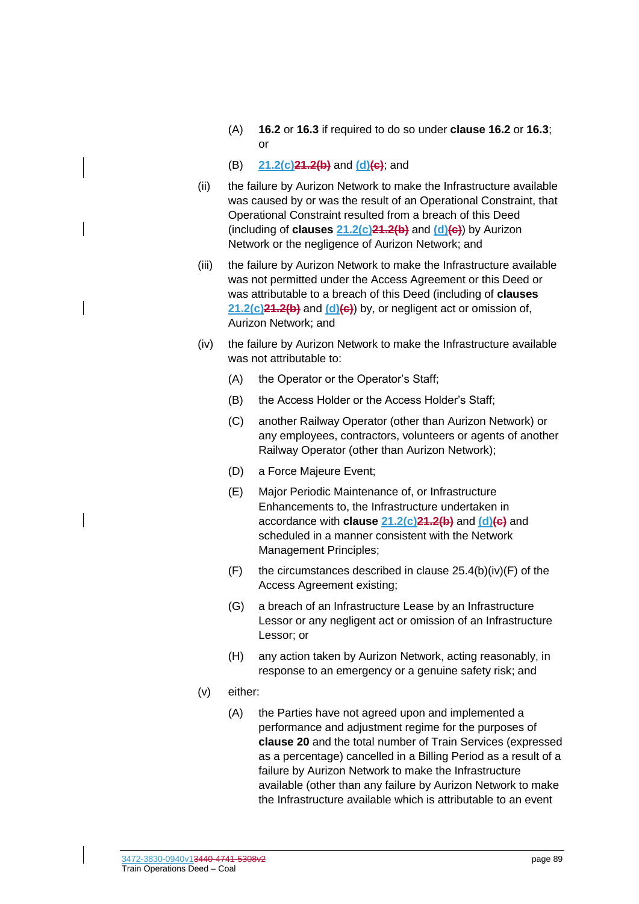(A) **16.2** or **16.3** if required to do so under **clause 16.2** or **16.3**; or

(B) 21.2(c)~~21.2(b)~~ and (d)~~(c)~~; and

(ii) the failure by Aurizon Network to make the Infrastructure available was caused by or was the result of an Operational Constraint, that Operational Constraint resulted from a breach of this Deed (including of **clauses** 21.2(c)~~21.2(b)~~ and (d)~~(c)~~) by Aurizon Network or the negligence of Aurizon Network; and

(iii) the failure by Aurizon Network to make the Infrastructure available was not permitted under the Access Agreement or this Deed or was attributable to a breach of this Deed (including of **clauses** 21.2(c)~~21.2(b)~~ and (d)~~(c)~~) by, or negligent act or omission of, Aurizon Network; and

(iv) the failure by Aurizon Network to make the Infrastructure available was not attributable to:

(A) the Operator or the Operator's Staff;

(B) the Access Holder or the Access Holder's Staff;

(C) another Railway Operator (other than Aurizon Network) or any employees, contractors, volunteers or agents of another Railway Operator (other than Aurizon Network);

(D) a Force Majeure Event;

(E) Major Periodic Maintenance of, or Infrastructure Enhancements to, the Infrastructure undertaken in accordance with **clause** 21.2(c)~~21.2(b)~~ and (d)~~(c)~~ and scheduled in a manner consistent with the Network Management Principles;

(F) the circumstances described in clause 25.4(b)(iv)(F) of the Access Agreement existing;

(G) a breach of an Infrastructure Lease by an Infrastructure Lessor or any negligent act or omission of an Infrastructure Lessor; or

(H) any action taken by Aurizon Network, acting reasonably, in response to an emergency or a genuine safety risk; and

(v) either:

(A) the Parties have not agreed upon and implemented a performance and adjustment regime for the purposes of **clause 20** and the total number of Train Services (expressed as a percentage) cancelled in a Billing Period as a result of a failure by Aurizon Network to make the Infrastructure available (other than any failure by Aurizon Network to make the Infrastructure available which is attributable to an event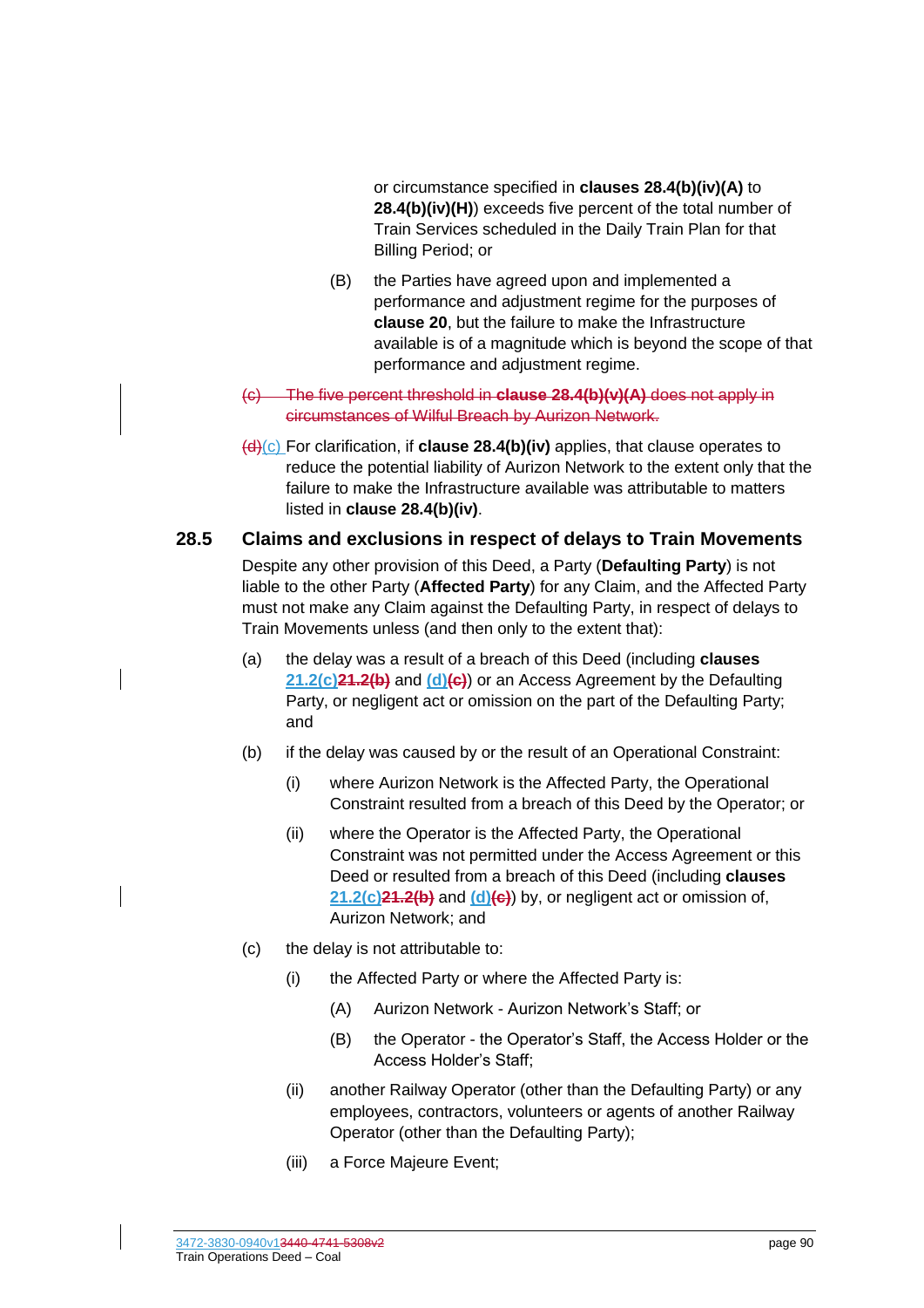or circumstance specified in **clauses 28.4(b)(iv)(A)** to **28.4(b)(iv)(H)**) exceeds five percent of the total number of Train Services scheduled in the Daily Train Plan for that Billing Period; or

(B) the Parties have agreed upon and implemented a performance and adjustment regime for the purposes of **clause 20**, but the failure to make the Infrastructure available is of a magnitude which is beyond the scope of that performance and adjustment regime.

~~(c) The five percent threshold in **clause 28.4(b)(v)(A)** does not apply in circumstances of Wilful Breach by Aurizon Network.~~

~~(d)~~(c) For clarification, if **clause 28.4(b)(iv)** applies, that clause operates to reduce the potential liability of Aurizon Network to the extent only that the failure to make the Infrastructure available was attributable to matters listed in **clause 28.4(b)(iv)**.

## 28.5 Claims and exclusions in respect of delays to Train Movements

Despite any other provision of this Deed, a Party (**Defaulting Party**) is not liable to the other Party (**Affected Party**) for any Claim, and the Affected Party must not make any Claim against the Defaulting Party, in respect of delays to Train Movements unless (and then only to the extent that):

(a) the delay was a result of a breach of this Deed (including **clauses 21.2(c)~~21.2(b)~~** and **(d)~~(c)~~**) or an Access Agreement by the Defaulting Party, or negligent act or omission on the part of the Defaulting Party; and

(b) if the delay was caused by or the result of an Operational Constraint:

(i) where Aurizon Network is the Affected Party, the Operational Constraint resulted from a breach of this Deed by the Operator; or

(ii) where the Operator is the Affected Party, the Operational Constraint was not permitted under the Access Agreement or this Deed or resulted from a breach of this Deed (including **clauses 21.2(c)~~21.2(b)~~** and **(d)~~(c)~~**) by, or negligent act or omission of, Aurizon Network; and

(c) the delay is not attributable to:

(i) the Affected Party or where the Affected Party is:

(A) Aurizon Network - Aurizon Network's Staff; or

(B) the Operator - the Operator's Staff, the Access Holder or the Access Holder's Staff;

(ii) another Railway Operator (other than the Defaulting Party) or any employees, contractors, volunteers or agents of another Railway Operator (other than the Defaulting Party);

(iii) a Force Majeure Event;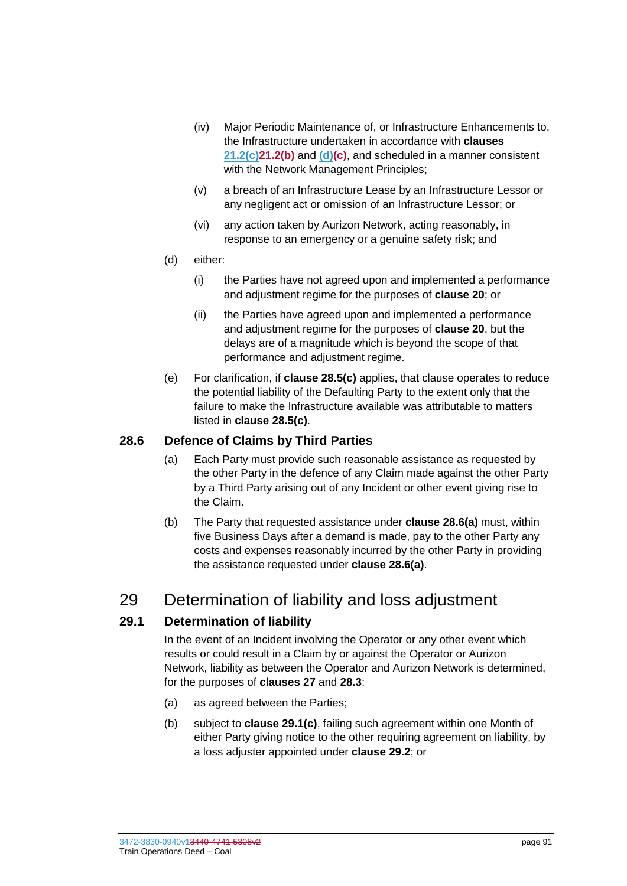(iv) Major Periodic Maintenance of, or Infrastructure Enhancements to, the Infrastructure undertaken in accordance with **clauses 21.2(c)~~21.2(b)~~** and **(d)~~(c)~~**, and scheduled in a manner consistent with the Network Management Principles;

(v) a breach of an Infrastructure Lease by an Infrastructure Lessor or any negligent act or omission of an Infrastructure Lessor; or

(vi) any action taken by Aurizon Network, acting reasonably, in response to an emergency or a genuine safety risk; and

(d) either:

(i) the Parties have not agreed upon and implemented a performance and adjustment regime for the purposes of **clause 20**; or

(ii) the Parties have agreed upon and implemented a performance and adjustment regime for the purposes of **clause 20**, but the delays are of a magnitude which is beyond the scope of that performance and adjustment regime.

(e) For clarification, if **clause 28.5(c)** applies, that clause operates to reduce the potential liability of the Defaulting Party to the extent only that the failure to make the Infrastructure available was attributable to matters listed in **clause 28.5(c)**.

### 28.6 Defence of Claims by Third Parties

(a) Each Party must provide such reasonable assistance as requested by the other Party in the defence of any Claim made against the other Party by a Third Party arising out of any Incident or other event giving rise to the Claim.

(b) The Party that requested assistance under **clause 28.6(a)** must, within five Business Days after a demand is made, pay to the other Party any costs and expenses reasonably incurred by the other Party in providing the assistance requested under **clause 28.6(a)**.

## 29 Determination of liability and loss adjustment

### 29.1 Determination of liability

In the event of an Incident involving the Operator or any other event which results or could result in a Claim by or against the Operator or Aurizon Network, liability as between the Operator and Aurizon Network is determined, for the purposes of **clauses 27** and **28.3**:

(a) as agreed between the Parties;

(b) subject to **clause 29.1(c)**, failing such agreement within one Month of either Party giving notice to the other requiring agreement on liability, by a loss adjuster appointed under **clause 29.2**; or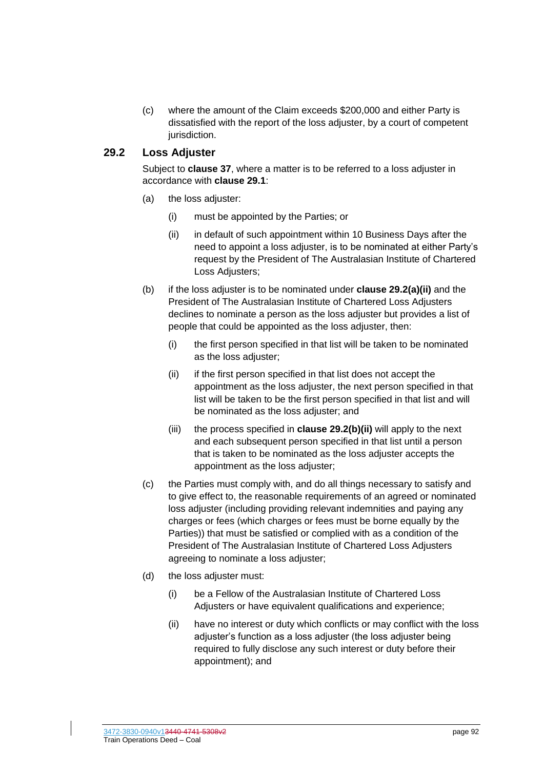(c) where the amount of the Claim exceeds $200,000 and either Party is dissatisfied with the report of the loss adjuster, by a court of competent jurisdiction.

## 29.2 Loss Adjuster

Subject to **clause 37**, where a matter is to be referred to a loss adjuster in accordance with **clause 29.1**:

(a) the loss adjuster:

(i) must be appointed by the Parties; or

(ii) in default of such appointment within 10 Business Days after the need to appoint a loss adjuster, is to be nominated at either Party's request by the President of The Australasian Institute of Chartered Loss Adjusters;

(b) if the loss adjuster is to be nominated under **clause 29.2(a)(ii)** and the President of The Australasian Institute of Chartered Loss Adjusters declines to nominate a person as the loss adjuster but provides a list of people that could be appointed as the loss adjuster, then:

(i) the first person specified in that list will be taken to be nominated as the loss adjuster;

(ii) if the first person specified in that list does not accept the appointment as the loss adjuster, the next person specified in that list will be taken to be the first person specified in that list and will be nominated as the loss adjuster; and

(iii) the process specified in **clause 29.2(b)(ii)** will apply to the next and each subsequent person specified in that list until a person that is taken to be nominated as the loss adjuster accepts the appointment as the loss adjuster;

(c) the Parties must comply with, and do all things necessary to satisfy and to give effect to, the reasonable requirements of an agreed or nominated loss adjuster (including providing relevant indemnities and paying any charges or fees (which charges or fees must be borne equally by the Parties)) that must be satisfied or complied with as a condition of the President of The Australasian Institute of Chartered Loss Adjusters agreeing to nominate a loss adjuster;

(d) the loss adjuster must:

(i) be a Fellow of the Australasian Institute of Chartered Loss Adjusters or have equivalent qualifications and experience;

(ii) have no interest or duty which conflicts or may conflict with the loss adjuster's function as a loss adjuster (the loss adjuster being required to fully disclose any such interest or duty before their appointment); and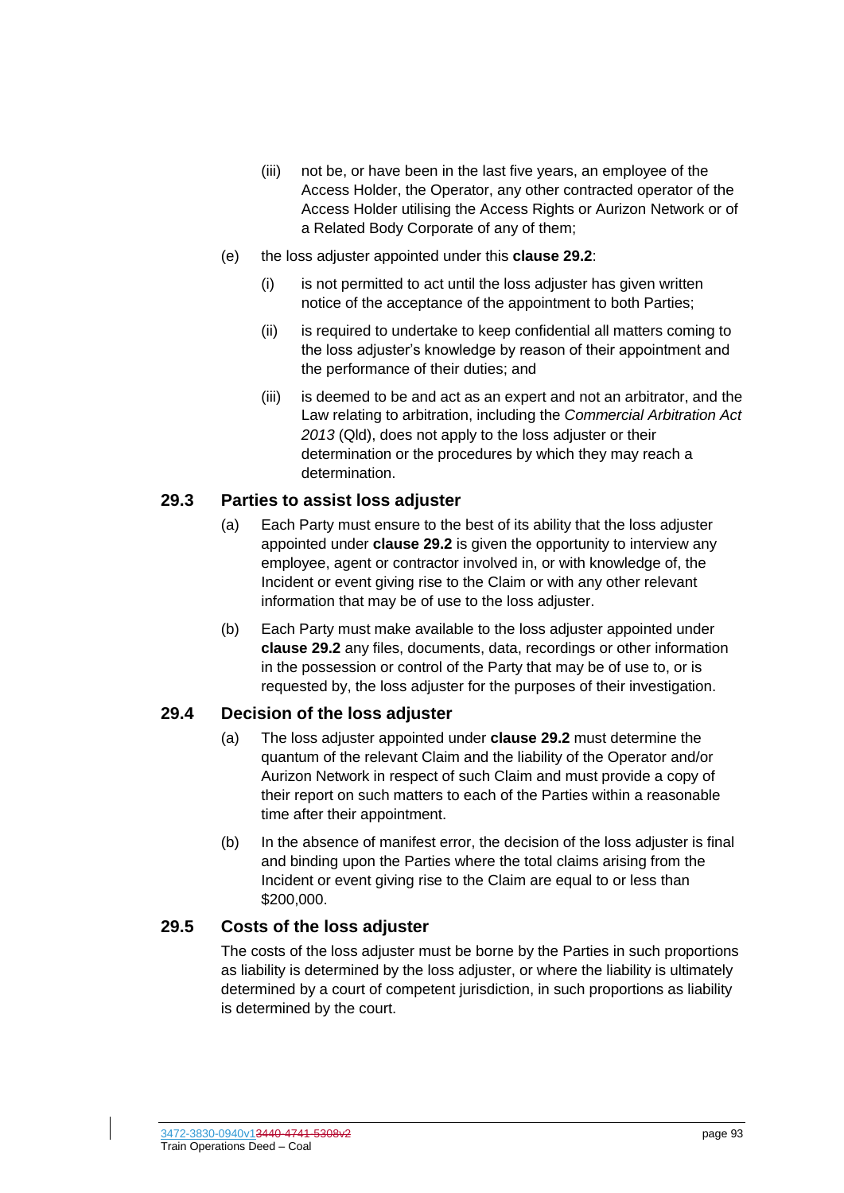(iii) not be, or have been in the last five years, an employee of the Access Holder, the Operator, any other contracted operator of the Access Holder utilising the Access Rights or Aurizon Network or of a Related Body Corporate of any of them;

(e) the loss adjuster appointed under this **clause 29.2**:

(i) is not permitted to act until the loss adjuster has given written notice of the acceptance of the appointment to both Parties;

(ii) is required to undertake to keep confidential all matters coming to the loss adjuster's knowledge by reason of their appointment and the performance of their duties; and

(iii) is deemed to be and act as an expert and not an arbitrator, and the Law relating to arbitration, including the *Commercial Arbitration Act 2013* (Qld), does not apply to the loss adjuster or their determination or the procedures by which they may reach a determination.

## 29.3 Parties to assist loss adjuster

(a) Each Party must ensure to the best of its ability that the loss adjuster appointed under **clause 29.2** is given the opportunity to interview any employee, agent or contractor involved in, or with knowledge of, the Incident or event giving rise to the Claim or with any other relevant information that may be of use to the loss adjuster.

(b) Each Party must make available to the loss adjuster appointed under **clause 29.2** any files, documents, data, recordings or other information in the possession or control of the Party that may be of use to, or is requested by, the loss adjuster for the purposes of their investigation.

## 29.4 Decision of the loss adjuster

(a) The loss adjuster appointed under **clause 29.2** must determine the quantum of the relevant Claim and the liability of the Operator and/or Aurizon Network in respect of such Claim and must provide a copy of their report on such matters to each of the Parties within a reasonable time after their appointment.

(b) In the absence of manifest error, the decision of the loss adjuster is final and binding upon the Parties where the total claims arising from the Incident or event giving rise to the Claim are equal to or less than $200,000.

## 29.5 Costs of the loss adjuster

The costs of the loss adjuster must be borne by the Parties in such proportions as liability is determined by the loss adjuster, or where the liability is ultimately determined by a court of competent jurisdiction, in such proportions as liability is determined by the court.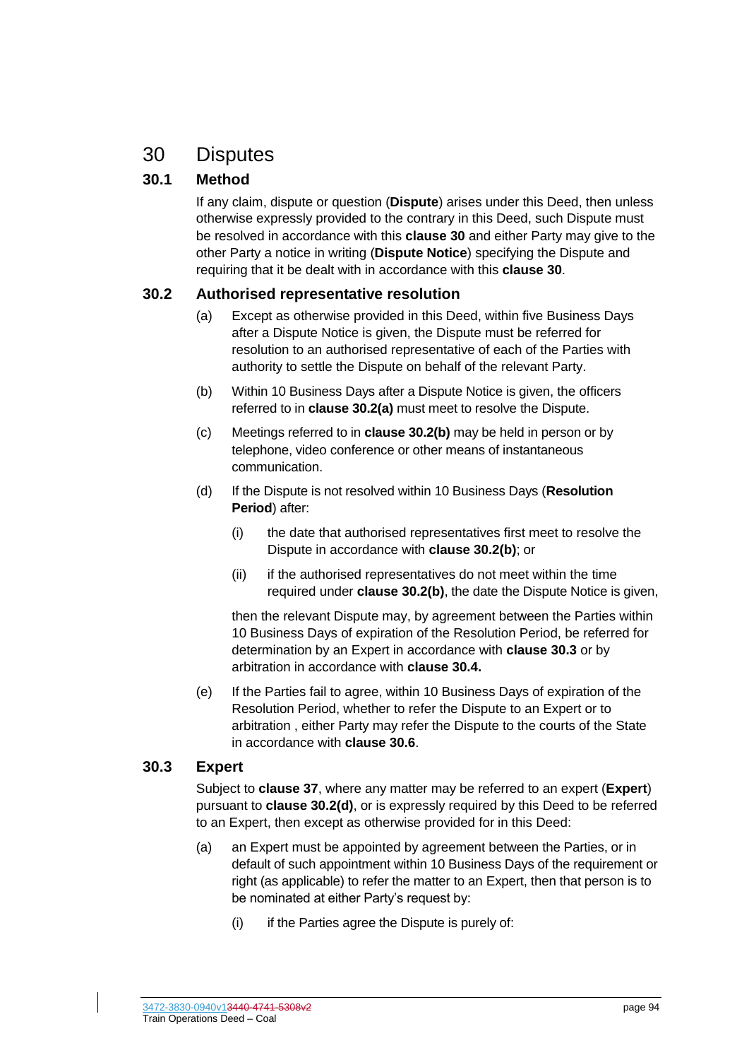# 30 Disputes

## 30.1 Method

If any claim, dispute or question (**Dispute**) arises under this Deed, then unless otherwise expressly provided to the contrary in this Deed, such Dispute must be resolved in accordance with this **clause 30** and either Party may give to the other Party a notice in writing (**Dispute Notice**) specifying the Dispute and requiring that it be dealt with in accordance with this **clause 30**.

## 30.2 Authorised representative resolution

(a) Except as otherwise provided in this Deed, within five Business Days after a Dispute Notice is given, the Dispute must be referred for resolution to an authorised representative of each of the Parties with authority to settle the Dispute on behalf of the relevant Party.

(b) Within 10 Business Days after a Dispute Notice is given, the officers referred to in **clause 30.2(a)** must meet to resolve the Dispute.

(c) Meetings referred to in **clause 30.2(b)** may be held in person or by telephone, video conference or other means of instantaneous communication.

(d) If the Dispute is not resolved within 10 Business Days (**Resolution Period**) after:

(i) the date that authorised representatives first meet to resolve the Dispute in accordance with **clause 30.2(b)**; or

(ii) if the authorised representatives do not meet within the time required under **clause 30.2(b)**, the date the Dispute Notice is given,

then the relevant Dispute may, by agreement between the Parties within 10 Business Days of expiration of the Resolution Period, be referred for determination by an Expert in accordance with **clause 30.3** or by arbitration in accordance with **clause 30.4.**

(e) If the Parties fail to agree, within 10 Business Days of expiration of the Resolution Period, whether to refer the Dispute to an Expert or to arbitration , either Party may refer the Dispute to the courts of the State in accordance with **clause 30.6**.

## 30.3 Expert

Subject to **clause 37**, where any matter may be referred to an expert (**Expert**) pursuant to **clause 30.2(d)**, or is expressly required by this Deed to be referred to an Expert, then except as otherwise provided for in this Deed:

(a) an Expert must be appointed by agreement between the Parties, or in default of such appointment within 10 Business Days of the requirement or right (as applicable) to refer the matter to an Expert, then that person is to be nominated at either Party's request by:

(i) if the Parties agree the Dispute is purely of: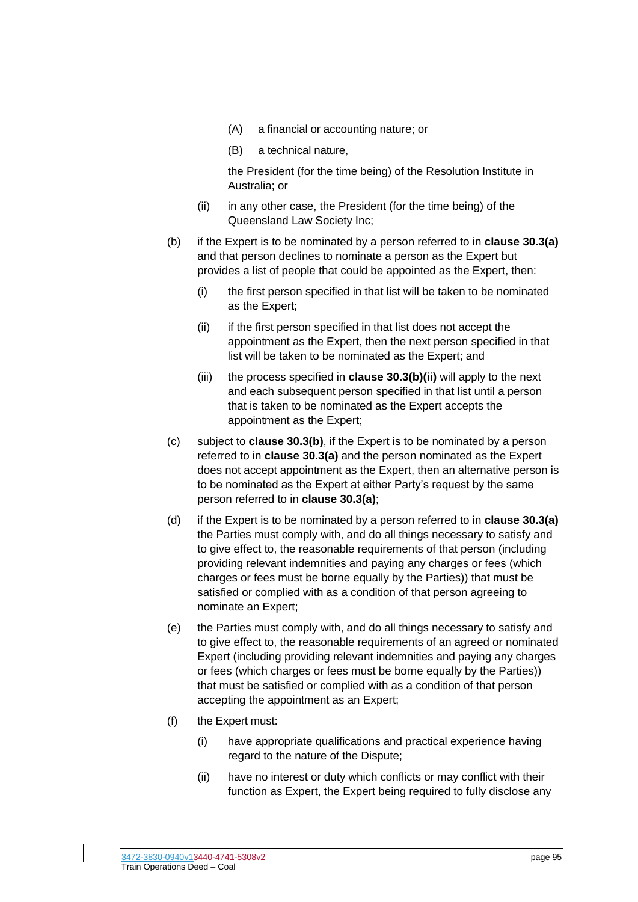(A) a financial or accounting nature; or

(B) a technical nature,

the President (for the time being) of the Resolution Institute in Australia; or

(ii) in any other case, the President (for the time being) of the Queensland Law Society Inc;

(b) if the Expert is to be nominated by a person referred to in **clause 30.3(a)** and that person declines to nominate a person as the Expert but provides a list of people that could be appointed as the Expert, then:

(i) the first person specified in that list will be taken to be nominated as the Expert;

(ii) if the first person specified in that list does not accept the appointment as the Expert, then the next person specified in that list will be taken to be nominated as the Expert; and

(iii) the process specified in **clause 30.3(b)(ii)** will apply to the next and each subsequent person specified in that list until a person that is taken to be nominated as the Expert accepts the appointment as the Expert;

(c) subject to **clause 30.3(b)**, if the Expert is to be nominated by a person referred to in **clause 30.3(a)** and the person nominated as the Expert does not accept appointment as the Expert, then an alternative person is to be nominated as the Expert at either Party's request by the same person referred to in **clause 30.3(a)**;

(d) if the Expert is to be nominated by a person referred to in **clause 30.3(a)** the Parties must comply with, and do all things necessary to satisfy and to give effect to, the reasonable requirements of that person (including providing relevant indemnities and paying any charges or fees (which charges or fees must be borne equally by the Parties)) that must be satisfied or complied with as a condition of that person agreeing to nominate an Expert;

(e) the Parties must comply with, and do all things necessary to satisfy and to give effect to, the reasonable requirements of an agreed or nominated Expert (including providing relevant indemnities and paying any charges or fees (which charges or fees must be borne equally by the Parties)) that must be satisfied or complied with as a condition of that person accepting the appointment as an Expert;

(f) the Expert must:

(i) have appropriate qualifications and practical experience having regard to the nature of the Dispute;

(ii) have no interest or duty which conflicts or may conflict with their function as Expert, the Expert being required to fully disclose any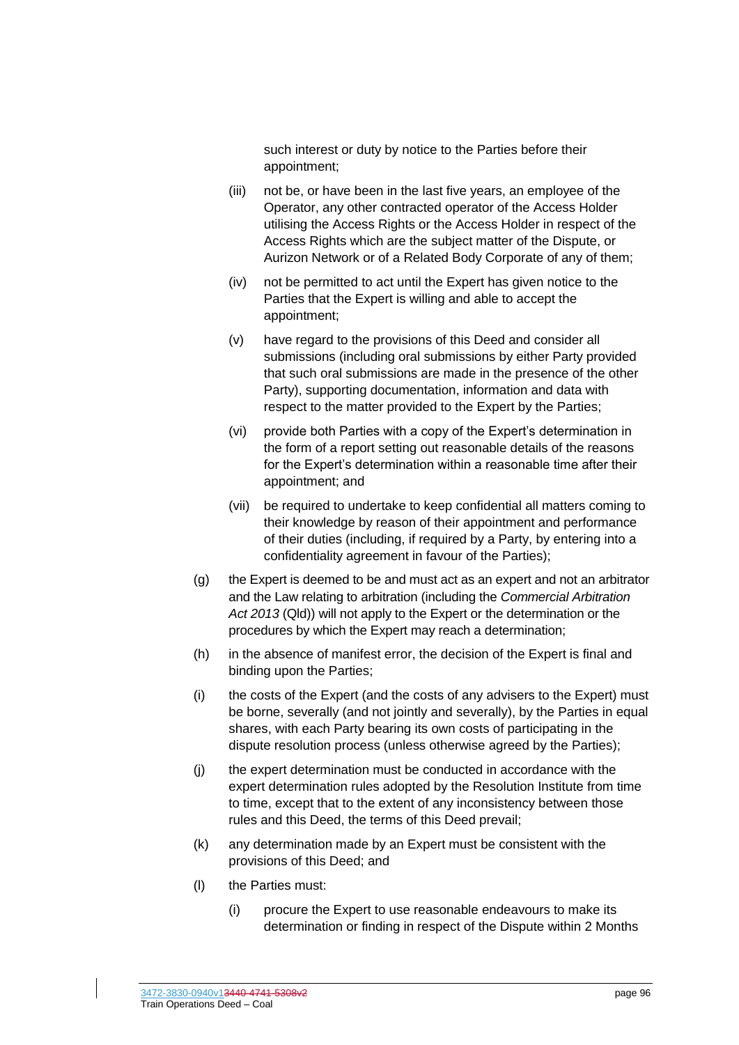such interest or duty by notice to the Parties before their appointment;

(iii) not be, or have been in the last five years, an employee of the Operator, any other contracted operator of the Access Holder utilising the Access Rights or the Access Holder in respect of the Access Rights which are the subject matter of the Dispute, or Aurizon Network or of a Related Body Corporate of any of them;

(iv) not be permitted to act until the Expert has given notice to the Parties that the Expert is willing and able to accept the appointment;

(v) have regard to the provisions of this Deed and consider all submissions (including oral submissions by either Party provided that such oral submissions are made in the presence of the other Party), supporting documentation, information and data with respect to the matter provided to the Expert by the Parties;

(vi) provide both Parties with a copy of the Expert's determination in the form of a report setting out reasonable details of the reasons for the Expert's determination within a reasonable time after their appointment; and

(vii) be required to undertake to keep confidential all matters coming to their knowledge by reason of their appointment and performance of their duties (including, if required by a Party, by entering into a confidentiality agreement in favour of the Parties);

(g) the Expert is deemed to be and must act as an expert and not an arbitrator and the Law relating to arbitration (including the *Commercial Arbitration Act 2013* (Qld)) will not apply to the Expert or the determination or the procedures by which the Expert may reach a determination;

(h) in the absence of manifest error, the decision of the Expert is final and binding upon the Parties;

(i) the costs of the Expert (and the costs of any advisers to the Expert) must be borne, severally (and not jointly and severally), by the Parties in equal shares, with each Party bearing its own costs of participating in the dispute resolution process (unless otherwise agreed by the Parties);

(j) the expert determination must be conducted in accordance with the expert determination rules adopted by the Resolution Institute from time to time, except that to the extent of any inconsistency between those rules and this Deed, the terms of this Deed prevail;

(k) any determination made by an Expert must be consistent with the provisions of this Deed; and

(l) the Parties must:

(i) procure the Expert to use reasonable endeavours to make its determination or finding in respect of the Dispute within 2 Months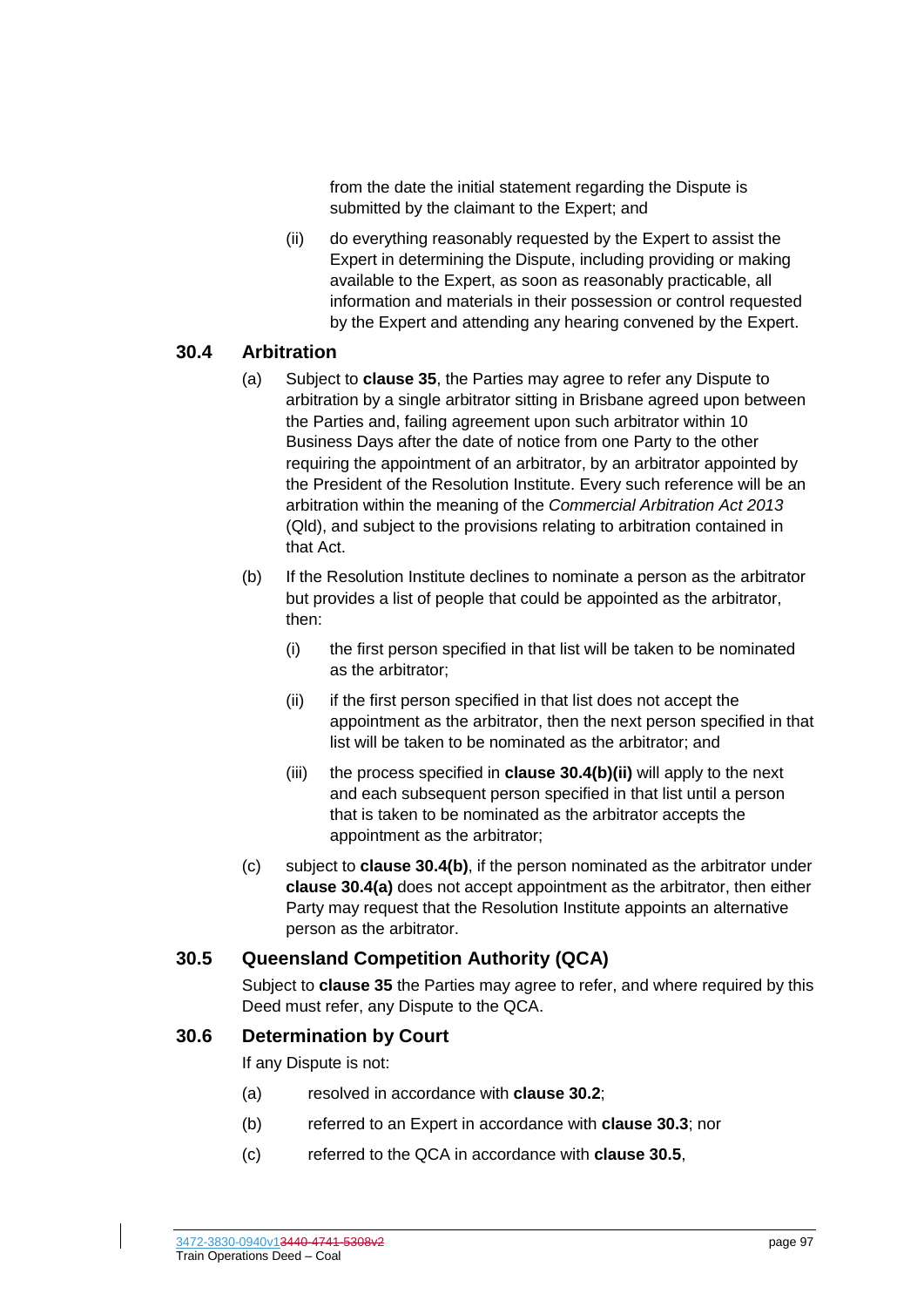from the date the initial statement regarding the Dispute is submitted by the claimant to the Expert; and

(ii) do everything reasonably requested by the Expert to assist the Expert in determining the Dispute, including providing or making available to the Expert, as soon as reasonably practicable, all information and materials in their possession or control requested by the Expert and attending any hearing convened by the Expert.

## 30.4 Arbitration

(a) Subject to **clause 35**, the Parties may agree to refer any Dispute to arbitration by a single arbitrator sitting in Brisbane agreed upon between the Parties and, failing agreement upon such arbitrator within 10 Business Days after the date of notice from one Party to the other requiring the appointment of an arbitrator, by an arbitrator appointed by the President of the Resolution Institute. Every such reference will be an arbitration within the meaning of the *Commercial Arbitration Act 2013* (Qld), and subject to the provisions relating to arbitration contained in that Act.

(b) If the Resolution Institute declines to nominate a person as the arbitrator but provides a list of people that could be appointed as the arbitrator, then:

(i) the first person specified in that list will be taken to be nominated as the arbitrator;

(ii) if the first person specified in that list does not accept the appointment as the arbitrator, then the next person specified in that list will be taken to be nominated as the arbitrator; and

(iii) the process specified in **clause 30.4(b)(ii)** will apply to the next and each subsequent person specified in that list until a person that is taken to be nominated as the arbitrator accepts the appointment as the arbitrator;

(c) subject to **clause 30.4(b)**, if the person nominated as the arbitrator under **clause 30.4(a)** does not accept appointment as the arbitrator, then either Party may request that the Resolution Institute appoints an alternative person as the arbitrator.

## 30.5 Queensland Competition Authority (QCA)

Subject to **clause 35** the Parties may agree to refer, and where required by this Deed must refer, any Dispute to the QCA.

## 30.6 Determination by Court

If any Dispute is not:

(a) resolved in accordance with **clause 30.2**;

(b) referred to an Expert in accordance with **clause 30.3**; nor

(c) referred to the QCA in accordance with **clause 30.5**,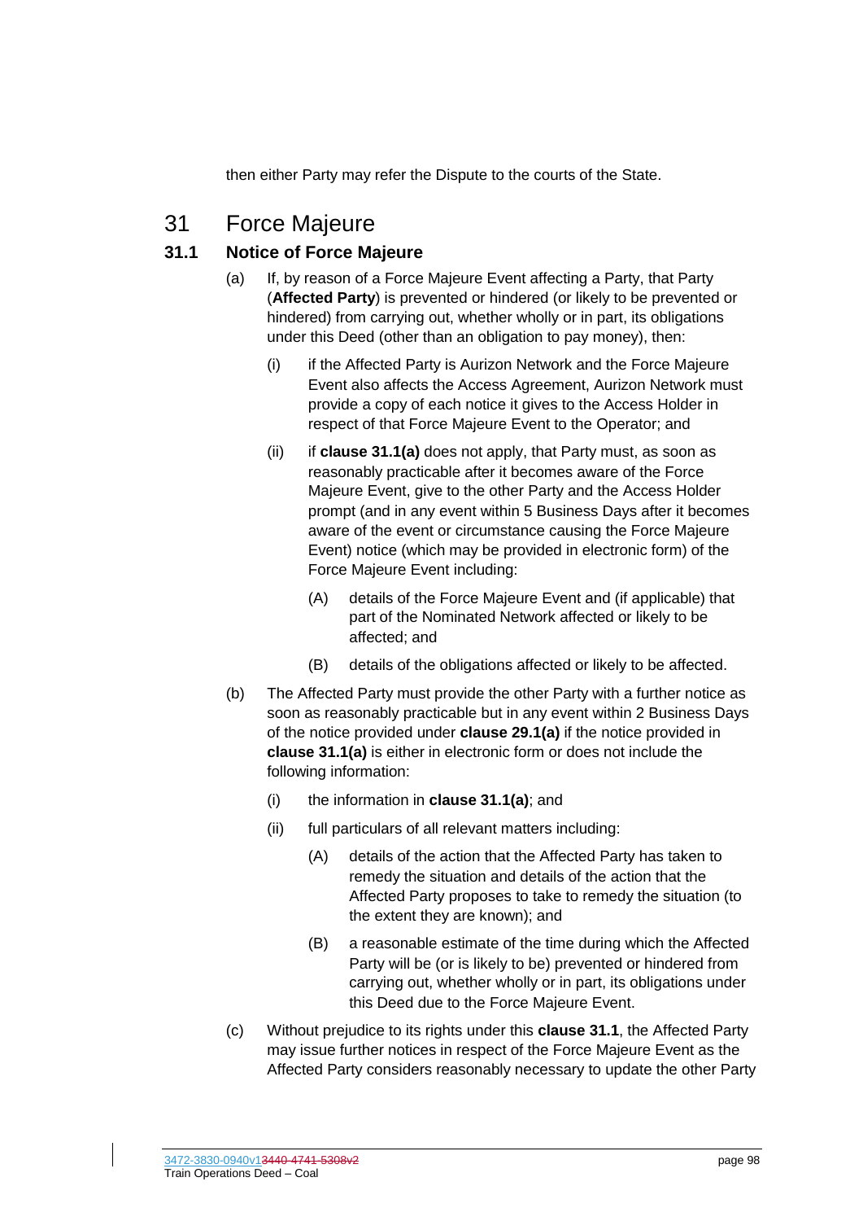then either Party may refer the Dispute to the courts of the State.

# 31 Force Majeure

## 31.1 Notice of Force Majeure

(a) If, by reason of a Force Majeure Event affecting a Party, that Party (**Affected Party**) is prevented or hindered (or likely to be prevented or hindered) from carrying out, whether wholly or in part, its obligations under this Deed (other than an obligation to pay money), then:

   (i) if the Affected Party is Aurizon Network and the Force Majeure Event also affects the Access Agreement, Aurizon Network must provide a copy of each notice it gives to the Access Holder in respect of that Force Majeure Event to the Operator; and

   (ii) if **clause 31.1(a)** does not apply, that Party must, as soon as reasonably practicable after it becomes aware of the Force Majeure Event, give to the other Party and the Access Holder prompt (and in any event within 5 Business Days after it becomes aware of the event or circumstance causing the Force Majeure Event) notice (which may be provided in electronic form) of the Force Majeure Event including:

      (A) details of the Force Majeure Event and (if applicable) that part of the Nominated Network affected or likely to be affected; and

      (B) details of the obligations affected or likely to be affected.

(b) The Affected Party must provide the other Party with a further notice as soon as reasonably practicable but in any event within 2 Business Days of the notice provided under **clause 29.1(a)** if the notice provided in **clause 31.1(a)** is either in electronic form or does not include the following information:

   (i) the information in **clause 31.1(a)**; and

   (ii) full particulars of all relevant matters including:

      (A) details of the action that the Affected Party has taken to remedy the situation and details of the action that the Affected Party proposes to take to remedy the situation (to the extent they are known); and

      (B) a reasonable estimate of the time during which the Affected Party will be (or is likely to be) prevented or hindered from carrying out, whether wholly or in part, its obligations under this Deed due to the Force Majeure Event.

(c) Without prejudice to its rights under this **clause 31.1**, the Affected Party may issue further notices in respect of the Force Majeure Event as the Affected Party considers reasonably necessary to update the other Party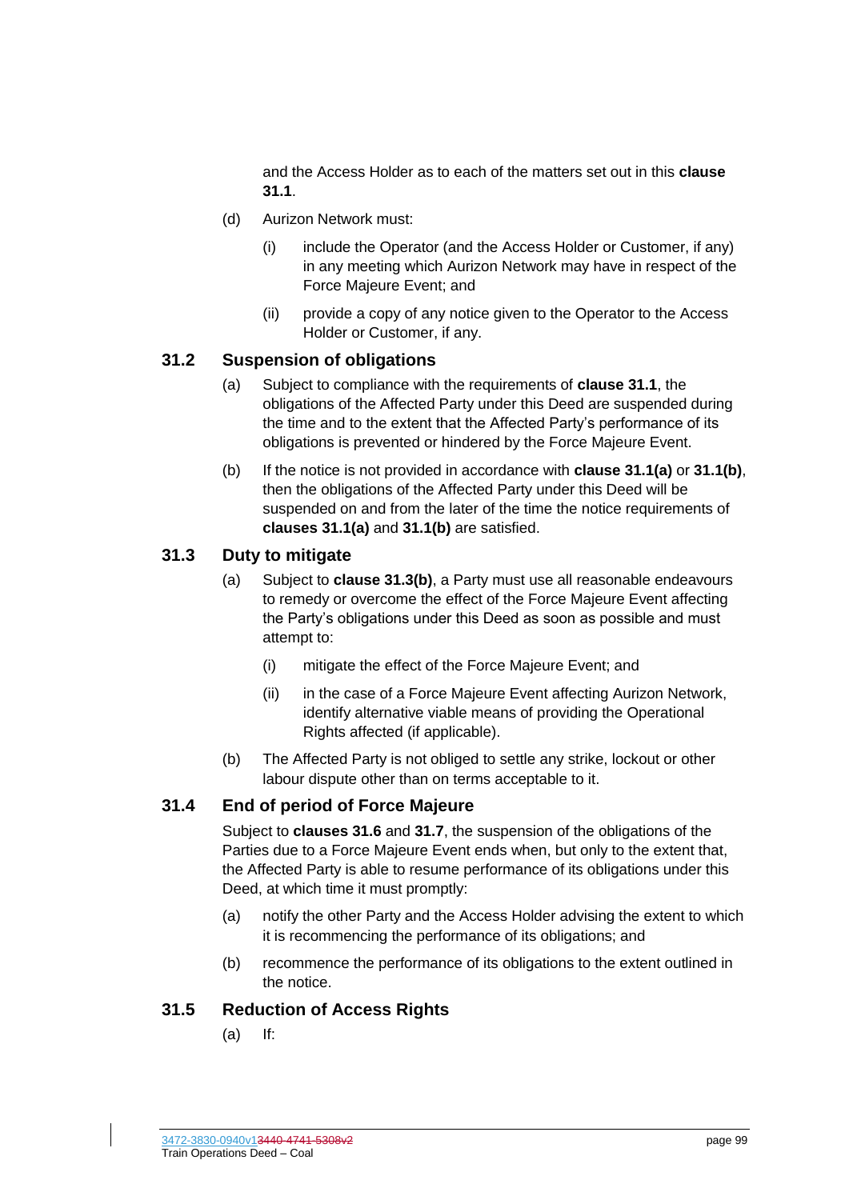and the Access Holder as to each of the matters set out in this **clause 31.1**.

(d) Aurizon Network must:

(i) include the Operator (and the Access Holder or Customer, if any) in any meeting which Aurizon Network may have in respect of the Force Majeure Event; and

(ii) provide a copy of any notice given to the Operator to the Access Holder or Customer, if any.

## 31.2 Suspension of obligations

(a) Subject to compliance with the requirements of **clause 31.1**, the obligations of the Affected Party under this Deed are suspended during the time and to the extent that the Affected Party's performance of its obligations is prevented or hindered by the Force Majeure Event.

(b) If the notice is not provided in accordance with **clause 31.1(a)** or **31.1(b)**, then the obligations of the Affected Party under this Deed will be suspended on and from the later of the time the notice requirements of **clauses 31.1(a)** and **31.1(b)** are satisfied.

## 31.3 Duty to mitigate

(a) Subject to **clause 31.3(b)**, a Party must use all reasonable endeavours to remedy or overcome the effect of the Force Majeure Event affecting the Party's obligations under this Deed as soon as possible and must attempt to:

(i) mitigate the effect of the Force Majeure Event; and

(ii) in the case of a Force Majeure Event affecting Aurizon Network, identify alternative viable means of providing the Operational Rights affected (if applicable).

(b) The Affected Party is not obliged to settle any strike, lockout or other labour dispute other than on terms acceptable to it.

## 31.4 End of period of Force Majeure

Subject to **clauses 31.6** and **31.7**, the suspension of the obligations of the Parties due to a Force Majeure Event ends when, but only to the extent that, the Affected Party is able to resume performance of its obligations under this Deed, at which time it must promptly:

(a) notify the other Party and the Access Holder advising the extent to which it is recommencing the performance of its obligations; and

(b) recommence the performance of its obligations to the extent outlined in the notice.

## 31.5 Reduction of Access Rights

(a) If: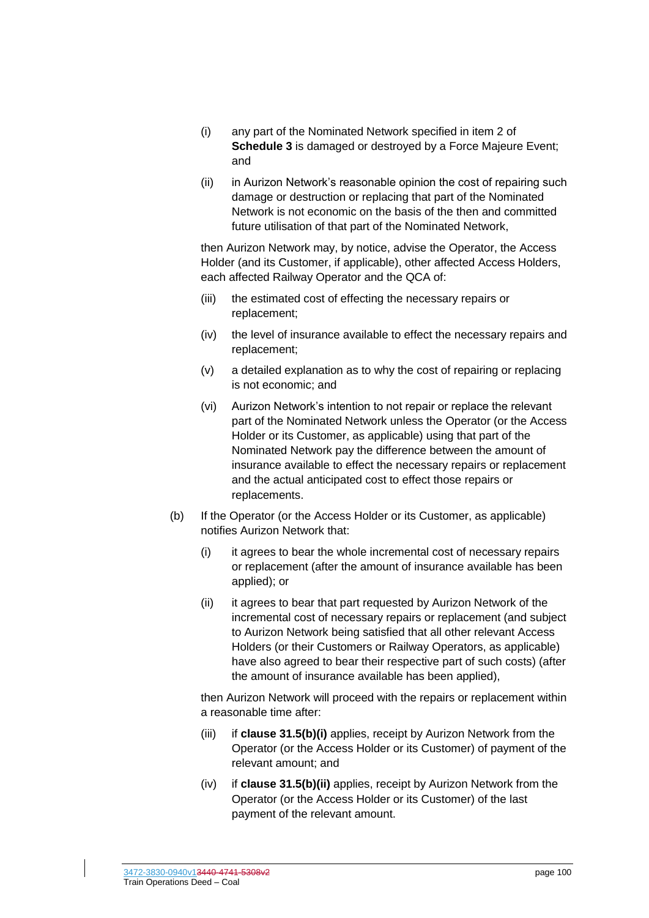(i) any part of the Nominated Network specified in item 2 of **Schedule 3** is damaged or destroyed by a Force Majeure Event; and

(ii) in Aurizon Network's reasonable opinion the cost of repairing such damage or destruction or replacing that part of the Nominated Network is not economic on the basis of the then and committed future utilisation of that part of the Nominated Network,

then Aurizon Network may, by notice, advise the Operator, the Access Holder (and its Customer, if applicable), other affected Access Holders, each affected Railway Operator and the QCA of:

(iii) the estimated cost of effecting the necessary repairs or replacement;

(iv) the level of insurance available to effect the necessary repairs and replacement;

(v) a detailed explanation as to why the cost of repairing or replacing is not economic; and

(vi) Aurizon Network's intention to not repair or replace the relevant part of the Nominated Network unless the Operator (or the Access Holder or its Customer, as applicable) using that part of the Nominated Network pay the difference between the amount of insurance available to effect the necessary repairs or replacement and the actual anticipated cost to effect those repairs or replacements.

(b) If the Operator (or the Access Holder or its Customer, as applicable) notifies Aurizon Network that:

(i) it agrees to bear the whole incremental cost of necessary repairs or replacement (after the amount of insurance available has been applied); or

(ii) it agrees to bear that part requested by Aurizon Network of the incremental cost of necessary repairs or replacement (and subject to Aurizon Network being satisfied that all other relevant Access Holders (or their Customers or Railway Operators, as applicable) have also agreed to bear their respective part of such costs) (after the amount of insurance available has been applied),

then Aurizon Network will proceed with the repairs or replacement within a reasonable time after:

(iii) if **clause 31.5(b)(i)** applies, receipt by Aurizon Network from the Operator (or the Access Holder or its Customer) of payment of the relevant amount; and

(iv) if **clause 31.5(b)(ii)** applies, receipt by Aurizon Network from the Operator (or the Access Holder or its Customer) of the last payment of the relevant amount.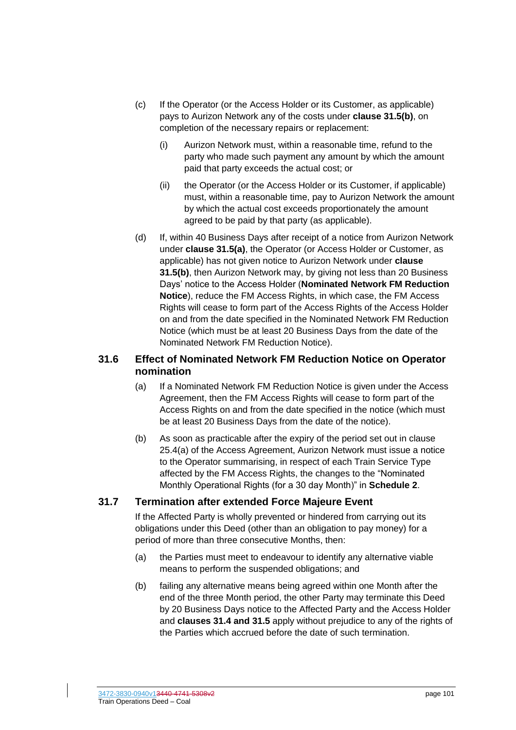(c) If the Operator (or the Access Holder or its Customer, as applicable) pays to Aurizon Network any of the costs under **clause 31.5(b)**, on completion of the necessary repairs or replacement:

   (i) Aurizon Network must, within a reasonable time, refund to the party who made such payment any amount by which the amount paid that party exceeds the actual cost; or

   (ii) the Operator (or the Access Holder or its Customer, if applicable) must, within a reasonable time, pay to Aurizon Network the amount by which the actual cost exceeds proportionately the amount agreed to be paid by that party (as applicable).

(d) If, within 40 Business Days after receipt of a notice from Aurizon Network under **clause 31.5(a)**, the Operator (or Access Holder or Customer, as applicable) has not given notice to Aurizon Network under **clause 31.5(b)**, then Aurizon Network may, by giving not less than 20 Business Days' notice to the Access Holder (**Nominated Network FM Reduction Notice**), reduce the FM Access Rights, in which case, the FM Access Rights will cease to form part of the Access Rights of the Access Holder on and from the date specified in the Nominated Network FM Reduction Notice (which must be at least 20 Business Days from the date of the Nominated Network FM Reduction Notice).

## 31.6 Effect of Nominated Network FM Reduction Notice on Operator nomination

(a) If a Nominated Network FM Reduction Notice is given under the Access Agreement, then the FM Access Rights will cease to form part of the Access Rights on and from the date specified in the notice (which must be at least 20 Business Days from the date of the notice).

(b) As soon as practicable after the expiry of the period set out in clause 25.4(a) of the Access Agreement, Aurizon Network must issue a notice to the Operator summarising, in respect of each Train Service Type affected by the FM Access Rights, the changes to the "Nominated Monthly Operational Rights (for a 30 day Month)" in **Schedule 2**.

## 31.7 Termination after extended Force Majeure Event

If the Affected Party is wholly prevented or hindered from carrying out its obligations under this Deed (other than an obligation to pay money) for a period of more than three consecutive Months, then:

(a) the Parties must meet to endeavour to identify any alternative viable means to perform the suspended obligations; and

(b) failing any alternative means being agreed within one Month after the end of the three Month period, the other Party may terminate this Deed by 20 Business Days notice to the Affected Party and the Access Holder and **clauses 31.4 and 31.5** apply without prejudice to any of the rights of the Parties which accrued before the date of such termination.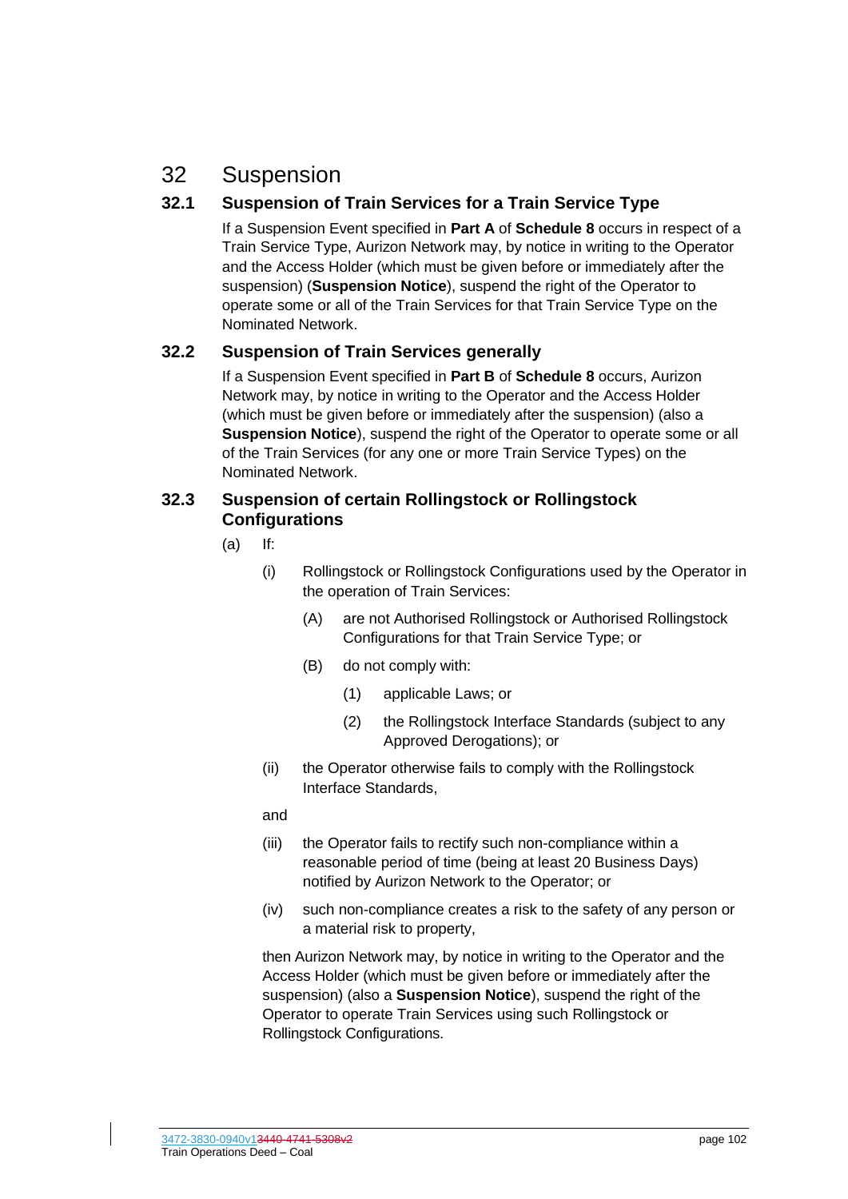# 32 Suspension

## 32.1 Suspension of Train Services for a Train Service Type

If a Suspension Event specified in **Part A** of **Schedule 8** occurs in respect of a Train Service Type, Aurizon Network may, by notice in writing to the Operator and the Access Holder (which must be given before or immediately after the suspension) (**Suspension Notice**), suspend the right of the Operator to operate some or all of the Train Services for that Train Service Type on the Nominated Network.

## 32.2 Suspension of Train Services generally

If a Suspension Event specified in **Part B** of **Schedule 8** occurs, Aurizon Network may, by notice in writing to the Operator and the Access Holder (which must be given before or immediately after the suspension) (also a **Suspension Notice**), suspend the right of the Operator to operate some or all of the Train Services (for any one or more Train Service Types) on the Nominated Network.

## 32.3 Suspension of certain Rollingstock or Rollingstock Configurations

(a) If:

(i) Rollingstock or Rollingstock Configurations used by the Operator in the operation of Train Services:

(A) are not Authorised Rollingstock or Authorised Rollingstock Configurations for that Train Service Type; or

(B) do not comply with:

(1) applicable Laws; or

(2) the Rollingstock Interface Standards (subject to any Approved Derogations); or

(ii) the Operator otherwise fails to comply with the Rollingstock Interface Standards,

and

(iii) the Operator fails to rectify such non-compliance within a reasonable period of time (being at least 20 Business Days) notified by Aurizon Network to the Operator; or

(iv) such non-compliance creates a risk to the safety of any person or a material risk to property,

then Aurizon Network may, by notice in writing to the Operator and the Access Holder (which must be given before or immediately after the suspension) (also a **Suspension Notice**), suspend the right of the Operator to operate Train Services using such Rollingstock or Rollingstock Configurations.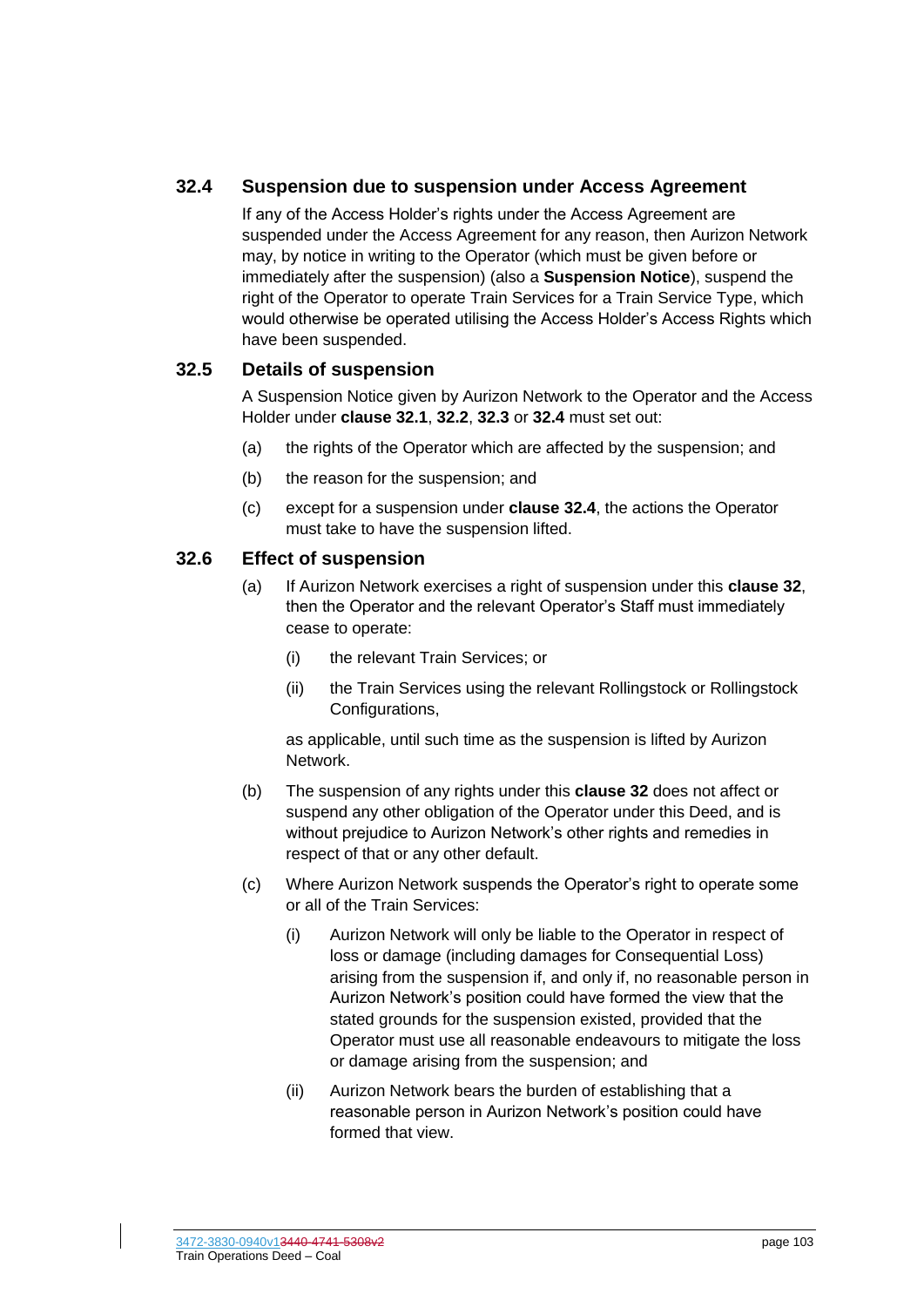## 32.4 Suspension due to suspension under Access Agreement

If any of the Access Holder's rights under the Access Agreement are suspended under the Access Agreement for any reason, then Aurizon Network may, by notice in writing to the Operator (which must be given before or immediately after the suspension) (also a **Suspension Notice**), suspend the right of the Operator to operate Train Services for a Train Service Type, which would otherwise be operated utilising the Access Holder's Access Rights which have been suspended.

## 32.5 Details of suspension

A Suspension Notice given by Aurizon Network to the Operator and the Access Holder under **clause 32.1**, **32.2**, **32.3** or **32.4** must set out:

(a) the rights of the Operator which are affected by the suspension; and

(b) the reason for the suspension; and

(c) except for a suspension under **clause 32.4**, the actions the Operator must take to have the suspension lifted.

## 32.6 Effect of suspension

(a) If Aurizon Network exercises a right of suspension under this **clause 32**, then the Operator and the relevant Operator's Staff must immediately cease to operate:

   (i) the relevant Train Services; or

   (ii) the Train Services using the relevant Rollingstock or Rollingstock Configurations,

   as applicable, until such time as the suspension is lifted by Aurizon Network.

(b) The suspension of any rights under this **clause 32** does not affect or suspend any other obligation of the Operator under this Deed, and is without prejudice to Aurizon Network's other rights and remedies in respect of that or any other default.

(c) Where Aurizon Network suspends the Operator's right to operate some or all of the Train Services:

   (i) Aurizon Network will only be liable to the Operator in respect of loss or damage (including damages for Consequential Loss) arising from the suspension if, and only if, no reasonable person in Aurizon Network's position could have formed the view that the stated grounds for the suspension existed, provided that the Operator must use all reasonable endeavours to mitigate the loss or damage arising from the suspension; and

   (ii) Aurizon Network bears the burden of establishing that a reasonable person in Aurizon Network's position could have formed that view.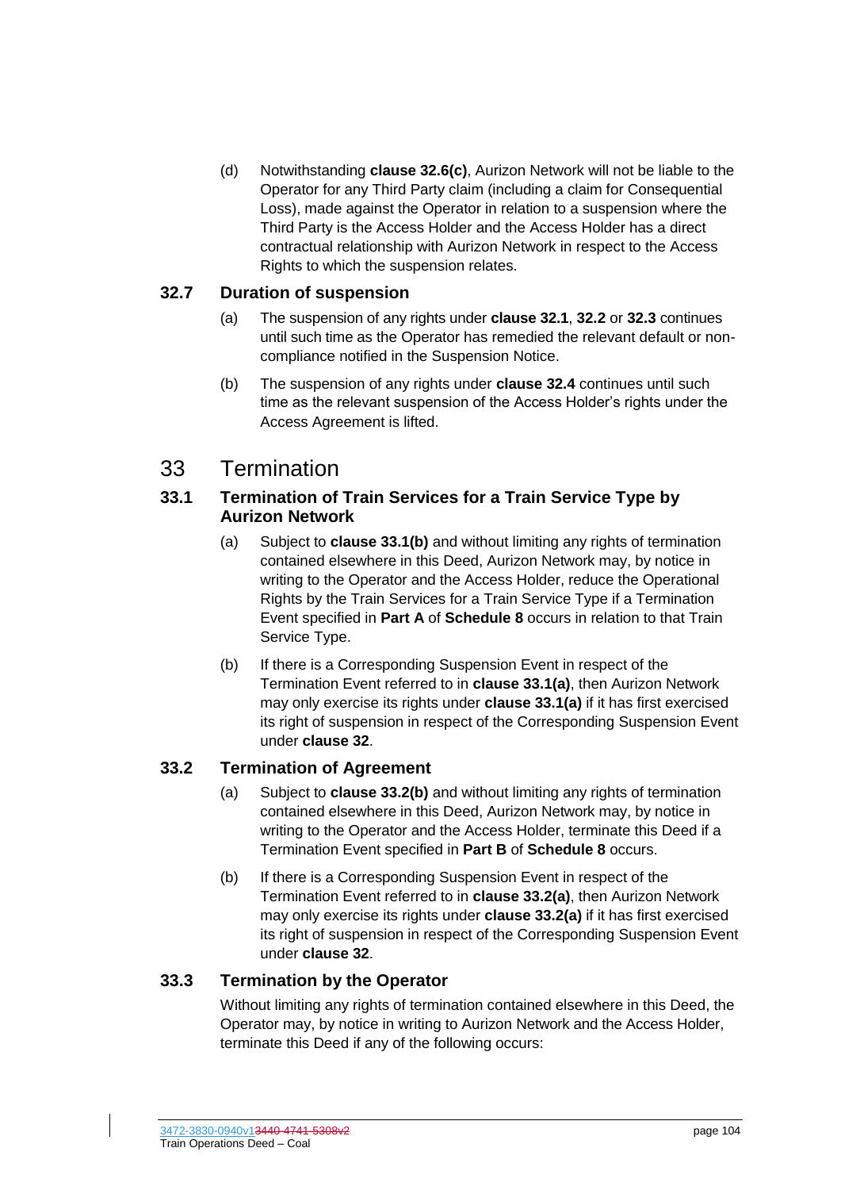(d) Notwithstanding **clause 32.6(c)**, Aurizon Network will not be liable to the Operator for any Third Party claim (including a claim for Consequential Loss), made against the Operator in relation to a suspension where the Third Party is the Access Holder and the Access Holder has a direct contractual relationship with Aurizon Network in respect to the Access Rights to which the suspension relates.

### 32.7 Duration of suspension

(a) The suspension of any rights under **clause 32.1**, **32.2** or **32.3** continues until such time as the Operator has remedied the relevant default or non-compliance notified in the Suspension Notice.

(b) The suspension of any rights under **clause 32.4** continues until such time as the relevant suspension of the Access Holder's rights under the Access Agreement is lifted.

## 33 Termination

### 33.1 Termination of Train Services for a Train Service Type by Aurizon Network

(a) Subject to **clause 33.1(b)** and without limiting any rights of termination contained elsewhere in this Deed, Aurizon Network may, by notice in writing to the Operator and the Access Holder, reduce the Operational Rights by the Train Services for a Train Service Type if a Termination Event specified in **Part A** of **Schedule 8** occurs in relation to that Train Service Type.

(b) If there is a Corresponding Suspension Event in respect of the Termination Event referred to in **clause 33.1(a)**, then Aurizon Network may only exercise its rights under **clause 33.1(a)** if it has first exercised its right of suspension in respect of the Corresponding Suspension Event under **clause 32**.

### 33.2 Termination of Agreement

(a) Subject to **clause 33.2(b)** and without limiting any rights of termination contained elsewhere in this Deed, Aurizon Network may, by notice in writing to the Operator and the Access Holder, terminate this Deed if a Termination Event specified in **Part B** of **Schedule 8** occurs.

(b) If there is a Corresponding Suspension Event in respect of the Termination Event referred to in **clause 33.2(a)**, then Aurizon Network may only exercise its rights under **clause 33.2(a)** if it has first exercised its right of suspension in respect of the Corresponding Suspension Event under **clause 32**.

### 33.3 Termination by the Operator

Without limiting any rights of termination contained elsewhere in this Deed, the Operator may, by notice in writing to Aurizon Network and the Access Holder, terminate this Deed if any of the following occurs: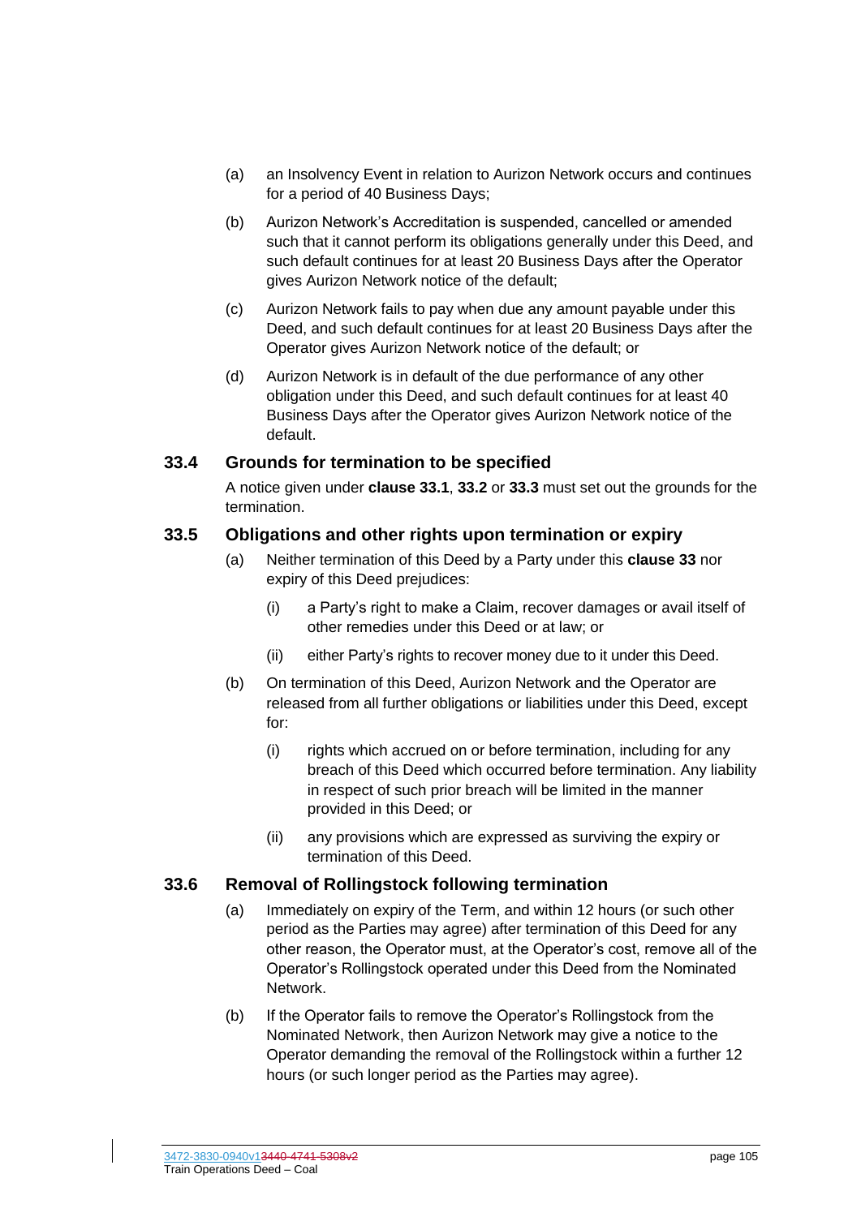(a) an Insolvency Event in relation to Aurizon Network occurs and continues for a period of 40 Business Days;

(b) Aurizon Network's Accreditation is suspended, cancelled or amended such that it cannot perform its obligations generally under this Deed, and such default continues for at least 20 Business Days after the Operator gives Aurizon Network notice of the default;

(c) Aurizon Network fails to pay when due any amount payable under this Deed, and such default continues for at least 20 Business Days after the Operator gives Aurizon Network notice of the default; or

(d) Aurizon Network is in default of the due performance of any other obligation under this Deed, and such default continues for at least 40 Business Days after the Operator gives Aurizon Network notice of the default.

### 33.4 Grounds for termination to be specified

A notice given under **clause 33.1**, **33.2** or **33.3** must set out the grounds for the termination.

### 33.5 Obligations and other rights upon termination or expiry

(a) Neither termination of this Deed by a Party under this **clause 33** nor expiry of this Deed prejudices:

  (i) a Party's right to make a Claim, recover damages or avail itself of other remedies under this Deed or at law; or

  (ii) either Party's rights to recover money due to it under this Deed.

(b) On termination of this Deed, Aurizon Network and the Operator are released from all further obligations or liabilities under this Deed, except for:

  (i) rights which accrued on or before termination, including for any breach of this Deed which occurred before termination. Any liability in respect of such prior breach will be limited in the manner provided in this Deed; or

  (ii) any provisions which are expressed as surviving the expiry or termination of this Deed.

### 33.6 Removal of Rollingstock following termination

(a) Immediately on expiry of the Term, and within 12 hours (or such other period as the Parties may agree) after termination of this Deed for any other reason, the Operator must, at the Operator's cost, remove all of the Operator's Rollingstock operated under this Deed from the Nominated Network.

(b) If the Operator fails to remove the Operator's Rollingstock from the Nominated Network, then Aurizon Network may give a notice to the Operator demanding the removal of the Rollingstock within a further 12 hours (or such longer period as the Parties may agree).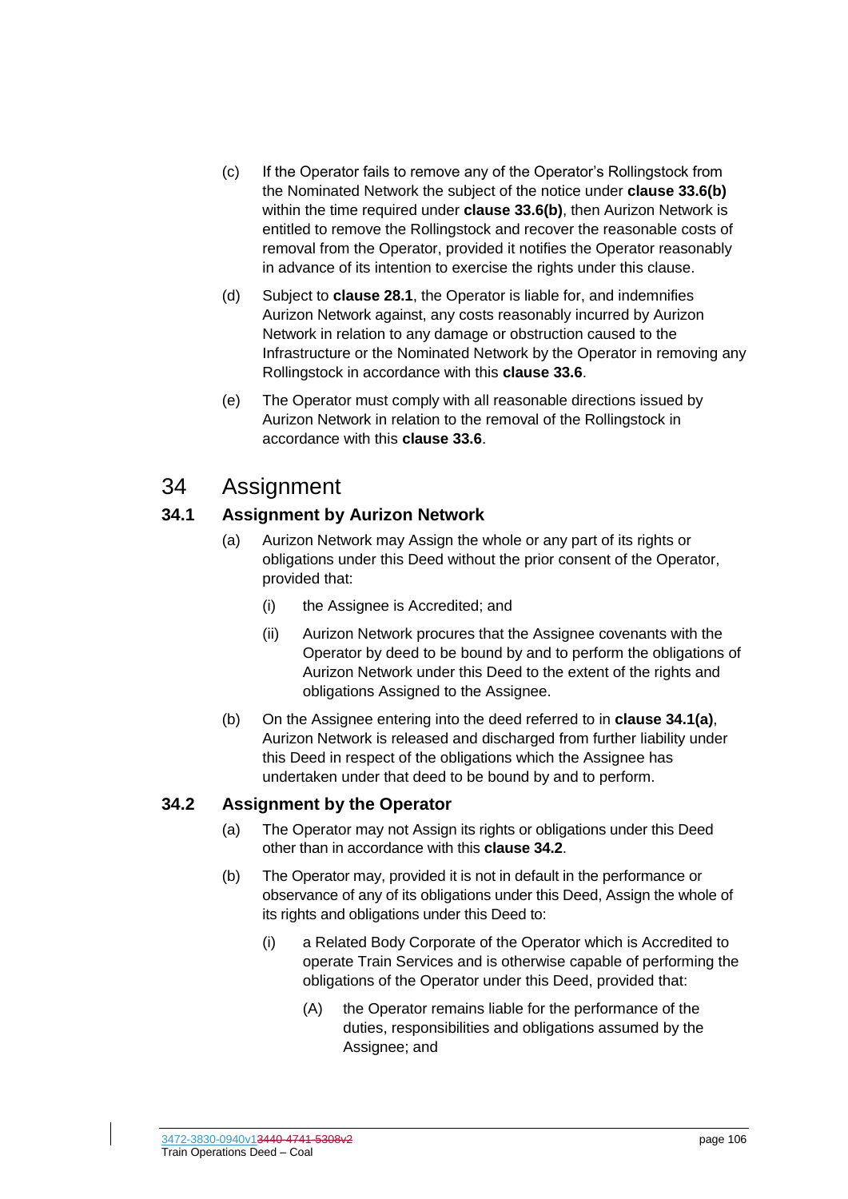(c) If the Operator fails to remove any of the Operator's Rollingstock from the Nominated Network the subject of the notice under **clause 33.6(b)** within the time required under **clause 33.6(b)**, then Aurizon Network is entitled to remove the Rollingstock and recover the reasonable costs of removal from the Operator, provided it notifies the Operator reasonably in advance of its intention to exercise the rights under this clause.

(d) Subject to **clause 28.1**, the Operator is liable for, and indemnifies Aurizon Network against, any costs reasonably incurred by Aurizon Network in relation to any damage or obstruction caused to the Infrastructure or the Nominated Network by the Operator in removing any Rollingstock in accordance with this **clause 33.6**.

(e) The Operator must comply with all reasonable directions issued by Aurizon Network in relation to the removal of the Rollingstock in accordance with this **clause 33.6**.

# 34 Assignment

## 34.1 Assignment by Aurizon Network

(a) Aurizon Network may Assign the whole or any part of its rights or obligations under this Deed without the prior consent of the Operator, provided that:

(i) the Assignee is Accredited; and

(ii) Aurizon Network procures that the Assignee covenants with the Operator by deed to be bound by and to perform the obligations of Aurizon Network under this Deed to the extent of the rights and obligations Assigned to the Assignee.

(b) On the Assignee entering into the deed referred to in **clause 34.1(a)**, Aurizon Network is released and discharged from further liability under this Deed in respect of the obligations which the Assignee has undertaken under that deed to be bound by and to perform.

## 34.2 Assignment by the Operator

(a) The Operator may not Assign its rights or obligations under this Deed other than in accordance with this **clause 34.2**.

(b) The Operator may, provided it is not in default in the performance or observance of any of its obligations under this Deed, Assign the whole of its rights and obligations under this Deed to:

(i) a Related Body Corporate of the Operator which is Accredited to operate Train Services and is otherwise capable of performing the obligations of the Operator under this Deed, provided that:

(A) the Operator remains liable for the performance of the duties, responsibilities and obligations assumed by the Assignee; and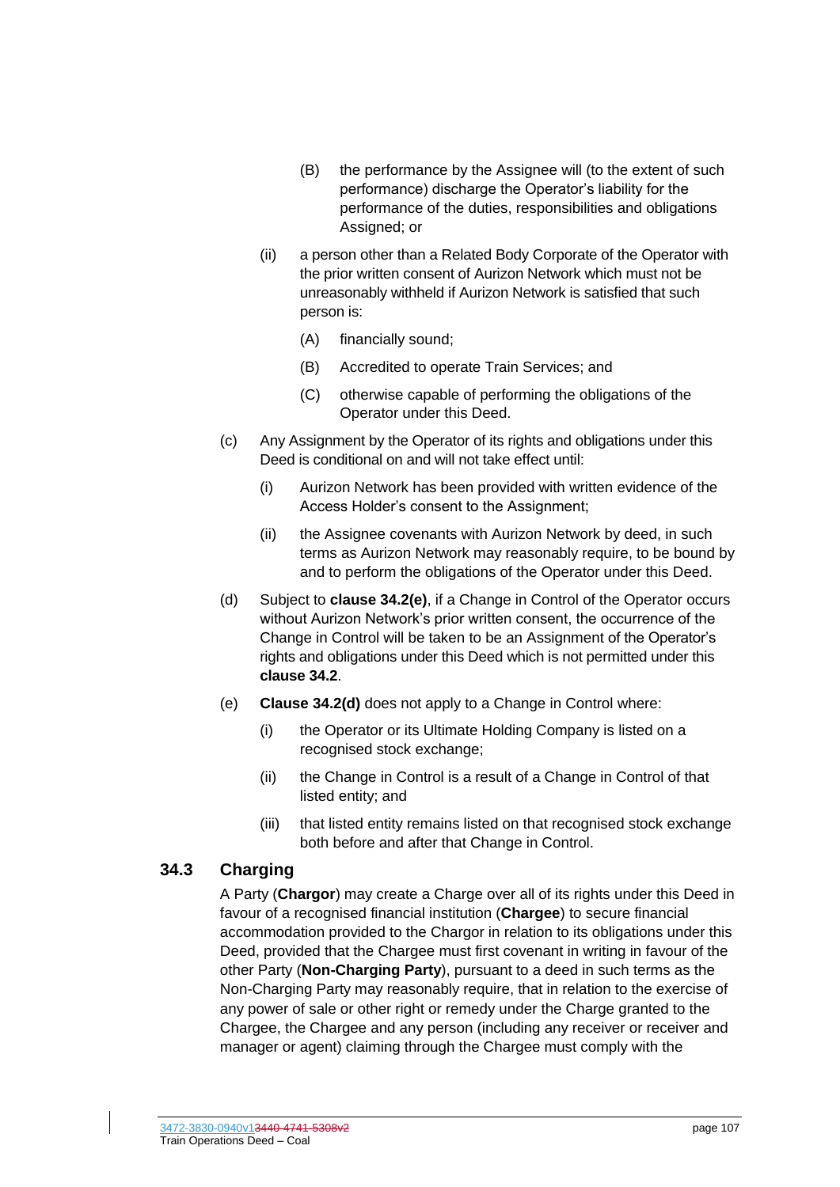(B) the performance by the Assignee will (to the extent of such performance) discharge the Operator's liability for the performance of the duties, responsibilities and obligations Assigned; or

(ii) a person other than a Related Body Corporate of the Operator with the prior written consent of Aurizon Network which must not be unreasonably withheld if Aurizon Network is satisfied that such person is:

(A) financially sound;

(B) Accredited to operate Train Services; and

(C) otherwise capable of performing the obligations of the Operator under this Deed.

(c) Any Assignment by the Operator of its rights and obligations under this Deed is conditional on and will not take effect until:

(i) Aurizon Network has been provided with written evidence of the Access Holder's consent to the Assignment;

(ii) the Assignee covenants with Aurizon Network by deed, in such terms as Aurizon Network may reasonably require, to be bound by and to perform the obligations of the Operator under this Deed.

(d) Subject to **clause 34.2(e)**, if a Change in Control of the Operator occurs without Aurizon Network's prior written consent, the occurrence of the Change in Control will be taken to be an Assignment of the Operator's rights and obligations under this Deed which is not permitted under this **clause 34.2**.

(e) **Clause 34.2(d)** does not apply to a Change in Control where:

(i) the Operator or its Ultimate Holding Company is listed on a recognised stock exchange;

(ii) the Change in Control is a result of a Change in Control of that listed entity; and

(iii) that listed entity remains listed on that recognised stock exchange both before and after that Change in Control.

## 34.3 Charging

A Party (**Chargor**) may create a Charge over all of its rights under this Deed in favour of a recognised financial institution (**Chargee**) to secure financial accommodation provided to the Chargor in relation to its obligations under this Deed, provided that the Chargee must first covenant in writing in favour of the other Party (**Non-Charging Party**), pursuant to a deed in such terms as the Non-Charging Party may reasonably require, that in relation to the exercise of any power of sale or other right or remedy under the Charge granted to the Chargee, the Chargee and any person (including any receiver or receiver and manager or agent) claiming through the Chargee must comply with the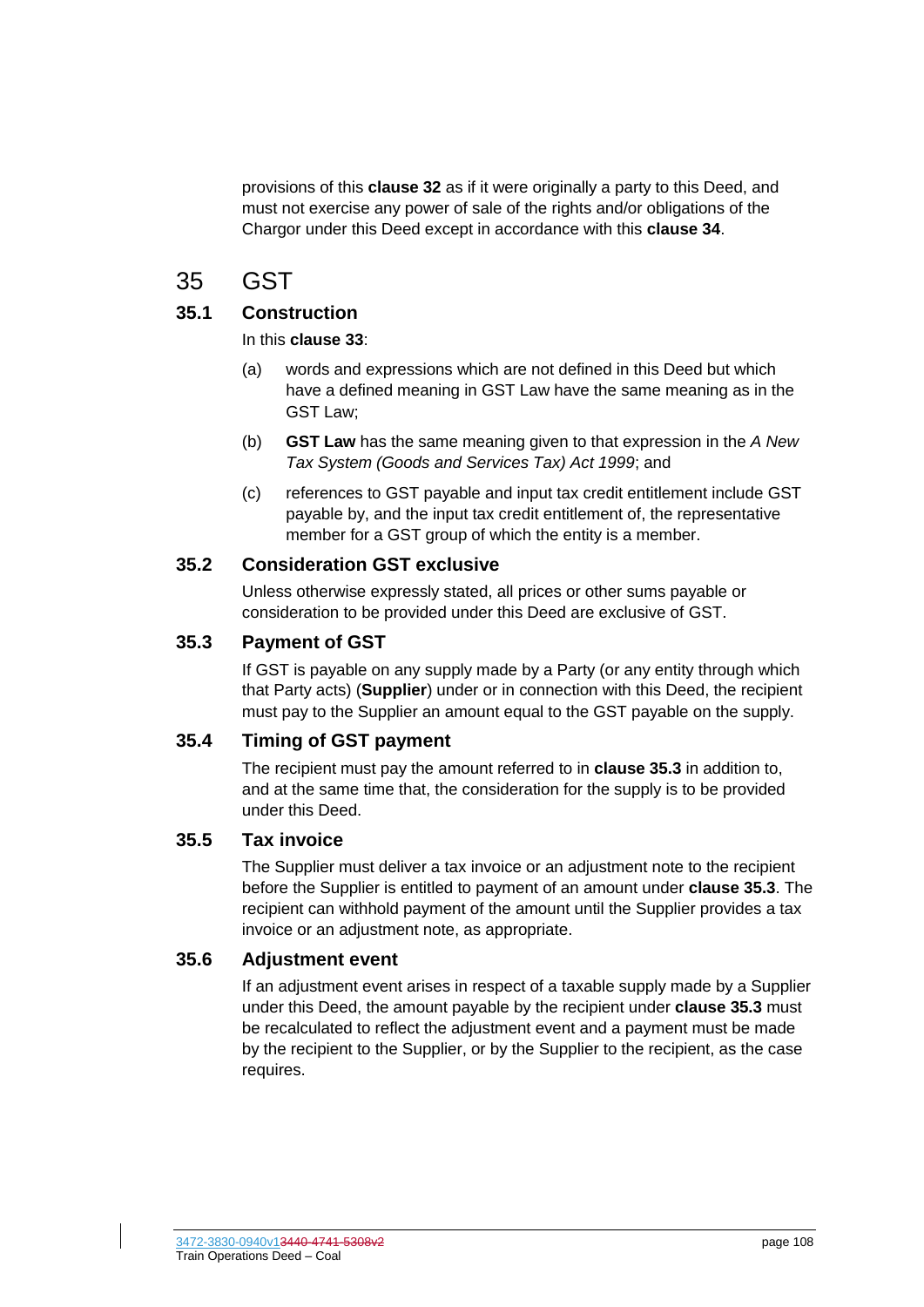provisions of this **clause 32** as if it were originally a party to this Deed, and must not exercise any power of sale of the rights and/or obligations of the Chargor under this Deed except in accordance with this **clause 34**.

# 35 GST

## 35.1 Construction

In this **clause 33**:

(a) words and expressions which are not defined in this Deed but which have a defined meaning in GST Law have the same meaning as in the GST Law;

(b) **GST Law** has the same meaning given to that expression in the *A New Tax System (Goods and Services Tax) Act 1999*; and

(c) references to GST payable and input tax credit entitlement include GST payable by, and the input tax credit entitlement of, the representative member for a GST group of which the entity is a member.

## 35.2 Consideration GST exclusive

Unless otherwise expressly stated, all prices or other sums payable or consideration to be provided under this Deed are exclusive of GST.

## 35.3 Payment of GST

If GST is payable on any supply made by a Party (or any entity through which that Party acts) (**Supplier**) under or in connection with this Deed, the recipient must pay to the Supplier an amount equal to the GST payable on the supply.

## 35.4 Timing of GST payment

The recipient must pay the amount referred to in **clause 35.3** in addition to, and at the same time that, the consideration for the supply is to be provided under this Deed.

## 35.5 Tax invoice

The Supplier must deliver a tax invoice or an adjustment note to the recipient before the Supplier is entitled to payment of an amount under **clause 35.3**. The recipient can withhold payment of the amount until the Supplier provides a tax invoice or an adjustment note, as appropriate.

## 35.6 Adjustment event

If an adjustment event arises in respect of a taxable supply made by a Supplier under this Deed, the amount payable by the recipient under **clause 35.3** must be recalculated to reflect the adjustment event and a payment must be made by the recipient to the Supplier, or by the Supplier to the recipient, as the case requires.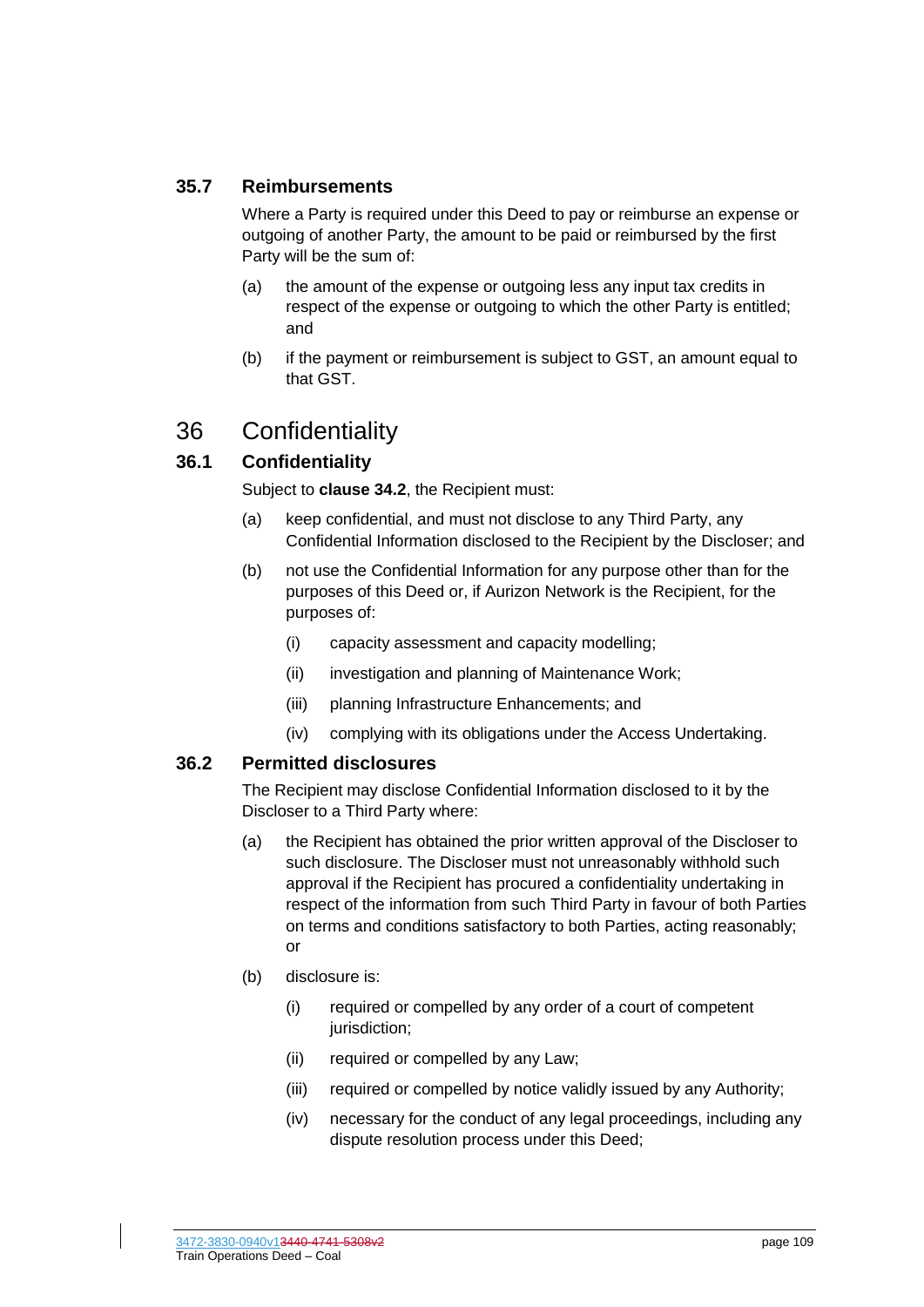### 35.7 Reimbursements

Where a Party is required under this Deed to pay or reimburse an expense or outgoing of another Party, the amount to be paid or reimbursed by the first Party will be the sum of:

(a) the amount of the expense or outgoing less any input tax credits in respect of the expense or outgoing to which the other Party is entitled; and

(b) if the payment or reimbursement is subject to GST, an amount equal to that GST.

## 36 Confidentiality

### 36.1 Confidentiality

Subject to **clause 34.2**, the Recipient must:

(a) keep confidential, and must not disclose to any Third Party, any Confidential Information disclosed to the Recipient by the Discloser; and

(b) not use the Confidential Information for any purpose other than for the purposes of this Deed or, if Aurizon Network is the Recipient, for the purposes of:

   (i) capacity assessment and capacity modelling;

   (ii) investigation and planning of Maintenance Work;

   (iii) planning Infrastructure Enhancements; and

   (iv) complying with its obligations under the Access Undertaking.

### 36.2 Permitted disclosures

The Recipient may disclose Confidential Information disclosed to it by the Discloser to a Third Party where:

(a) the Recipient has obtained the prior written approval of the Discloser to such disclosure. The Discloser must not unreasonably withhold such approval if the Recipient has procured a confidentiality undertaking in respect of the information from such Third Party in favour of both Parties on terms and conditions satisfactory to both Parties, acting reasonably; or

(b) disclosure is:

   (i) required or compelled by any order of a court of competent jurisdiction;

   (ii) required or compelled by any Law;

   (iii) required or compelled by notice validly issued by any Authority;

   (iv) necessary for the conduct of any legal proceedings, including any dispute resolution process under this Deed;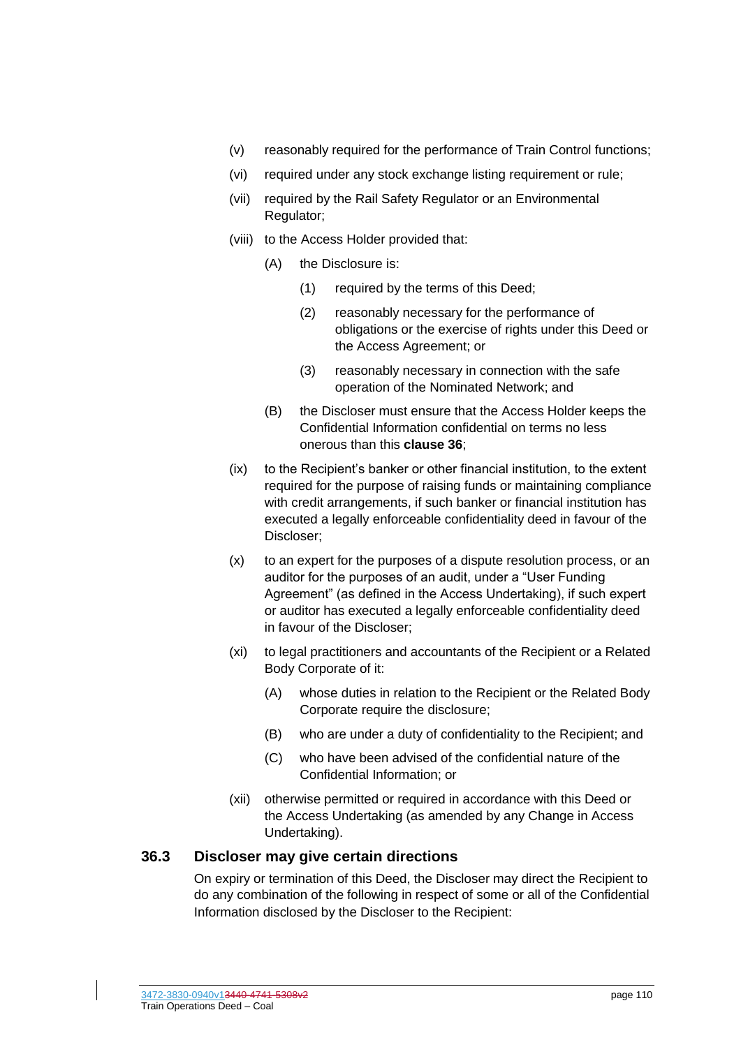- (v) reasonably required for the performance of Train Control functions;
- (vi) required under any stock exchange listing requirement or rule;
- (vii) required by the Rail Safety Regulator or an Environmental Regulator;
- (viii) to the Access Holder provided that:
  - (A) the Disclosure is:
    - (1) required by the terms of this Deed;
    - (2) reasonably necessary for the performance of obligations or the exercise of rights under this Deed or the Access Agreement; or
    - (3) reasonably necessary in connection with the safe operation of the Nominated Network; and
  - (B) the Discloser must ensure that the Access Holder keeps the Confidential Information confidential on terms no less onerous than this **clause 36**;
- (ix) to the Recipient's banker or other financial institution, to the extent required for the purpose of raising funds or maintaining compliance with credit arrangements, if such banker or financial institution has executed a legally enforceable confidentiality deed in favour of the Discloser;
- (x) to an expert for the purposes of a dispute resolution process, or an auditor for the purposes of an audit, under a "User Funding Agreement" (as defined in the Access Undertaking), if such expert or auditor has executed a legally enforceable confidentiality deed in favour of the Discloser;
- (xi) to legal practitioners and accountants of the Recipient or a Related Body Corporate of it:
  - (A) whose duties in relation to the Recipient or the Related Body Corporate require the disclosure;
  - (B) who are under a duty of confidentiality to the Recipient; and
  - (C) who have been advised of the confidential nature of the Confidential Information; or
- (xii) otherwise permitted or required in accordance with this Deed or the Access Undertaking (as amended by any Change in Access Undertaking).

## 36.3 Discloser may give certain directions

On expiry or termination of this Deed, the Discloser may direct the Recipient to do any combination of the following in respect of some or all of the Confidential Information disclosed by the Discloser to the Recipient: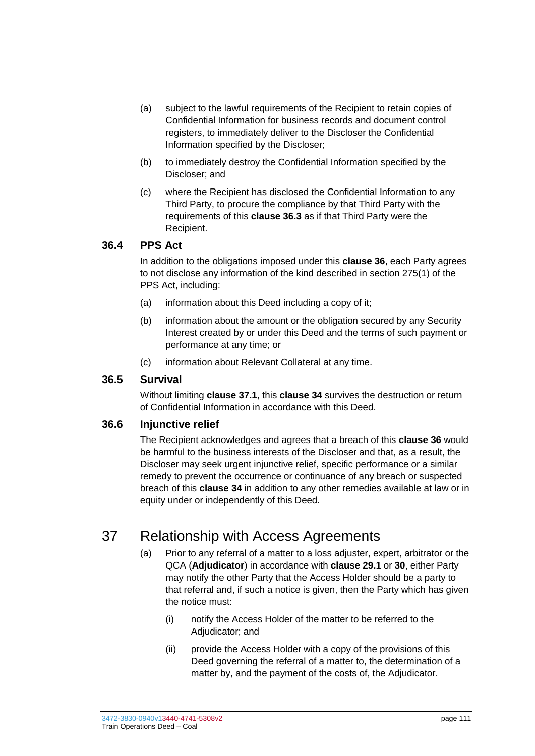(a) subject to the lawful requirements of the Recipient to retain copies of Confidential Information for business records and document control registers, to immediately deliver to the Discloser the Confidential Information specified by the Discloser;

(b) to immediately destroy the Confidential Information specified by the Discloser; and

(c) where the Recipient has disclosed the Confidential Information to any Third Party, to procure the compliance by that Third Party with the requirements of this **clause 36.3** as if that Third Party were the Recipient.

### 36.4 PPS Act

In addition to the obligations imposed under this **clause 36**, each Party agrees to not disclose any information of the kind described in section 275(1) of the PPS Act, including:

(a) information about this Deed including a copy of it;

(b) information about the amount or the obligation secured by any Security Interest created by or under this Deed and the terms of such payment or performance at any time; or

(c) information about Relevant Collateral at any time.

### 36.5 Survival

Without limiting **clause 37.1**, this **clause 34** survives the destruction or return of Confidential Information in accordance with this Deed.

### 36.6 Injunctive relief

The Recipient acknowledges and agrees that a breach of this **clause 36** would be harmful to the business interests of the Discloser and that, as a result, the Discloser may seek urgent injunctive relief, specific performance or a similar remedy to prevent the occurrence or continuance of any breach or suspected breach of this **clause 34** in addition to any other remedies available at law or in equity under or independently of this Deed.

## 37 Relationship with Access Agreements

(a) Prior to any referral of a matter to a loss adjuster, expert, arbitrator or the QCA (**Adjudicator**) in accordance with **clause 29.1** or **30**, either Party may notify the other Party that the Access Holder should be a party to that referral and, if such a notice is given, then the Party which has given the notice must:

(i) notify the Access Holder of the matter to be referred to the Adjudicator; and

(ii) provide the Access Holder with a copy of the provisions of this Deed governing the referral of a matter to, the determination of a matter by, and the payment of the costs of, the Adjudicator.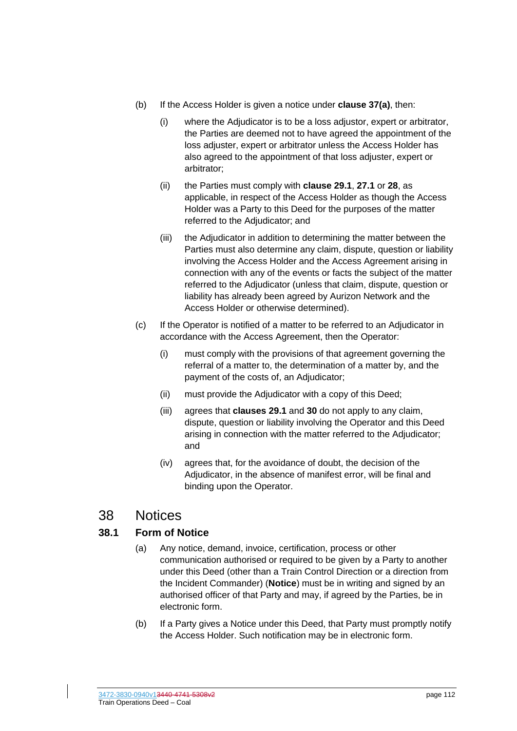(b) If the Access Holder is given a notice under **clause 37(a)**, then:

   (i) where the Adjudicator is to be a loss adjustor, expert or arbitrator, the Parties are deemed not to have agreed the appointment of the loss adjuster, expert or arbitrator unless the Access Holder has also agreed to the appointment of that loss adjuster, expert or arbitrator;

   (ii) the Parties must comply with **clause 29.1**, **27.1** or **28**, as applicable, in respect of the Access Holder as though the Access Holder was a Party to this Deed for the purposes of the matter referred to the Adjudicator; and

   (iii) the Adjudicator in addition to determining the matter between the Parties must also determine any claim, dispute, question or liability involving the Access Holder and the Access Agreement arising in connection with any of the events or facts the subject of the matter referred to the Adjudicator (unless that claim, dispute, question or liability has already been agreed by Aurizon Network and the Access Holder or otherwise determined).

(c) If the Operator is notified of a matter to be referred to an Adjudicator in accordance with the Access Agreement, then the Operator:

   (i) must comply with the provisions of that agreement governing the referral of a matter to, the determination of a matter by, and the payment of the costs of, an Adjudicator;

   (ii) must provide the Adjudicator with a copy of this Deed;

   (iii) agrees that **clauses 29.1** and **30** do not apply to any claim, dispute, question or liability involving the Operator and this Deed arising in connection with the matter referred to the Adjudicator; and

   (iv) agrees that, for the avoidance of doubt, the decision of the Adjudicator, in the absence of manifest error, will be final and binding upon the Operator.

# 38 Notices

## 38.1 Form of Notice

(a) Any notice, demand, invoice, certification, process or other communication authorised or required to be given by a Party to another under this Deed (other than a Train Control Direction or a direction from the Incident Commander) (**Notice**) must be in writing and signed by an authorised officer of that Party and may, if agreed by the Parties, be in electronic form.

(b) If a Party gives a Notice under this Deed, that Party must promptly notify the Access Holder. Such notification may be in electronic form.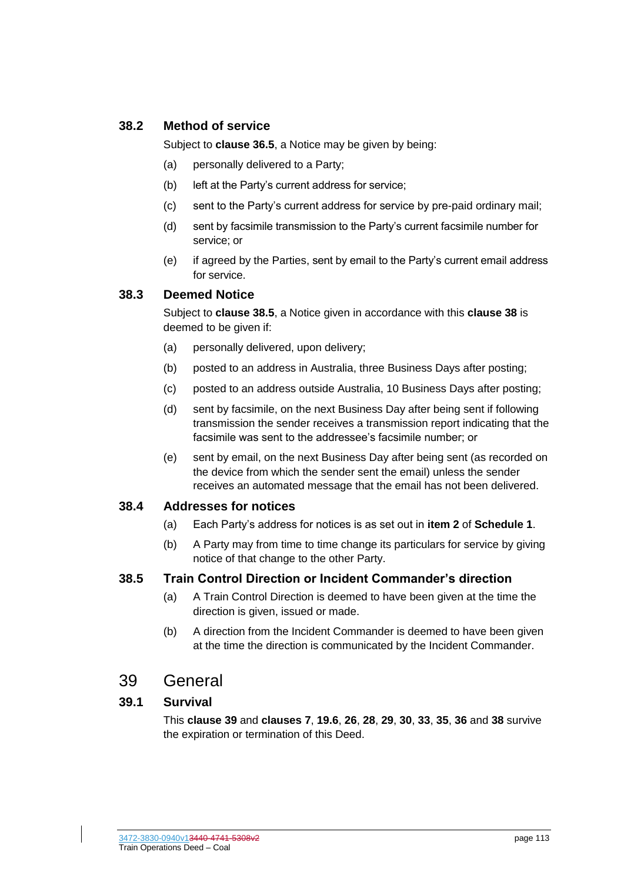### 38.2 Method of service

Subject to **clause 36.5**, a Notice may be given by being:

(a) personally delivered to a Party;

(b) left at the Party's current address for service;

(c) sent to the Party's current address for service by pre-paid ordinary mail;

(d) sent by facsimile transmission to the Party's current facsimile number for service; or

(e) if agreed by the Parties, sent by email to the Party's current email address for service.

### 38.3 Deemed Notice

Subject to **clause 38.5**, a Notice given in accordance with this **clause 38** is deemed to be given if:

(a) personally delivered, upon delivery;

(b) posted to an address in Australia, three Business Days after posting;

(c) posted to an address outside Australia, 10 Business Days after posting;

(d) sent by facsimile, on the next Business Day after being sent if following transmission the sender receives a transmission report indicating that the facsimile was sent to the addressee's facsimile number; or

(e) sent by email, on the next Business Day after being sent (as recorded on the device from which the sender sent the email) unless the sender receives an automated message that the email has not been delivered.

### 38.4 Addresses for notices

(a) Each Party's address for notices is as set out in **item 2** of **Schedule 1**.

(b) A Party may from time to time change its particulars for service by giving notice of that change to the other Party.

### 38.5 Train Control Direction or Incident Commander's direction

(a) A Train Control Direction is deemed to have been given at the time the direction is given, issued or made.

(b) A direction from the Incident Commander is deemed to have been given at the time the direction is communicated by the Incident Commander.

## 39 General

### 39.1 Survival

This **clause 39** and **clauses 7**, **19.6**, **26**, **28**, **29**, **30**, **33**, **35**, **36** and **38** survive the expiration or termination of this Deed.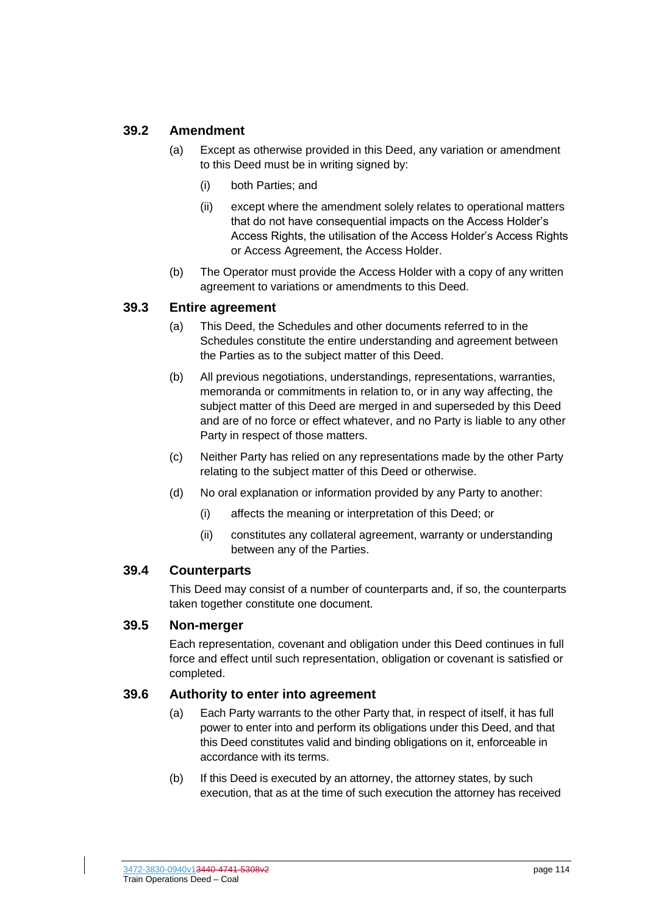### 39.2 Amendment

(a) Except as otherwise provided in this Deed, any variation or amendment to this Deed must be in writing signed by:

(i) both Parties; and

(ii) except where the amendment solely relates to operational matters that do not have consequential impacts on the Access Holder's Access Rights, the utilisation of the Access Holder's Access Rights or Access Agreement, the Access Holder.

(b) The Operator must provide the Access Holder with a copy of any written agreement to variations or amendments to this Deed.

### 39.3 Entire agreement

(a) This Deed, the Schedules and other documents referred to in the Schedules constitute the entire understanding and agreement between the Parties as to the subject matter of this Deed.

(b) All previous negotiations, understandings, representations, warranties, memoranda or commitments in relation to, or in any way affecting, the subject matter of this Deed are merged in and superseded by this Deed and are of no force or effect whatever, and no Party is liable to any other Party in respect of those matters.

(c) Neither Party has relied on any representations made by the other Party relating to the subject matter of this Deed or otherwise.

(d) No oral explanation or information provided by any Party to another:

(i) affects the meaning or interpretation of this Deed; or

(ii) constitutes any collateral agreement, warranty or understanding between any of the Parties.

### 39.4 Counterparts

This Deed may consist of a number of counterparts and, if so, the counterparts taken together constitute one document.

### 39.5 Non-merger

Each representation, covenant and obligation under this Deed continues in full force and effect until such representation, obligation or covenant is satisfied or completed.

### 39.6 Authority to enter into agreement

(a) Each Party warrants to the other Party that, in respect of itself, it has full power to enter into and perform its obligations under this Deed, and that this Deed constitutes valid and binding obligations on it, enforceable in accordance with its terms.

(b) If this Deed is executed by an attorney, the attorney states, by such execution, that as at the time of such execution the attorney has received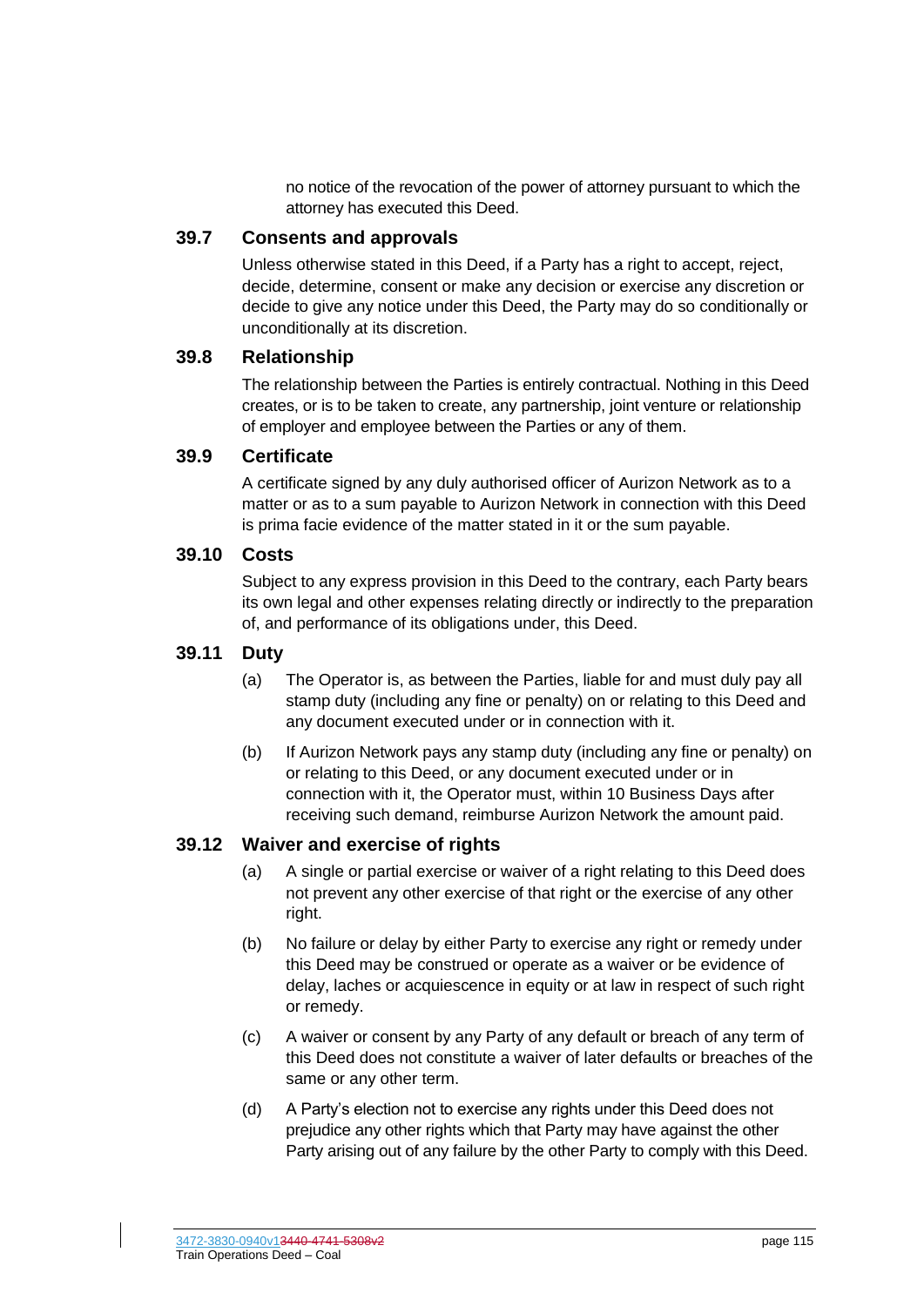no notice of the revocation of the power of attorney pursuant to which the attorney has executed this Deed.

## 39.7 Consents and approvals

Unless otherwise stated in this Deed, if a Party has a right to accept, reject, decide, determine, consent or make any decision or exercise any discretion or decide to give any notice under this Deed, the Party may do so conditionally or unconditionally at its discretion.

## 39.8 Relationship

The relationship between the Parties is entirely contractual. Nothing in this Deed creates, or is to be taken to create, any partnership, joint venture or relationship of employer and employee between the Parties or any of them.

## 39.9 Certificate

A certificate signed by any duly authorised officer of Aurizon Network as to a matter or as to a sum payable to Aurizon Network in connection with this Deed is prima facie evidence of the matter stated in it or the sum payable.

## 39.10 Costs

Subject to any express provision in this Deed to the contrary, each Party bears its own legal and other expenses relating directly or indirectly to the preparation of, and performance of its obligations under, this Deed.

## 39.11 Duty

(a) The Operator is, as between the Parties, liable for and must duly pay all stamp duty (including any fine or penalty) on or relating to this Deed and any document executed under or in connection with it.

(b) If Aurizon Network pays any stamp duty (including any fine or penalty) on or relating to this Deed, or any document executed under or in connection with it, the Operator must, within 10 Business Days after receiving such demand, reimburse Aurizon Network the amount paid.

## 39.12 Waiver and exercise of rights

(a) A single or partial exercise or waiver of a right relating to this Deed does not prevent any other exercise of that right or the exercise of any other right.

(b) No failure or delay by either Party to exercise any right or remedy under this Deed may be construed or operate as a waiver or be evidence of delay, laches or acquiescence in equity or at law in respect of such right or remedy.

(c) A waiver or consent by any Party of any default or breach of any term of this Deed does not constitute a waiver of later defaults or breaches of the same or any other term.

(d) A Party's election not to exercise any rights under this Deed does not prejudice any other rights which that Party may have against the other Party arising out of any failure by the other Party to comply with this Deed.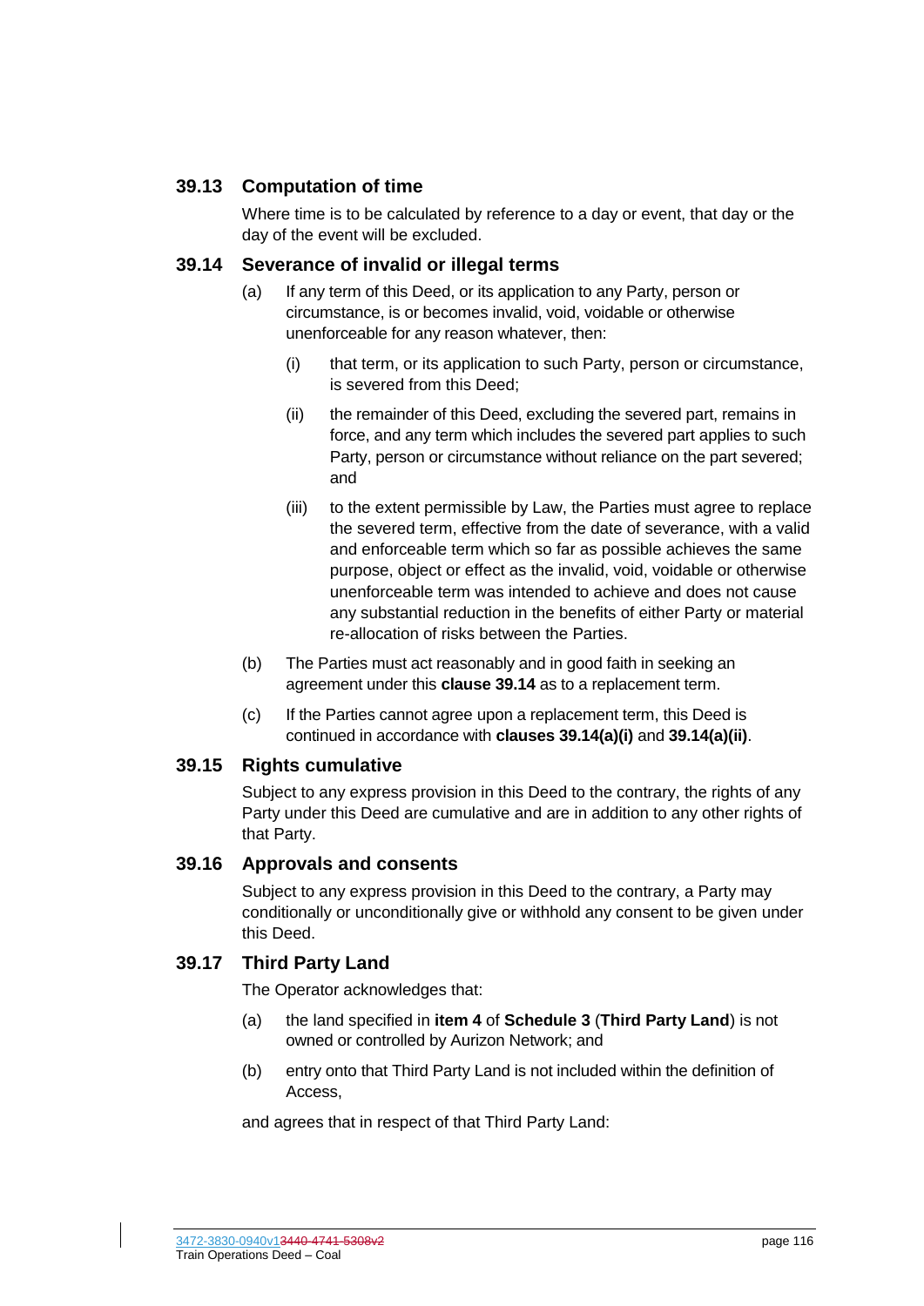## 39.13 Computation of time

Where time is to be calculated by reference to a day or event, that day or the day of the event will be excluded.

## 39.14 Severance of invalid or illegal terms

(a) If any term of this Deed, or its application to any Party, person or circumstance, is or becomes invalid, void, voidable or otherwise unenforceable for any reason whatever, then:

(i) that term, or its application to such Party, person or circumstance, is severed from this Deed;

(ii) the remainder of this Deed, excluding the severed part, remains in force, and any term which includes the severed part applies to such Party, person or circumstance without reliance on the part severed; and

(iii) to the extent permissible by Law, the Parties must agree to replace the severed term, effective from the date of severance, with a valid and enforceable term which so far as possible achieves the same purpose, object or effect as the invalid, void, voidable or otherwise unenforceable term was intended to achieve and does not cause any substantial reduction in the benefits of either Party or material re-allocation of risks between the Parties.

(b) The Parties must act reasonably and in good faith in seeking an agreement under this **clause 39.14** as to a replacement term.

(c) If the Parties cannot agree upon a replacement term, this Deed is continued in accordance with **clauses 39.14(a)(i)** and **39.14(a)(ii)**.

## 39.15 Rights cumulative

Subject to any express provision in this Deed to the contrary, the rights of any Party under this Deed are cumulative and are in addition to any other rights of that Party.

## 39.16 Approvals and consents

Subject to any express provision in this Deed to the contrary, a Party may conditionally or unconditionally give or withhold any consent to be given under this Deed.

## 39.17 Third Party Land

The Operator acknowledges that:

(a) the land specified in **item 4** of **Schedule 3** (**Third Party Land**) is not owned or controlled by Aurizon Network; and

(b) entry onto that Third Party Land is not included within the definition of Access,

and agrees that in respect of that Third Party Land: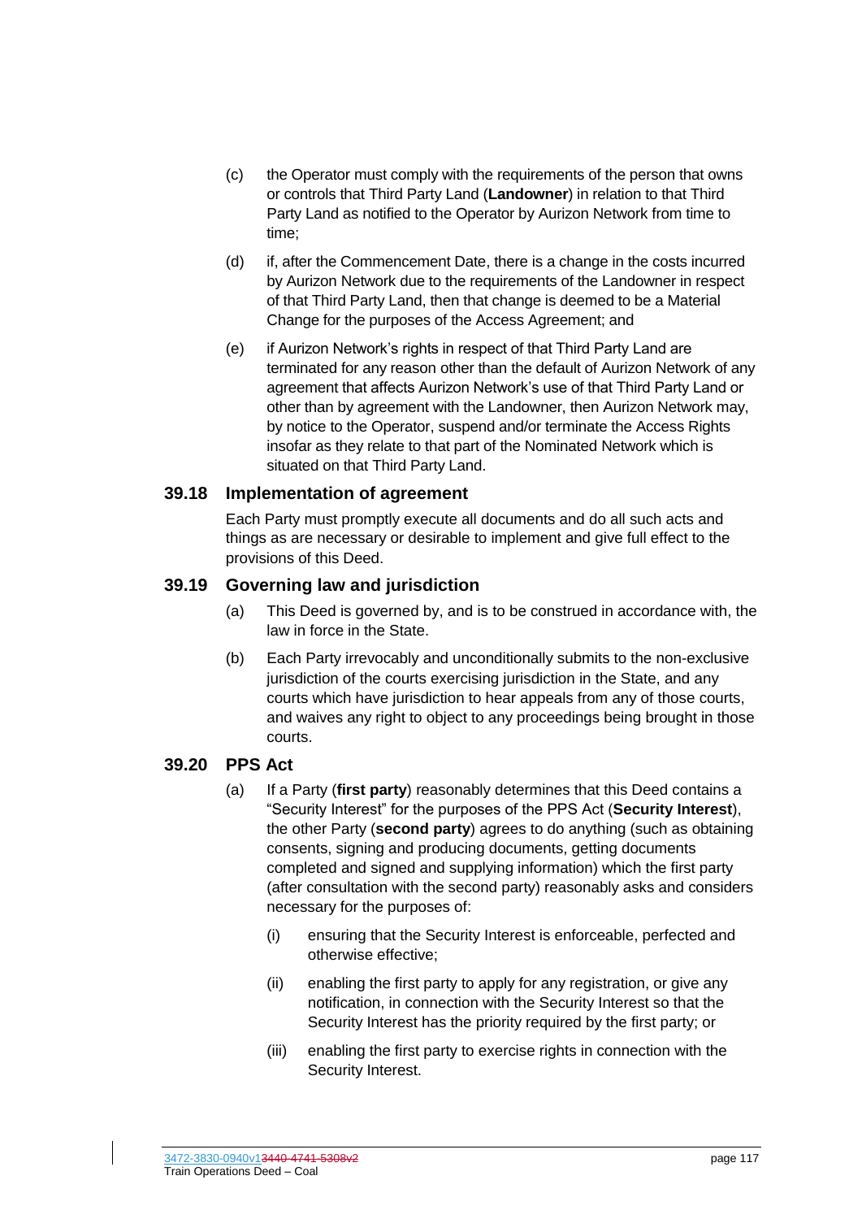(c) the Operator must comply with the requirements of the person that owns or controls that Third Party Land (**Landowner**) in relation to that Third Party Land as notified to the Operator by Aurizon Network from time to time;

(d) if, after the Commencement Date, there is a change in the costs incurred by Aurizon Network due to the requirements of the Landowner in respect of that Third Party Land, then that change is deemed to be a Material Change for the purposes of the Access Agreement; and

(e) if Aurizon Network's rights in respect of that Third Party Land are terminated for any reason other than the default of Aurizon Network of any agreement that affects Aurizon Network's use of that Third Party Land or other than by agreement with the Landowner, then Aurizon Network may, by notice to the Operator, suspend and/or terminate the Access Rights insofar as they relate to that part of the Nominated Network which is situated on that Third Party Land.

## 39.18 Implementation of agreement

Each Party must promptly execute all documents and do all such acts and things as are necessary or desirable to implement and give full effect to the provisions of this Deed.

## 39.19 Governing law and jurisdiction

(a) This Deed is governed by, and is to be construed in accordance with, the law in force in the State.

(b) Each Party irrevocably and unconditionally submits to the non-exclusive jurisdiction of the courts exercising jurisdiction in the State, and any courts which have jurisdiction to hear appeals from any of those courts, and waives any right to object to any proceedings being brought in those courts.

## 39.20 PPS Act

(a) If a Party (**first party**) reasonably determines that this Deed contains a "Security Interest" for the purposes of the PPS Act (**Security Interest**), the other Party (**second party**) agrees to do anything (such as obtaining consents, signing and producing documents, getting documents completed and signed and supplying information) which the first party (after consultation with the second party) reasonably asks and considers necessary for the purposes of:

   (i) ensuring that the Security Interest is enforceable, perfected and otherwise effective;

   (ii) enabling the first party to apply for any registration, or give any notification, in connection with the Security Interest so that the Security Interest has the priority required by the first party; or

   (iii) enabling the first party to exercise rights in connection with the Security Interest.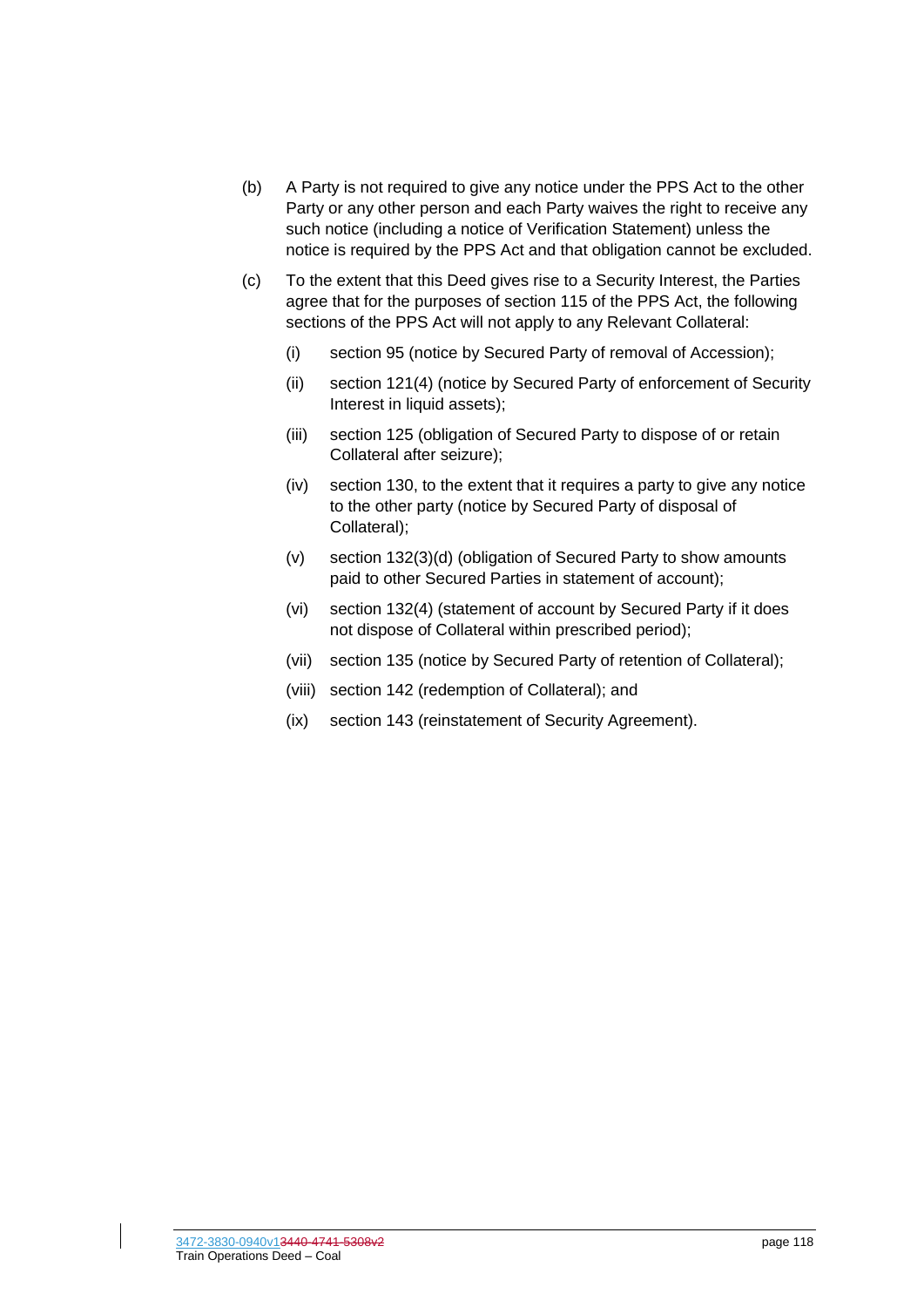(b) A Party is not required to give any notice under the PPS Act to the other Party or any other person and each Party waives the right to receive any such notice (including a notice of Verification Statement) unless the notice is required by the PPS Act and that obligation cannot be excluded.

(c) To the extent that this Deed gives rise to a Security Interest, the Parties agree that for the purposes of section 115 of the PPS Act, the following sections of the PPS Act will not apply to any Relevant Collateral:

  (i) section 95 (notice by Secured Party of removal of Accession);

  (ii) section 121(4) (notice by Secured Party of enforcement of Security Interest in liquid assets);

  (iii) section 125 (obligation of Secured Party to dispose of or retain Collateral after seizure);

  (iv) section 130, to the extent that it requires a party to give any notice to the other party (notice by Secured Party of disposal of Collateral);

  (v) section 132(3)(d) (obligation of Secured Party to show amounts paid to other Secured Parties in statement of account);

  (vi) section 132(4) (statement of account by Secured Party if it does not dispose of Collateral within prescribed period);

  (vii) section 135 (notice by Secured Party of retention of Collateral);

  (viii) section 142 (redemption of Collateral); and

  (ix) section 143 (reinstatement of Security Agreement).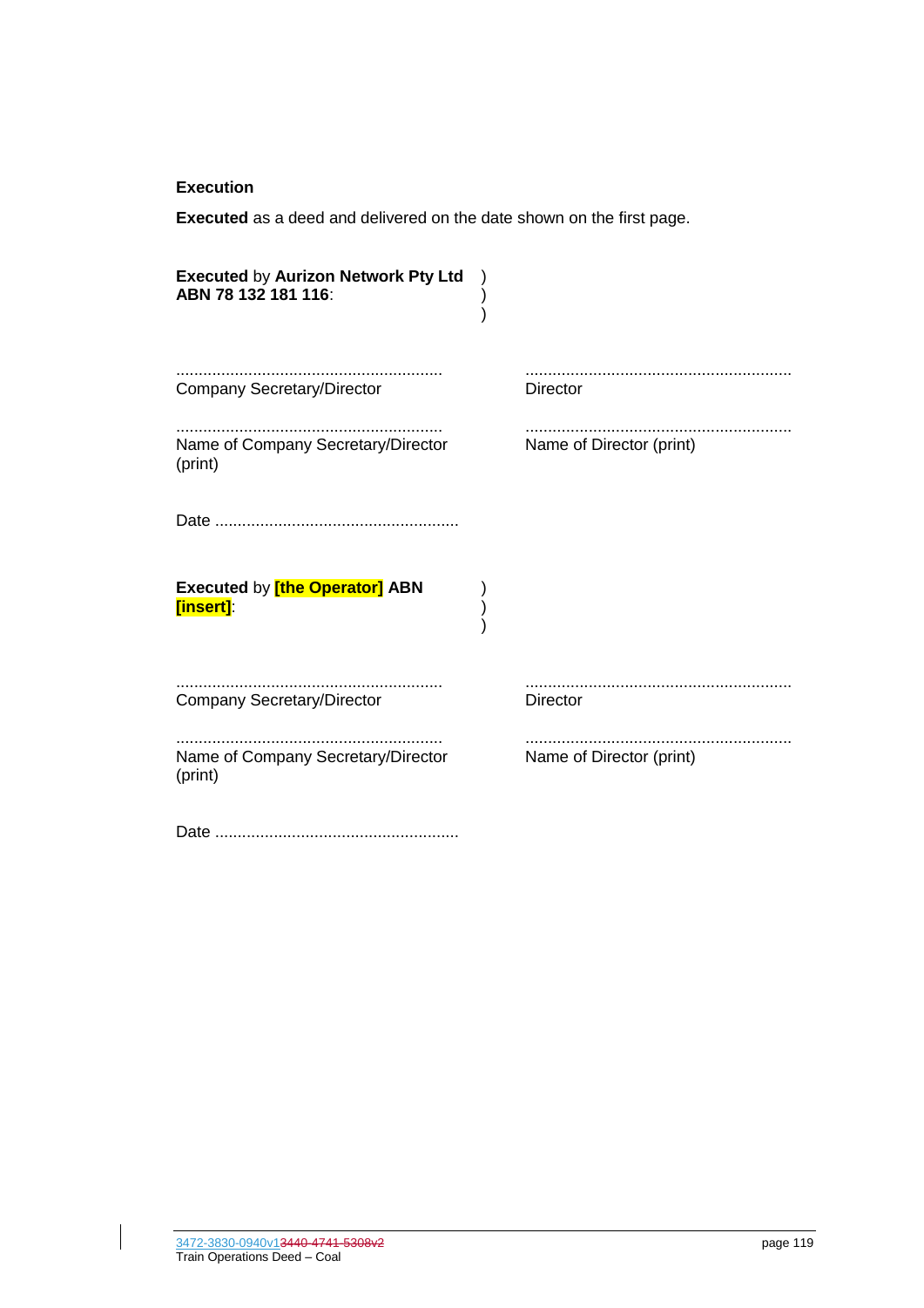**Execution**

**Executed** as a deed and delivered on the date shown on the first page.

**Executed** by **Aurizon Network Pty Ltd ABN 78 132 181 116**: )
)
)

| | |
|---|---|
| ........................................................... | ........................................................... |
| Company Secretary/Director | Director |
| ........................................................... | ........................................................... |
| Name of Company Secretary/Director (print) | Name of Director (print) |

Date ......................................................

**Executed** by **[the Operator] ABN [insert]**: )
)
)

| | |
|---|---|
| ........................................................... | ........................................................... |
| Company Secretary/Director | Director |
| ........................................................... | ........................................................... |
| Name of Company Secretary/Director (print) | Name of Director (print) |

Date ......................................................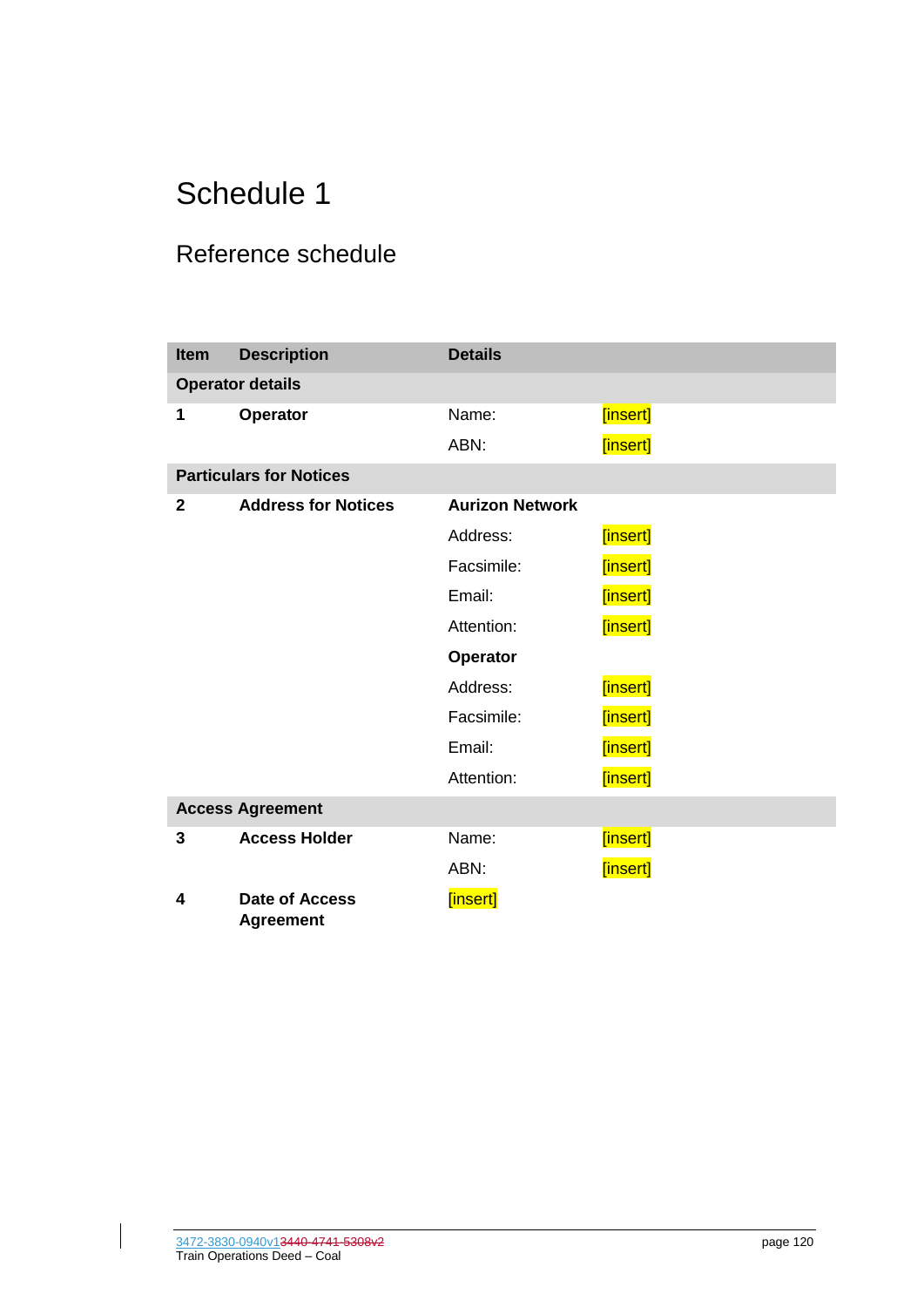# Schedule 1

## Reference schedule

| Item | Description | Details | |
|---|---|---|---|
| **Operator details** | | | |
| **1** | **Operator** | Name: | [insert] |
| | | ABN: | [insert] |
| **Particulars for Notices** | | | |
| **2** | **Address for Notices** | **Aurizon Network** | |
| | | Address: | [insert] |
| | | Facsimile: | [insert] |
| | | Email: | [insert] |
| | | Attention: | [insert] |
| | | **Operator** | |
| | | Address: | [insert] |
| | | Facsimile: | [insert] |
| | | Email: | [insert] |
| | | Attention: | [insert] |
| **Access Agreement** | | | |
| **3** | **Access Holder** | Name: | [insert] |
| | | ABN: | [insert] |
| **4** | **Date of Access Agreement** | [insert] | |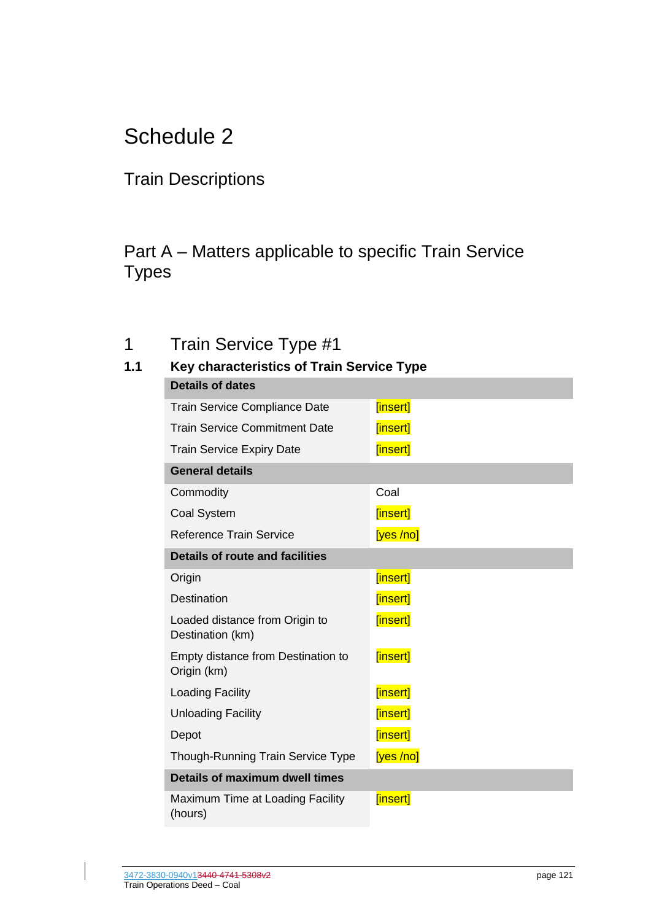# Schedule 2

## Train Descriptions

## Part A – Matters applicable to specific Train Service Types

## 1 Train Service Type #1

### 1.1 Key characteristics of Train Service Type

| | |
|---|---|
| **Details of dates** | |
| Train Service Compliance Date | [insert] |
| Train Service Commitment Date | [insert] |
| Train Service Expiry Date | [insert] |
| **General details** | |
| Commodity | Coal |
| Coal System | [insert] |
| Reference Train Service | [yes /no] |
| **Details of route and facilities** | |
| Origin | [insert] |
| Destination | [insert] |
| Loaded distance from Origin to Destination (km) | [insert] |
| Empty distance from Destination to Origin (km) | [insert] |
| Loading Facility | [insert] |
| Unloading Facility | [insert] |
| Depot | [insert] |
| Though-Running Train Service Type | [yes /no] |
| **Details of maximum dwell times** | |
| Maximum Time at Loading Facility (hours) | [insert] |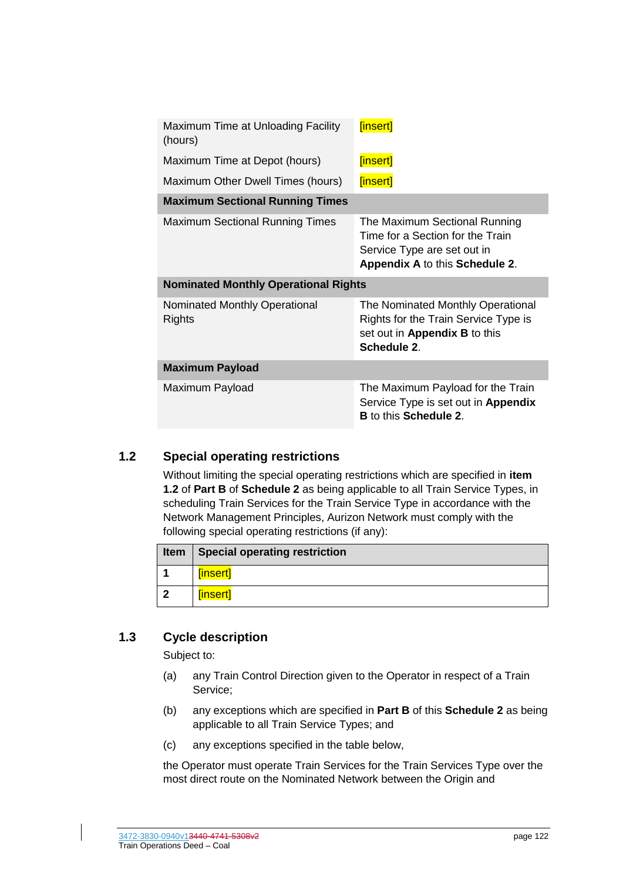| | |
|---|---|
| Maximum Time at Unloading Facility (hours) | [insert] |
| Maximum Time at Depot (hours) | [insert] |
| Maximum Other Dwell Times (hours) | [insert] |
| **Maximum Sectional Running Times** | |
| Maximum Sectional Running Times | The Maximum Sectional Running Time for a Section for the Train Service Type are set out in **Appendix A** to this **Schedule 2**. |
| **Nominated Monthly Operational Rights** | |
| Nominated Monthly Operational Rights | The Nominated Monthly Operational Rights for the Train Service Type is set out in **Appendix B** to this **Schedule 2**. |
| **Maximum Payload** | |
| Maximum Payload | The Maximum Payload for the Train Service Type is set out in **Appendix B** to this **Schedule 2**. |

### 1.2 Special operating restrictions

Without limiting the special operating restrictions which are specified in **item 1.2** of **Part B** of **Schedule 2** as being applicable to all Train Service Types, in scheduling Train Services for the Train Service Type in accordance with the Network Management Principles, Aurizon Network must comply with the following special operating restrictions (if any):

| Item | Special operating restriction |
|---|---|
| **1** | [insert] |
| **2** | [insert] |

### 1.3 Cycle description

Subject to:

(a) any Train Control Direction given to the Operator in respect of a Train Service;

(b) any exceptions which are specified in **Part B** of this **Schedule 2** as being applicable to all Train Service Types; and

(c) any exceptions specified in the table below,

the Operator must operate Train Services for the Train Services Type over the most direct route on the Nominated Network between the Origin and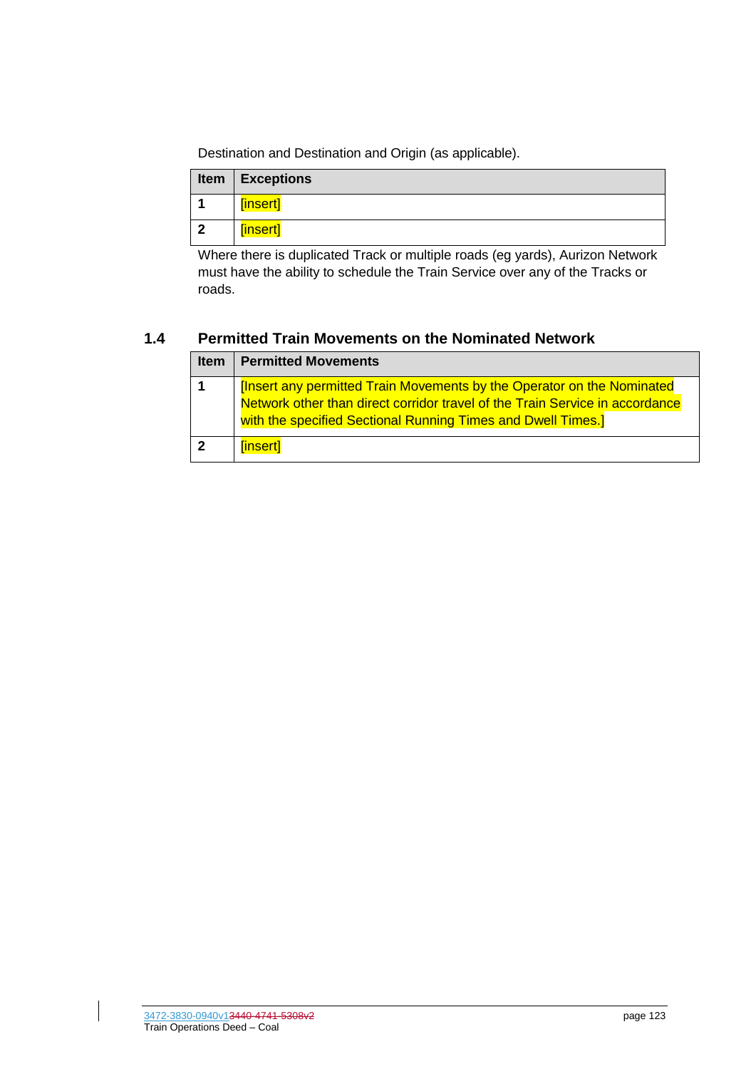Destination and Destination and Origin (as applicable).

| Item | Exceptions |
|---|---|
| 1 | [insert] |
| 2 | [insert] |

Where there is duplicated Track or multiple roads (eg yards), Aurizon Network must have the ability to schedule the Train Service over any of the Tracks or roads.

### 1.4 Permitted Train Movements on the Nominated Network

| Item | Permitted Movements |
|---|---|
| 1 | [Insert any permitted Train Movements by the Operator on the Nominated Network other than direct corridor travel of the Train Service in accordance with the specified Sectional Running Times and Dwell Times.] |
| 2 | [insert] |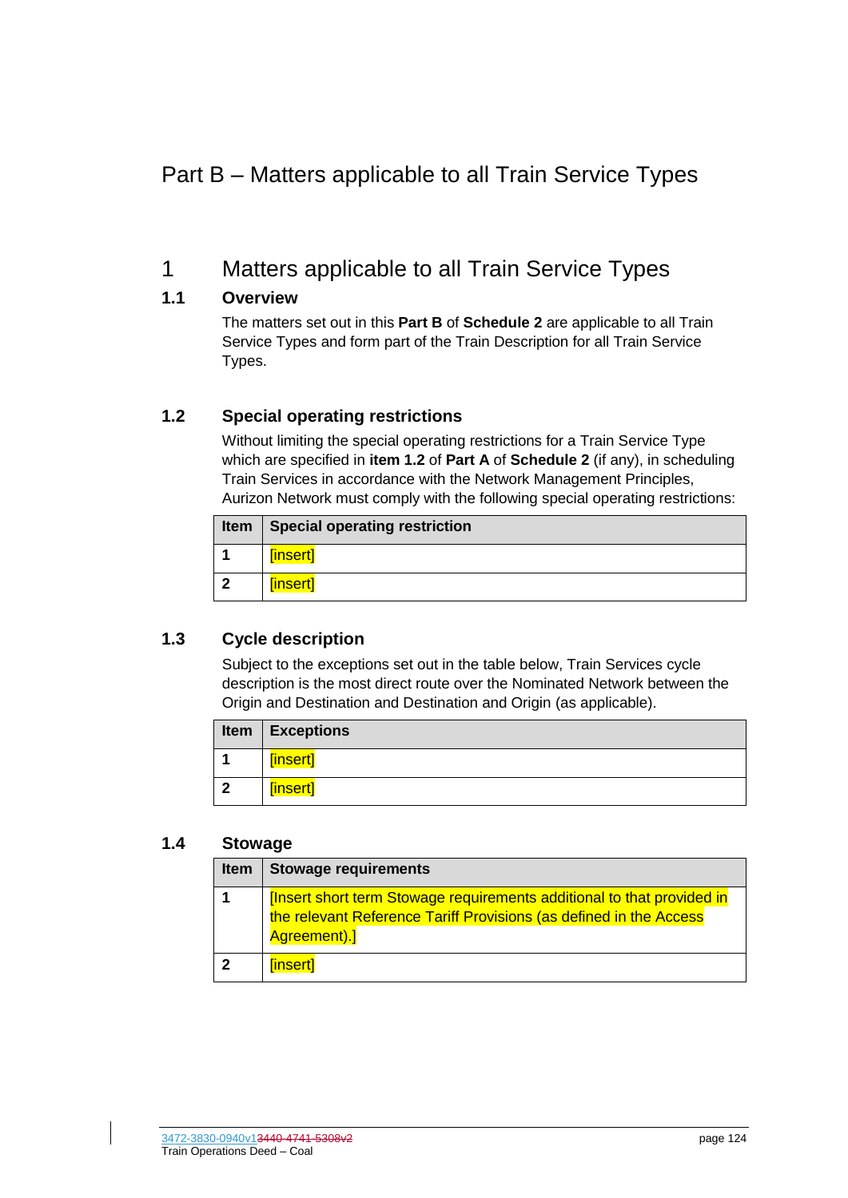# Part B – Matters applicable to all Train Service Types

## 1 Matters applicable to all Train Service Types

### 1.1 Overview

The matters set out in this **Part B** of **Schedule 2** are applicable to all Train Service Types and form part of the Train Description for all Train Service Types.

### 1.2 Special operating restrictions

Without limiting the special operating restrictions for a Train Service Type which are specified in **item 1.2** of **Part A** of **Schedule 2** (if any), in scheduling Train Services in accordance with the Network Management Principles, Aurizon Network must comply with the following special operating restrictions:

| Item | Special operating restriction |
|---|---|
| 1 | [insert] |
| 2 | [insert] |

### 1.3 Cycle description

Subject to the exceptions set out in the table below, Train Services cycle description is the most direct route over the Nominated Network between the Origin and Destination and Destination and Origin (as applicable).

| Item | Exceptions |
|---|---|
| 1 | [insert] |
| 2 | [insert] |

### 1.4 Stowage

| Item | Stowage requirements |
|---|---|
| 1 | [Insert short term Stowage requirements additional to that provided in the relevant Reference Tariff Provisions (as defined in the Access Agreement).] |
| 2 | [insert] |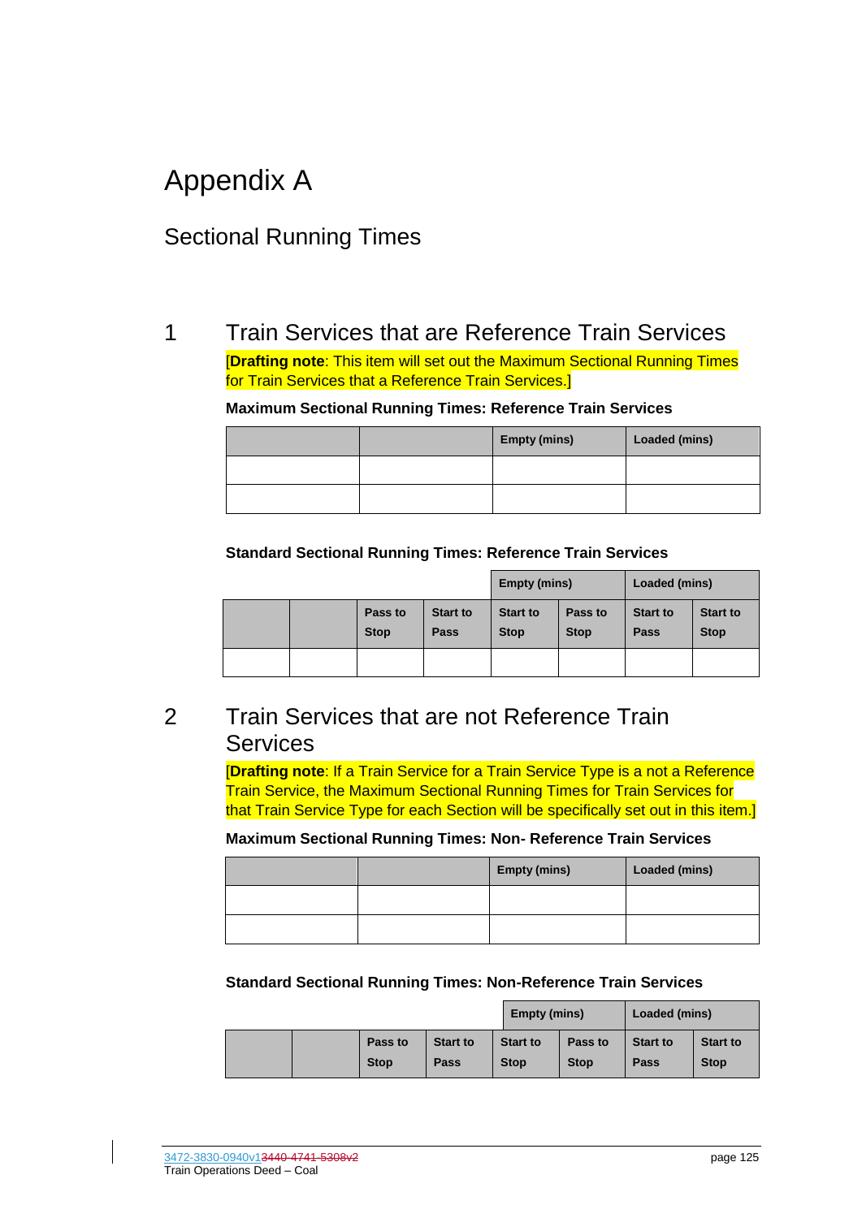# Appendix A

## Sectional Running Times

### 1 Train Services that are Reference Train Services

[**Drafting note**: This item will set out the Maximum Sectional Running Times for Train Services that a Reference Train Services.]

**Maximum Sectional Running Times: Reference Train Services**

| | | Empty (mins) | Loaded (mins) |
|---|---|---|---|
| | | | |
| | | | |

**Standard Sectional Running Times: Reference Train Services**

| | | | | Empty (mins) | | Loaded (mins) | |
|---|---|---|---|---|---|---|---|
| | | Pass to Stop | Start to Pass | Start to Stop | Pass to Stop | Start to Pass | Start to Stop |
| | | | | | | | |

### 2 Train Services that are not Reference Train Services

[**Drafting note**: If a Train Service for a Train Service Type is a not a Reference Train Service, the Maximum Sectional Running Times for Train Services for that Train Service Type for each Section will be specifically set out in this item.]

**Maximum Sectional Running Times: Non- Reference Train Services**

| | | Empty (mins) | Loaded (mins) |
|---|---|---|---|
| | | | |
| | | | |

**Standard Sectional Running Times: Non-Reference Train Services**

| | | | | Empty (mins) | | Loaded (mins) | |
|---|---|---|---|---|---|---|---|
| | | Pass to Stop | Start to Pass | Start to Stop | Pass to Stop | Start to Pass | Start to Stop |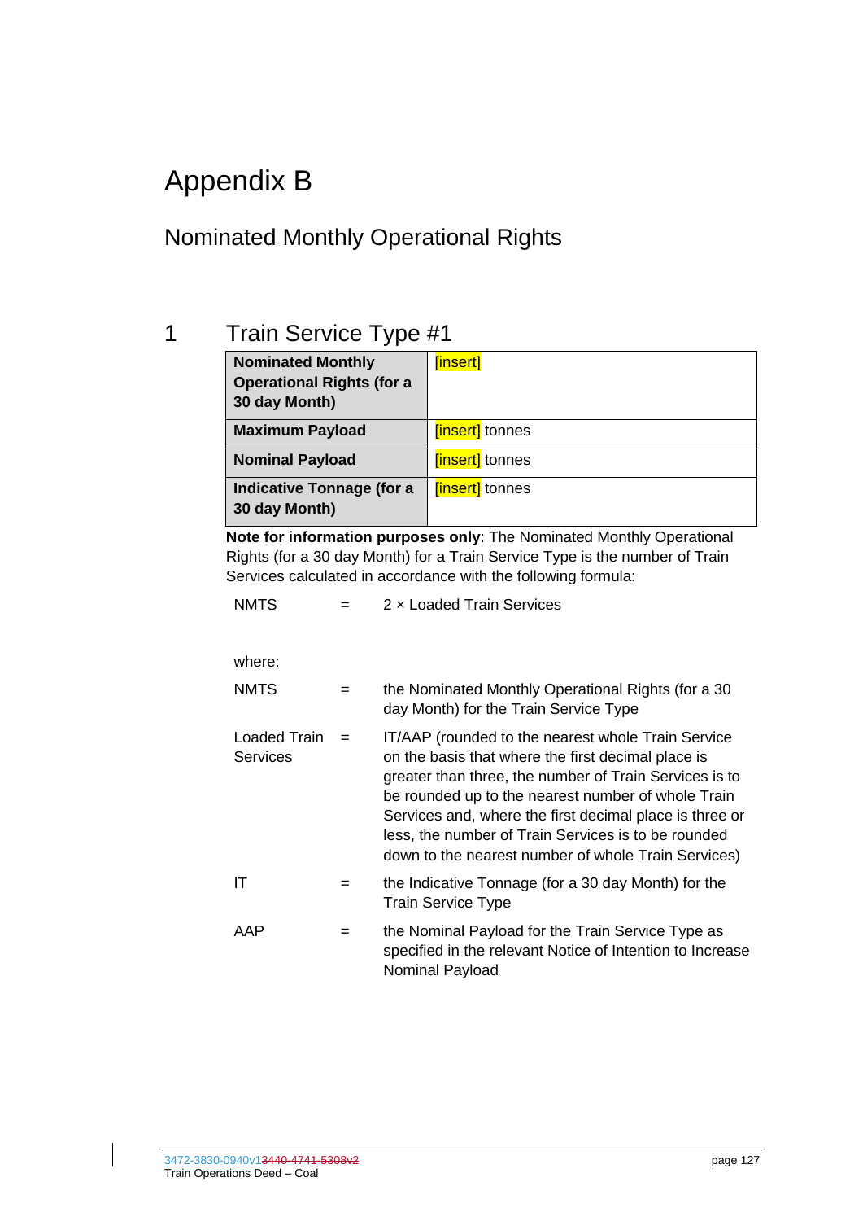# Appendix B

## Nominated Monthly Operational Rights

### 1 Train Service Type #1

| | |
|---|---|
| **Nominated Monthly Operational Rights (for a 30 day Month)** | [insert] |
| **Maximum Payload** | [insert] tonnes |
| **Nominal Payload** | [insert] tonnes |
| **Indicative Tonnage (for a 30 day Month)** | [insert] tonnes |

**Note for information purposes only**: The Nominated Monthly Operational Rights (for a 30 day Month) for a Train Service Type is the number of Train Services calculated in accordance with the following formula:

NMTS = 2 × Loaded Train Services

where:

NMTS = the Nominated Monthly Operational Rights (for a 30 day Month) for the Train Service Type

Loaded Train Services = IT/AAP (rounded to the nearest whole Train Service on the basis that where the first decimal place is greater than three, the number of Train Services is to be rounded up to the nearest number of whole Train Services and, where the first decimal place is three or less, the number of Train Services is to be rounded down to the nearest number of whole Train Services)

IT = the Indicative Tonnage (for a 30 day Month) for the Train Service Type

AAP = the Nominal Payload for the Train Service Type as specified in the relevant Notice of Intention to Increase Nominal Payload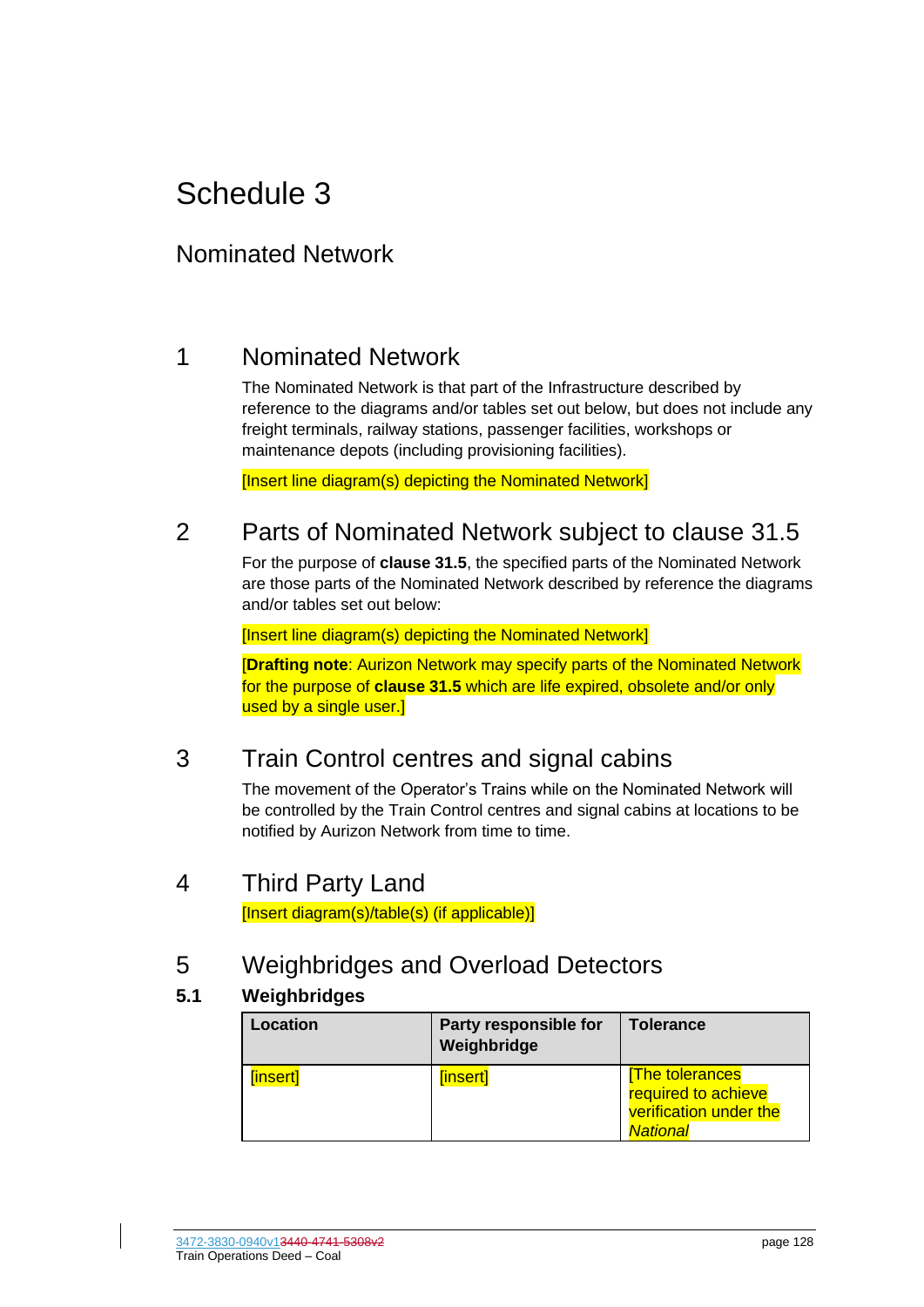# Schedule 3

## Nominated Network

## 1 Nominated Network

The Nominated Network is that part of the Infrastructure described by reference to the diagrams and/or tables set out below, but does not include any freight terminals, railway stations, passenger facilities, workshops or maintenance depots (including provisioning facilities).

[Insert line diagram(s) depicting the Nominated Network]

## 2 Parts of Nominated Network subject to clause 31.5

For the purpose of **clause 31.5**, the specified parts of the Nominated Network are those parts of the Nominated Network described by reference the diagrams and/or tables set out below:

[Insert line diagram(s) depicting the Nominated Network]

[**Drafting note**: Aurizon Network may specify parts of the Nominated Network for the purpose of **clause 31.5** which are life expired, obsolete and/or only used by a single user.]

## 3 Train Control centres and signal cabins

The movement of the Operator's Trains while on the Nominated Network will be controlled by the Train Control centres and signal cabins at locations to be notified by Aurizon Network from time to time.

## 4 Third Party Land

[Insert diagram(s)/table(s) (if applicable)]

## 5 Weighbridges and Overload Detectors

### 5.1 Weighbridges

| Location | Party responsible for Weighbridge | Tolerance |
|---|---|---|
| [insert] | [insert] | [The tolerances required to achieve verification under the *National* |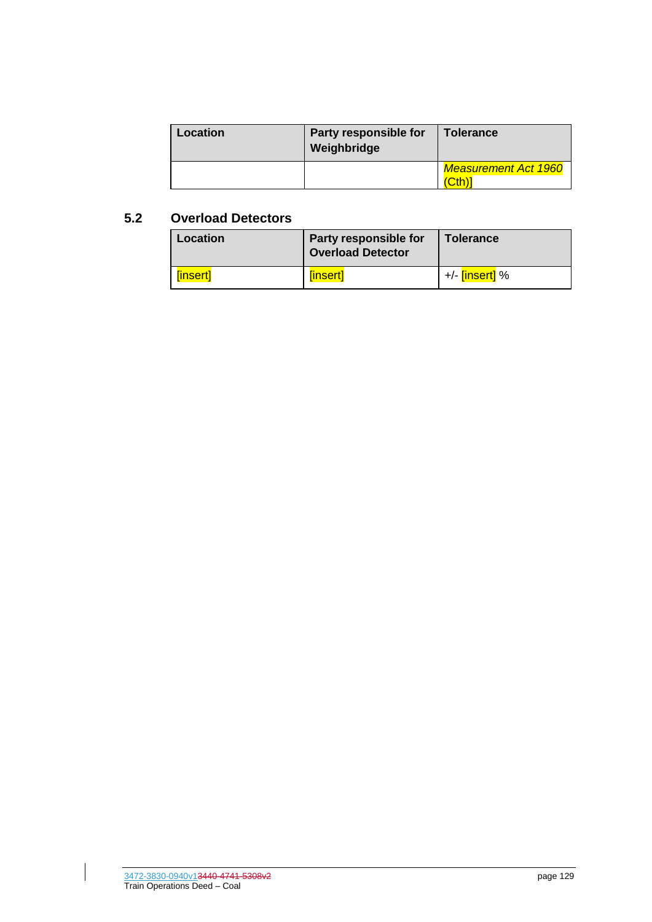| Location | Party responsible for Weighbridge | Tolerance |
|---|---|---|
| | | *Measurement Act 1960* (Cth)] |

## 5.2 Overload Detectors

| Location | Party responsible for Overload Detector | Tolerance |
|---|---|---|
| [insert] | [insert] | +/- [insert] % |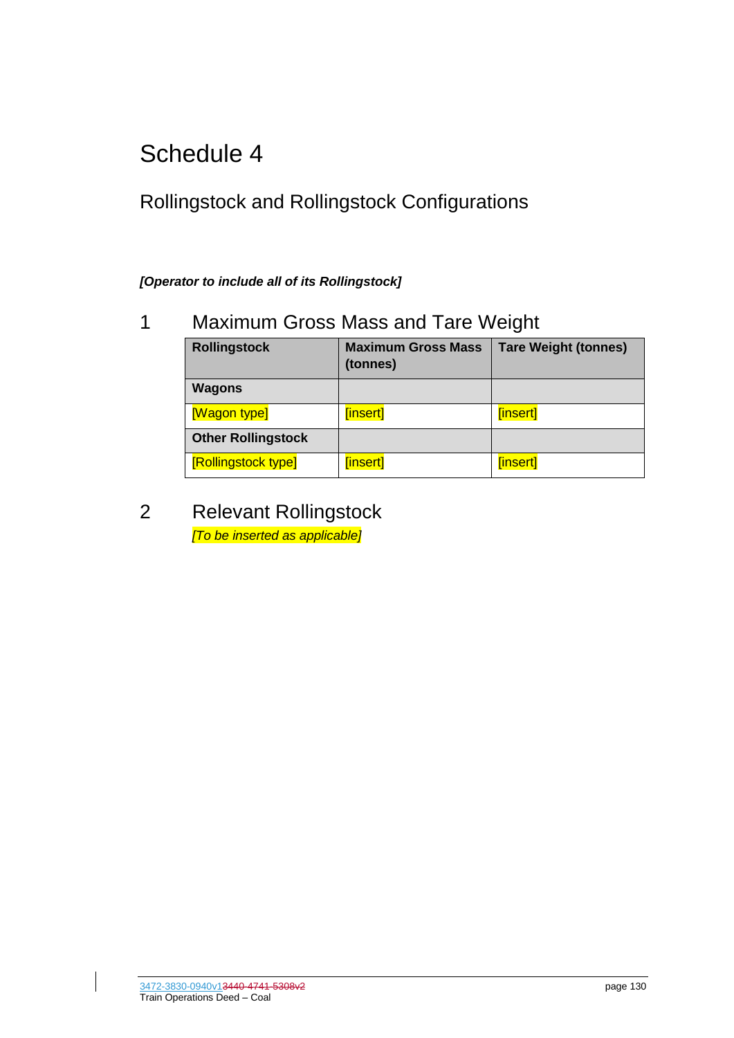# Schedule 4

## Rollingstock and Rollingstock Configurations

***[Operator to include all of its Rollingstock]***

## 1 Maximum Gross Mass and Tare Weight

| Rollingstock | Maximum Gross Mass (tonnes) | Tare Weight (tonnes) |
|---|---|---|
| **Wagons** | | |
| [Wagon type] | [insert] | [insert] |
| **Other Rollingstock** | | |
| [Rollingstock type] | [insert] | [insert] |

## 2 Relevant Rollingstock

*[To be inserted as applicable]*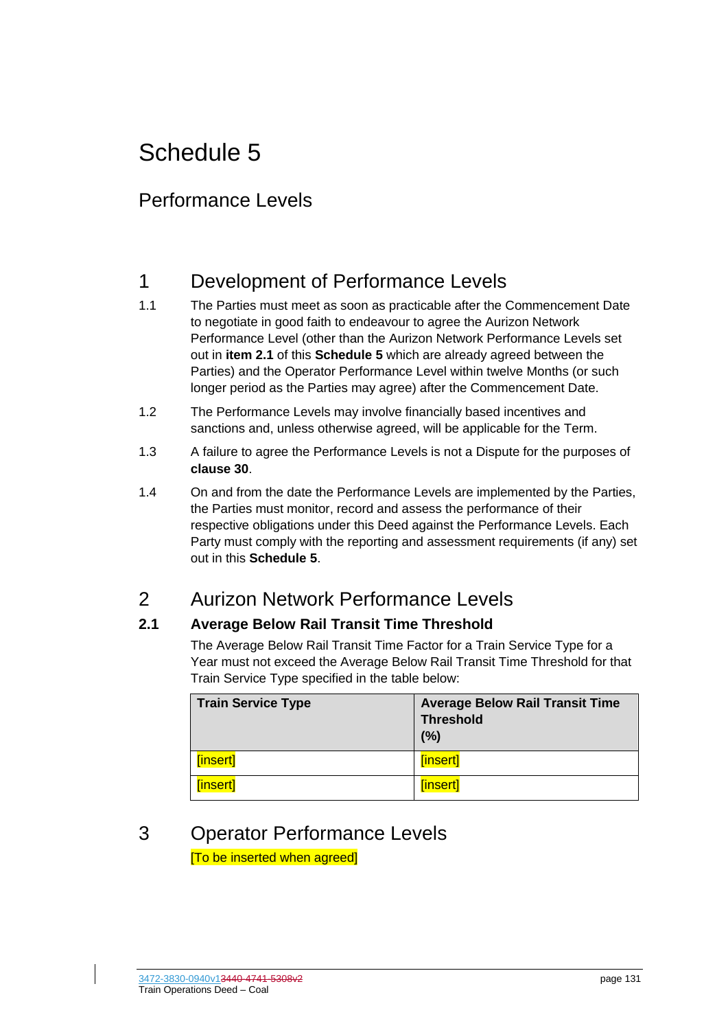# Schedule 5

## Performance Levels

## 1 Development of Performance Levels

1.1 The Parties must meet as soon as practicable after the Commencement Date to negotiate in good faith to endeavour to agree the Aurizon Network Performance Level (other than the Aurizon Network Performance Levels set out in **item 2.1** of this **Schedule 5** which are already agreed between the Parties) and the Operator Performance Level within twelve Months (or such longer period as the Parties may agree) after the Commencement Date.

1.2 The Performance Levels may involve financially based incentives and sanctions and, unless otherwise agreed, will be applicable for the Term.

1.3 A failure to agree the Performance Levels is not a Dispute for the purposes of **clause 30**.

1.4 On and from the date the Performance Levels are implemented by the Parties, the Parties must monitor, record and assess the performance of their respective obligations under this Deed against the Performance Levels. Each Party must comply with the reporting and assessment requirements (if any) set out in this **Schedule 5**.

## 2 Aurizon Network Performance Levels

### 2.1 Average Below Rail Transit Time Threshold

The Average Below Rail Transit Time Factor for a Train Service Type for a Year must not exceed the Average Below Rail Transit Time Threshold for that Train Service Type specified in the table below:

| Train Service Type | Average Below Rail Transit Time Threshold (%) |
|---|---|
| [insert] | [insert] |
| [insert] | [insert] |

## 3 Operator Performance Levels

[To be inserted when agreed]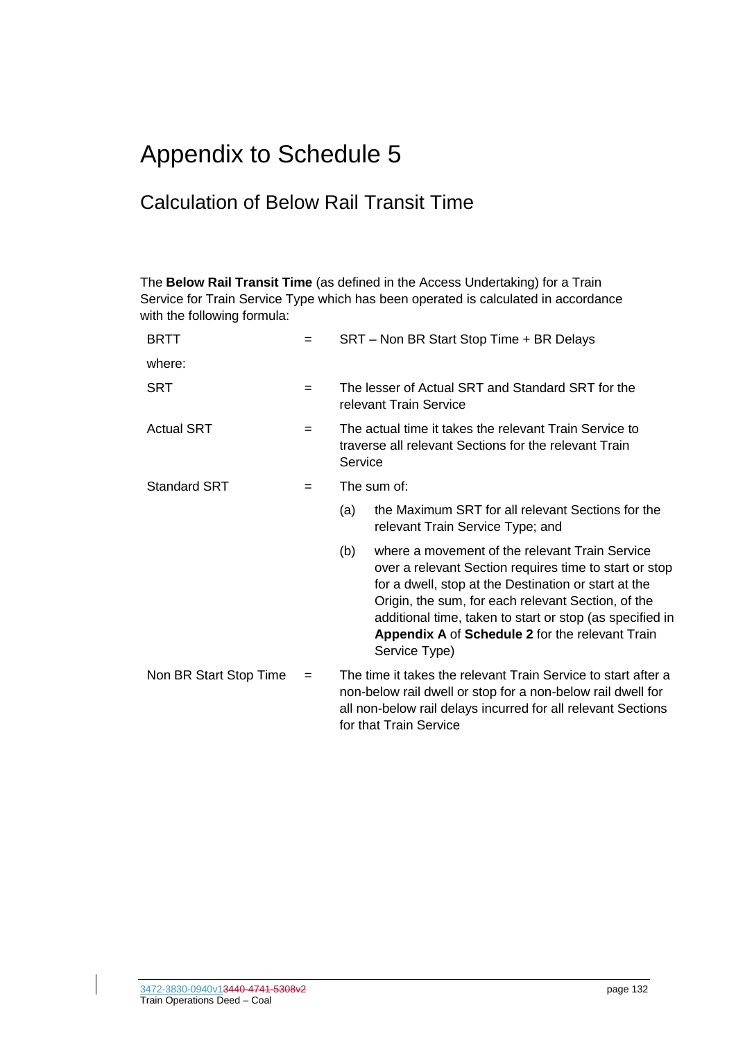# Appendix to Schedule 5

## Calculation of Below Rail Transit Time

The **Below Rail Transit Time** (as defined in the Access Undertaking) for a Train Service for Train Service Type which has been operated is calculated in accordance with the following formula:

BRTT = SRT – Non BR Start Stop Time + BR Delays

where:

SRT = The lesser of Actual SRT and Standard SRT for the relevant Train Service

Actual SRT = The actual time it takes the relevant Train Service to traverse all relevant Sections for the relevant Train Service

Standard SRT = The sum of:

(a) the Maximum SRT for all relevant Sections for the relevant Train Service Type; and

(b) where a movement of the relevant Train Service over a relevant Section requires time to start or stop for a dwell, stop at the Destination or start at the Origin, the sum, for each relevant Section, of the additional time, taken to start or stop (as specified in **Appendix A** of **Schedule 2** for the relevant Train Service Type)

Non BR Start Stop Time = The time it takes the relevant Train Service to start after a non-below rail dwell or stop for a non-below rail dwell for all non-below rail delays incurred for all relevant Sections for that Train Service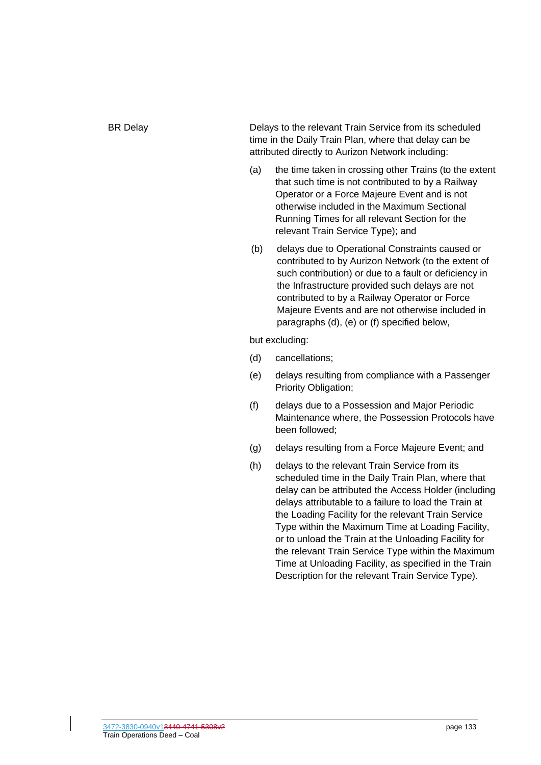| | |
|---|---|
| BR Delay | Delays to the relevant Train Service from its scheduled time in the Daily Train Plan, where that delay can be attributed directly to Aurizon Network including: |

(a) the time taken in crossing other Trains (to the extent that such time is not contributed to by a Railway Operator or a Force Majeure Event and is not otherwise included in the Maximum Sectional Running Times for all relevant Section for the relevant Train Service Type); and

(b) delays due to Operational Constraints caused or contributed to by Aurizon Network (to the extent of such contribution) or due to a fault or deficiency in the Infrastructure provided such delays are not contributed to by a Railway Operator or Force Majeure Events and are not otherwise included in paragraphs (d), (e) or (f) specified below,

but excluding:

(d) cancellations;

(e) delays resulting from compliance with a Passenger Priority Obligation;

(f) delays due to a Possession and Major Periodic Maintenance where, the Possession Protocols have been followed;

(g) delays resulting from a Force Majeure Event; and

(h) delays to the relevant Train Service from its scheduled time in the Daily Train Plan, where that delay can be attributed the Access Holder (including delays attributable to a failure to load the Train at the Loading Facility for the relevant Train Service Type within the Maximum Time at Loading Facility, or to unload the Train at the Unloading Facility for the relevant Train Service Type within the Maximum Time at Unloading Facility, as specified in the Train Description for the relevant Train Service Type).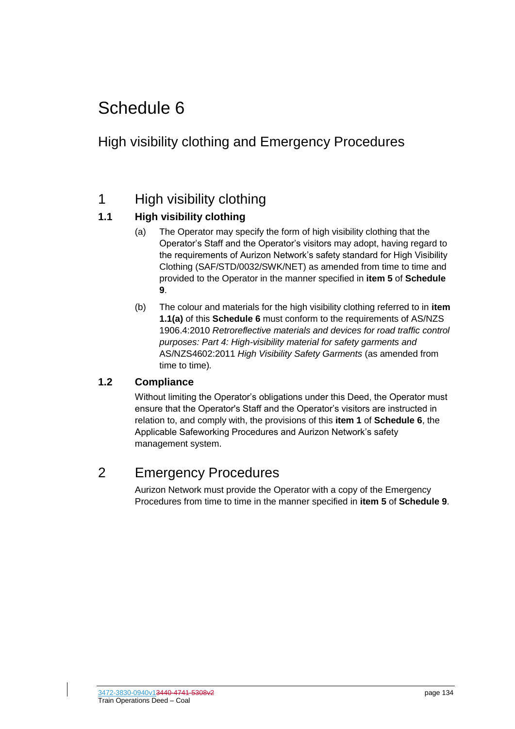# Schedule 6

## High visibility clothing and Emergency Procedures

## 1 High visibility clothing

### 1.1 High visibility clothing

(a) The Operator may specify the form of high visibility clothing that the Operator's Staff and the Operator's visitors may adopt, having regard to the requirements of Aurizon Network's safety standard for High Visibility Clothing (SAF/STD/0032/SWK/NET) as amended from time to time and provided to the Operator in the manner specified in **item 5** of **Schedule 9**.

(b) The colour and materials for the high visibility clothing referred to in **item 1.1(a)** of this **Schedule 6** must conform to the requirements of AS/NZS 1906.4:2010 *Retroreflective materials and devices for road traffic control purposes: Part 4: High-visibility material for safety garments and* AS/NZS4602:2011 *High Visibility Safety Garments* (as amended from time to time).

### 1.2 Compliance

Without limiting the Operator's obligations under this Deed, the Operator must ensure that the Operator's Staff and the Operator's visitors are instructed in relation to, and comply with, the provisions of this **item 1** of **Schedule 6**, the Applicable Safeworking Procedures and Aurizon Network's safety management system.

## 2 Emergency Procedures

Aurizon Network must provide the Operator with a copy of the Emergency Procedures from time to time in the manner specified in **item 5** of **Schedule 9**.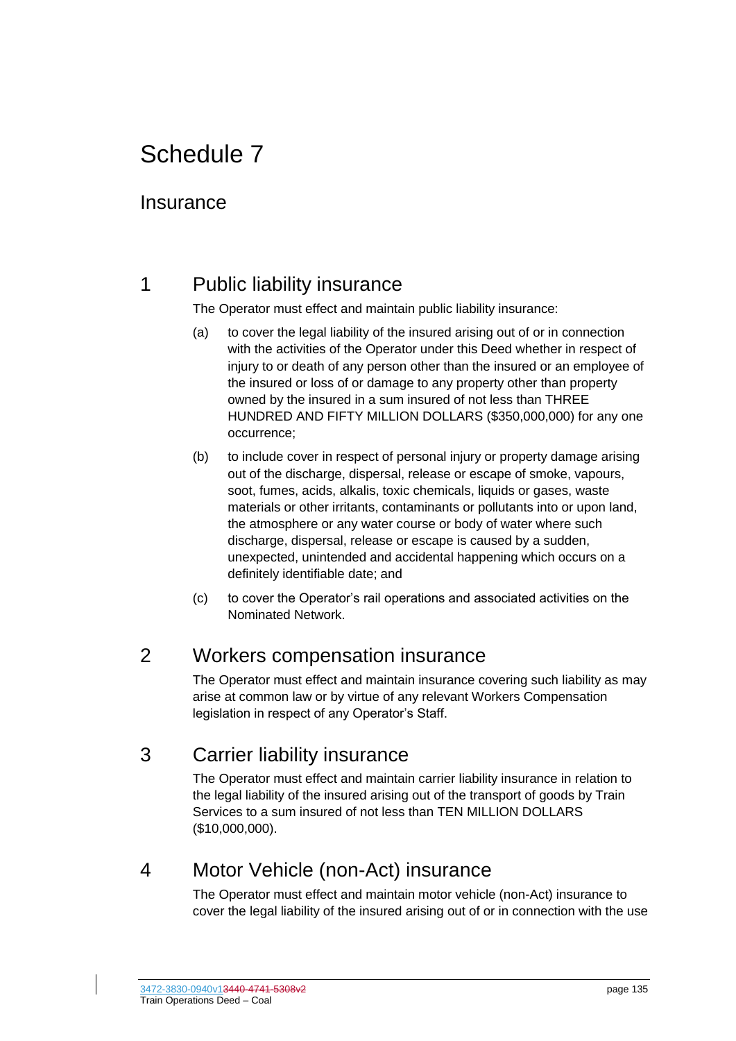# Schedule 7

## Insurance

### 1 Public liability insurance

The Operator must effect and maintain public liability insurance:

(a) to cover the legal liability of the insured arising out of or in connection with the activities of the Operator under this Deed whether in respect of injury to or death of any person other than the insured or an employee of the insured or loss of or damage to any property other than property owned by the insured in a sum insured of not less than THREE HUNDRED AND FIFTY MILLION DOLLARS ($350,000,000) for any one occurrence;

(b) to include cover in respect of personal injury or property damage arising out of the discharge, dispersal, release or escape of smoke, vapours, soot, fumes, acids, alkalis, toxic chemicals, liquids or gases, waste materials or other irritants, contaminants or pollutants into or upon land, the atmosphere or any water course or body of water where such discharge, dispersal, release or escape is caused by a sudden, unexpected, unintended and accidental happening which occurs on a definitely identifiable date; and

(c) to cover the Operator's rail operations and associated activities on the Nominated Network.

### 2 Workers compensation insurance

The Operator must effect and maintain insurance covering such liability as may arise at common law or by virtue of any relevant Workers Compensation legislation in respect of any Operator's Staff.

### 3 Carrier liability insurance

The Operator must effect and maintain carrier liability insurance in relation to the legal liability of the insured arising out of the transport of goods by Train Services to a sum insured of not less than TEN MILLION DOLLARS ($10,000,000).

### 4 Motor Vehicle (non-Act) insurance

The Operator must effect and maintain motor vehicle (non-Act) insurance to cover the legal liability of the insured arising out of or in connection with the use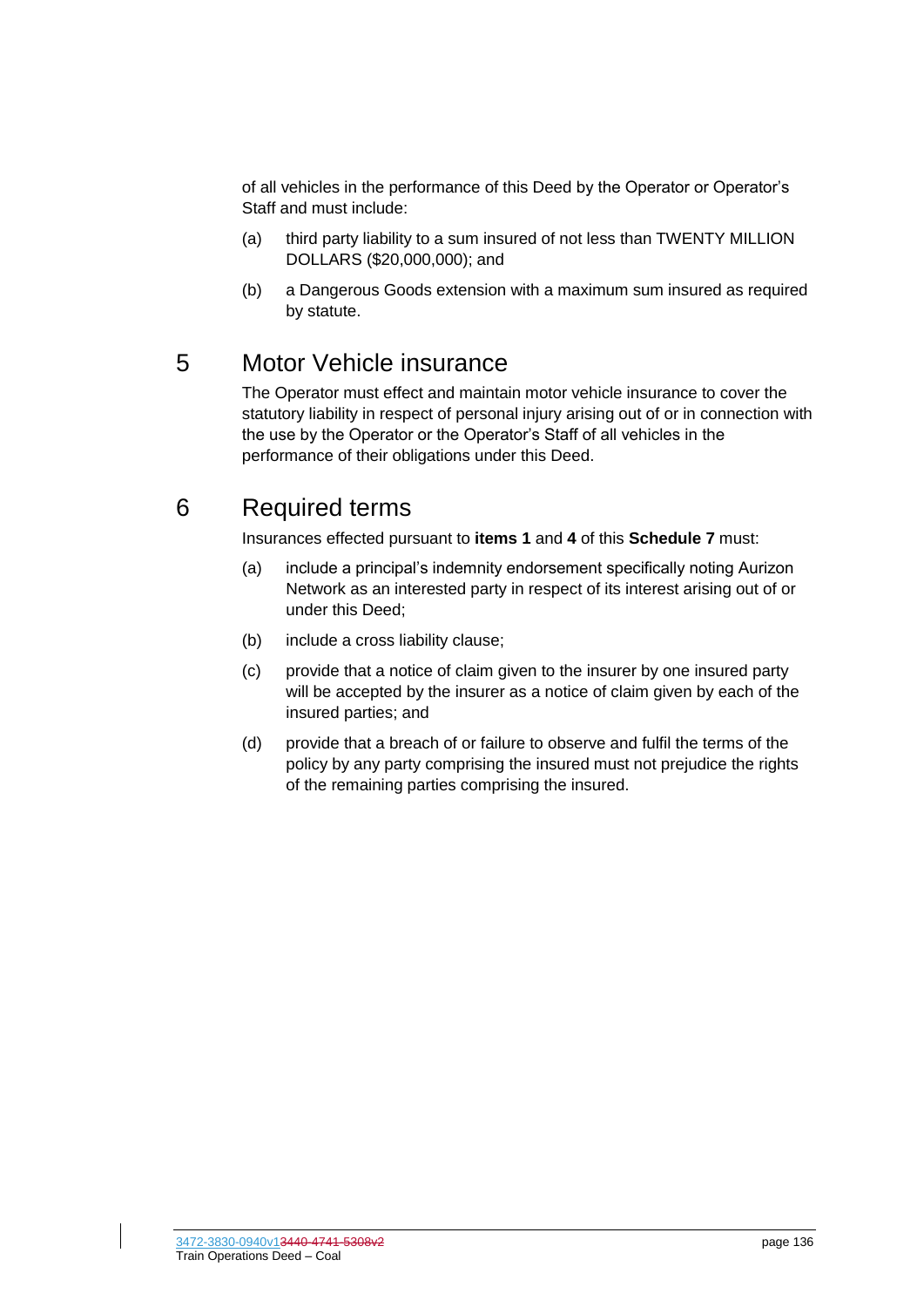of all vehicles in the performance of this Deed by the Operator or Operator's Staff and must include:

(a) third party liability to a sum insured of not less than TWENTY MILLION DOLLARS ($20,000,000); and

(b) a Dangerous Goods extension with a maximum sum insured as required by statute.

## 5 Motor Vehicle insurance

The Operator must effect and maintain motor vehicle insurance to cover the statutory liability in respect of personal injury arising out of or in connection with the use by the Operator or the Operator's Staff of all vehicles in the performance of their obligations under this Deed.

## 6 Required terms

Insurances effected pursuant to **items 1** and **4** of this **Schedule 7** must:

(a) include a principal's indemnity endorsement specifically noting Aurizon Network as an interested party in respect of its interest arising out of or under this Deed;

(b) include a cross liability clause;

(c) provide that a notice of claim given to the insurer by one insured party will be accepted by the insurer as a notice of claim given by each of the insured parties; and

(d) provide that a breach of or failure to observe and fulfil the terms of the policy by any party comprising the insured must not prejudice the rights of the remaining parties comprising the insured.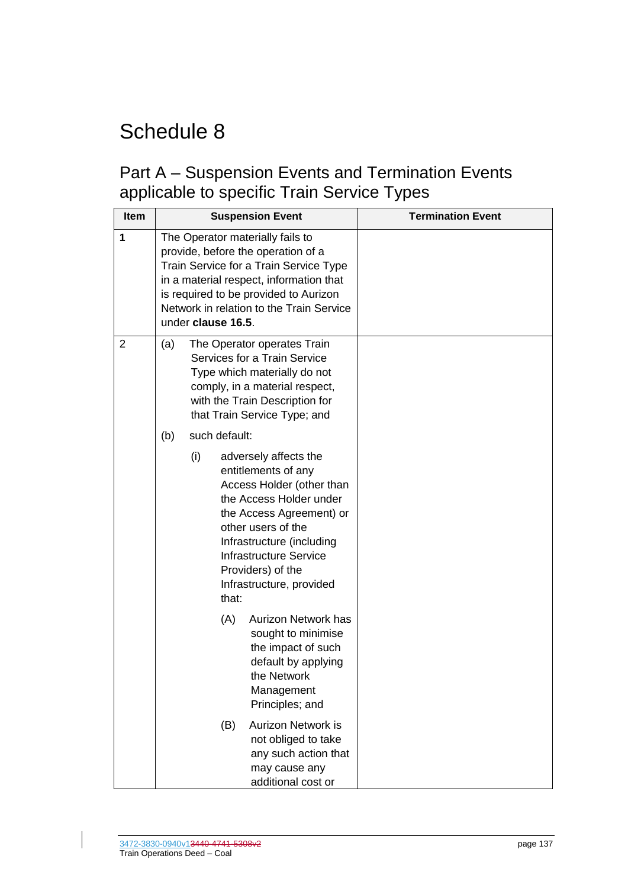# Schedule 8

## Part A – Suspension Events and Termination Events applicable to specific Train Service Types

| Item | Suspension Event | Termination Event |
|---|---|---|
| **1** | The Operator materially fails to provide, before the operation of a Train Service for a Train Service Type in a material respect, information that is required to be provided to Aurizon Network in relation to the Train Service under **clause 16.5**. | |
| 2 | (a) The Operator operates Train Services for a Train Service Type which materially do not comply, in a material respect, with the Train Description for that Train Service Type; and<br><br>(b) such default:<br><br>(i) adversely affects the entitlements of any Access Holder (other than the Access Holder under the Access Agreement) or other users of the Infrastructure (including Infrastructure Service Providers) of the Infrastructure, provided that:<br><br>(A) Aurizon Network has sought to minimise the impact of such default by applying the Network Management Principles; and<br><br>(B) Aurizon Network is not obliged to take any such action that may cause any additional cost or | |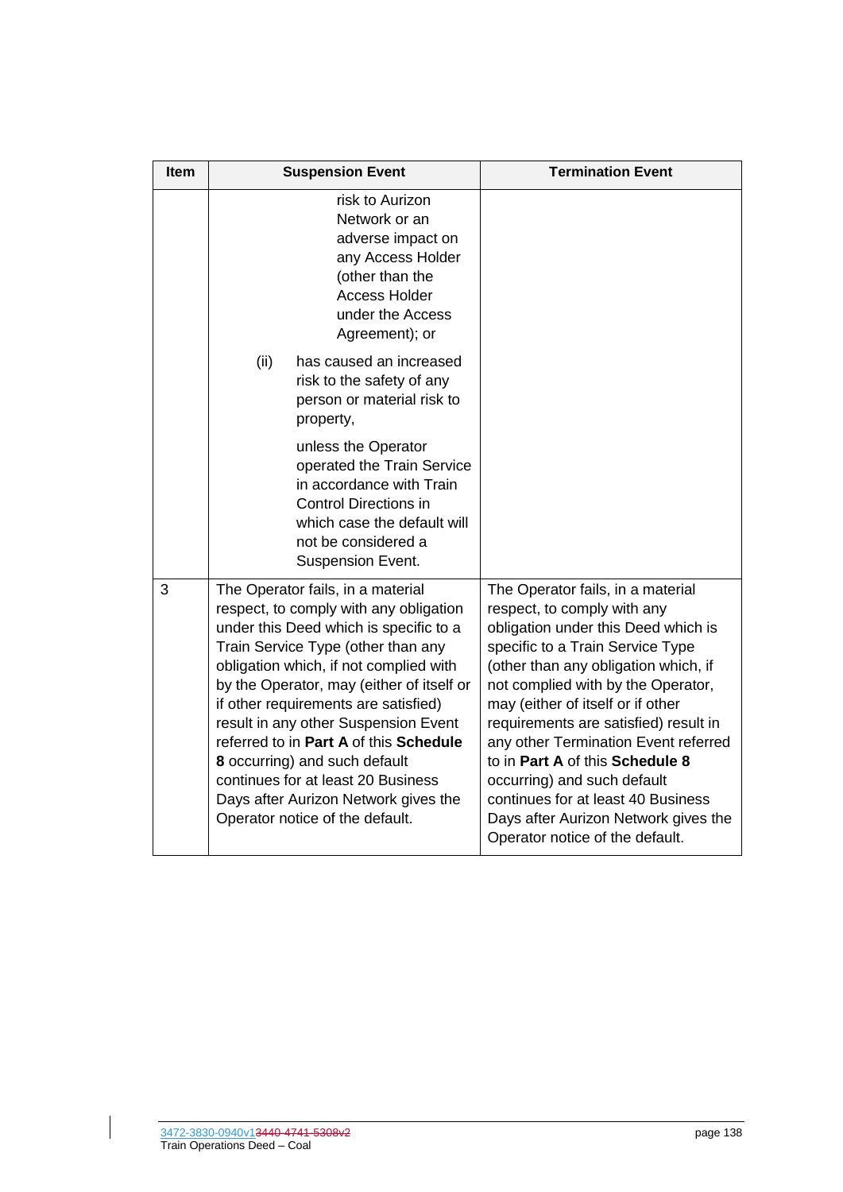| Item | Suspension Event | Termination Event |
|---|---|---|
| | risk to Aurizon Network or an adverse impact on any Access Holder (other than the Access Holder under the Access Agreement); or<br><br>(ii) has caused an increased risk to the safety of any person or material risk to property,<br><br>unless the Operator operated the Train Service in accordance with Train Control Directions in which case the default will not be considered a Suspension Event. | |
| 3 | The Operator fails, in a material respect, to comply with any obligation under this Deed which is specific to a Train Service Type (other than any obligation which, if not complied with by the Operator, may (either of itself or if other requirements are satisfied) result in any other Suspension Event referred to in **Part A** of this **Schedule 8** occurring) and such default continues for at least 20 Business Days after Aurizon Network gives the Operator notice of the default. | The Operator fails, in a material respect, to comply with any obligation under this Deed which is specific to a Train Service Type (other than any obligation which, if not complied with by the Operator, may (either of itself or if other requirements are satisfied) result in any other Termination Event referred to in **Part A** of this **Schedule 8** occurring) and such default continues for at least 40 Business Days after Aurizon Network gives the Operator notice of the default. |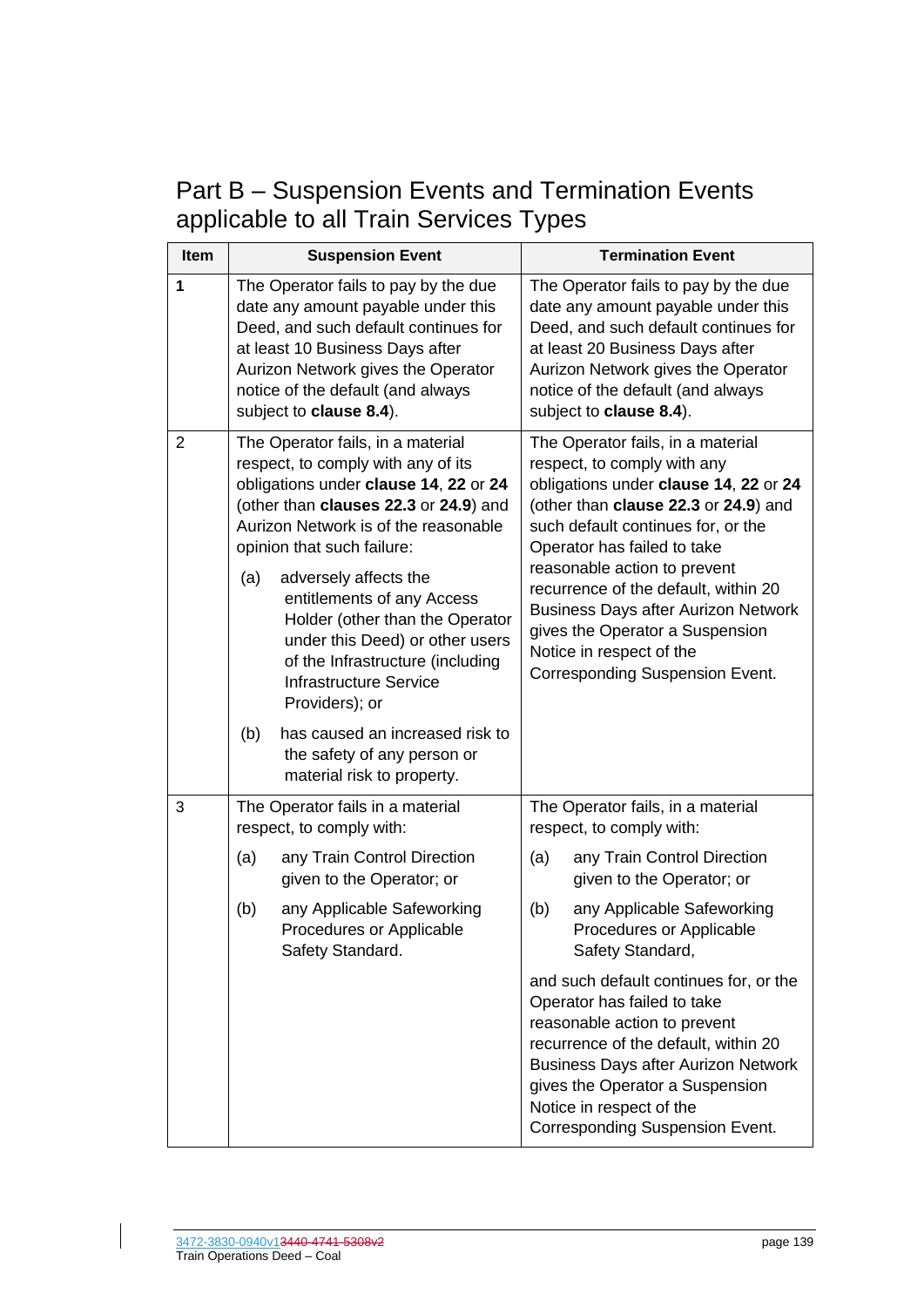## Part B – Suspension Events and Termination Events applicable to all Train Services Types

| Item | Suspension Event | Termination Event |
|---|---|---|
| **1** | The Operator fails to pay by the due date any amount payable under this Deed, and such default continues for at least 10 Business Days after Aurizon Network gives the Operator notice of the default (and always subject to **clause 8.4**). | The Operator fails to pay by the due date any amount payable under this Deed, and such default continues for at least 20 Business Days after Aurizon Network gives the Operator notice of the default (and always subject to **clause 8.4**). |
| 2 | The Operator fails, in a material respect, to comply with any of its obligations under **clause 14**, **22** or **24** (other than **clauses 22.3** or **24.9**) and Aurizon Network is of the reasonable opinion that such failure:<br>(a) adversely affects the entitlements of any Access Holder (other than the Operator under this Deed) or other users of the Infrastructure (including Infrastructure Service Providers); or<br>(b) has caused an increased risk to the safety of any person or material risk to property. | The Operator fails, in a material respect, to comply with any obligations under **clause 14**, **22** or **24** (other than **clause 22.3** or **24.9**) and such default continues for, or the Operator has failed to take reasonable action to prevent recurrence of the default, within 20 Business Days after Aurizon Network gives the Operator a Suspension Notice in respect of the Corresponding Suspension Event. |
| 3 | The Operator fails in a material respect, to comply with:<br>(a) any Train Control Direction given to the Operator; or<br>(b) any Applicable Safeworking Procedures or Applicable Safety Standard. | The Operator fails, in a material respect, to comply with:<br>(a) any Train Control Direction given to the Operator; or<br>(b) any Applicable Safeworking Procedures or Applicable Safety Standard,<br><br>and such default continues for, or the Operator has failed to take reasonable action to prevent recurrence of the default, within 20 Business Days after Aurizon Network gives the Operator a Suspension Notice in respect of the Corresponding Suspension Event. |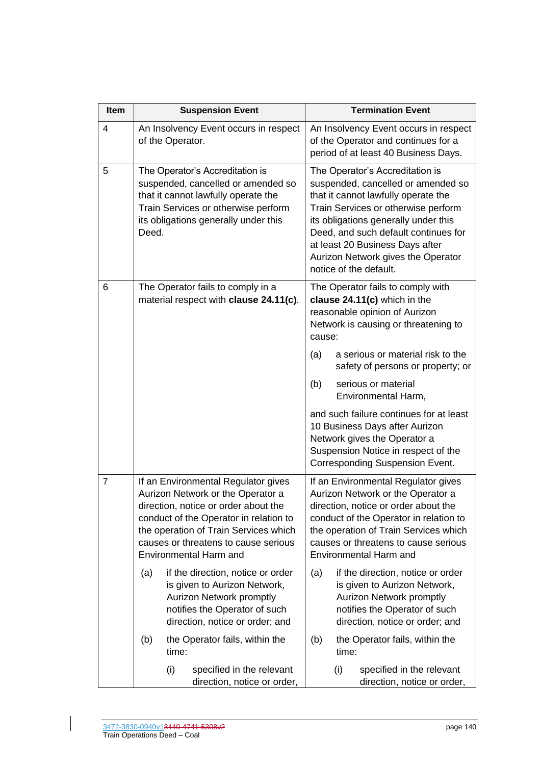| Item | Suspension Event | Termination Event |
|---|---|---|
| 4 | An Insolvency Event occurs in respect of the Operator. | An Insolvency Event occurs in respect of the Operator and continues for a period of at least 40 Business Days. |
| 5 | The Operator's Accreditation is suspended, cancelled or amended so that it cannot lawfully operate the Train Services or otherwise perform its obligations generally under this Deed. | The Operator's Accreditation is suspended, cancelled or amended so that it cannot lawfully operate the Train Services or otherwise perform its obligations generally under this Deed, and such default continues for at least 20 Business Days after Aurizon Network gives the Operator notice of the default. |
| 6 | The Operator fails to comply in a material respect with **clause 24.11(c)**. | The Operator fails to comply with **clause 24.11(c)** which in the reasonable opinion of Aurizon Network is causing or threatening to cause:<br><br>(a) a serious or material risk to the safety of persons or property; or<br><br>(b) serious or material Environmental Harm,<br><br>and such failure continues for at least 10 Business Days after Aurizon Network gives the Operator a Suspension Notice in respect of the Corresponding Suspension Event. |
| 7 | If an Environmental Regulator gives Aurizon Network or the Operator a direction, notice or order about the conduct of the Operator in relation to the operation of Train Services which causes or threatens to cause serious Environmental Harm and<br><br>(a) if the direction, notice or order is given to Aurizon Network, Aurizon Network promptly notifies the Operator of such direction, notice or order; and<br><br>(b) the Operator fails, within the time:<br><br>(i) specified in the relevant direction, notice or order, | If an Environmental Regulator gives Aurizon Network or the Operator a direction, notice or order about the conduct of the Operator in relation to the operation of Train Services which causes or threatens to cause serious Environmental Harm and<br><br>(a) if the direction, notice or order is given to Aurizon Network, Aurizon Network promptly notifies the Operator of such direction, notice or order; and<br><br>(b) the Operator fails, within the time:<br><br>(i) specified in the relevant direction, notice or order, |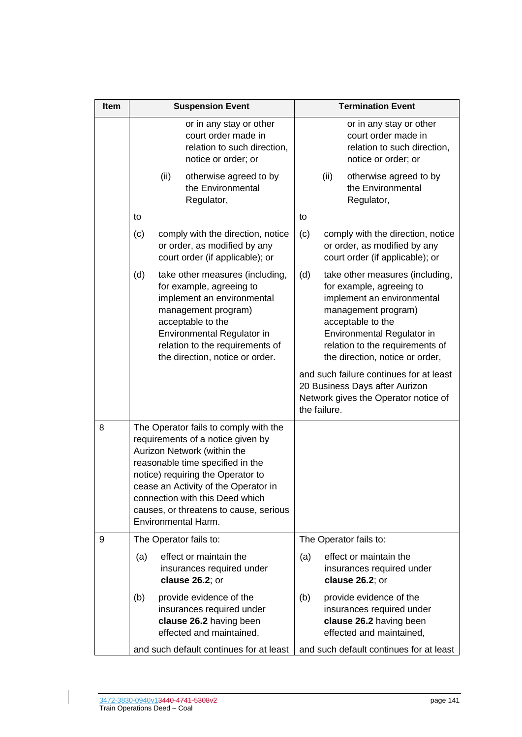| Item | Suspension Event | Termination Event |
|---|---|---|
| | or in any stay or other court order made in relation to such direction, notice or order; or<br><br>(ii) otherwise agreed to by the Environmental Regulator,<br><br>to<br><br>(c) comply with the direction, notice or order, as modified by any court order (if applicable); or<br><br>(d) take other measures (including, for example, agreeing to implement an environmental management program) acceptable to the Environmental Regulator in relation to the requirements of the direction, notice or order. | or in any stay or other court order made in relation to such direction, notice or order; or<br><br>(ii) otherwise agreed to by the Environmental Regulator,<br><br>to<br><br>(c) comply with the direction, notice or order, as modified by any court order (if applicable); or<br><br>(d) take other measures (including, for example, agreeing to implement an environmental management program) acceptable to the Environmental Regulator in relation to the requirements of the direction, notice or order,<br><br>and such failure continues for at least 20 Business Days after Aurizon Network gives the Operator notice of the failure. |
| 8 | The Operator fails to comply with the requirements of a notice given by Aurizon Network (within the reasonable time specified in the notice) requiring the Operator to cease an Activity of the Operator in connection with this Deed which causes, or threatens to cause, serious Environmental Harm. | |
| 9 | The Operator fails to:<br><br>(a) effect or maintain the insurances required under **clause 26.2**; or<br><br>(b) provide evidence of the insurances required under **clause 26.2** having been effected and maintained,<br><br>and such default continues for at least | The Operator fails to:<br><br>(a) effect or maintain the insurances required under **clause 26.2**; or<br><br>(b) provide evidence of the insurances required under **clause 26.2** having been effected and maintained,<br><br>and such default continues for at least |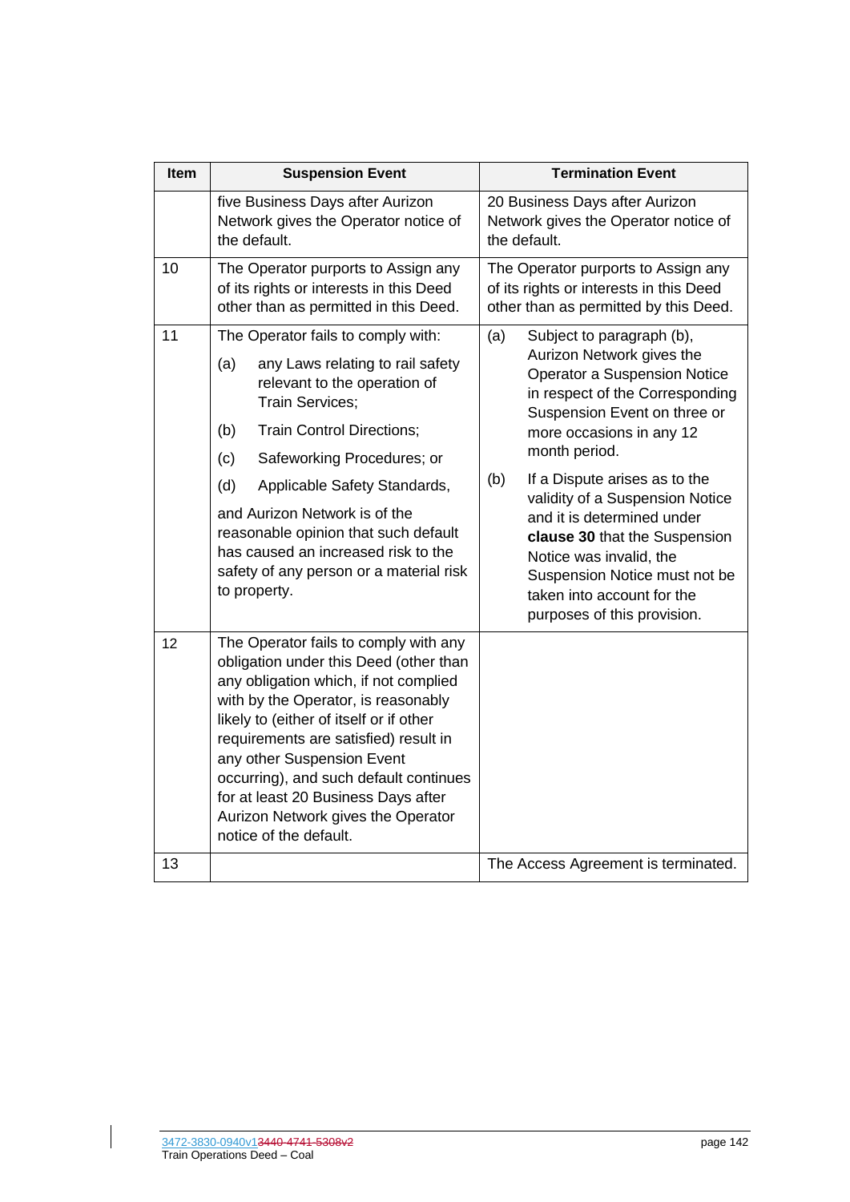| Item | Suspension Event | Termination Event |
|---|---|---|
| | five Business Days after Aurizon Network gives the Operator notice of the default. | 20 Business Days after Aurizon Network gives the Operator notice of the default. |
| 10 | The Operator purports to Assign any of its rights or interests in this Deed other than as permitted in this Deed. | The Operator purports to Assign any of its rights or interests in this Deed other than as permitted by this Deed. |
| 11 | The Operator fails to comply with:<br>(a) any Laws relating to rail safety relevant to the operation of Train Services;<br>(b) Train Control Directions;<br>(c) Safeworking Procedures; or<br>(d) Applicable Safety Standards,<br>and Aurizon Network is of the reasonable opinion that such default has caused an increased risk to the safety of any person or a material risk to property. | (a) Subject to paragraph (b), Aurizon Network gives the Operator a Suspension Notice in respect of the Corresponding Suspension Event on three or more occasions in any 12 month period.<br>(b) If a Dispute arises as to the validity of a Suspension Notice and it is determined under **clause 30** that the Suspension Notice was invalid, the Suspension Notice must not be taken into account for the purposes of this provision. |
| 12 | The Operator fails to comply with any obligation under this Deed (other than any obligation which, if not complied with by the Operator, is reasonably likely to (either of itself or if other requirements are satisfied) result in any other Suspension Event occurring), and such default continues for at least 20 Business Days after Aurizon Network gives the Operator notice of the default. | |
| 13 | | The Access Agreement is terminated. |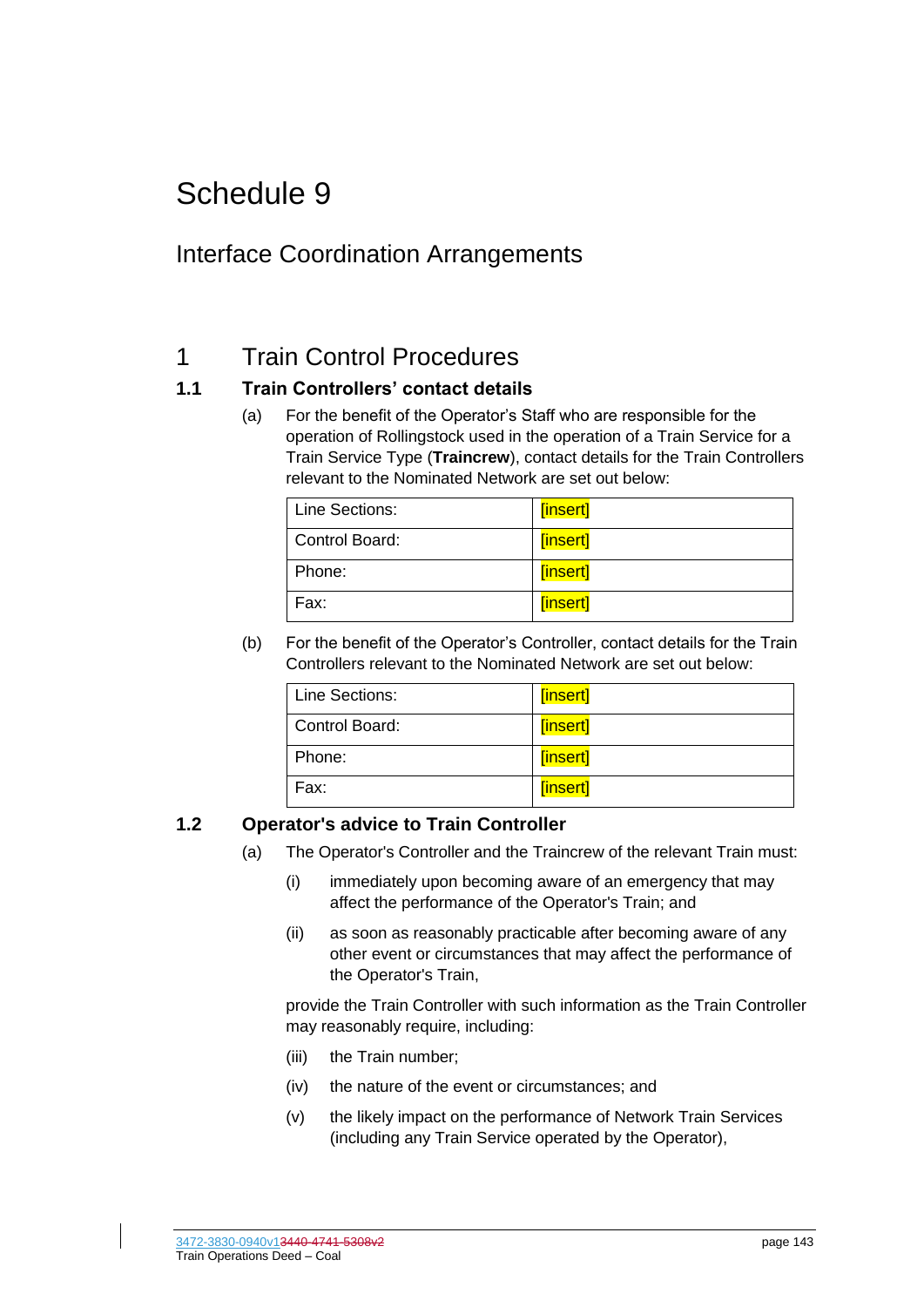# Schedule 9

## Interface Coordination Arrangements

## 1 Train Control Procedures

### 1.1 Train Controllers' contact details

(a) For the benefit of the Operator's Staff who are responsible for the operation of Rollingstock used in the operation of a Train Service for a Train Service Type (**Traincrew**), contact details for the Train Controllers relevant to the Nominated Network are set out below:

| | |
|---|---|
| Line Sections: | [insert] |
| Control Board: | [insert] |
| Phone: | [insert] |
| Fax: | [insert] |

(b) For the benefit of the Operator's Controller, contact details for the Train Controllers relevant to the Nominated Network are set out below:

| | |
|---|---|
| Line Sections: | [insert] |
| Control Board: | [insert] |
| Phone: | [insert] |
| Fax: | [insert] |

### 1.2 Operator's advice to Train Controller

(a) The Operator's Controller and the Traincrew of the relevant Train must:

(i) immediately upon becoming aware of an emergency that may affect the performance of the Operator's Train; and

(ii) as soon as reasonably practicable after becoming aware of any other event or circumstances that may affect the performance of the Operator's Train,

provide the Train Controller with such information as the Train Controller may reasonably require, including:

(iii) the Train number;

(iv) the nature of the event or circumstances; and

(v) the likely impact on the performance of Network Train Services (including any Train Service operated by the Operator),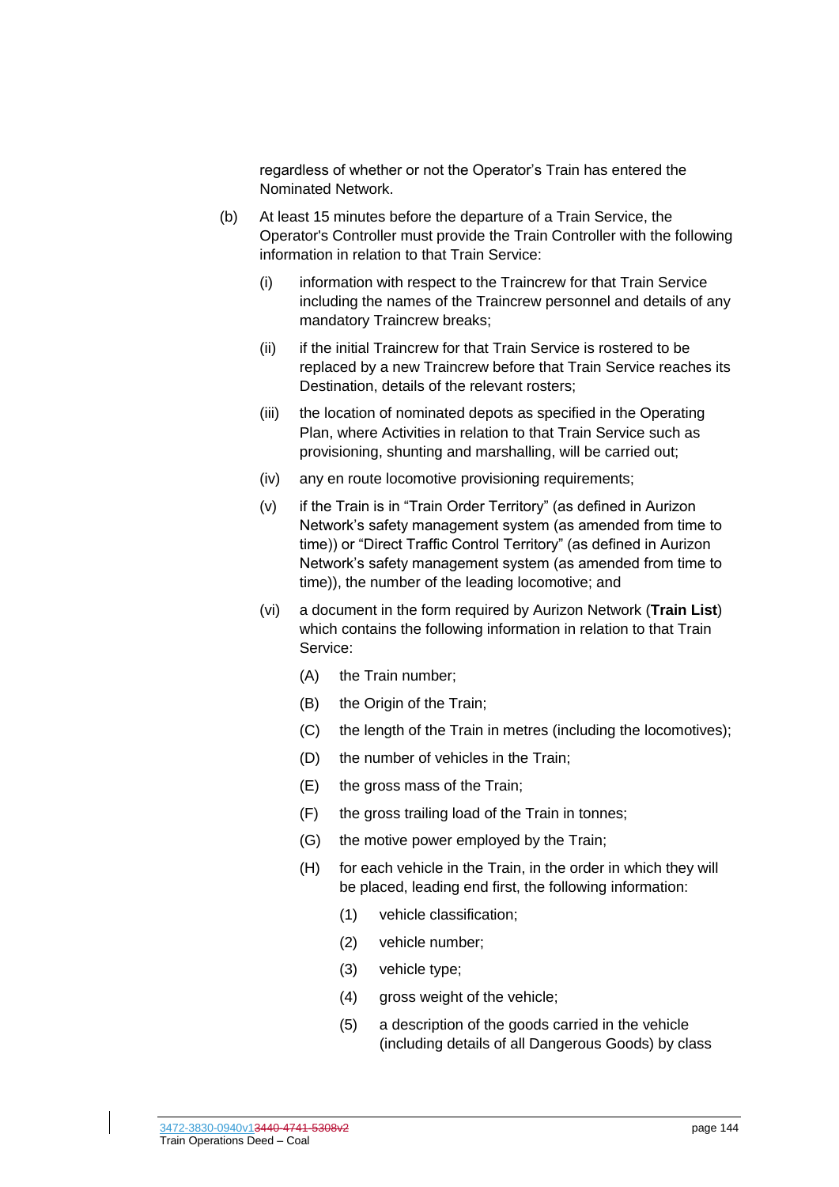regardless of whether or not the Operator's Train has entered the Nominated Network.

(b) At least 15 minutes before the departure of a Train Service, the Operator's Controller must provide the Train Controller with the following information in relation to that Train Service:

(i) information with respect to the Traincrew for that Train Service including the names of the Traincrew personnel and details of any mandatory Traincrew breaks;

(ii) if the initial Traincrew for that Train Service is rostered to be replaced by a new Traincrew before that Train Service reaches its Destination, details of the relevant rosters;

(iii) the location of nominated depots as specified in the Operating Plan, where Activities in relation to that Train Service such as provisioning, shunting and marshalling, will be carried out;

(iv) any en route locomotive provisioning requirements;

(v) if the Train is in "Train Order Territory" (as defined in Aurizon Network's safety management system (as amended from time to time)) or "Direct Traffic Control Territory" (as defined in Aurizon Network's safety management system (as amended from time to time)), the number of the leading locomotive; and

(vi) a document in the form required by Aurizon Network (**Train List**) which contains the following information in relation to that Train Service:

(A) the Train number;

(B) the Origin of the Train;

(C) the length of the Train in metres (including the locomotives);

(D) the number of vehicles in the Train;

(E) the gross mass of the Train;

(F) the gross trailing load of the Train in tonnes;

(G) the motive power employed by the Train;

(H) for each vehicle in the Train, in the order in which they will be placed, leading end first, the following information:

(1) vehicle classification;

(2) vehicle number;

(3) vehicle type;

(4) gross weight of the vehicle;

(5) a description of the goods carried in the vehicle (including details of all Dangerous Goods) by class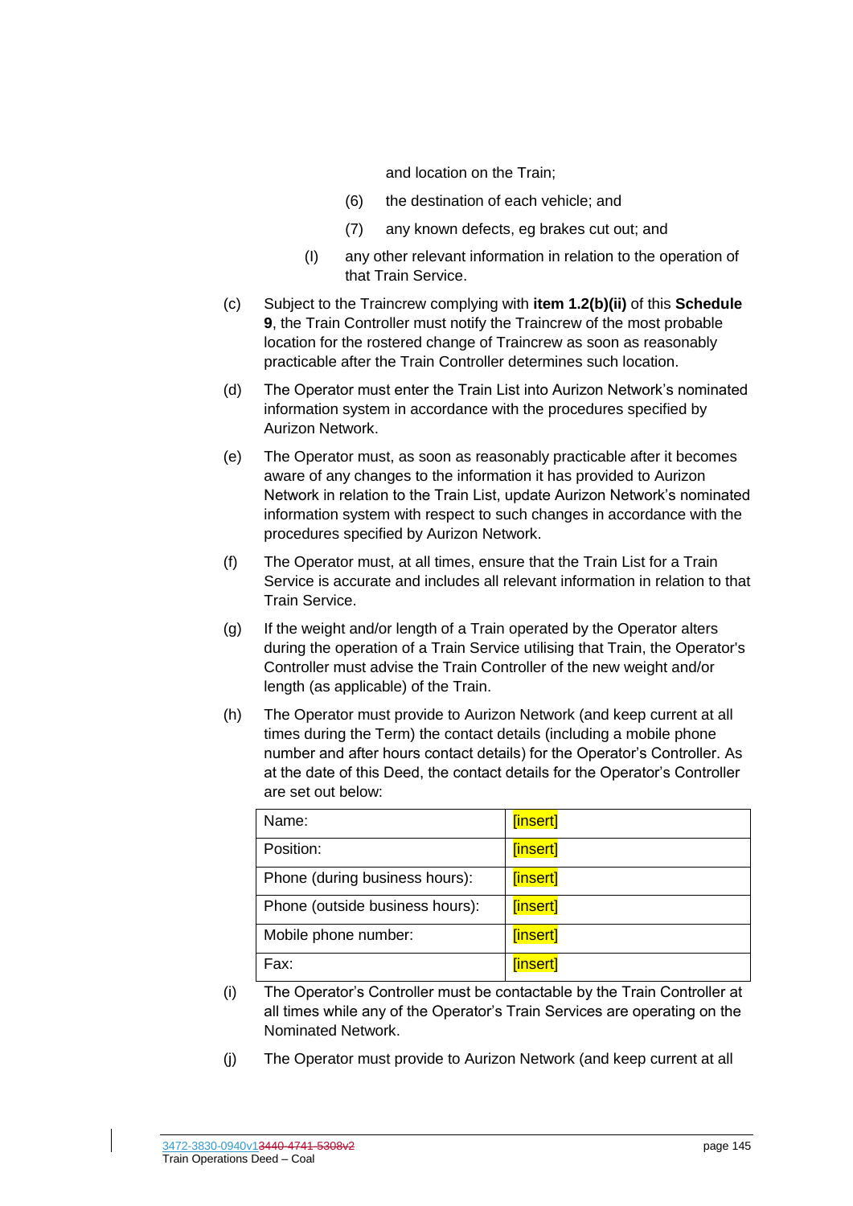and location on the Train;

(6) the destination of each vehicle; and

(7) any known defects, eg brakes cut out; and

(I) any other relevant information in relation to the operation of that Train Service.

(c) Subject to the Traincrew complying with **item 1.2(b)(ii)** of this **Schedule 9**, the Train Controller must notify the Traincrew of the most probable location for the rostered change of Traincrew as soon as reasonably practicable after the Train Controller determines such location.

(d) The Operator must enter the Train List into Aurizon Network's nominated information system in accordance with the procedures specified by Aurizon Network.

(e) The Operator must, as soon as reasonably practicable after it becomes aware of any changes to the information it has provided to Aurizon Network in relation to the Train List, update Aurizon Network's nominated information system with respect to such changes in accordance with the procedures specified by Aurizon Network.

(f) The Operator must, at all times, ensure that the Train List for a Train Service is accurate and includes all relevant information in relation to that Train Service.

(g) If the weight and/or length of a Train operated by the Operator alters during the operation of a Train Service utilising that Train, the Operator's Controller must advise the Train Controller of the new weight and/or length (as applicable) of the Train.

(h) The Operator must provide to Aurizon Network (and keep current at all times during the Term) the contact details (including a mobile phone number and after hours contact details) for the Operator's Controller. As at the date of this Deed, the contact details for the Operator's Controller are set out below:

| | |
|---|---|
| Name: | [insert] |
| Position: | [insert] |
| Phone (during business hours): | [insert] |
| Phone (outside business hours): | [insert] |
| Mobile phone number: | [insert] |
| Fax: | [insert] |

(i) The Operator's Controller must be contactable by the Train Controller at all times while any of the Operator's Train Services are operating on the Nominated Network.

(j) The Operator must provide to Aurizon Network (and keep current at all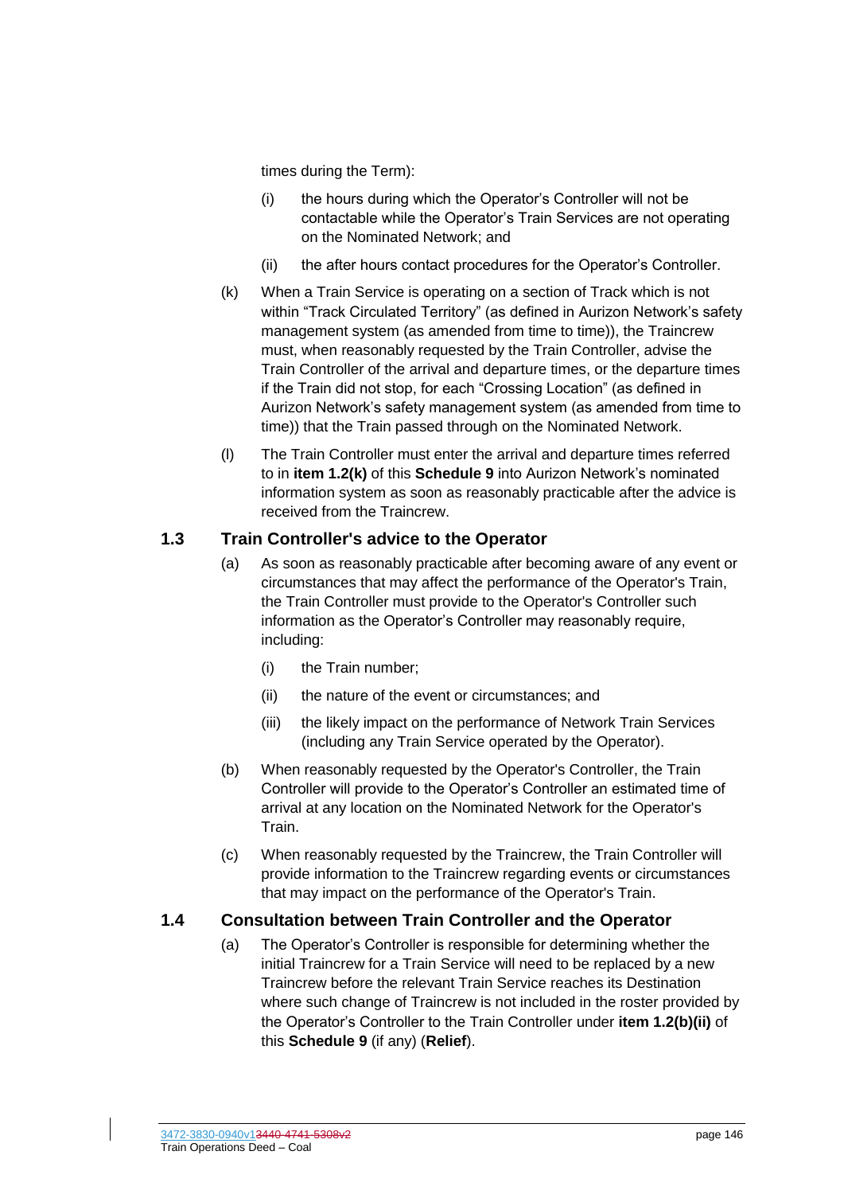times during the Term):

(i) the hours during which the Operator's Controller will not be contactable while the Operator's Train Services are not operating on the Nominated Network; and

(ii) the after hours contact procedures for the Operator's Controller.

(k) When a Train Service is operating on a section of Track which is not within "Track Circulated Territory" (as defined in Aurizon Network's safety management system (as amended from time to time)), the Traincrew must, when reasonably requested by the Train Controller, advise the Train Controller of the arrival and departure times, or the departure times if the Train did not stop, for each "Crossing Location" (as defined in Aurizon Network's safety management system (as amended from time to time)) that the Train passed through on the Nominated Network.

(l) The Train Controller must enter the arrival and departure times referred to in **item 1.2(k)** of this **Schedule 9** into Aurizon Network's nominated information system as soon as reasonably practicable after the advice is received from the Traincrew.

## 1.3 Train Controller's advice to the Operator

(a) As soon as reasonably practicable after becoming aware of any event or circumstances that may affect the performance of the Operator's Train, the Train Controller must provide to the Operator's Controller such information as the Operator's Controller may reasonably require, including:

(i) the Train number;

(ii) the nature of the event or circumstances; and

(iii) the likely impact on the performance of Network Train Services (including any Train Service operated by the Operator).

(b) When reasonably requested by the Operator's Controller, the Train Controller will provide to the Operator's Controller an estimated time of arrival at any location on the Nominated Network for the Operator's Train.

(c) When reasonably requested by the Traincrew, the Train Controller will provide information to the Traincrew regarding events or circumstances that may impact on the performance of the Operator's Train.

## 1.4 Consultation between Train Controller and the Operator

(a) The Operator's Controller is responsible for determining whether the initial Traincrew for a Train Service will need to be replaced by a new Traincrew before the relevant Train Service reaches its Destination where such change of Traincrew is not included in the roster provided by the Operator's Controller to the Train Controller under **item 1.2(b)(ii)** of this **Schedule 9** (if any) (**Relief**).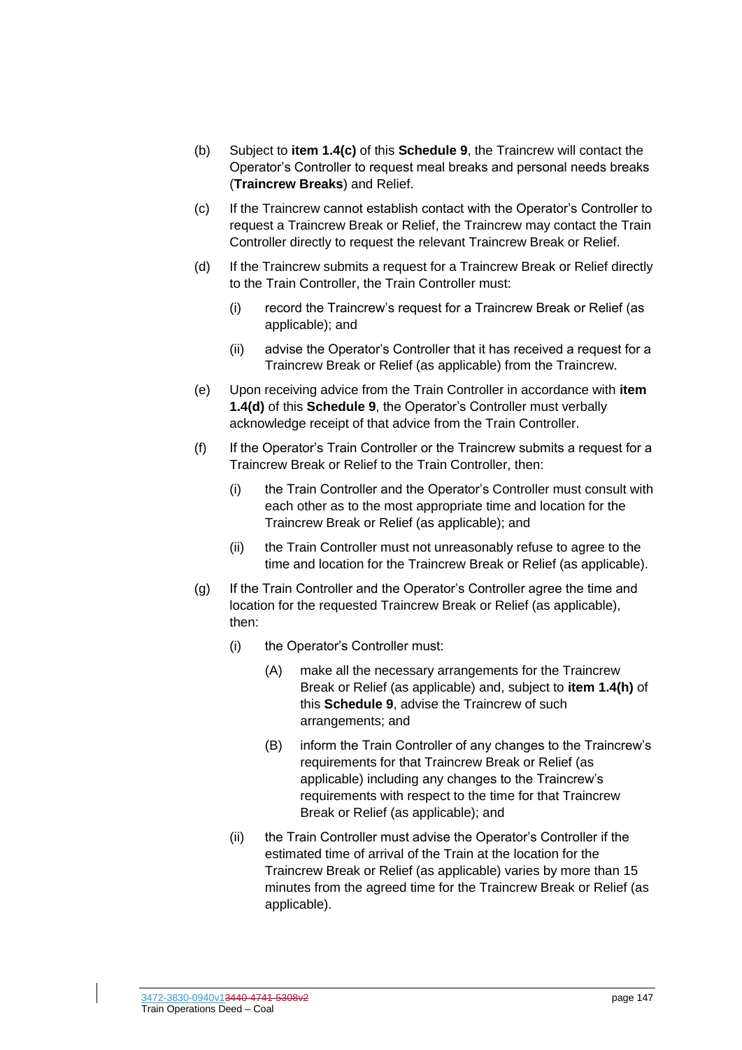(b) Subject to **item 1.4(c)** of this **Schedule 9**, the Traincrew will contact the Operator's Controller to request meal breaks and personal needs breaks (**Traincrew Breaks**) and Relief.

(c) If the Traincrew cannot establish contact with the Operator's Controller to request a Traincrew Break or Relief, the Traincrew may contact the Train Controller directly to request the relevant Traincrew Break or Relief.

(d) If the Traincrew submits a request for a Traincrew Break or Relief directly to the Train Controller, the Train Controller must:

   (i) record the Traincrew's request for a Traincrew Break or Relief (as applicable); and

   (ii) advise the Operator's Controller that it has received a request for a Traincrew Break or Relief (as applicable) from the Traincrew.

(e) Upon receiving advice from the Train Controller in accordance with **item 1.4(d)** of this **Schedule 9**, the Operator's Controller must verbally acknowledge receipt of that advice from the Train Controller.

(f) If the Operator's Train Controller or the Traincrew submits a request for a Traincrew Break or Relief to the Train Controller, then:

   (i) the Train Controller and the Operator's Controller must consult with each other as to the most appropriate time and location for the Traincrew Break or Relief (as applicable); and

   (ii) the Train Controller must not unreasonably refuse to agree to the time and location for the Traincrew Break or Relief (as applicable).

(g) If the Train Controller and the Operator's Controller agree the time and location for the requested Traincrew Break or Relief (as applicable), then:

   (i) the Operator's Controller must:

      (A) make all the necessary arrangements for the Traincrew Break or Relief (as applicable) and, subject to **item 1.4(h)** of this **Schedule 9**, advise the Traincrew of such arrangements; and

      (B) inform the Train Controller of any changes to the Traincrew's requirements for that Traincrew Break or Relief (as applicable) including any changes to the Traincrew's requirements with respect to the time for that Traincrew Break or Relief (as applicable); and

   (ii) the Train Controller must advise the Operator's Controller if the estimated time of arrival of the Train at the location for the Traincrew Break or Relief (as applicable) varies by more than 15 minutes from the agreed time for the Traincrew Break or Relief (as applicable).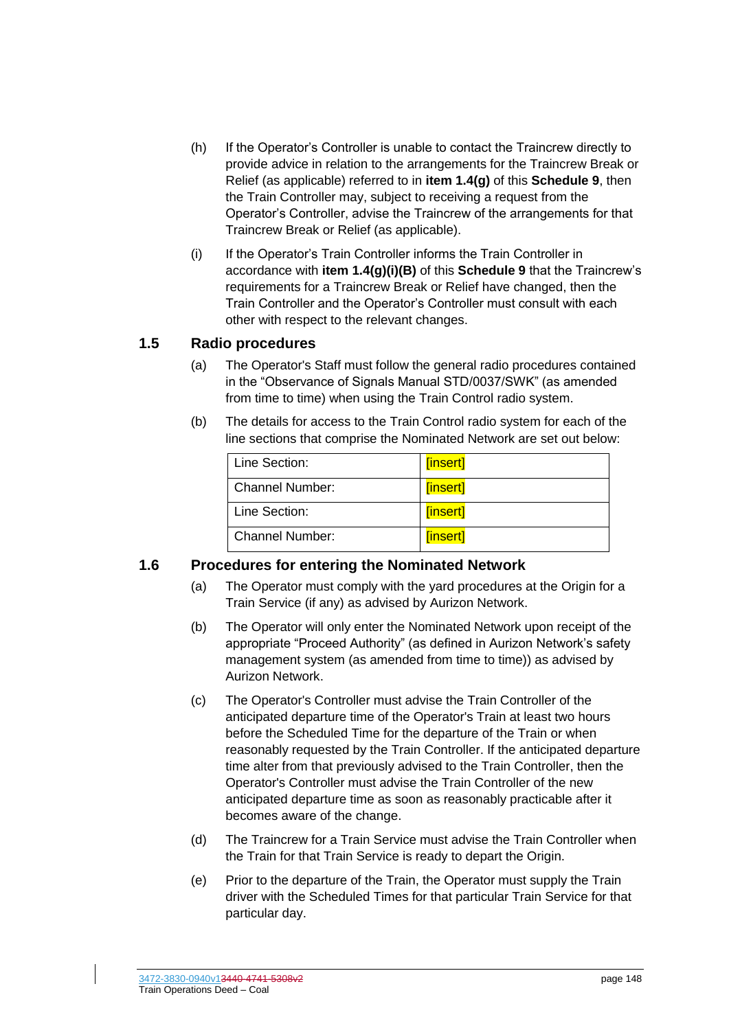(h) If the Operator's Controller is unable to contact the Traincrew directly to provide advice in relation to the arrangements for the Traincrew Break or Relief (as applicable) referred to in **item 1.4(g)** of this **Schedule 9**, then the Train Controller may, subject to receiving a request from the Operator's Controller, advise the Traincrew of the arrangements for that Traincrew Break or Relief (as applicable).

(i) If the Operator's Train Controller informs the Train Controller in accordance with **item 1.4(g)(i)(B)** of this **Schedule 9** that the Traincrew's requirements for a Traincrew Break or Relief have changed, then the Train Controller and the Operator's Controller must consult with each other with respect to the relevant changes.

### 1.5 Radio procedures

(a) The Operator's Staff must follow the general radio procedures contained in the "Observance of Signals Manual STD/0037/SWK" (as amended from time to time) when using the Train Control radio system.

(b) The details for access to the Train Control radio system for each of the line sections that comprise the Nominated Network are set out below:

| | |
|---|---|
| Line Section: | [insert] |
| Channel Number: | [insert] |
| Line Section: | [insert] |
| Channel Number: | [insert] |

### 1.6 Procedures for entering the Nominated Network

(a) The Operator must comply with the yard procedures at the Origin for a Train Service (if any) as advised by Aurizon Network.

(b) The Operator will only enter the Nominated Network upon receipt of the appropriate "Proceed Authority" (as defined in Aurizon Network's safety management system (as amended from time to time)) as advised by Aurizon Network.

(c) The Operator's Controller must advise the Train Controller of the anticipated departure time of the Operator's Train at least two hours before the Scheduled Time for the departure of the Train or when reasonably requested by the Train Controller. If the anticipated departure time alter from that previously advised to the Train Controller, then the Operator's Controller must advise the Train Controller of the new anticipated departure time as soon as reasonably practicable after it becomes aware of the change.

(d) The Traincrew for a Train Service must advise the Train Controller when the Train for that Train Service is ready to depart the Origin.

(e) Prior to the departure of the Train, the Operator must supply the Train driver with the Scheduled Times for that particular Train Service for that particular day.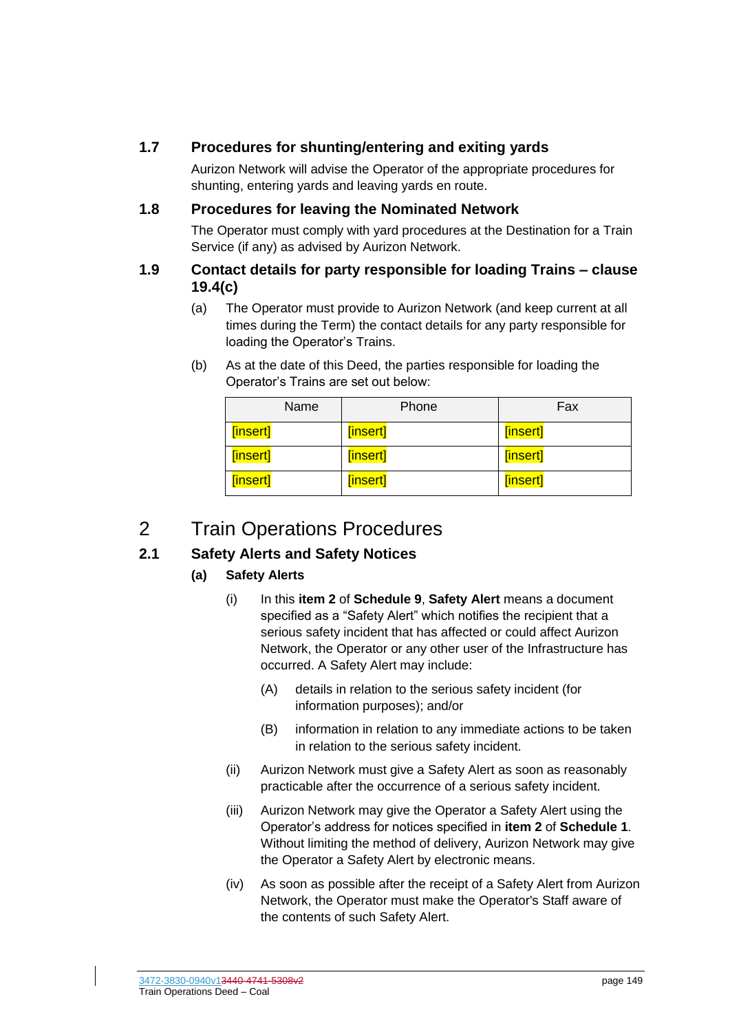### 1.7 Procedures for shunting/entering and exiting yards

Aurizon Network will advise the Operator of the appropriate procedures for shunting, entering yards and leaving yards en route.

### 1.8 Procedures for leaving the Nominated Network

The Operator must comply with yard procedures at the Destination for a Train Service (if any) as advised by Aurizon Network.

### 1.9 Contact details for party responsible for loading Trains – clause 19.4(c)

(a) The Operator must provide to Aurizon Network (and keep current at all times during the Term) the contact details for any party responsible for loading the Operator's Trains.

(b) As at the date of this Deed, the parties responsible for loading the Operator's Trains are set out below:

| Name | Phone | Fax |
|---|---|---|
| [insert] | [insert] | [insert] |
| [insert] | [insert] | [insert] |
| [insert] | [insert] | [insert] |

## 2 Train Operations Procedures

### 2.1 Safety Alerts and Safety Notices

**(a) Safety Alerts**

(i) In this **item 2** of **Schedule 9**, **Safety Alert** means a document specified as a "Safety Alert" which notifies the recipient that a serious safety incident that has affected or could affect Aurizon Network, the Operator or any other user of the Infrastructure has occurred. A Safety Alert may include:

(A) details in relation to the serious safety incident (for information purposes); and/or

(B) information in relation to any immediate actions to be taken in relation to the serious safety incident.

(ii) Aurizon Network must give a Safety Alert as soon as reasonably practicable after the occurrence of a serious safety incident.

(iii) Aurizon Network may give the Operator a Safety Alert using the Operator's address for notices specified in **item 2** of **Schedule 1**. Without limiting the method of delivery, Aurizon Network may give the Operator a Safety Alert by electronic means.

(iv) As soon as possible after the receipt of a Safety Alert from Aurizon Network, the Operator must make the Operator's Staff aware of the contents of such Safety Alert.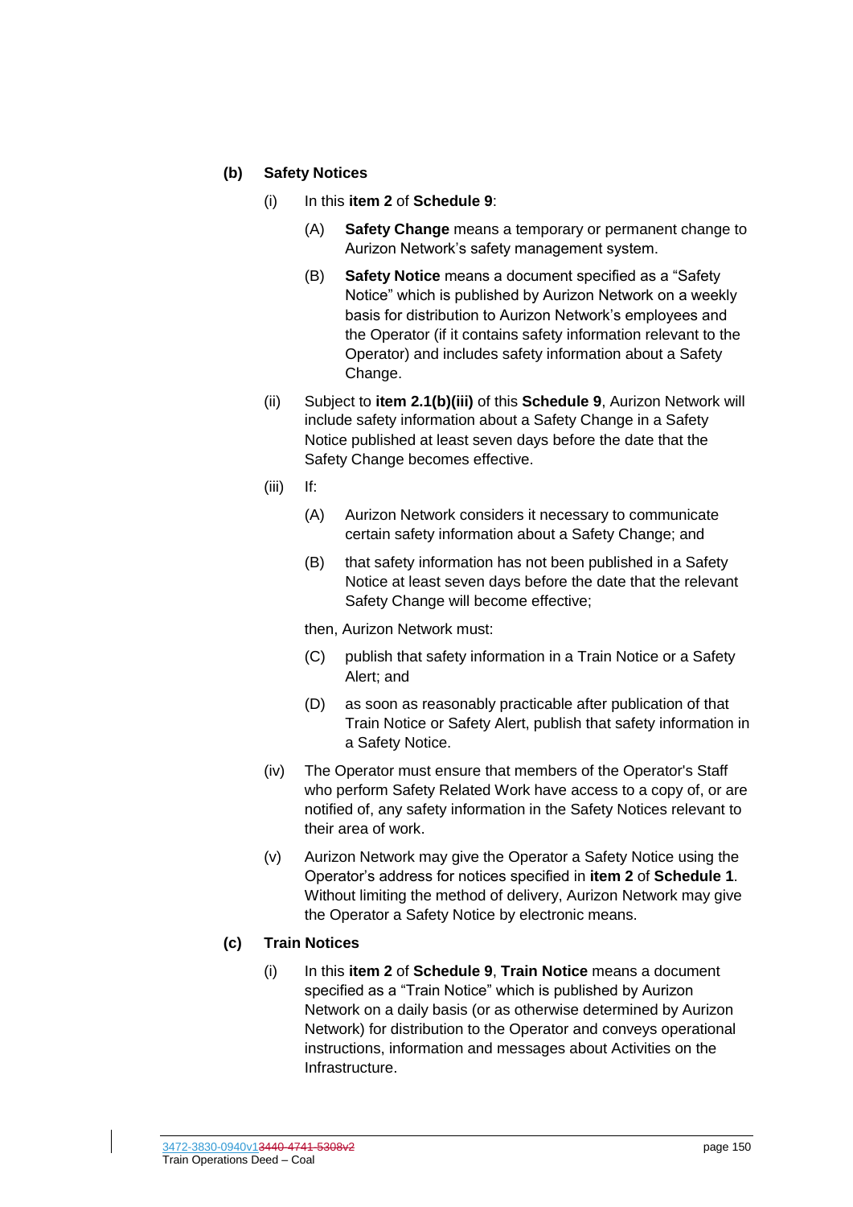**(b) Safety Notices**

(i) In this **item 2** of **Schedule 9**:

(A) **Safety Change** means a temporary or permanent change to Aurizon Network's safety management system.

(B) **Safety Notice** means a document specified as a "Safety Notice" which is published by Aurizon Network on a weekly basis for distribution to Aurizon Network's employees and the Operator (if it contains safety information relevant to the Operator) and includes safety information about a Safety Change.

(ii) Subject to **item 2.1(b)(iii)** of this **Schedule 9**, Aurizon Network will include safety information about a Safety Change in a Safety Notice published at least seven days before the date that the Safety Change becomes effective.

(iii) If:

(A) Aurizon Network considers it necessary to communicate certain safety information about a Safety Change; and

(B) that safety information has not been published in a Safety Notice at least seven days before the date that the relevant Safety Change will become effective;

then, Aurizon Network must:

(C) publish that safety information in a Train Notice or a Safety Alert; and

(D) as soon as reasonably practicable after publication of that Train Notice or Safety Alert, publish that safety information in a Safety Notice.

(iv) The Operator must ensure that members of the Operator's Staff who perform Safety Related Work have access to a copy of, or are notified of, any safety information in the Safety Notices relevant to their area of work.

(v) Aurizon Network may give the Operator a Safety Notice using the Operator's address for notices specified in **item 2** of **Schedule 1**. Without limiting the method of delivery, Aurizon Network may give the Operator a Safety Notice by electronic means.

**(c) Train Notices**

(i) In this **item 2** of **Schedule 9**, **Train Notice** means a document specified as a "Train Notice" which is published by Aurizon Network on a daily basis (or as otherwise determined by Aurizon Network) for distribution to the Operator and conveys operational instructions, information and messages about Activities on the Infrastructure.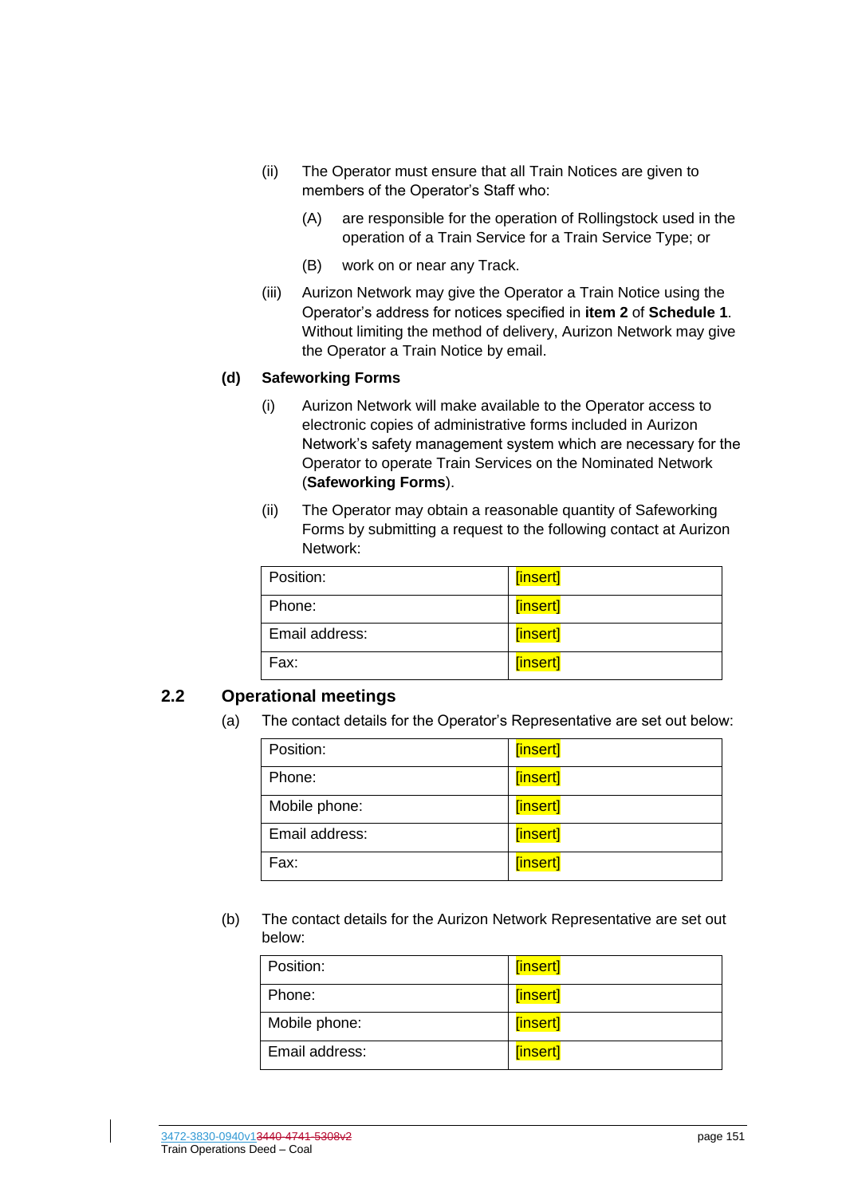(ii) The Operator must ensure that all Train Notices are given to members of the Operator's Staff who:

(A) are responsible for the operation of Rollingstock used in the operation of a Train Service for a Train Service Type; or

(B) work on or near any Track.

(iii) Aurizon Network may give the Operator a Train Notice using the Operator's address for notices specified in **item 2** of **Schedule 1**. Without limiting the method of delivery, Aurizon Network may give the Operator a Train Notice by email.

**(d) Safeworking Forms**

(i) Aurizon Network will make available to the Operator access to electronic copies of administrative forms included in Aurizon Network's safety management system which are necessary for the Operator to operate Train Services on the Nominated Network (**Safeworking Forms**).

(ii) The Operator may obtain a reasonable quantity of Safeworking Forms by submitting a request to the following contact at Aurizon Network:

| | |
|---|---|
| Position: | [insert] |
| Phone: | [insert] |
| Email address: | [insert] |
| Fax: | [insert] |

## 2.2 Operational meetings

(a) The contact details for the Operator's Representative are set out below:

| | |
|---|---|
| Position: | [insert] |
| Phone: | [insert] |
| Mobile phone: | [insert] |
| Email address: | [insert] |
| Fax: | [insert] |

(b) The contact details for the Aurizon Network Representative are set out below:

| | |
|---|---|
| Position: | [insert] |
| Phone: | [insert] |
| Mobile phone: | [insert] |
| Email address: | [insert] |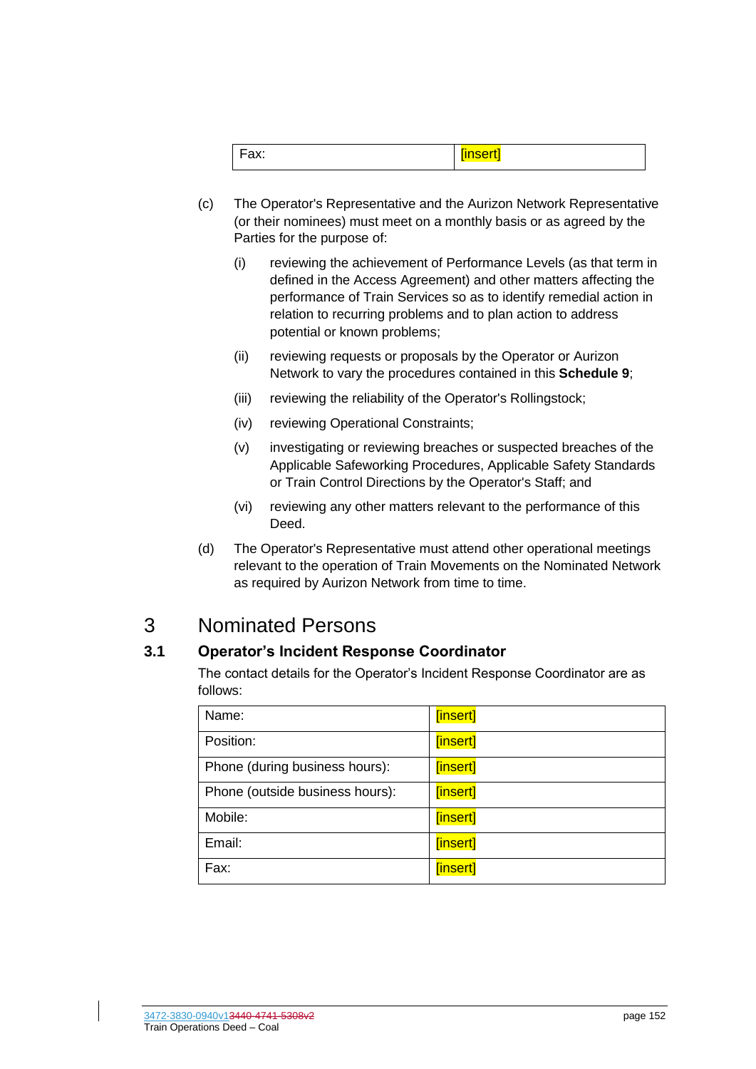| | |
|---|---|
| Fax: | [insert] |

(c) The Operator's Representative and the Aurizon Network Representative (or their nominees) must meet on a monthly basis or as agreed by the Parties for the purpose of:

(i) reviewing the achievement of Performance Levels (as that term in defined in the Access Agreement) and other matters affecting the performance of Train Services so as to identify remedial action in relation to recurring problems and to plan action to address potential or known problems;

(ii) reviewing requests or proposals by the Operator or Aurizon Network to vary the procedures contained in this **Schedule 9**;

(iii) reviewing the reliability of the Operator's Rollingstock;

(iv) reviewing Operational Constraints;

(v) investigating or reviewing breaches or suspected breaches of the Applicable Safeworking Procedures, Applicable Safety Standards or Train Control Directions by the Operator's Staff; and

(vi) reviewing any other matters relevant to the performance of this Deed.

(d) The Operator's Representative must attend other operational meetings relevant to the operation of Train Movements on the Nominated Network as required by Aurizon Network from time to time.

# 3 Nominated Persons

## 3.1 Operator's Incident Response Coordinator

The contact details for the Operator's Incident Response Coordinator are as follows:

| | |
|---|---|
| Name: | [insert] |
| Position: | [insert] |
| Phone (during business hours): | [insert] |
| Phone (outside business hours): | [insert] |
| Mobile: | [insert] |
| Email: | [insert] |
| Fax: | [insert] |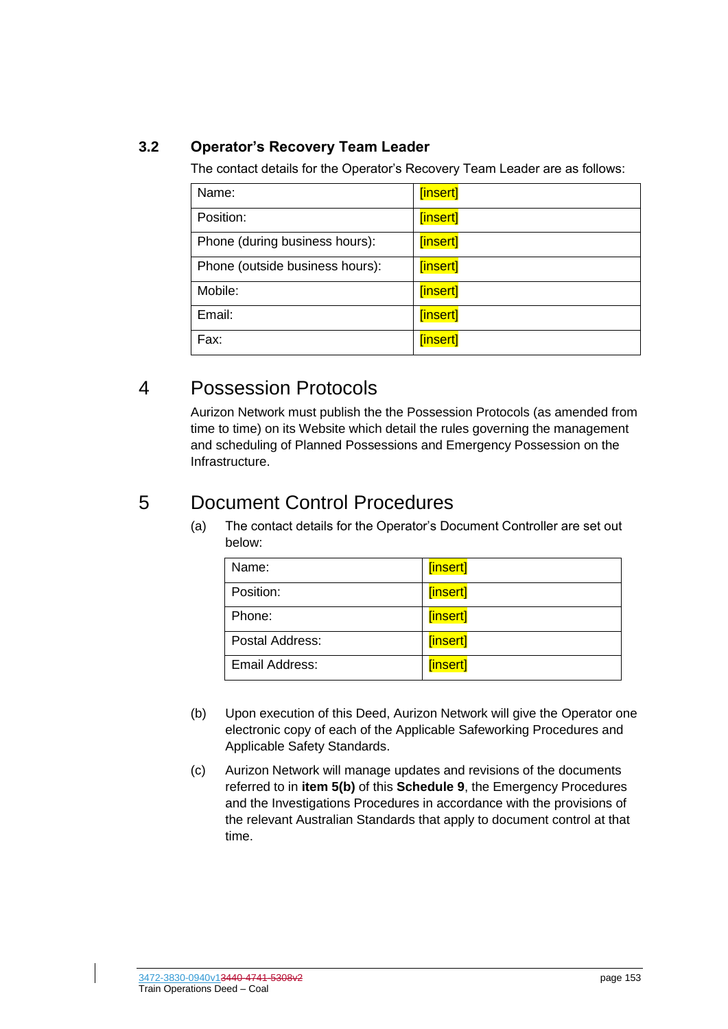### 3.2 Operator's Recovery Team Leader

The contact details for the Operator's Recovery Team Leader are as follows:

| | |
|---|---|
| Name: | [insert] |
| Position: | [insert] |
| Phone (during business hours): | [insert] |
| Phone (outside business hours): | [insert] |
| Mobile: | [insert] |
| Email: | [insert] |
| Fax: | [insert] |

## 4 Possession Protocols

Aurizon Network must publish the the Possession Protocols (as amended from time to time) on its Website which detail the rules governing the management and scheduling of Planned Possessions and Emergency Possession on the Infrastructure.

## 5 Document Control Procedures

(a) The contact details for the Operator's Document Controller are set out below:

| | |
|---|---|
| Name: | [insert] |
| Position: | [insert] |
| Phone: | [insert] |
| Postal Address: | [insert] |
| Email Address: | [insert] |

(b) Upon execution of this Deed, Aurizon Network will give the Operator one electronic copy of each of the Applicable Safeworking Procedures and Applicable Safety Standards.

(c) Aurizon Network will manage updates and revisions of the documents referred to in **item 5(b)** of this **Schedule 9**, the Emergency Procedures and the Investigations Procedures in accordance with the provisions of the relevant Australian Standards that apply to document control at that time.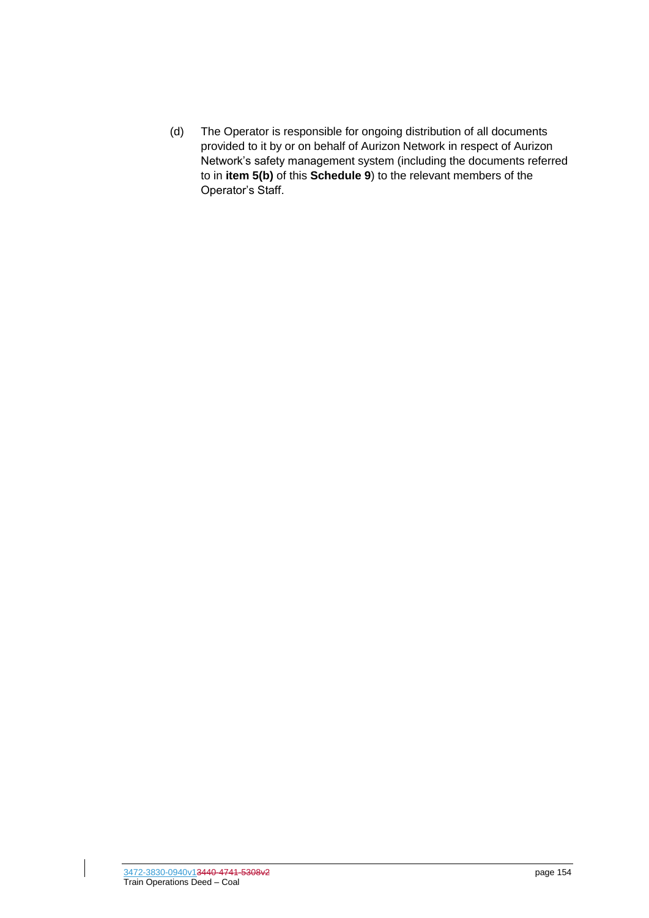(d) The Operator is responsible for ongoing distribution of all documents provided to it by or on behalf of Aurizon Network in respect of Aurizon Network's safety management system (including the documents referred to in **item 5(b)** of this **Schedule 9**) to the relevant members of the Operator's Staff.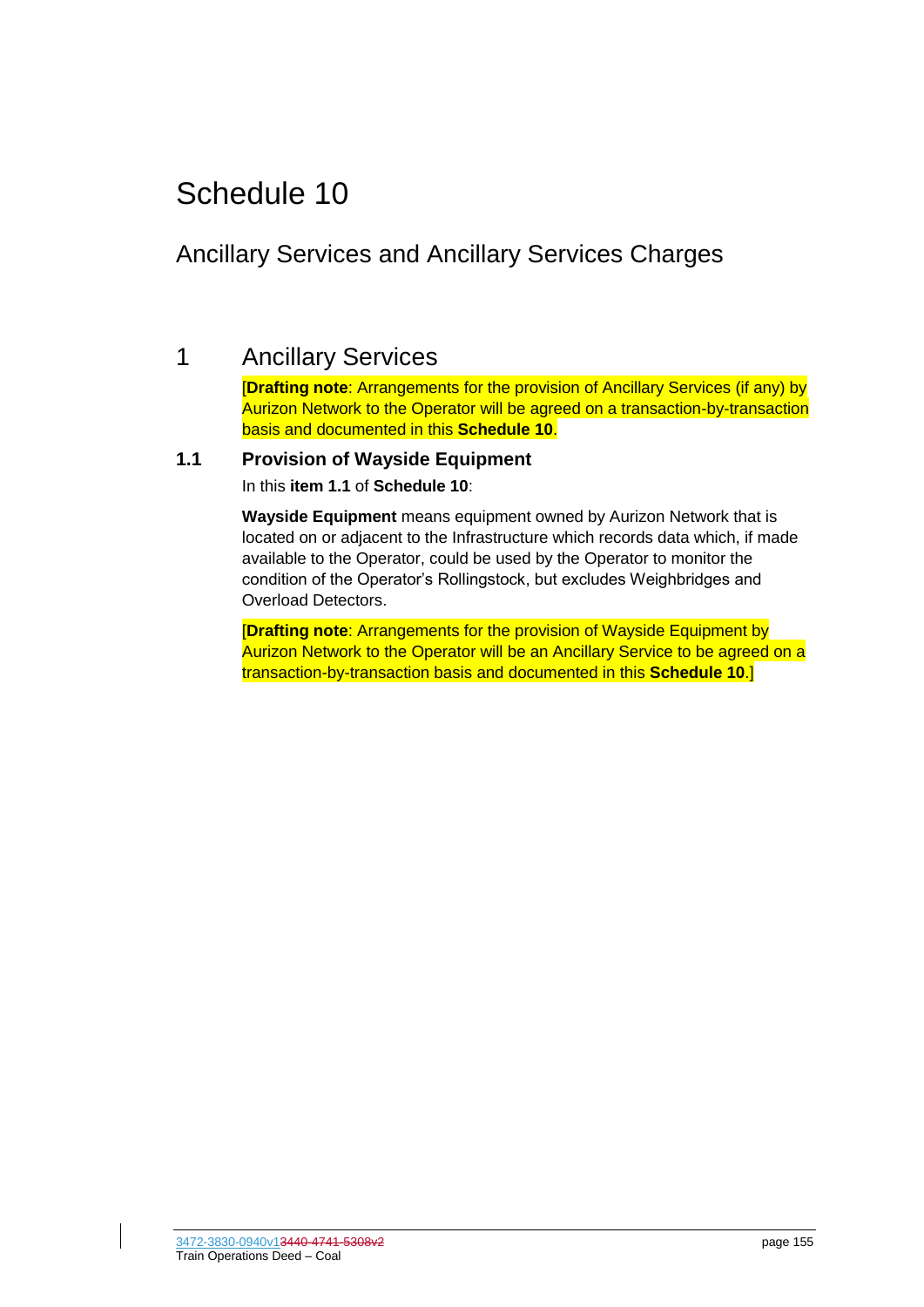# Schedule 10

## Ancillary Services and Ancillary Services Charges

## 1 Ancillary Services

[**Drafting note**: Arrangements for the provision of Ancillary Services (if any) by Aurizon Network to the Operator will be agreed on a transaction-by-transaction basis and documented in this **Schedule 10**.

### 1.1 Provision of Wayside Equipment

In this **item 1.1** of **Schedule 10**:

**Wayside Equipment** means equipment owned by Aurizon Network that is located on or adjacent to the Infrastructure which records data which, if made available to the Operator, could be used by the Operator to monitor the condition of the Operator's Rollingstock, but excludes Weighbridges and Overload Detectors.

[**Drafting note**: Arrangements for the provision of Wayside Equipment by Aurizon Network to the Operator will be an Ancillary Service to be agreed on a transaction-by-transaction basis and documented in this **Schedule 10**.]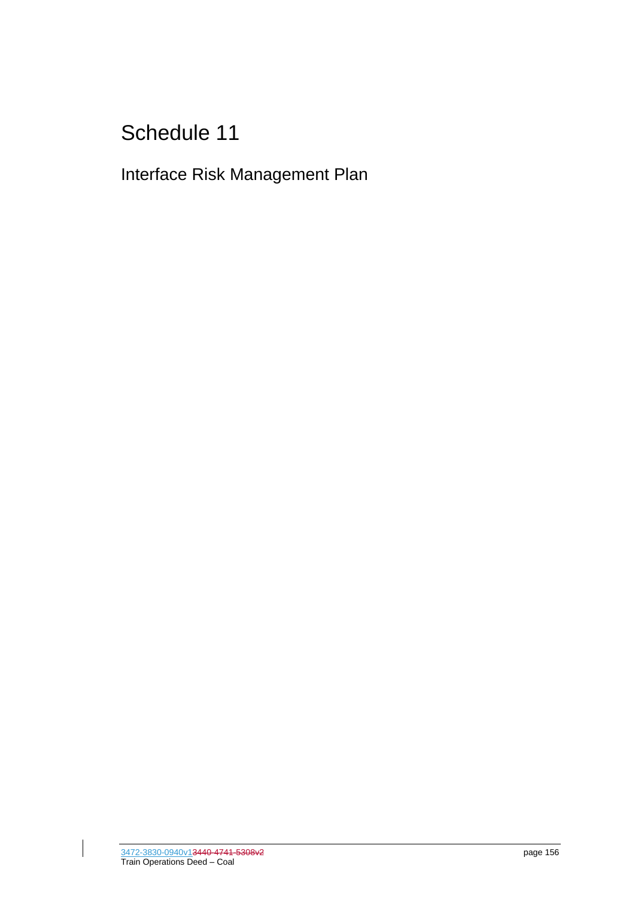# Schedule 11

## Interface Risk Management Plan